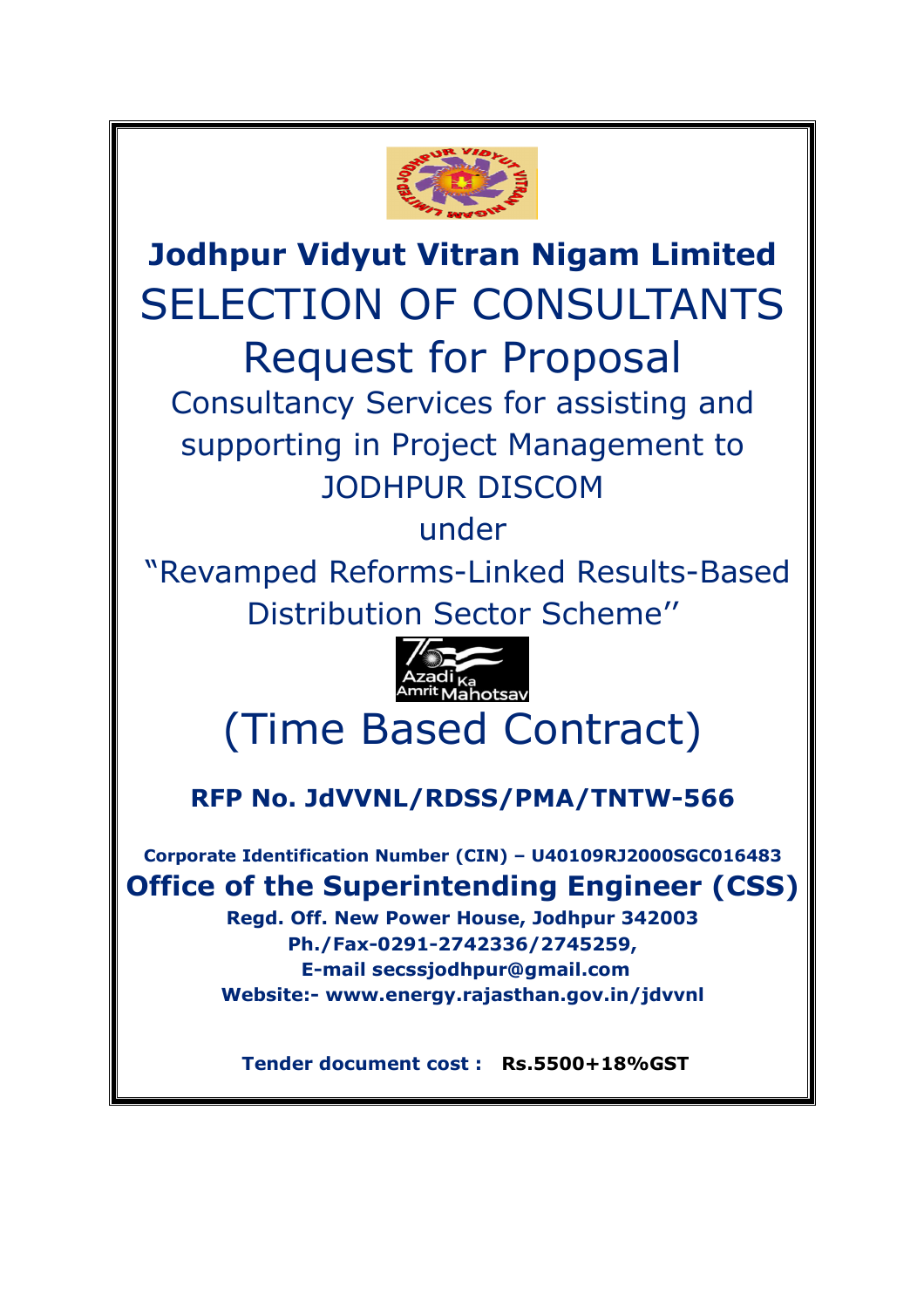# Jodhpur Vidyut Vitran Nigam Limited

# SELECTION OF CONSULTANTS

# Request for Proposal

## Consultancy Services for assisting and supporting in Project Management to JODHPUR DISCOM

under

## "Revamped Reforms-Linked Results-Based Distribution Sector Scheme''

# (Time Based Contract)

**RFP No. JdVVNL/RDSS/PMA/TNTW-566**

**Corporate Identification Number (CIN) – U40109RJ2000SGC016483**

**Office of the Superintending Engineer (CSS)**

**Regd. Off. New Power House, Jodhpur 342003**

**Ph./Fax-0291-2742336/2745259,**

**E-mail secssjodhpur@gmail.com**

**Website:- www.energy.rajasthan.gov.in/jdvvnl**

**Tender document cost : Rs.5500+18%GST**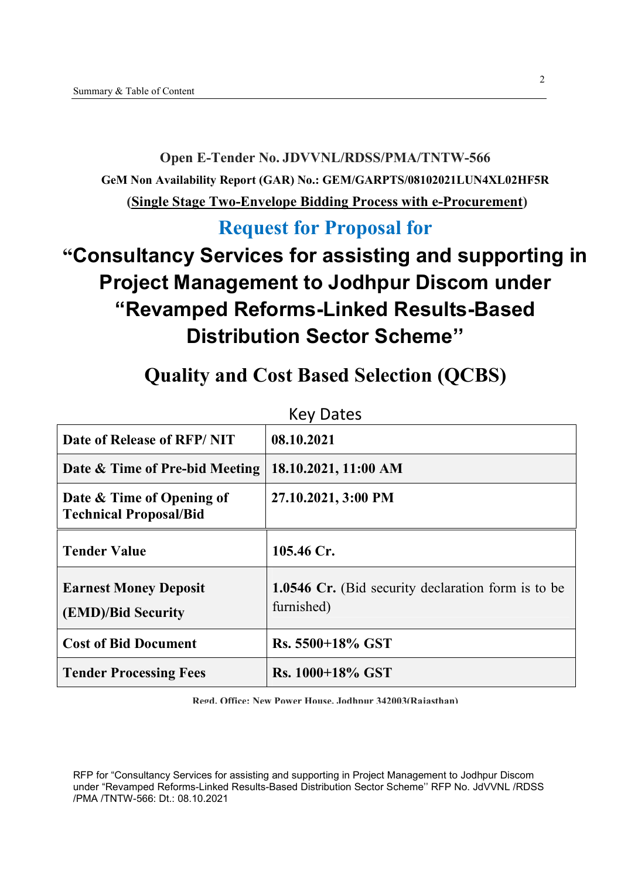**Open E-Tender No. JDVVNL/RDSS/PMA/TNTW-566**

**GeM Non Availability Report (GAR) No.: GEM/GARPTS/08102021LUN4XL02HF5R**

**(Single Stage Two-Envelope Bidding Process with e-Procurement)**

## Request for Proposal for

# "Consultancy Services for assisting and supporting in Project Management to Jodhpur Discom under "Revamped Reforms-Linked Results-Based Distribution Sector Scheme"

## Quality and Cost Based Selection (QCBS)

Key Dates

| | |
|---|---|
| **Date of Release of RFP/ NIT** | **08.10.2021** |
| **Date & Time of Pre-bid Meeting** | **18.10.2021, 11:00 AM** |
| **Date & Time of Opening of Technical Proposal/Bid** | **27.10.2021, 3:00 PM** |
| **Tender Value** | **105.46 Cr.** |
| **Earnest Money Deposit (EMD)/Bid Security** | **1.0546 Cr.** (Bid security declaration form is to be furnished) |
| **Cost of Bid Document** | **Rs. 5500+18% GST** |
| **Tender Processing Fees** | **Rs. 1000+18% GST** |

**Regd. Office: New Power House, Jodhpur 342003(Rajasthan)**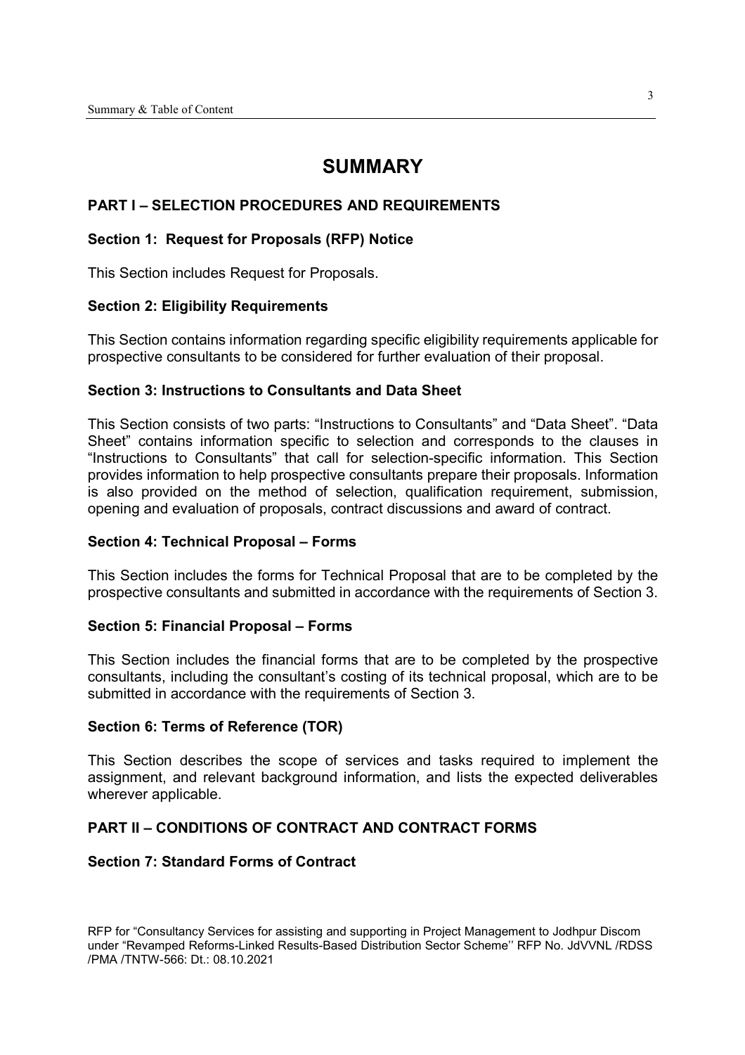# SUMMARY

## PART I – SELECTION PROCEDURES AND REQUIREMENTS

### Section 1: Request for Proposals (RFP) Notice

This Section includes Request for Proposals.

### Section 2: Eligibility Requirements

This Section contains information regarding specific eligibility requirements applicable for prospective consultants to be considered for further evaluation of their proposal.

### Section 3: Instructions to Consultants and Data Sheet

This Section consists of two parts: "Instructions to Consultants" and "Data Sheet". "Data Sheet" contains information specific to selection and corresponds to the clauses in "Instructions to Consultants" that call for selection-specific information. This Section provides information to help prospective consultants prepare their proposals. Information is also provided on the method of selection, qualification requirement, submission, opening and evaluation of proposals, contract discussions and award of contract.

### Section 4: Technical Proposal – Forms

This Section includes the forms for Technical Proposal that are to be completed by the prospective consultants and submitted in accordance with the requirements of Section 3.

### Section 5: Financial Proposal – Forms

This Section includes the financial forms that are to be completed by the prospective consultants, including the consultant's costing of its technical proposal, which are to be submitted in accordance with the requirements of Section 3.

### Section 6: Terms of Reference (TOR)

This Section describes the scope of services and tasks required to implement the assignment, and relevant background information, and lists the expected deliverables wherever applicable.

## PART II – CONDITIONS OF CONTRACT AND CONTRACT FORMS

### Section 7: Standard Forms of Contract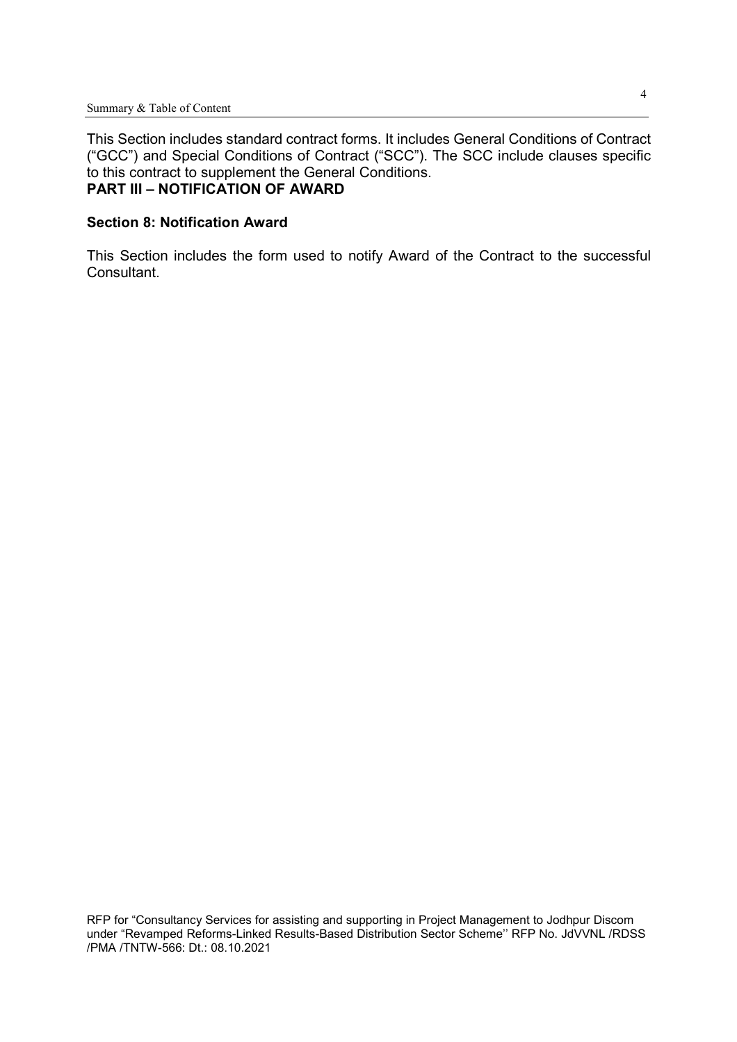This Section includes standard contract forms. It includes General Conditions of Contract ("GCC") and Special Conditions of Contract ("SCC"). The SCC include clauses specific to this contract to supplement the General Conditions.

## PART III – NOTIFICATION OF AWARD

### Section 8: Notification Award

This Section includes the form used to notify Award of the Contract to the successful Consultant.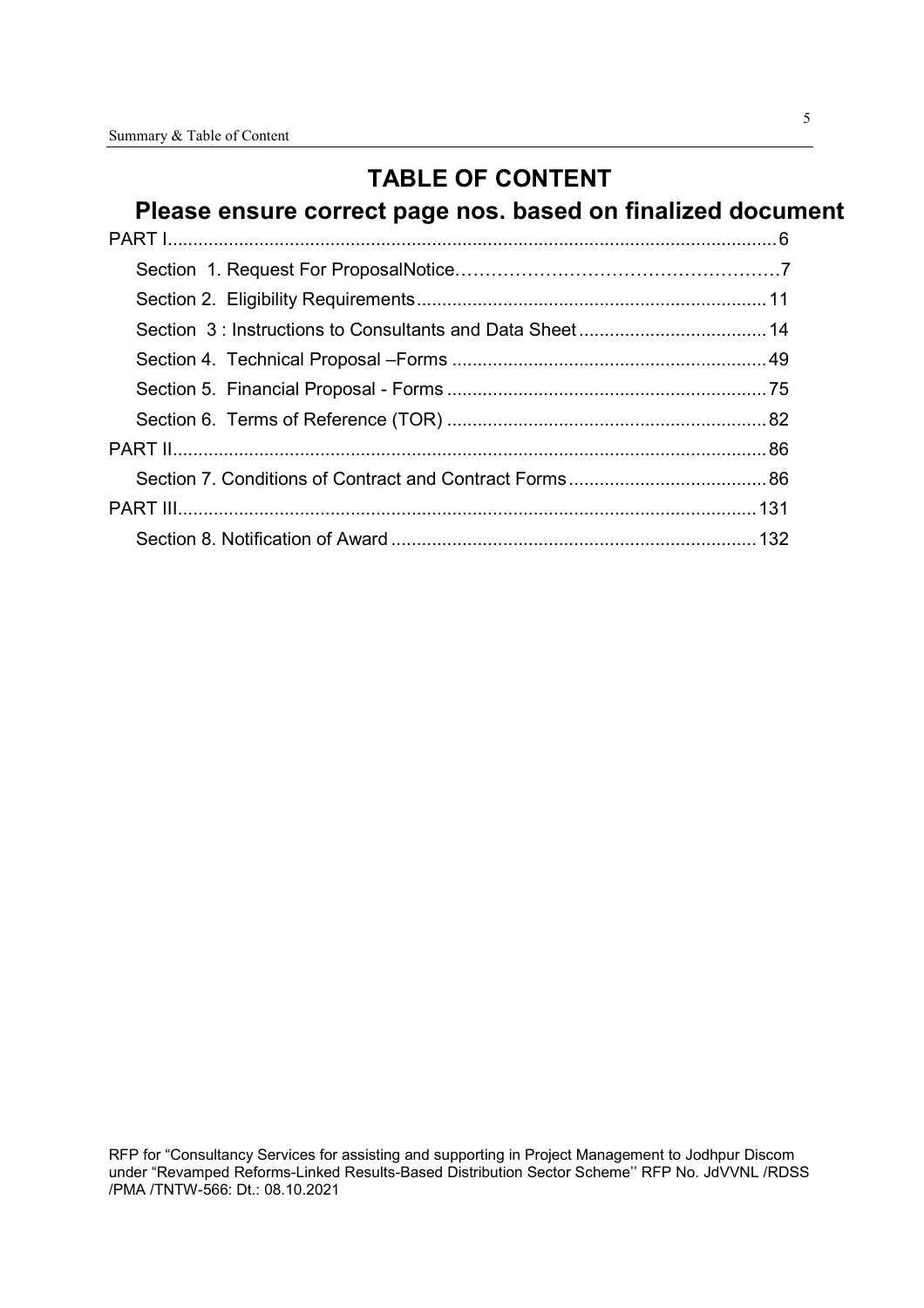# TABLE OF CONTENT

## Please ensure correct page nos. based on finalized document

PART I........................................................................................................................6

- Section 1. Request For ProposalNotice……………………………………………7
- Section 2. Eligibility Requirements....................................................................11
- Section 3 : Instructions to Consultants and Data Sheet.....................................14
- Section 4. Technical Proposal –Forms .............................................................49
- Section 5. Financial Proposal - Forms ..............................................................75
- Section 6. Terms of Reference (TOR) ...............................................................82

PART II......................................................................................................................86

- Section 7. Conditions of Contract and Contract Forms.......................................86

PART III....................................................................................................................131

- Section 8. Notification of Award .......................................................................132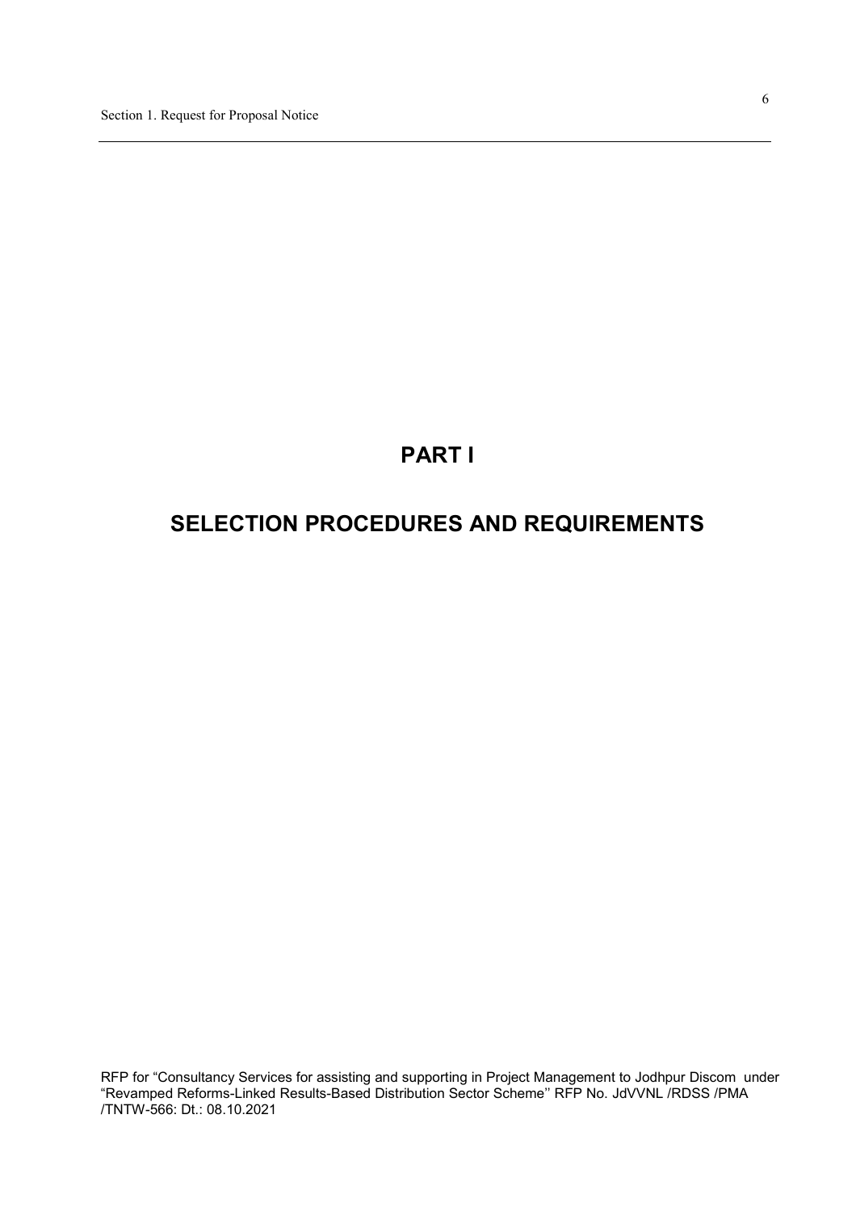# PART I

# SELECTION PROCEDURES AND REQUIREMENTS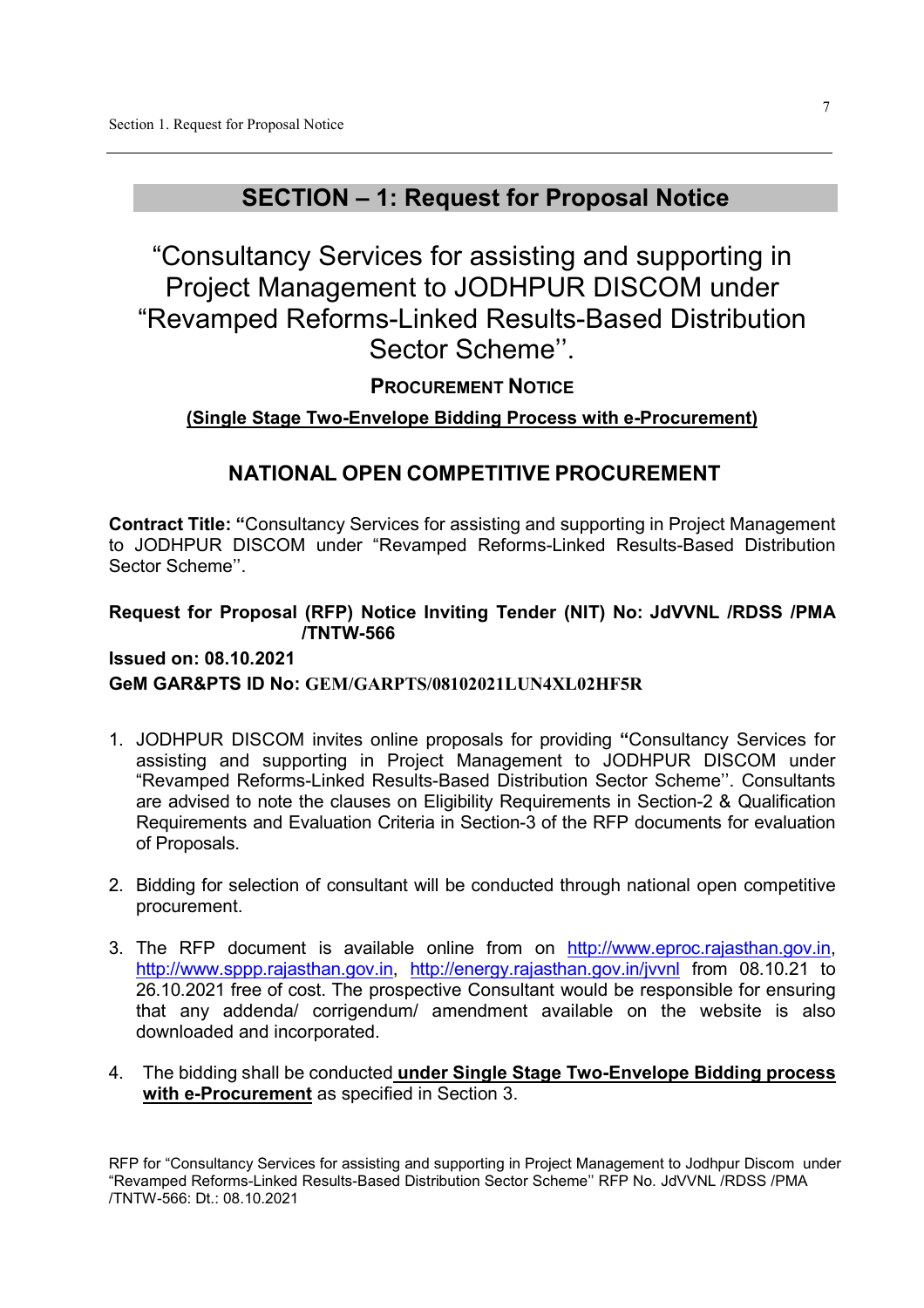# SECTION – 1: Request for Proposal Notice

## "Consultancy Services for assisting and supporting in Project Management to JODHPUR DISCOM under "Revamped Reforms-Linked Results-Based Distribution Sector Scheme''.

### PROCUREMENT NOTICE

**(Single Stage Two-Envelope Bidding Process with e-Procurement)**

### NATIONAL OPEN COMPETITIVE PROCUREMENT

**Contract Title: "**Consultancy Services for assisting and supporting in Project Management to JODHPUR DISCOM under "Revamped Reforms-Linked Results-Based Distribution Sector Scheme''.

**Request for Proposal (RFP) Notice Inviting Tender (NIT) No: JdVVNL /RDSS /PMA /TNTW-566**

**Issued on: 08.10.2021**

**GeM GAR&PTS ID No: GEM/GARPTS/08102021LUN4XL02HF5R**

1. JODHPUR DISCOM invites online proposals for providing **"**Consultancy Services for assisting and supporting in Project Management to JODHPUR DISCOM under "Revamped Reforms-Linked Results-Based Distribution Sector Scheme''. Consultants are advised to note the clauses on Eligibility Requirements in Section-2 & Qualification Requirements and Evaluation Criteria in Section-3 of the RFP documents for evaluation of Proposals.

2. Bidding for selection of consultant will be conducted through national open competitive procurement.

3. The RFP document is available online from on http://www.eproc.rajasthan.gov.in, http://www.sppp.rajasthan.gov.in, http://energy.rajasthan.gov.in/jvvnl from 08.10.21 to 26.10.2021 free of cost. The prospective Consultant would be responsible for ensuring that any addenda/ corrigendum/ amendment available on the website is also downloaded and incorporated.

4. The bidding shall be conducted **under Single Stage Two-Envelope Bidding process with e-Procurement** as specified in Section 3.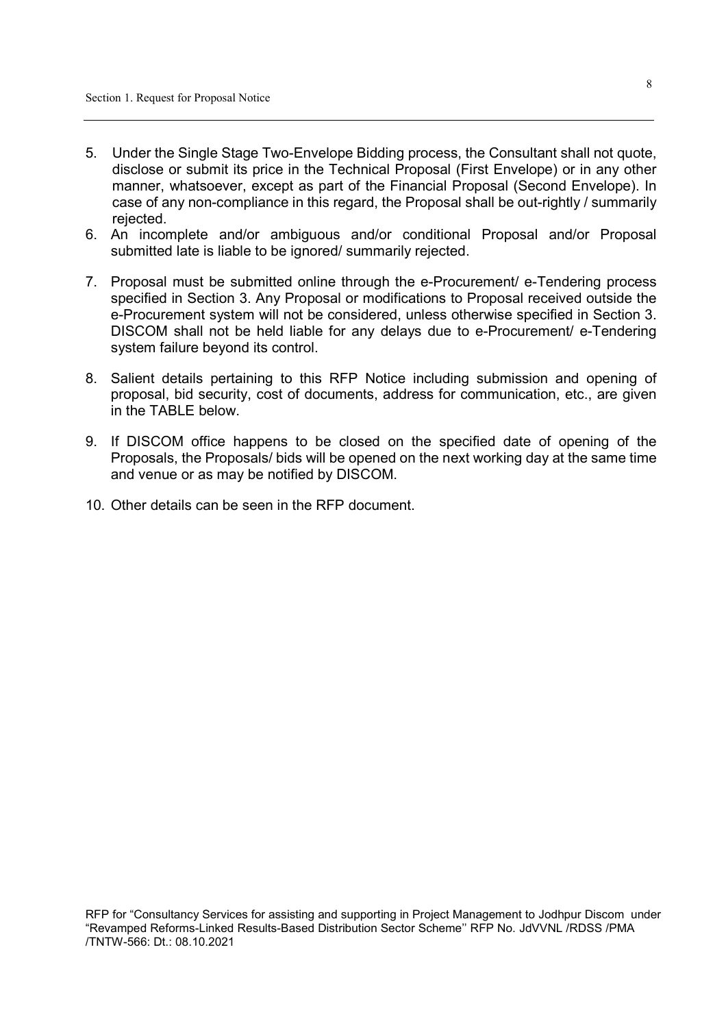5. Under the Single Stage Two-Envelope Bidding process, the Consultant shall not quote, disclose or submit its price in the Technical Proposal (First Envelope) or in any other manner, whatsoever, except as part of the Financial Proposal (Second Envelope). In case of any non-compliance in this regard, the Proposal shall be out-rightly / summarily rejected.
6. An incomplete and/or ambiguous and/or conditional Proposal and/or Proposal submitted late is liable to be ignored/ summarily rejected.
7. Proposal must be submitted online through the e-Procurement/ e-Tendering process specified in Section 3. Any Proposal or modifications to Proposal received outside the e-Procurement system will not be considered, unless otherwise specified in Section 3. DISCOM shall not be held liable for any delays due to e-Procurement/ e-Tendering system failure beyond its control.
8. Salient details pertaining to this RFP Notice including submission and opening of proposal, bid security, cost of documents, address for communication, etc., are given in the TABLE below.
9. If DISCOM office happens to be closed on the specified date of opening of the Proposals, the Proposals/ bids will be opened on the next working day at the same time and venue or as may be notified by DISCOM.
10. Other details can be seen in the RFP document.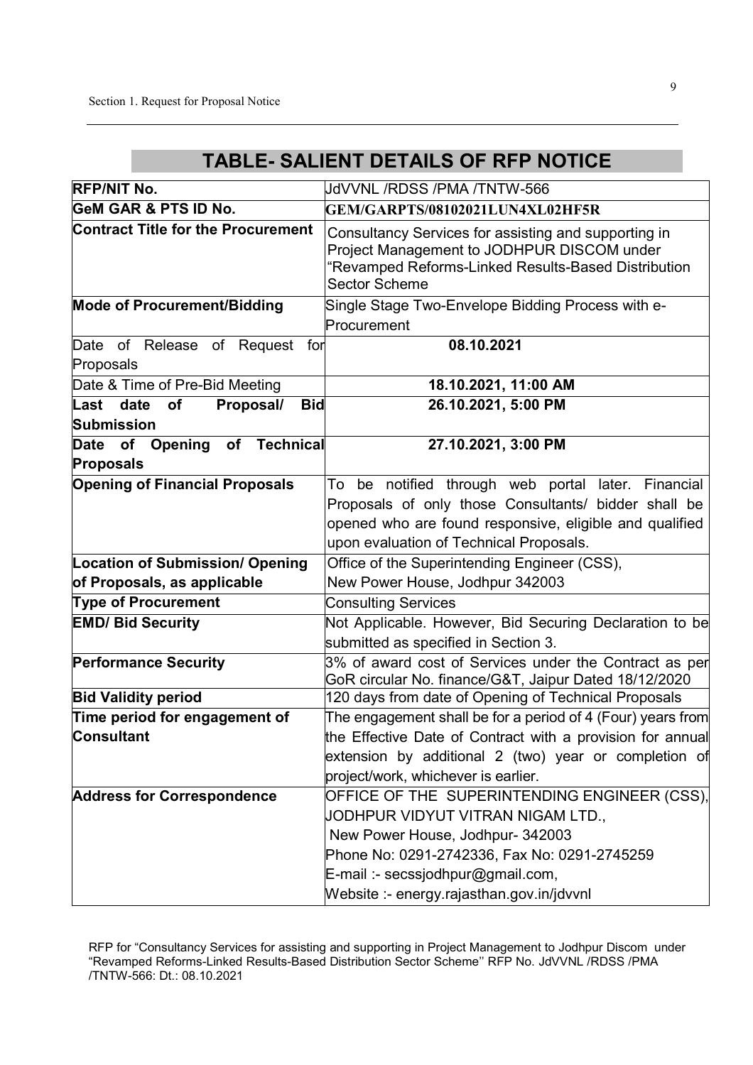## TABLE- SALIENT DETAILS OF RFP NOTICE

| | |
|---|---|
| **RFP/NIT No.** | JdVVNL /RDSS /PMA /TNTW-566 |
| **GeM GAR & PTS ID No.** | **GEM/GARPTS/08102021LUN4XL02HF5R** |
| **Contract Title for the Procurement** | Consultancy Services for assisting and supporting in Project Management to JODHPUR DISCOM under "Revamped Reforms-Linked Results-Based Distribution Sector Scheme |
| **Mode of Procurement/Bidding** | Single Stage Two-Envelope Bidding Process with e-Procurement |
| Date of Release of Request for Proposals | **08.10.2021** |
| Date & Time of Pre-Bid Meeting | **18.10.2021, 11:00 AM** |
| **Last date of Proposal/ Bid Submission** | **26.10.2021, 5:00 PM** |
| **Date of Opening of Technical Proposals** | **27.10.2021, 3:00 PM** |
| **Opening of Financial Proposals** | To be notified through web portal later. Financial Proposals of only those Consultants/ bidder shall be opened who are found responsive, eligible and qualified upon evaluation of Technical Proposals. |
| **Location of Submission/ Opening of Proposals, as applicable** | Office of the Superintending Engineer (CSS), New Power House, Jodhpur 342003 |
| **Type of Procurement** | Consulting Services |
| **EMD/ Bid Security** | Not Applicable. However, Bid Securing Declaration to be submitted as specified in Section 3. |
| **Performance Security** | 3% of award cost of Services under the Contract as per GoR circular No. finance/G&T, Jaipur Dated 18/12/2020 |
| **Bid Validity period** | 120 days from date of Opening of Technical Proposals |
| **Time period for engagement of Consultant** | The engagement shall be for a period of 4 (Four) years from the Effective Date of Contract with a provision for annual extension by additional 2 (two) year or completion of project/work, whichever is earlier. |
| **Address for Correspondence** | OFFICE OF THE SUPERINTENDING ENGINEER (CSS), JODHPUR VIDYUT VITRAN NIGAM LTD., New Power House, Jodhpur- 342003 Phone No: 0291-2742336, Fax No: 0291-2745259 E-mail :- secssjodhpur@gmail.com, Website :- energy.rajasthan.gov.in/jdvvnl |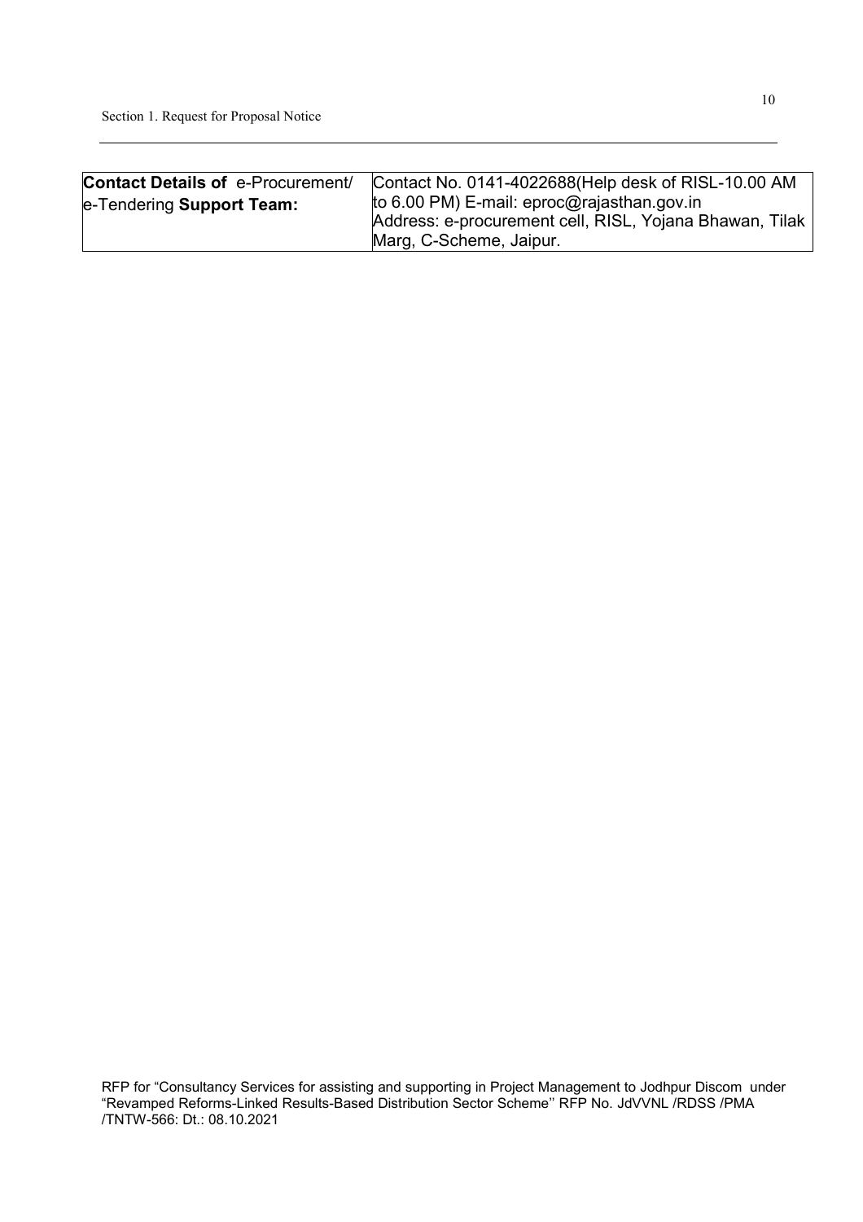| **Contact Details of** e-Procurement/ e-Tendering **Support Team:** | Contact No. 0141-4022688(Help desk of RISL-10.00 AM to 6.00 PM) E-mail: eproc@rajasthan.gov.in Address: e-procurement cell, RISL, Yojana Bhawan, Tilak Marg, C-Scheme, Jaipur. |
|---|---|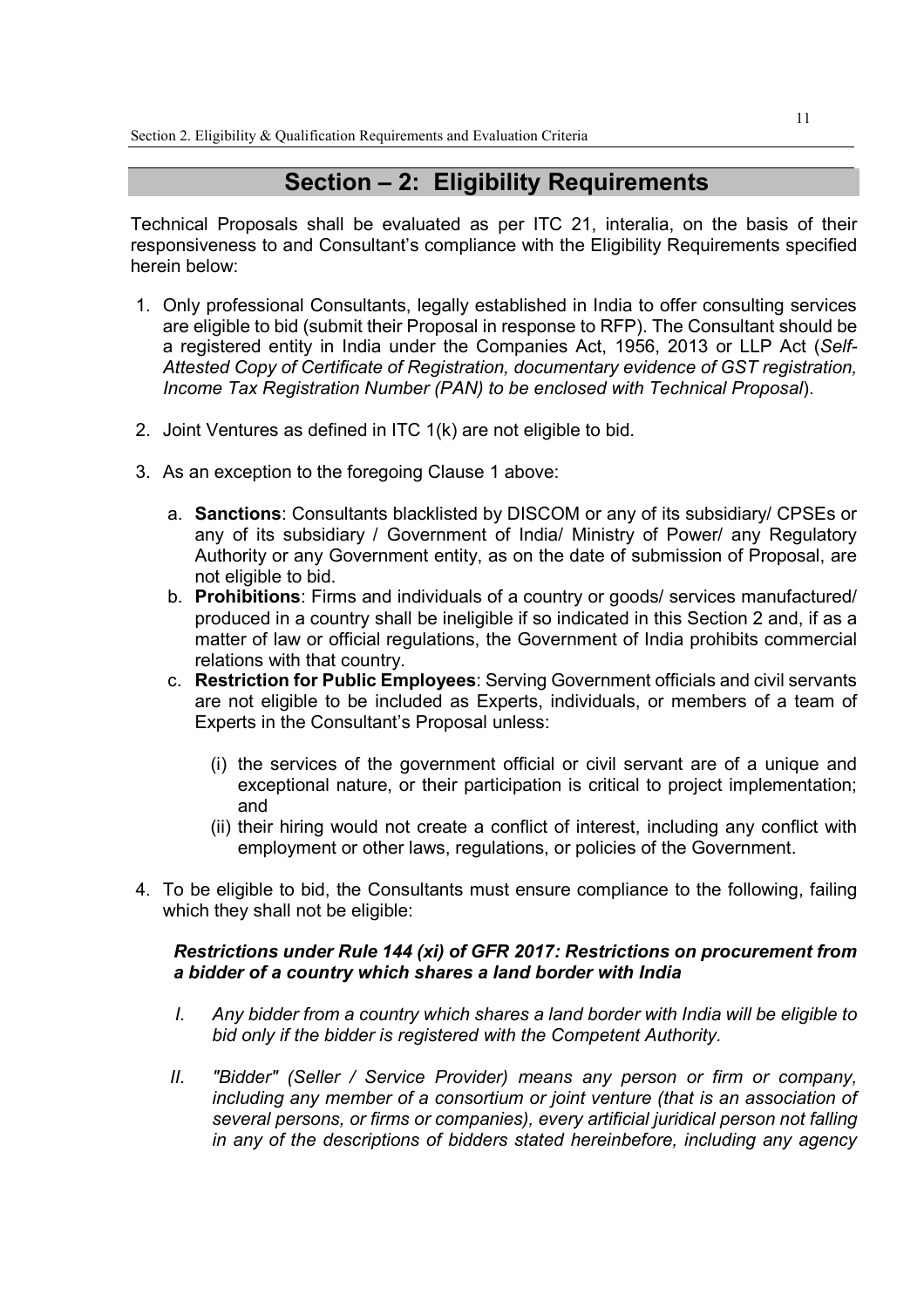# Section – 2: Eligibility Requirements

Technical Proposals shall be evaluated as per ITC 21, interalia, on the basis of their responsiveness to and Consultant's compliance with the Eligibility Requirements specified herein below:

1. Only professional Consultants, legally established in India to offer consulting services are eligible to bid (submit their Proposal in response to RFP). The Consultant should be a registered entity in India under the Companies Act, 1956, 2013 or LLP Act (*Self-Attested Copy of Certificate of Registration, documentary evidence of GST registration, Income Tax Registration Number (PAN) to be enclosed with Technical Proposal*).

2. Joint Ventures as defined in ITC 1(k) are not eligible to bid.

3. As an exception to the foregoing Clause 1 above:

   a. **Sanctions**: Consultants blacklisted by DISCOM or any of its subsidiary/ CPSEs or any of its subsidiary / Government of India/ Ministry of Power/ any Regulatory Authority or any Government entity, as on the date of submission of Proposal, are not eligible to bid.
   b. **Prohibitions**: Firms and individuals of a country or goods/ services manufactured/ produced in a country shall be ineligible if so indicated in this Section 2 and, if as a matter of law or official regulations, the Government of India prohibits commercial relations with that country.
   c. **Restriction for Public Employees**: Serving Government officials and civil servants are not eligible to be included as Experts, individuals, or members of a team of Experts in the Consultant's Proposal unless:

      (i) the services of the government official or civil servant are of a unique and exceptional nature, or their participation is critical to project implementation; and
      (ii) their hiring would not create a conflict of interest, including any conflict with employment or other laws, regulations, or policies of the Government.

4. To be eligible to bid, the Consultants must ensure compliance to the following, failing which they shall not be eligible:

   ***Restrictions under Rule 144 (xi) of GFR 2017: Restrictions on procurement from a bidder of a country which shares a land border with India***

   I. *Any bidder from a country which shares a land border with India will be eligible to bid only if the bidder is registered with the Competent Authority.*

   II. *"Bidder" (Seller / Service Provider) means any person or firm or company, including any member of a consortium or joint venture (that is an association of several persons, or firms or companies), every artificial juridical person not falling in any of the descriptions of bidders stated hereinbefore, including any agency*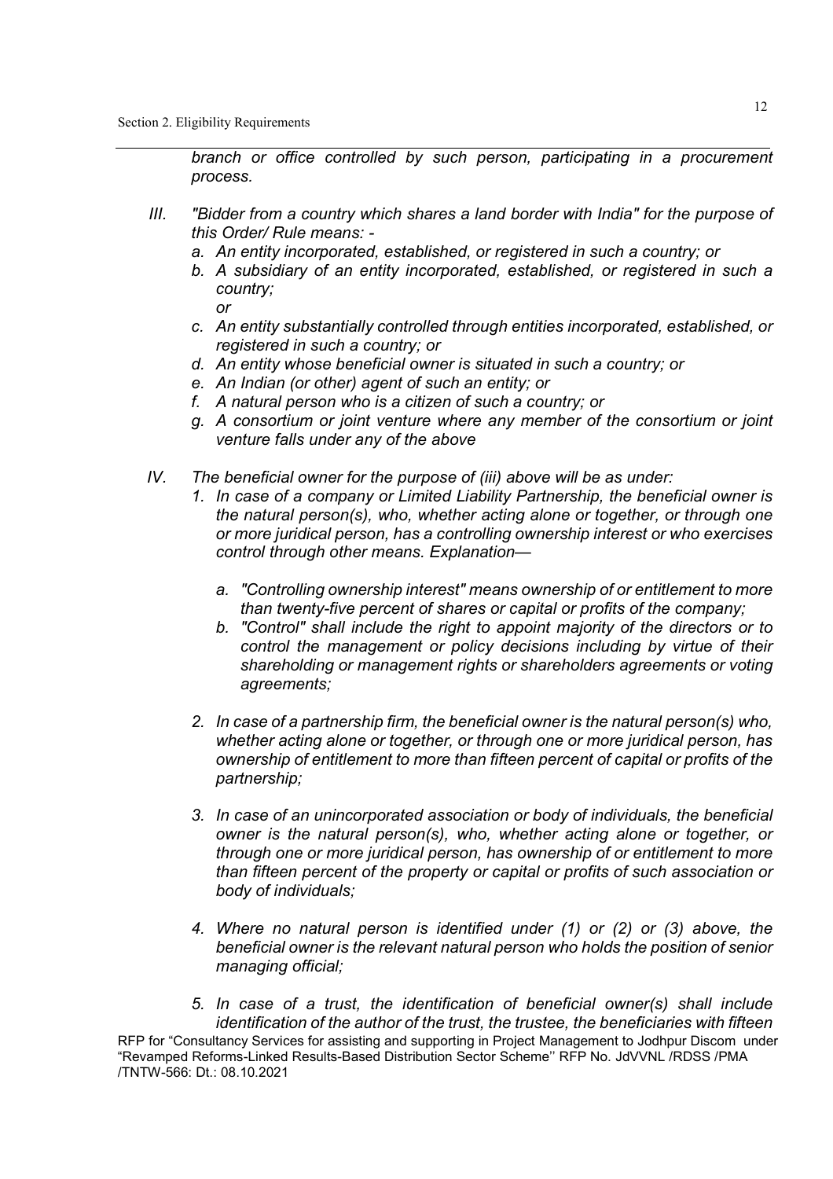*branch or office controlled by such person, participating in a procurement process.*

III. *"Bidder from a country which shares a land border with India" for the purpose of this Order/ Rule means: -*

   a. *An entity incorporated, established, or registered in such a country; or*
   b. *A subsidiary of an entity incorporated, established, or registered in such a country;*
      *or*
   c. *An entity substantially controlled through entities incorporated, established, or registered in such a country; or*
   d. *An entity whose beneficial owner is situated in such a country; or*
   e. *An Indian (or other) agent of such an entity; or*
   f. *A natural person who is a citizen of such a country; or*
   g. *A consortium or joint venture where any member of the consortium or joint venture falls under any of the above*

IV. *The beneficial owner for the purpose of (iii) above will be as under:*

   1. *In case of a company or Limited Liability Partnership, the beneficial owner is the natural person(s), who, whether acting alone or together, or through one or more juridical person, has a controlling ownership interest or who exercises control through other means. Explanation—*

      a. *"Controlling ownership interest" means ownership of or entitlement to more than twenty-five percent of shares or capital or profits of the company;*
      b. *"Control" shall include the right to appoint majority of the directors or to control the management or policy decisions including by virtue of their shareholding or management rights or shareholders agreements or voting agreements;*

   2. *In case of a partnership firm, the beneficial owner is the natural person(s) who, whether acting alone or together, or through one or more juridical person, has ownership of entitlement to more than fifteen percent of capital or profits of the partnership;*

   3. *In case of an unincorporated association or body of individuals, the beneficial owner is the natural person(s), who, whether acting alone or together, or through one or more juridical person, has ownership of or entitlement to more than fifteen percent of the property or capital or profits of such association or body of individuals;*

   4. *Where no natural person is identified under (1) or (2) or (3) above, the beneficial owner is the relevant natural person who holds the position of senior managing official;*

   5. *In case of a trust, the identification of beneficial owner(s) shall include identification of the author of the trust, the trustee, the beneficiaries with fifteen*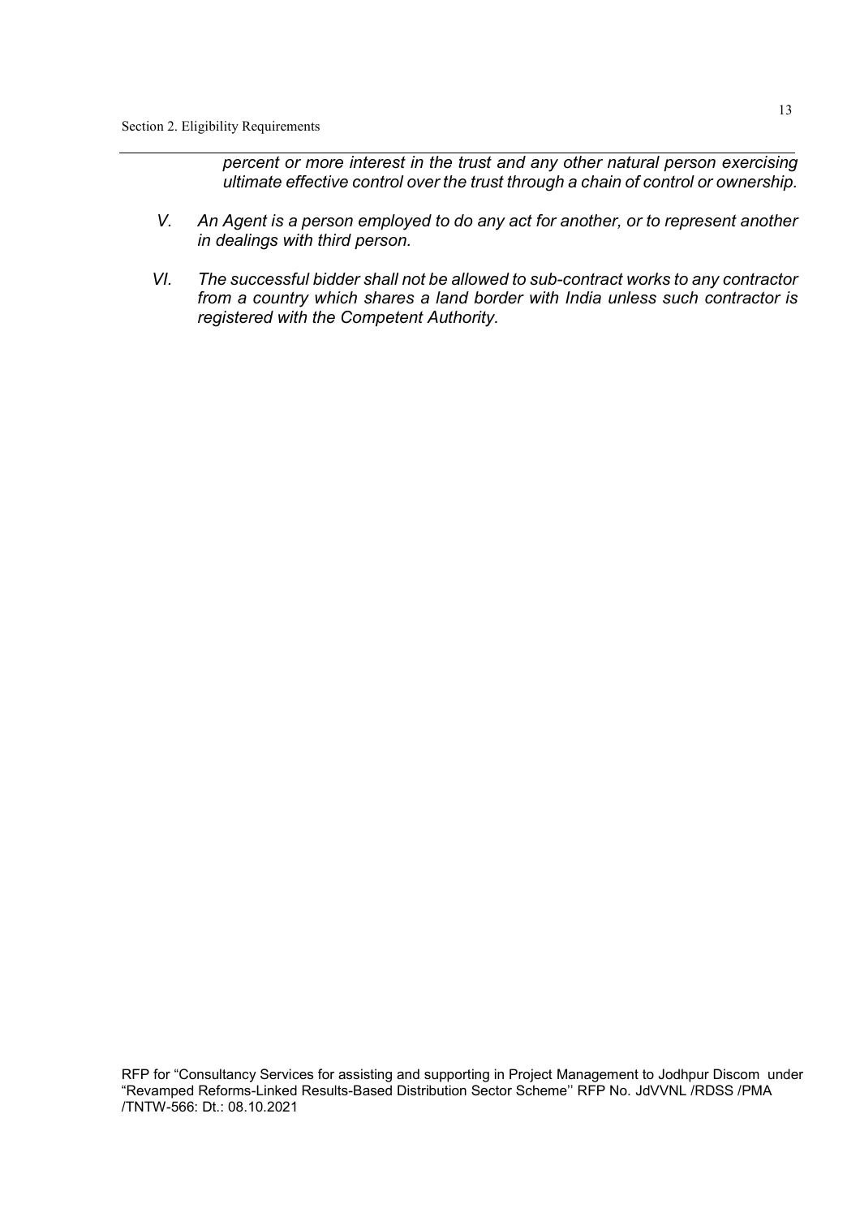*percent or more interest in the trust and any other natural person exercising ultimate effective control over the trust through a chain of control or ownership.*

V. *An Agent is a person employed to do any act for another, or to represent another in dealings with third person.*

VI. *The successful bidder shall not be allowed to sub-contract works to any contractor from a country which shares a land border with India unless such contractor is registered with the Competent Authority.*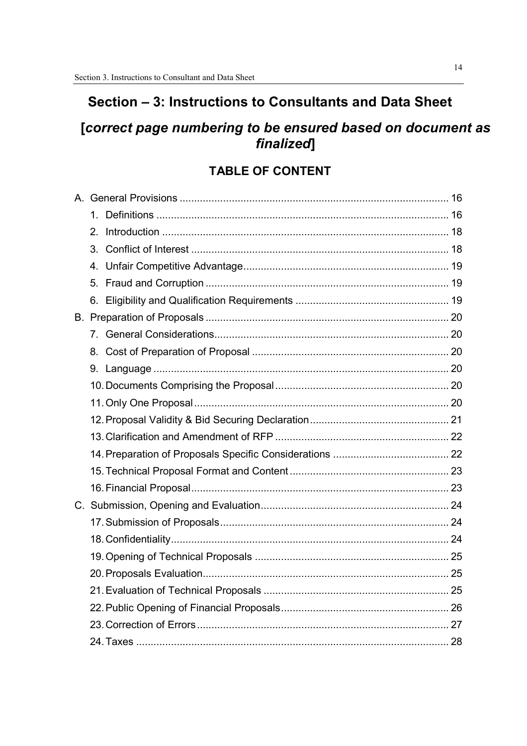# Section – 3: Instructions to Consultants and Data Sheet

## [*correct page numbering to be ensured based on document as finalized*]

### TABLE OF CONTENT

A. General Provisions ............................................................................................ 16
  1. Definitions .................................................................................................... 16
  2. Introduction .................................................................................................. 18
  3. Conflict of Interest ........................................................................................ 18
  4. Unfair Competitive Advantage ...................................................................... 19
  5. Fraud and Corruption ................................................................................... 19
  6. Eligibility and Qualification Requirements .................................................... 19

B. Preparation of Proposals .................................................................................... 20
  7. General Considerations ................................................................................ 20
  8. Cost of Preparation of Proposal .................................................................... 20
  9. Language ..................................................................................................... 20
  10. Documents Comprising the Proposal ........................................................... 20
  11. Only One Proposal ....................................................................................... 20
  12. Proposal Validity & Bid Securing Declaration ............................................... 21
  13. Clarification and Amendment of RFP ........................................................... 22
  14. Preparation of Proposals Specific Considerations ........................................ 22
  15. Technical Proposal Format and Content ....................................................... 23
  16. Financial Proposal ........................................................................................ 23

C. Submission, Opening and Evaluation ................................................................. 24
  17. Submission of Proposals .............................................................................. 24
  18. Confidentiality ............................................................................................... 24
  19. Opening of Technical Proposals .................................................................. 25
  20. Proposals Evaluation .................................................................................... 25
  21. Evaluation of Technical Proposals ............................................................... 25
  22. Public Opening of Financial Proposals ......................................................... 26
  23. Correction of Errors ...................................................................................... 27
  24. Taxes ........................................................................................................... 28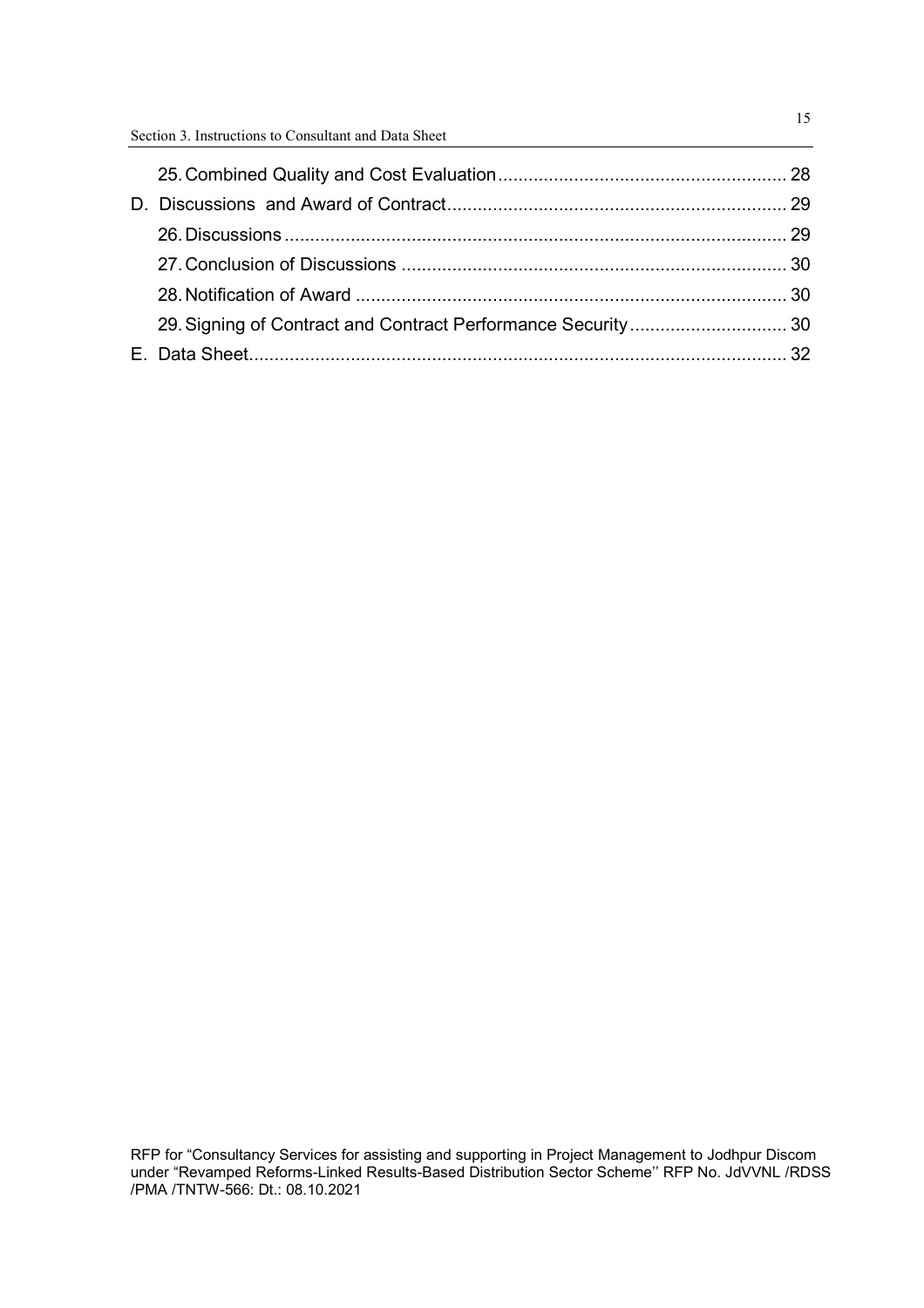25. Combined Quality and Cost Evaluation ........................................................ 28

D. Discussions and Award of Contract .................................................................. 29

26. Discussions ................................................................................................. 29

27. Conclusion of Discussions ........................................................................... 30

28. Notification of Award .................................................................................... 30

29. Signing of Contract and Contract Performance Security ............................... 30

E. Data Sheet ........................................................................................................ 32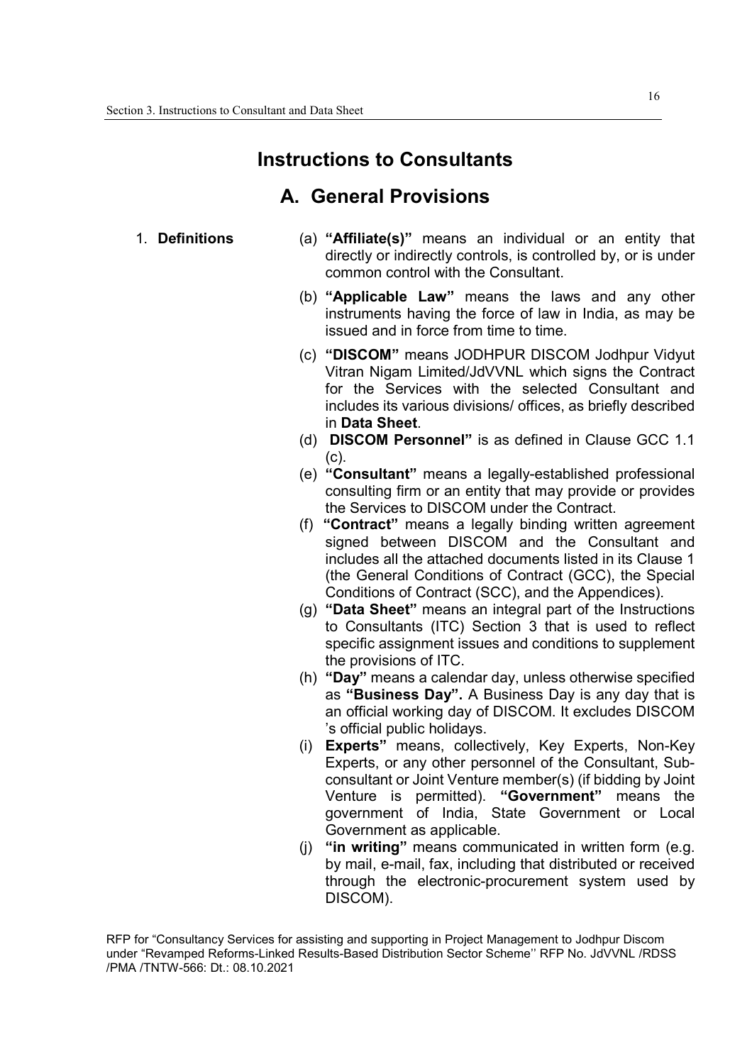# Instructions to Consultants

## A. General Provisions

1. **Definitions**

(a) **"Affiliate(s)"** means an individual or an entity that directly or indirectly controls, is controlled by, or is under common control with the Consultant.

(b) **"Applicable Law"** means the laws and any other instruments having the force of law in India, as may be issued and in force from time to time.

(c) **"DISCOM"** means JODHPUR DISCOM Jodhpur Vidyut Vitran Nigam Limited/JdVVNL which signs the Contract for the Services with the selected Consultant and includes its various divisions/ offices, as briefly described in **Data Sheet**.

(d) **DISCOM Personnel"** is as defined in Clause GCC 1.1 (c).

(e) **"Consultant"** means a legally-established professional consulting firm or an entity that may provide or provides the Services to DISCOM under the Contract.

(f) **"Contract"** means a legally binding written agreement signed between DISCOM and the Consultant and includes all the attached documents listed in its Clause 1 (the General Conditions of Contract (GCC), the Special Conditions of Contract (SCC), and the Appendices).

(g) **"Data Sheet"** means an integral part of the Instructions to Consultants (ITC) Section 3 that is used to reflect specific assignment issues and conditions to supplement the provisions of ITC.

(h) **"Day"** means a calendar day, unless otherwise specified as **"Business Day".** A Business Day is any day that is an official working day of DISCOM. It excludes DISCOM 's official public holidays.

(i) **Experts"** means, collectively, Key Experts, Non-Key Experts, or any other personnel of the Consultant, Sub-consultant or Joint Venture member(s) (if bidding by Joint Venture is permitted). **"Government"** means the government of India, State Government or Local Government as applicable.

(j) **"in writing"** means communicated in written form (e.g. by mail, e-mail, fax, including that distributed or received through the electronic-procurement system used by DISCOM).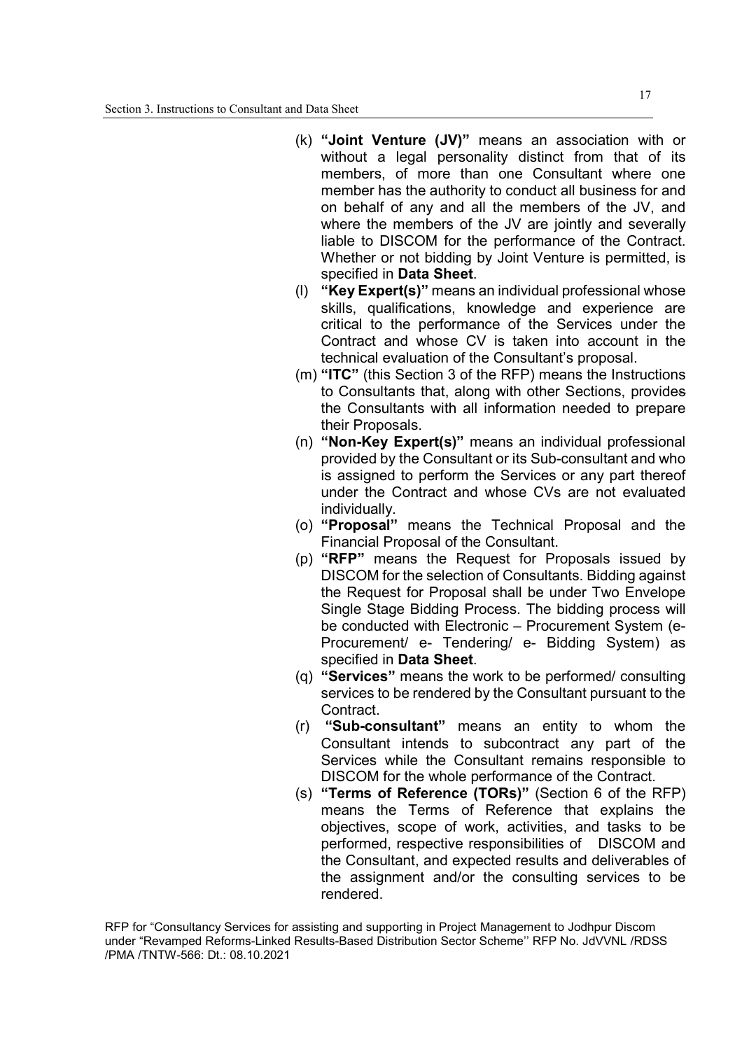(k) **"Joint Venture (JV)"** means an association with or without a legal personality distinct from that of its members, of more than one Consultant where one member has the authority to conduct all business for and on behalf of any and all the members of the JV, and where the members of the JV are jointly and severally liable to DISCOM for the performance of the Contract. Whether or not bidding by Joint Venture is permitted, is specified in **Data Sheet**.

(l) **"Key Expert(s)"** means an individual professional whose skills, qualifications, knowledge and experience are critical to the performance of the Services under the Contract and whose CV is taken into account in the technical evaluation of the Consultant's proposal.

(m) **"ITC"** (this Section 3 of the RFP) means the Instructions to Consultants that, along with other Sections, provides the Consultants with all information needed to prepare their Proposals.

(n) **"Non-Key Expert(s)"** means an individual professional provided by the Consultant or its Sub-consultant and who is assigned to perform the Services or any part thereof under the Contract and whose CVs are not evaluated individually.

(o) **"Proposal"** means the Technical Proposal and the Financial Proposal of the Consultant.

(p) **"RFP"** means the Request for Proposals issued by DISCOM for the selection of Consultants. Bidding against the Request for Proposal shall be under Two Envelope Single Stage Bidding Process. The bidding process will be conducted with Electronic – Procurement System (e-Procurement/ e- Tendering/ e- Bidding System) as specified in **Data Sheet**.

(q) **"Services"** means the work to be performed/ consulting services to be rendered by the Consultant pursuant to the Contract.

(r) **"Sub-consultant"** means an entity to whom the Consultant intends to subcontract any part of the Services while the Consultant remains responsible to DISCOM for the whole performance of the Contract.

(s) **"Terms of Reference (TORs)"** (Section 6 of the RFP) means the Terms of Reference that explains the objectives, scope of work, activities, and tasks to be performed, respective responsibilities of DISCOM and the Consultant, and expected results and deliverables of the assignment and/or the consulting services to be rendered.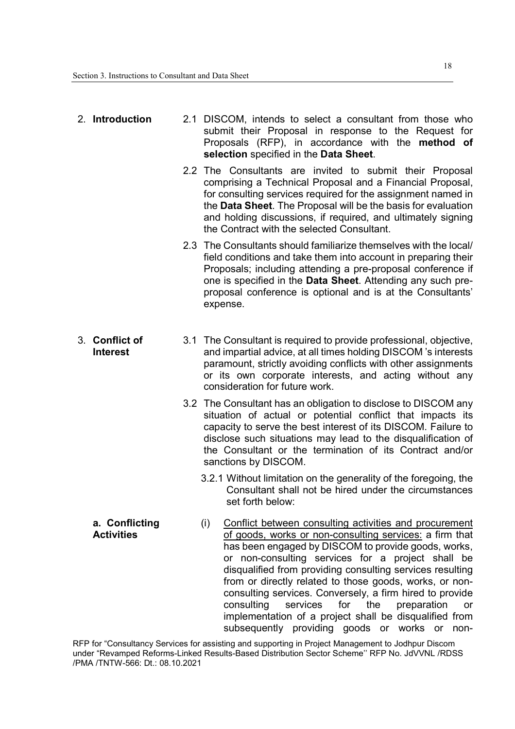## 2. **Introduction**

2.1 DISCOM, intends to select a consultant from those who submit their Proposal in response to the Request for Proposals (RFP), in accordance with the **method of selection** specified in the **Data Sheet**.

2.2 The Consultants are invited to submit their Proposal comprising a Technical Proposal and a Financial Proposal, for consulting services required for the assignment named in the **Data Sheet**. The Proposal will be the basis for evaluation and holding discussions, if required, and ultimately signing the Contract with the selected Consultant.

2.3 The Consultants should familiarize themselves with the local/ field conditions and take them into account in preparing their Proposals; including attending a pre-proposal conference if one is specified in the **Data Sheet**. Attending any such pre-proposal conference is optional and is at the Consultants' expense.

## 3. **Conflict of Interest**

3.1 The Consultant is required to provide professional, objective, and impartial advice, at all times holding DISCOM 's interests paramount, strictly avoiding conflicts with other assignments or its own corporate interests, and acting without any consideration for future work.

3.2 The Consultant has an obligation to disclose to DISCOM any situation of actual or potential conflict that impacts its capacity to serve the best interest of its DISCOM. Failure to disclose such situations may lead to the disqualification of the Consultant or the termination of its Contract and/or sanctions by DISCOM.

3.2.1 Without limitation on the generality of the foregoing, the Consultant shall not be hired under the circumstances set forth below:

**a. Conflicting Activities**

(i) <u>Conflict between consulting activities and procurement of goods, works or non-consulting services:</u> a firm that has been engaged by DISCOM to provide goods, works, or non-consulting services for a project shall be disqualified from providing consulting services resulting from or directly related to those goods, works, or non-consulting services. Conversely, a firm hired to provide consulting services for the preparation or implementation of a project shall be disqualified from subsequently providing goods or works or non-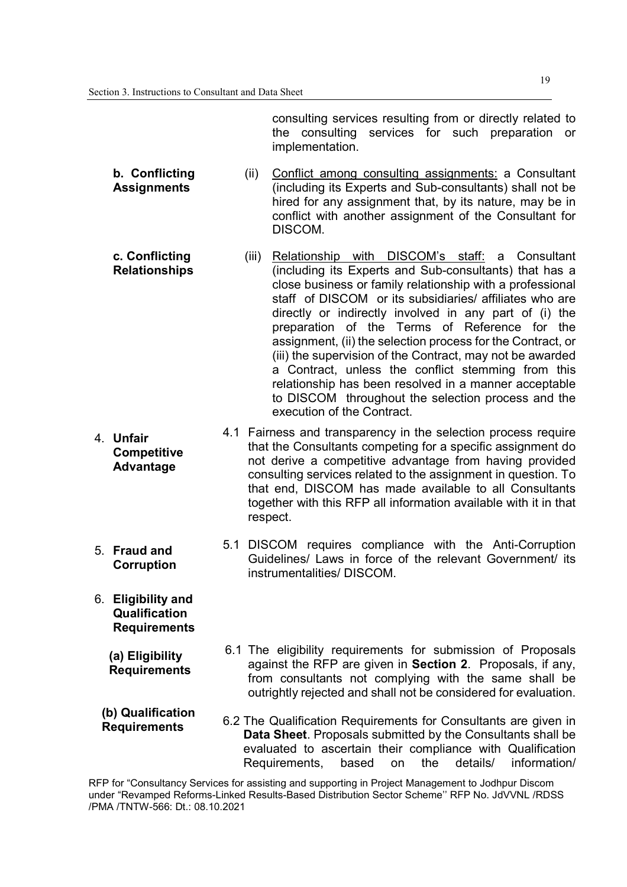consulting services resulting from or directly related to the consulting services for such preparation or implementation.

**b. Conflicting Assignments**

(ii) Conflict among consulting assignments: a Consultant (including its Experts and Sub-consultants) shall not be hired for any assignment that, by its nature, may be in conflict with another assignment of the Consultant for DISCOM.

**c. Conflicting Relationships**

(iii) Relationship with DISCOM's staff: a Consultant (including its Experts and Sub-consultants) that has a close business or family relationship with a professional staff of DISCOM or its subsidiaries/ affiliates who are directly or indirectly involved in any part of (i) the preparation of the Terms of Reference for the assignment, (ii) the selection process for the Contract, or (iii) the supervision of the Contract, may not be awarded a Contract, unless the conflict stemming from this relationship has been resolved in a manner acceptable to DISCOM throughout the selection process and the execution of the Contract.

**4. Unfair Competitive Advantage**

4.1 Fairness and transparency in the selection process require that the Consultants competing for a specific assignment do not derive a competitive advantage from having provided consulting services related to the assignment in question. To that end, DISCOM has made available to all Consultants together with this RFP all information available with it in that respect.

**5. Fraud and Corruption**

5.1 DISCOM requires compliance with the Anti-Corruption Guidelines/ Laws in force of the relevant Government/ its instrumentalities/ DISCOM.

**6. Eligibility and Qualification Requirements**

**(a) Eligibility Requirements**

6.1 The eligibility requirements for submission of Proposals against the RFP are given in **Section 2**. Proposals, if any, from consultants not complying with the same shall be outrightly rejected and shall not be considered for evaluation.

**(b) Qualification Requirements**

6.2 The Qualification Requirements for Consultants are given in **Data Sheet**. Proposals submitted by the Consultants shall be evaluated to ascertain their compliance with Qualification Requirements, based on the details/ information/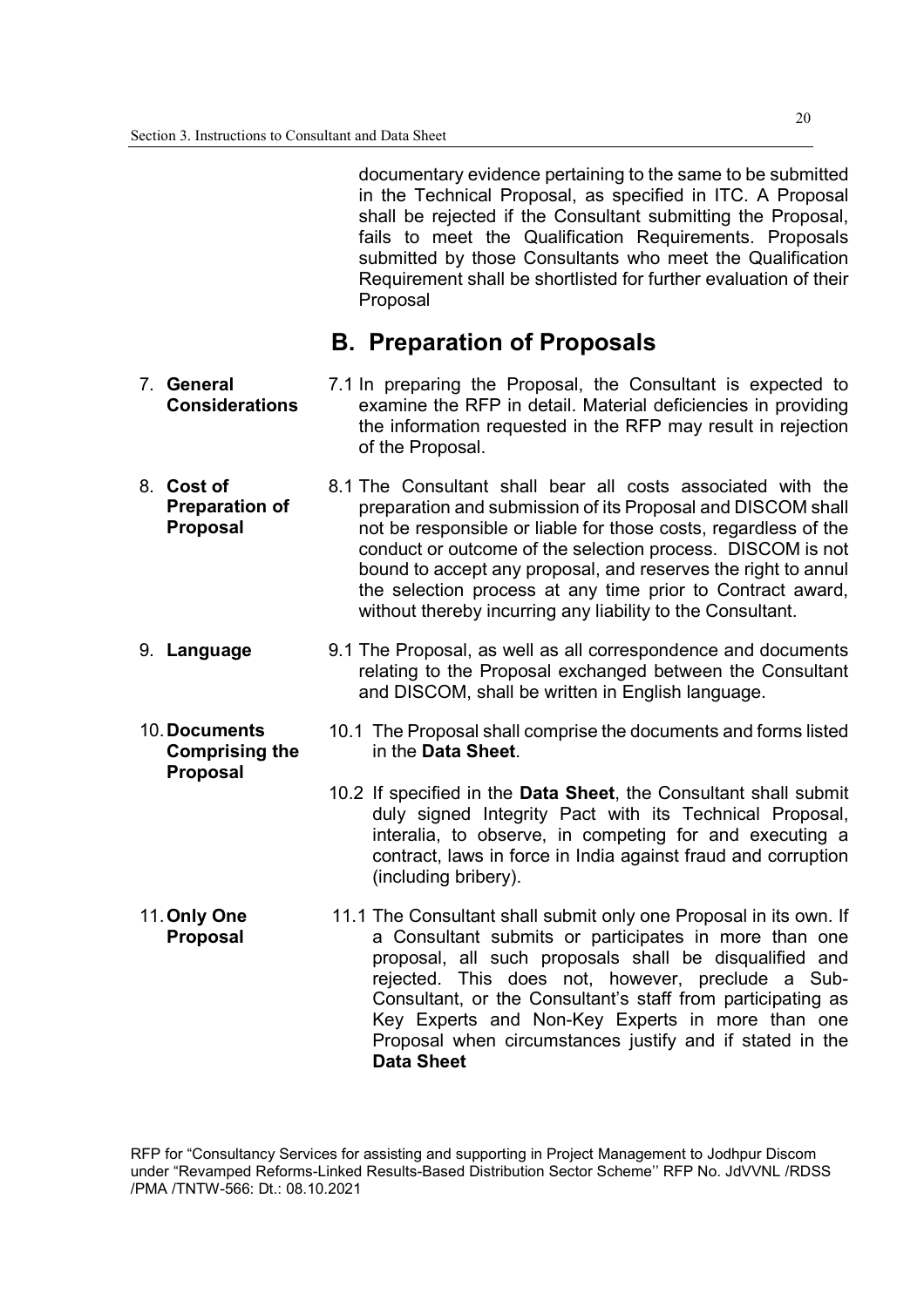documentary evidence pertaining to the same to be submitted in the Technical Proposal, as specified in ITC. A Proposal shall be rejected if the Consultant submitting the Proposal, fails to meet the Qualification Requirements. Proposals submitted by those Consultants who meet the Qualification Requirement shall be shortlisted for further evaluation of their Proposal

## B. Preparation of Proposals

**7. General Considerations**

7.1 In preparing the Proposal, the Consultant is expected to examine the RFP in detail. Material deficiencies in providing the information requested in the RFP may result in rejection of the Proposal.

**8. Cost of Preparation of Proposal**

8.1 The Consultant shall bear all costs associated with the preparation and submission of its Proposal and DISCOM shall not be responsible or liable for those costs, regardless of the conduct or outcome of the selection process. DISCOM is not bound to accept any proposal, and reserves the right to annul the selection process at any time prior to Contract award, without thereby incurring any liability to the Consultant.

**9. Language**

9.1 The Proposal, as well as all correspondence and documents relating to the Proposal exchanged between the Consultant and DISCOM, shall be written in English language.

**10. Documents Comprising the Proposal**

10.1 The Proposal shall comprise the documents and forms listed in the **Data Sheet**.

10.2 If specified in the **Data Sheet**, the Consultant shall submit duly signed Integrity Pact with its Technical Proposal, interalia, to observe, in competing for and executing a contract, laws in force in India against fraud and corruption (including bribery).

**11. Only One Proposal**

11.1 The Consultant shall submit only one Proposal in its own. If a Consultant submits or participates in more than one proposal, all such proposals shall be disqualified and rejected. This does not, however, preclude a Sub-Consultant, or the Consultant's staff from participating as Key Experts and Non-Key Experts in more than one Proposal when circumstances justify and if stated in the **Data Sheet**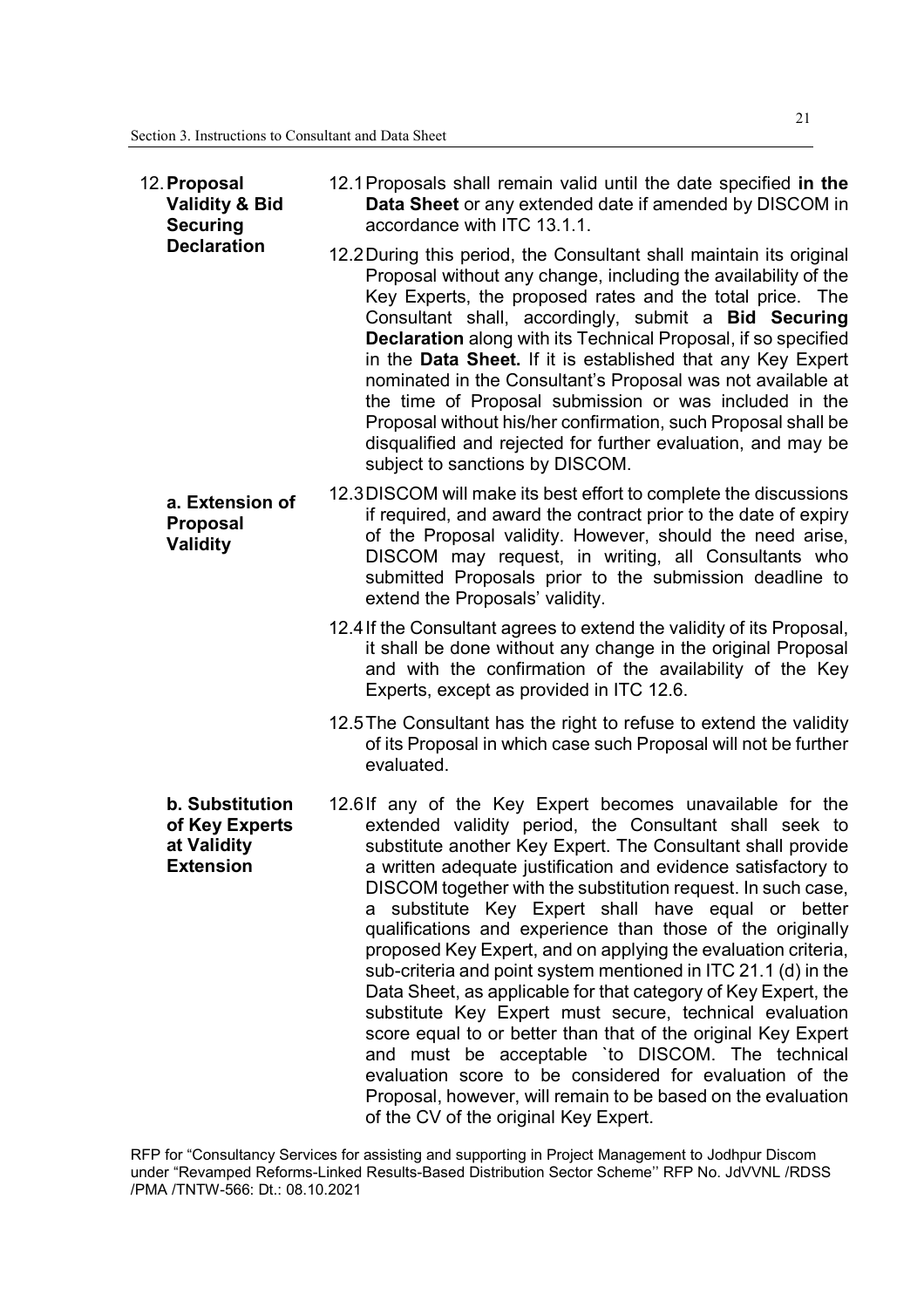**12. Proposal Validity & Bid Securing Declaration**

12.1 Proposals shall remain valid until the date specified **in the Data Sheet** or any extended date if amended by DISCOM in accordance with ITC 13.1.1.

12.2 During this period, the Consultant shall maintain its original Proposal without any change, including the availability of the Key Experts, the proposed rates and the total price. The Consultant shall, accordingly, submit a **Bid Securing Declaration** along with its Technical Proposal, if so specified in the **Data Sheet.** If it is established that any Key Expert nominated in the Consultant's Proposal was not available at the time of Proposal submission or was included in the Proposal without his/her confirmation, such Proposal shall be disqualified and rejected for further evaluation, and may be subject to sanctions by DISCOM.

**a. Extension of Proposal Validity**

12.3 DISCOM will make its best effort to complete the discussions if required, and award the contract prior to the date of expiry of the Proposal validity. However, should the need arise, DISCOM may request, in writing, all Consultants who submitted Proposals prior to the submission deadline to extend the Proposals' validity.

12.4 If the Consultant agrees to extend the validity of its Proposal, it shall be done without any change in the original Proposal and with the confirmation of the availability of the Key Experts, except as provided in ITC 12.6.

12.5 The Consultant has the right to refuse to extend the validity of its Proposal in which case such Proposal will not be further evaluated.

**b. Substitution of Key Experts at Validity Extension**

12.6 If any of the Key Expert becomes unavailable for the extended validity period, the Consultant shall seek to substitute another Key Expert. The Consultant shall provide a written adequate justification and evidence satisfactory to DISCOM together with the substitution request. In such case, a substitute Key Expert shall have equal or better qualifications and experience than those of the originally proposed Key Expert, and on applying the evaluation criteria, sub-criteria and point system mentioned in ITC 21.1 (d) in the Data Sheet, as applicable for that category of Key Expert, the substitute Key Expert must secure, technical evaluation score equal to or better than that of the original Key Expert and must be acceptable `to DISCOM. The technical evaluation score to be considered for evaluation of the Proposal, however, will remain to be based on the evaluation of the CV of the original Key Expert.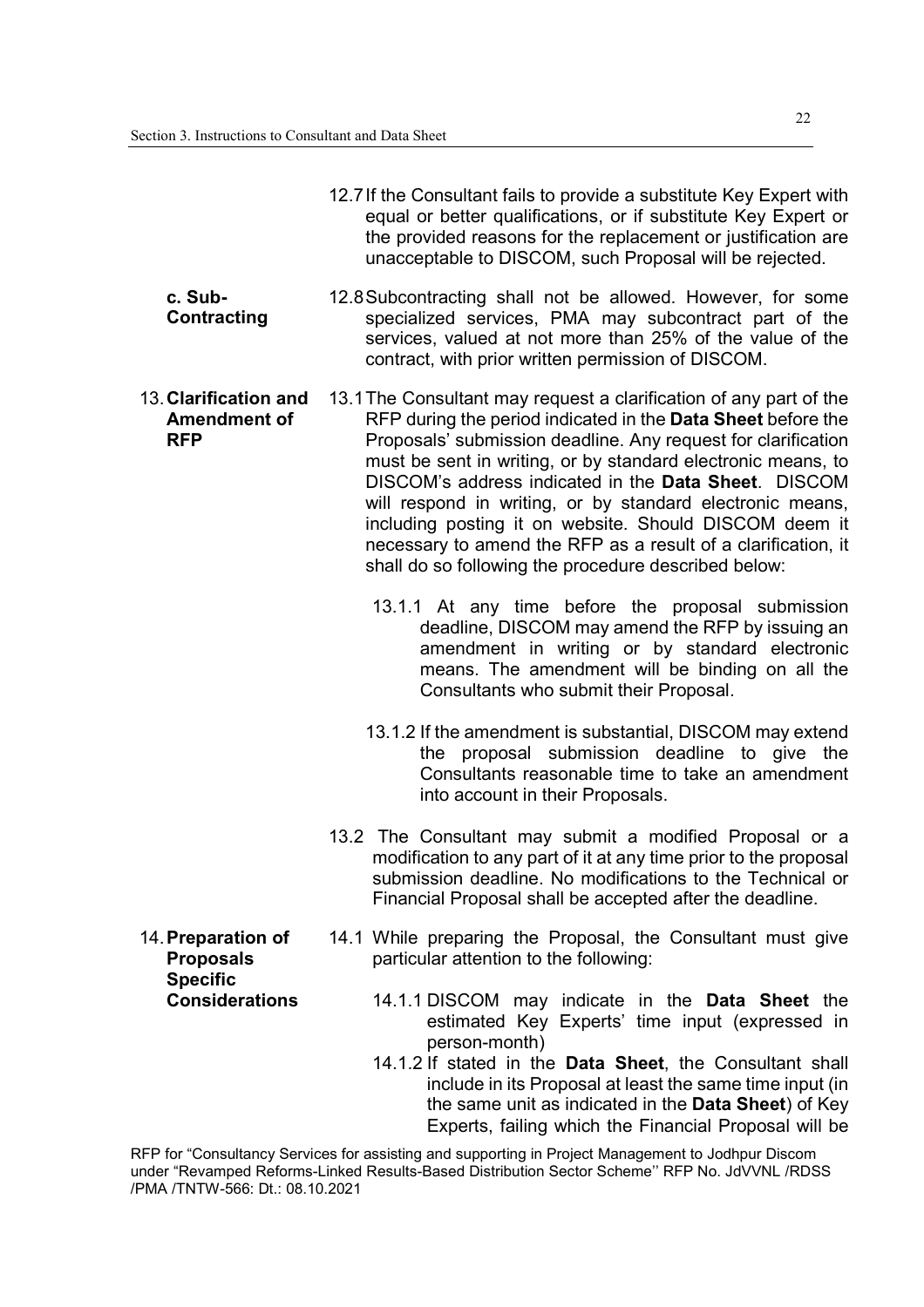12.7 If the Consultant fails to provide a substitute Key Expert with equal or better qualifications, or if substitute Key Expert or the provided reasons for the replacement or justification are unacceptable to DISCOM, such Proposal will be rejected.

**c. Sub-Contracting**

12.8 Subcontracting shall not be allowed. However, for some specialized services, PMA may subcontract part of the services, valued at not more than 25% of the value of the contract, with prior written permission of DISCOM.

**13. Clarification and Amendment of RFP**

13.1 The Consultant may request a clarification of any part of the RFP during the period indicated in the **Data Sheet** before the Proposals' submission deadline. Any request for clarification must be sent in writing, or by standard electronic means, to DISCOM's address indicated in the **Data Sheet**. DISCOM will respond in writing, or by standard electronic means, including posting it on website. Should DISCOM deem it necessary to amend the RFP as a result of a clarification, it shall do so following the procedure described below:

13.1.1 At any time before the proposal submission deadline, DISCOM may amend the RFP by issuing an amendment in writing or by standard electronic means. The amendment will be binding on all the Consultants who submit their Proposal.

13.1.2 If the amendment is substantial, DISCOM may extend the proposal submission deadline to give the Consultants reasonable time to take an amendment into account in their Proposals.

13.2 The Consultant may submit a modified Proposal or a modification to any part of it at any time prior to the proposal submission deadline. No modifications to the Technical or Financial Proposal shall be accepted after the deadline.

**14. Preparation of Proposals Specific Considerations**

14.1 While preparing the Proposal, the Consultant must give particular attention to the following:

14.1.1 DISCOM may indicate in the **Data Sheet** the estimated Key Experts' time input (expressed in person-month)

14.1.2 If stated in the **Data Sheet**, the Consultant shall include in its Proposal at least the same time input (in the same unit as indicated in the **Data Sheet**) of Key Experts, failing which the Financial Proposal will be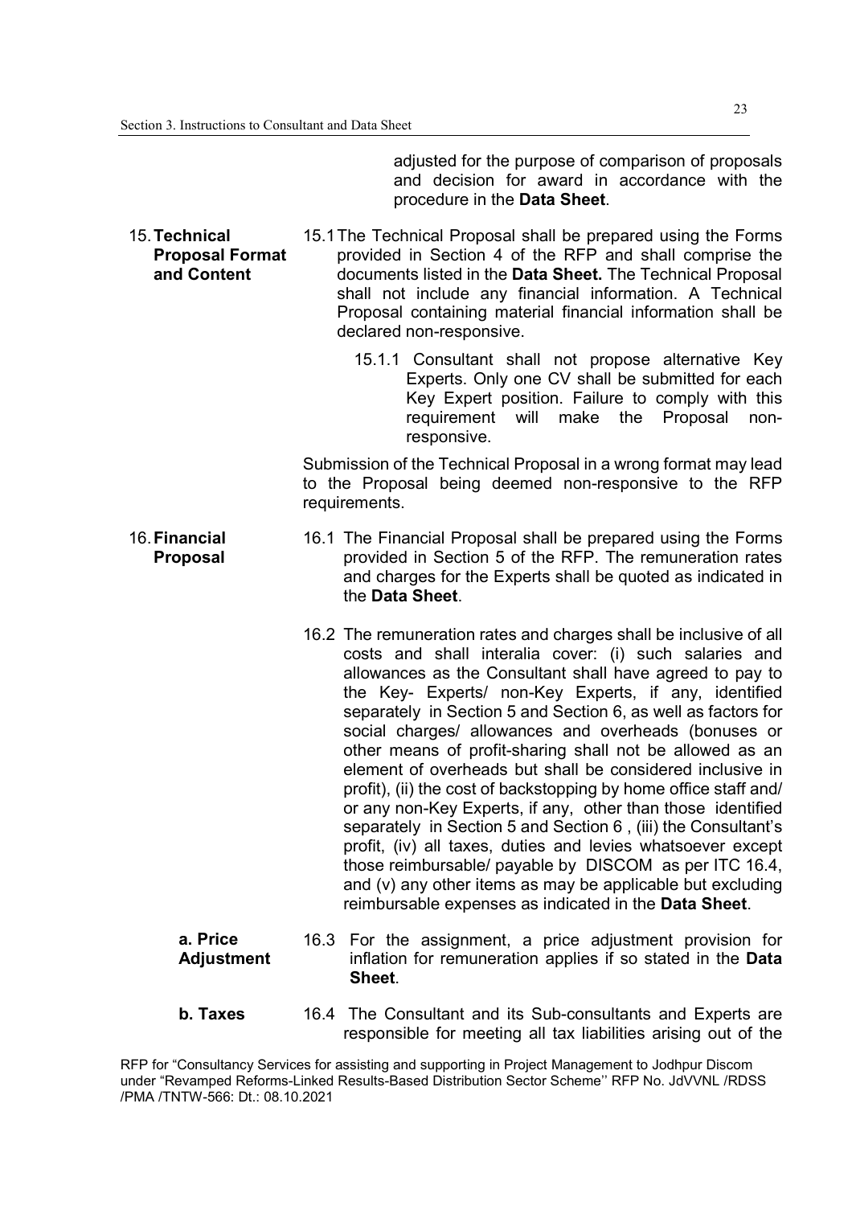adjusted for the purpose of comparison of proposals and decision for award in accordance with the procedure in the **Data Sheet**.

**15. Technical Proposal Format and Content**

15.1 The Technical Proposal shall be prepared using the Forms provided in Section 4 of the RFP and shall comprise the documents listed in the **Data Sheet.** The Technical Proposal shall not include any financial information. A Technical Proposal containing material financial information shall be declared non-responsive.

15.1.1 Consultant shall not propose alternative Key Experts. Only one CV shall be submitted for each Key Expert position. Failure to comply with this requirement will make the Proposal non-responsive.

Submission of the Technical Proposal in a wrong format may lead to the Proposal being deemed non-responsive to the RFP requirements.

**16. Financial Proposal**

16.1 The Financial Proposal shall be prepared using the Forms provided in Section 5 of the RFP. The remuneration rates and charges for the Experts shall be quoted as indicated in the **Data Sheet**.

16.2 The remuneration rates and charges shall be inclusive of all costs and shall interalia cover: (i) such salaries and allowances as the Consultant shall have agreed to pay to the Key- Experts/ non-Key Experts, if any, identified separately in Section 5 and Section 6, as well as factors for social charges/ allowances and overheads (bonuses or other means of profit-sharing shall not be allowed as an element of overheads but shall be considered inclusive in profit), (ii) the cost of backstopping by home office staff and/ or any non-Key Experts, if any, other than those identified separately in Section 5 and Section 6 , (iii) the Consultant's profit, (iv) all taxes, duties and levies whatsoever except those reimbursable/ payable by DISCOM as per ITC 16.4, and (v) any other items as may be applicable but excluding reimbursable expenses as indicated in the **Data Sheet**.

**a. Price Adjustment**

16.3 For the assignment, a price adjustment provision for inflation for remuneration applies if so stated in the **Data Sheet**.

**b. Taxes**

16.4 The Consultant and its Sub-consultants and Experts are responsible for meeting all tax liabilities arising out of the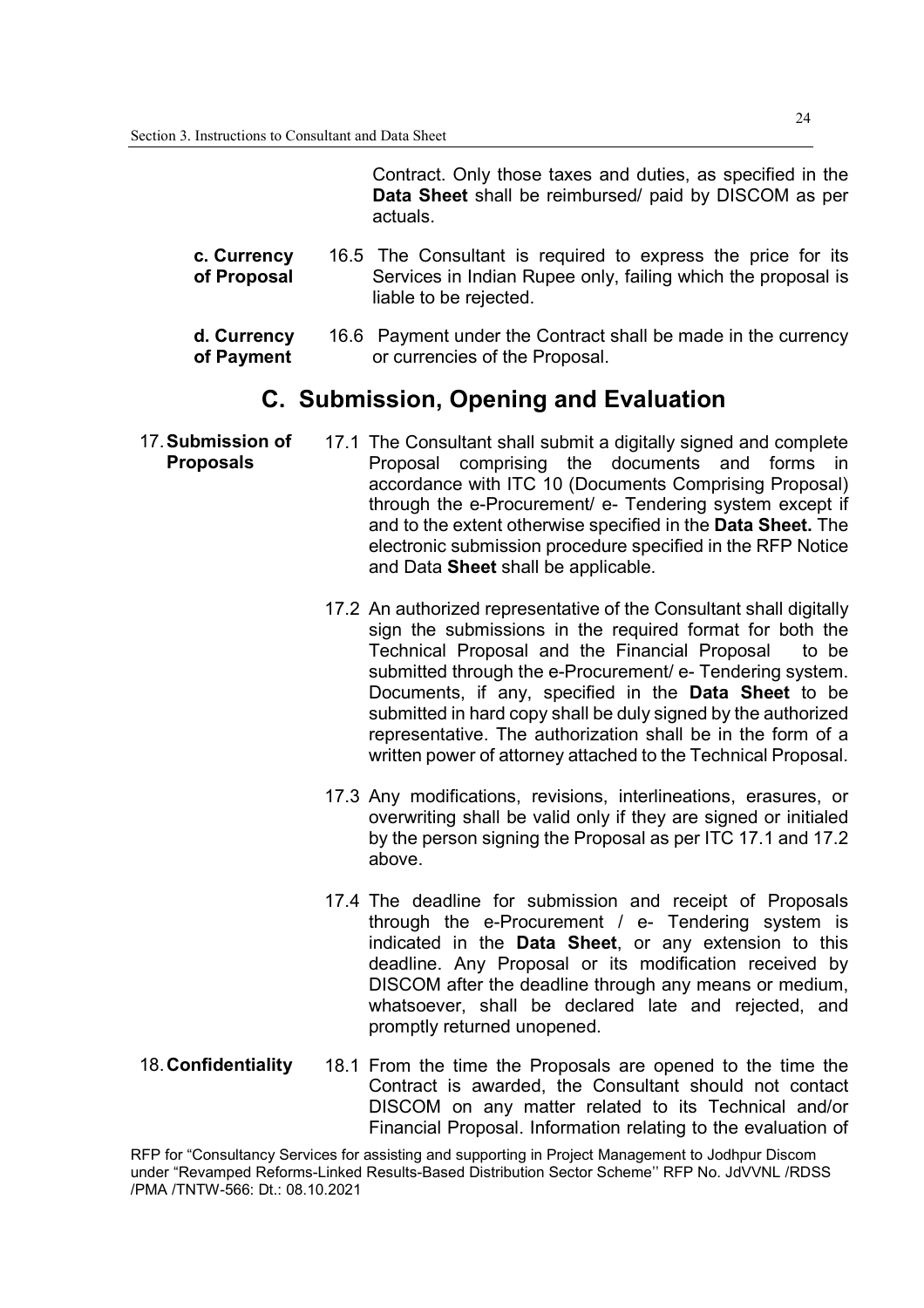Contract. Only those taxes and duties, as specified in the **Data Sheet** shall be reimbursed/ paid by DISCOM as per actuals.

**c. Currency of Proposal**

16.5 The Consultant is required to express the price for its Services in Indian Rupee only, failing which the proposal is liable to be rejected.

**d. Currency of Payment**

16.6 Payment under the Contract shall be made in the currency or currencies of the Proposal.

## C. Submission, Opening and Evaluation

**17. Submission of Proposals**

17.1 The Consultant shall submit a digitally signed and complete Proposal comprising the documents and forms in accordance with ITC 10 (Documents Comprising Proposal) through the e-Procurement/ e- Tendering system except if and to the extent otherwise specified in the **Data Sheet.** The electronic submission procedure specified in the RFP Notice and Data **Sheet** shall be applicable.

17.2 An authorized representative of the Consultant shall digitally sign the submissions in the required format for both the Technical Proposal and the Financial Proposal to be submitted through the e-Procurement/ e- Tendering system. Documents, if any, specified in the **Data Sheet** to be submitted in hard copy shall be duly signed by the authorized representative. The authorization shall be in the form of a written power of attorney attached to the Technical Proposal.

17.3 Any modifications, revisions, interlineations, erasures, or overwriting shall be valid only if they are signed or initialed by the person signing the Proposal as per ITC 17.1 and 17.2 above.

17.4 The deadline for submission and receipt of Proposals through the e-Procurement / e- Tendering system is indicated in the **Data Sheet**, or any extension to this deadline. Any Proposal or its modification received by DISCOM after the deadline through any means or medium, whatsoever, shall be declared late and rejected, and promptly returned unopened.

**18. Confidentiality**

18.1 From the time the Proposals are opened to the time the Contract is awarded, the Consultant should not contact DISCOM on any matter related to its Technical and/or Financial Proposal. Information relating to the evaluation of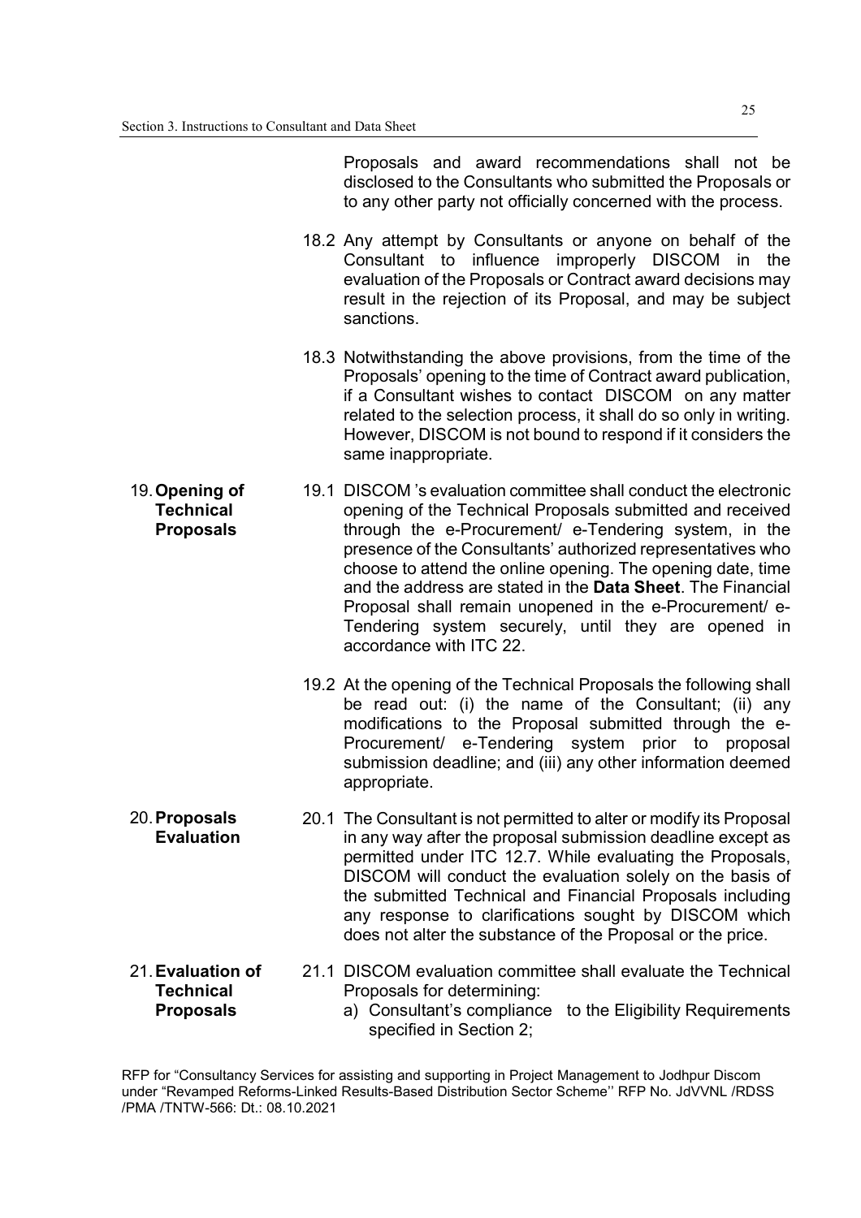Proposals and award recommendations shall not be disclosed to the Consultants who submitted the Proposals or to any other party not officially concerned with the process.

18.2 Any attempt by Consultants or anyone on behalf of the Consultant to influence improperly DISCOM in the evaluation of the Proposals or Contract award decisions may result in the rejection of its Proposal, and may be subject sanctions.

18.3 Notwithstanding the above provisions, from the time of the Proposals' opening to the time of Contract award publication, if a Consultant wishes to contact DISCOM on any matter related to the selection process, it shall do so only in writing. However, DISCOM is not bound to respond if it considers the same inappropriate.

**19. Opening of Technical Proposals**

19.1 DISCOM 's evaluation committee shall conduct the electronic opening of the Technical Proposals submitted and received through the e-Procurement/ e-Tendering system, in the presence of the Consultants' authorized representatives who choose to attend the online opening. The opening date, time and the address are stated in the **Data Sheet**. The Financial Proposal shall remain unopened in the e-Procurement/ e-Tendering system securely, until they are opened in accordance with ITC 22.

19.2 At the opening of the Technical Proposals the following shall be read out: (i) the name of the Consultant; (ii) any modifications to the Proposal submitted through the e-Procurement/ e-Tendering system prior to proposal submission deadline; and (iii) any other information deemed appropriate.

**20. Proposals Evaluation**

20.1 The Consultant is not permitted to alter or modify its Proposal in any way after the proposal submission deadline except as permitted under ITC 12.7. While evaluating the Proposals, DISCOM will conduct the evaluation solely on the basis of the submitted Technical and Financial Proposals including any response to clarifications sought by DISCOM which does not alter the substance of the Proposal or the price.

**21. Evaluation of Technical Proposals**

21.1 DISCOM evaluation committee shall evaluate the Technical Proposals for determining:

a) Consultant's compliance to the Eligibility Requirements specified in Section 2;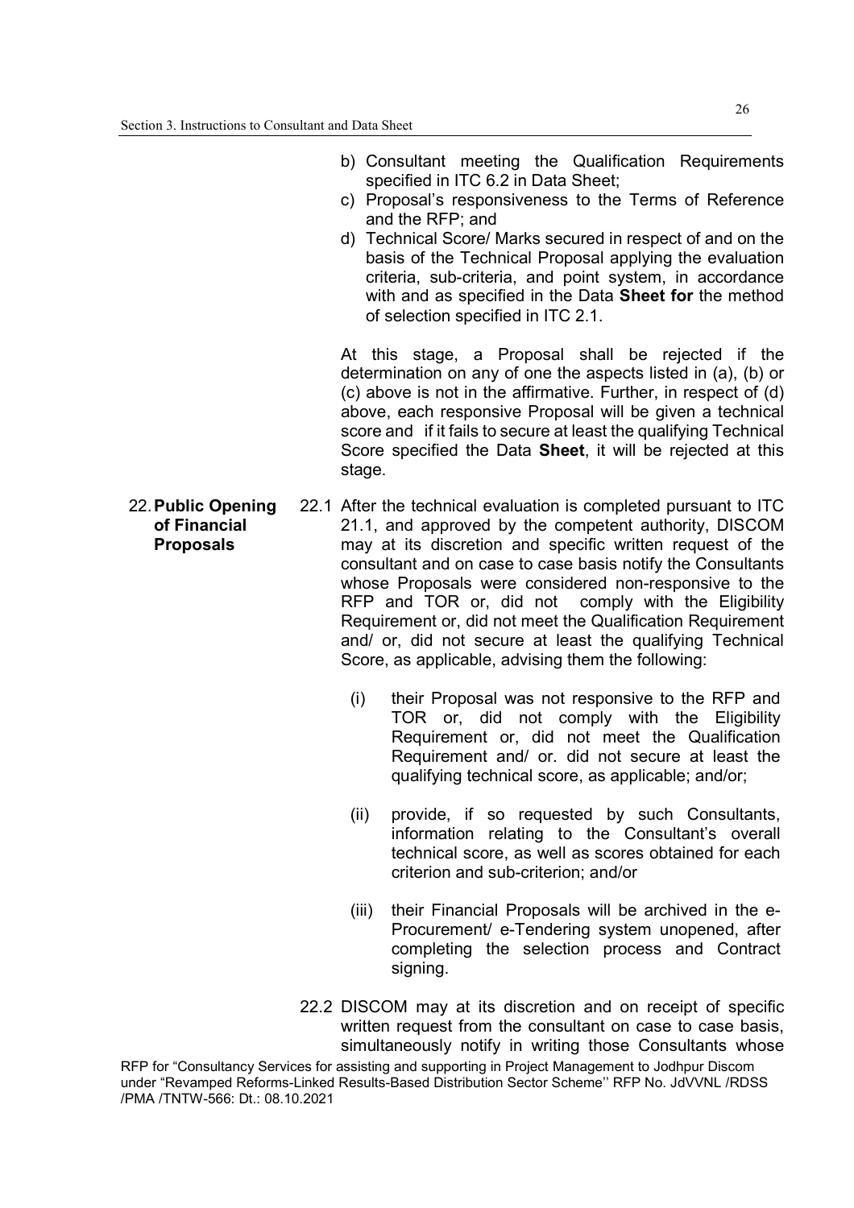b) Consultant meeting the Qualification Requirements specified in ITC 6.2 in Data Sheet;
c) Proposal's responsiveness to the Terms of Reference and the RFP; and
d) Technical Score/ Marks secured in respect of and on the basis of the Technical Proposal applying the evaluation criteria, sub-criteria, and point system, in accordance with and as specified in the Data **Sheet for** the method of selection specified in ITC 2.1.

At this stage, a Proposal shall be rejected if the determination on any of one the aspects listed in (a), (b) or (c) above is not in the affirmative. Further, in respect of (d) above, each responsive Proposal will be given a technical score and if it fails to secure at least the qualifying Technical Score specified the Data **Sheet**, it will be rejected at this stage.

**22. Public Opening of Financial Proposals**

22.1 After the technical evaluation is completed pursuant to ITC 21.1, and approved by the competent authority, DISCOM may at its discretion and specific written request of the consultant and on case to case basis notify the Consultants whose Proposals were considered non-responsive to the RFP and TOR or, did not comply with the Eligibility Requirement or, did not meet the Qualification Requirement and/ or, did not secure at least the qualifying Technical Score, as applicable, advising them the following:

(i) their Proposal was not responsive to the RFP and TOR or, did not comply with the Eligibility Requirement or, did not meet the Qualification Requirement and/ or. did not secure at least the qualifying technical score, as applicable; and/or;

(ii) provide, if so requested by such Consultants, information relating to the Consultant's overall technical score, as well as scores obtained for each criterion and sub-criterion; and/or

(iii) their Financial Proposals will be archived in the e-Procurement/ e-Tendering system unopened, after completing the selection process and Contract signing.

22.2 DISCOM may at its discretion and on receipt of specific written request from the consultant on case to case basis, simultaneously notify in writing those Consultants whose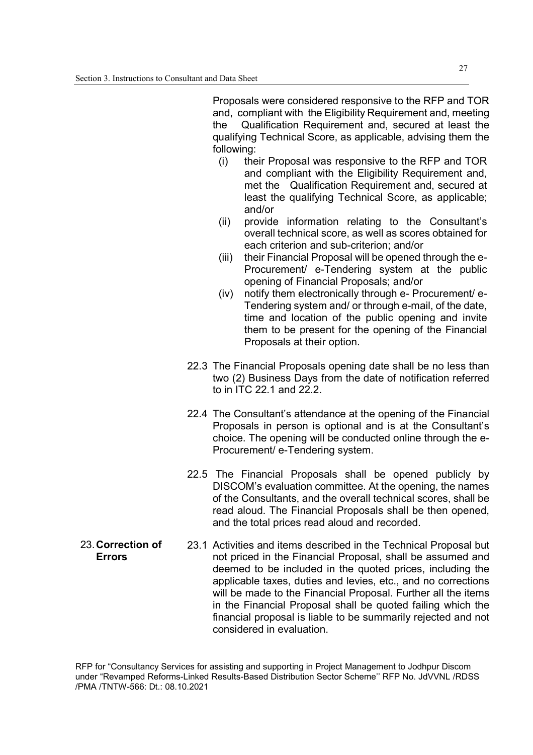Proposals were considered responsive to the RFP and TOR and, compliant with the Eligibility Requirement and, meeting the Qualification Requirement and, secured at least the qualifying Technical Score, as applicable, advising them the following:

(i) their Proposal was responsive to the RFP and TOR and compliant with the Eligibility Requirement and, met the Qualification Requirement and, secured at least the qualifying Technical Score, as applicable; and/or

(ii) provide information relating to the Consultant's overall technical score, as well as scores obtained for each criterion and sub-criterion; and/or

(iii) their Financial Proposal will be opened through the e-Procurement/ e-Tendering system at the public opening of Financial Proposals; and/or

(iv) notify them electronically through e- Procurement/ e-Tendering system and/ or through e-mail, of the date, time and location of the public opening and invite them to be present for the opening of the Financial Proposals at their option.

22.3 The Financial Proposals opening date shall be no less than two (2) Business Days from the date of notification referred to in ITC 22.1 and 22.2.

22.4 The Consultant's attendance at the opening of the Financial Proposals in person is optional and is at the Consultant's choice. The opening will be conducted online through the e-Procurement/ e-Tendering system.

22.5 The Financial Proposals shall be opened publicly by DISCOM's evaluation committee. At the opening, the names of the Consultants, and the overall technical scores, shall be read aloud. The Financial Proposals shall be then opened, and the total prices read aloud and recorded.

**23. Correction of Errors**

23.1 Activities and items described in the Technical Proposal but not priced in the Financial Proposal, shall be assumed and deemed to be included in the quoted prices, including the applicable taxes, duties and levies, etc., and no corrections will be made to the Financial Proposal. Further all the items in the Financial Proposal shall be quoted failing which the financial proposal is liable to be summarily rejected and not considered in evaluation.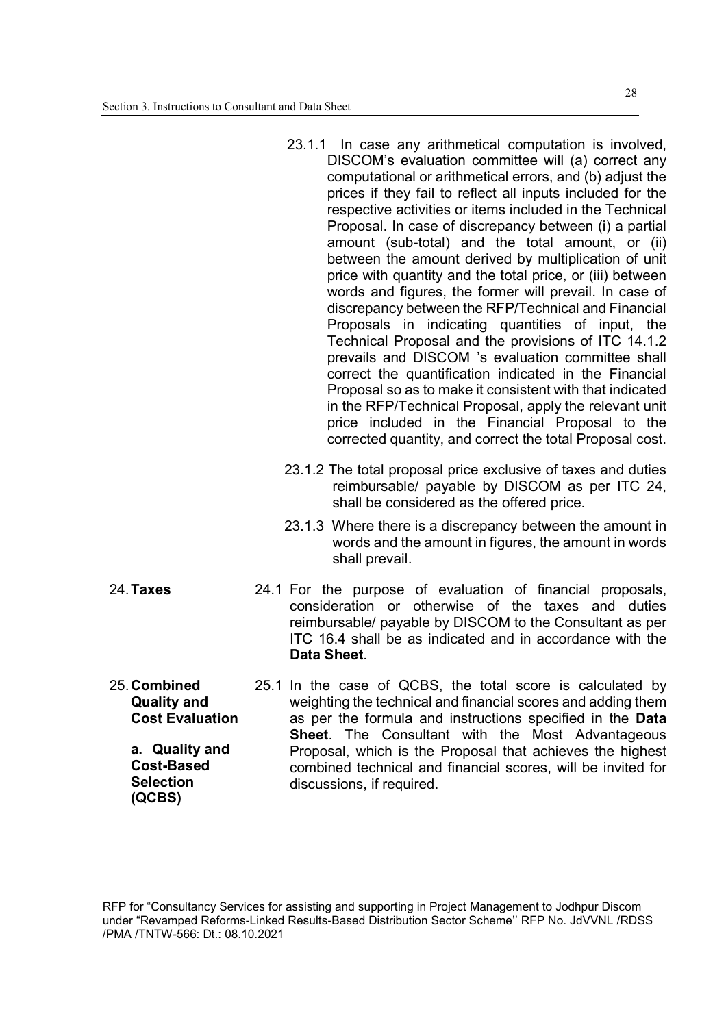23.1.1 In case any arithmetical computation is involved, DISCOM's evaluation committee will (a) correct any computational or arithmetical errors, and (b) adjust the prices if they fail to reflect all inputs included for the respective activities or items included in the Technical Proposal. In case of discrepancy between (i) a partial amount (sub-total) and the total amount, or (ii) between the amount derived by multiplication of unit price with quantity and the total price, or (iii) between words and figures, the former will prevail. In case of discrepancy between the RFP/Technical and Financial Proposals in indicating quantities of input, the Technical Proposal and the provisions of ITC 14.1.2 prevails and DISCOM 's evaluation committee shall correct the quantification indicated in the Financial Proposal so as to make it consistent with that indicated in the RFP/Technical Proposal, apply the relevant unit price included in the Financial Proposal to the corrected quantity, and correct the total Proposal cost.

23.1.2 The total proposal price exclusive of taxes and duties reimbursable/ payable by DISCOM as per ITC 24, shall be considered as the offered price.

23.1.3 Where there is a discrepancy between the amount in words and the amount in figures, the amount in words shall prevail.

**24. Taxes**

24.1 For the purpose of evaluation of financial proposals, consideration or otherwise of the taxes and duties reimbursable/ payable by DISCOM to the Consultant as per ITC 16.4 shall be as indicated and in accordance with the **Data Sheet**.

**25. Combined Quality and Cost Evaluation**

**a. Quality and Cost-Based Selection (QCBS)**

25.1 In the case of QCBS, the total score is calculated by weighting the technical and financial scores and adding them as per the formula and instructions specified in the **Data Sheet**. The Consultant with the Most Advantageous Proposal, which is the Proposal that achieves the highest combined technical and financial scores, will be invited for discussions, if required.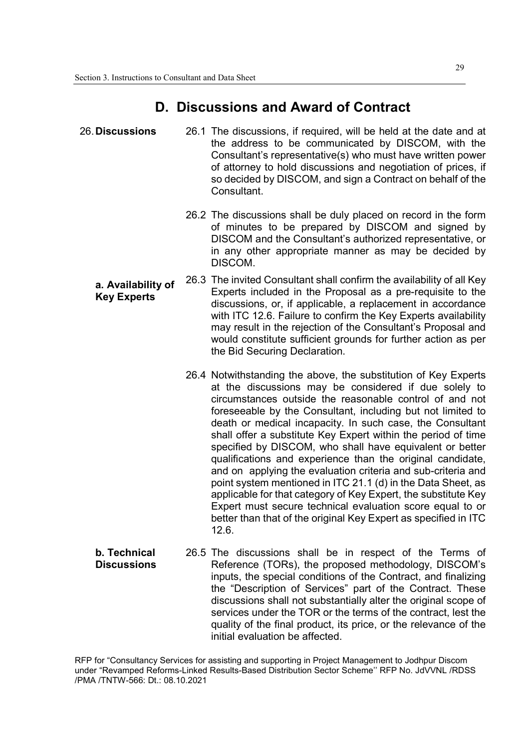## D. Discussions and Award of Contract

**26. Discussions**

26.1 The discussions, if required, will be held at the date and at the address to be communicated by DISCOM, with the Consultant's representative(s) who must have written power of attorney to hold discussions and negotiation of prices, if so decided by DISCOM, and sign a Contract on behalf of the Consultant.

26.2 The discussions shall be duly placed on record in the form of minutes to be prepared by DISCOM and signed by DISCOM and the Consultant's authorized representative, or in any other appropriate manner as may be decided by DISCOM.

**a. Availability of Key Experts**

26.3 The invited Consultant shall confirm the availability of all Key Experts included in the Proposal as a pre-requisite to the discussions, or, if applicable, a replacement in accordance with ITC 12.6. Failure to confirm the Key Experts availability may result in the rejection of the Consultant's Proposal and would constitute sufficient grounds for further action as per the Bid Securing Declaration.

26.4 Notwithstanding the above, the substitution of Key Experts at the discussions may be considered if due solely to circumstances outside the reasonable control of and not foreseeable by the Consultant, including but not limited to death or medical incapacity. In such case, the Consultant shall offer a substitute Key Expert within the period of time specified by DISCOM, who shall have equivalent or better qualifications and experience than the original candidate, and on applying the evaluation criteria and sub-criteria and point system mentioned in ITC 21.1 (d) in the Data Sheet, as applicable for that category of Key Expert, the substitute Key Expert must secure technical evaluation score equal to or better than that of the original Key Expert as specified in ITC 12.6.

**b. Technical Discussions**

26.5 The discussions shall be in respect of the Terms of Reference (TORs), the proposed methodology, DISCOM's inputs, the special conditions of the Contract, and finalizing the "Description of Services" part of the Contract. These discussions shall not substantially alter the original scope of services under the TOR or the terms of the contract, lest the quality of the final product, its price, or the relevance of the initial evaluation be affected.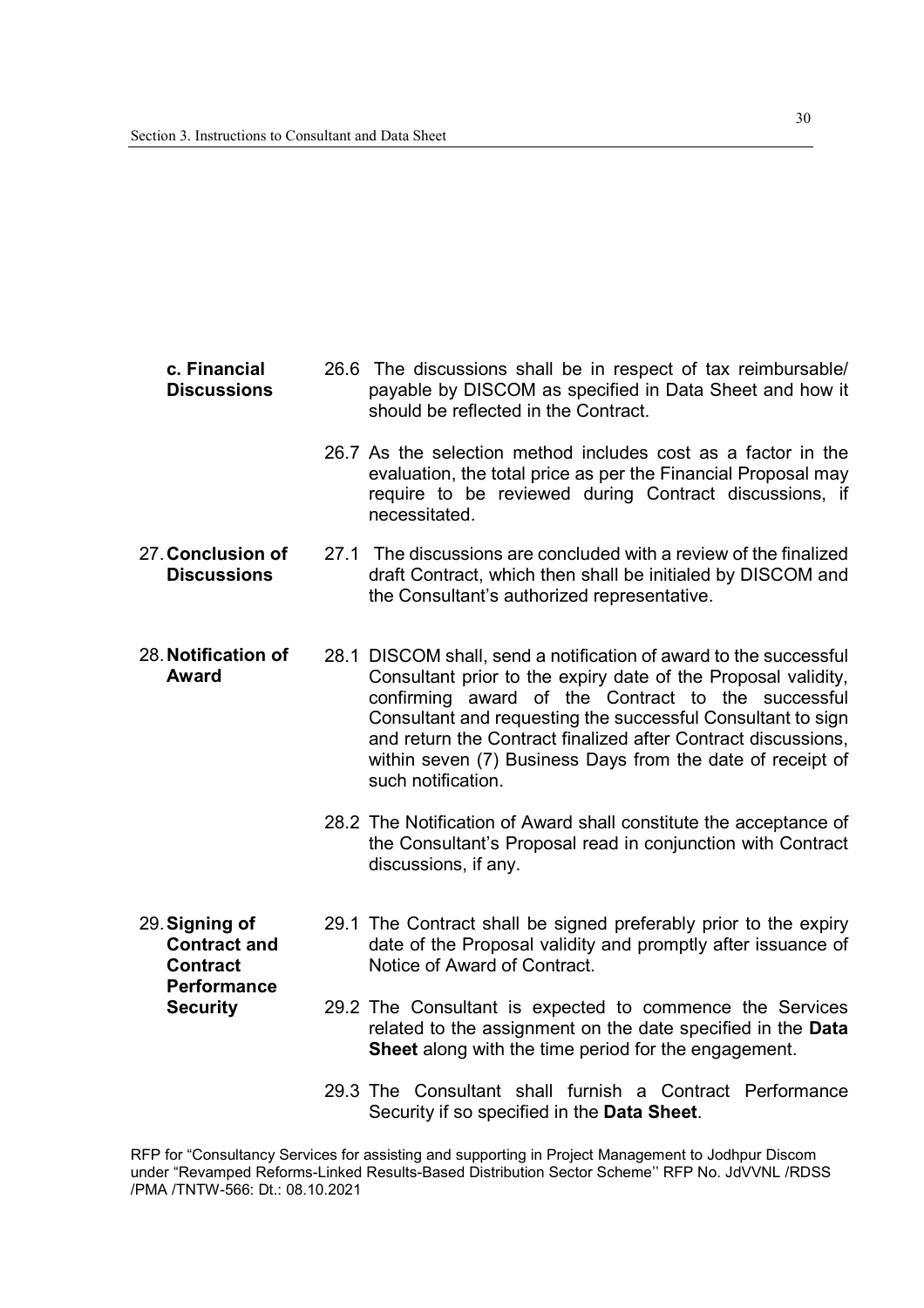**c. Financial Discussions**

26.6 The discussions shall be in respect of tax reimbursable/ payable by DISCOM as specified in Data Sheet and how it should be reflected in the Contract.

26.7 As the selection method includes cost as a factor in the evaluation, the total price as per the Financial Proposal may require to be reviewed during Contract discussions, if necessitated.

**27. Conclusion of Discussions**

27.1 The discussions are concluded with a review of the finalized draft Contract, which then shall be initialed by DISCOM and the Consultant's authorized representative.

**28. Notification of Award**

28.1 DISCOM shall, send a notification of award to the successful Consultant prior to the expiry date of the Proposal validity, confirming award of the Contract to the successful Consultant and requesting the successful Consultant to sign and return the Contract finalized after Contract discussions, within seven (7) Business Days from the date of receipt of such notification.

28.2 The Notification of Award shall constitute the acceptance of the Consultant's Proposal read in conjunction with Contract discussions, if any.

**29. Signing of Contract and Contract Performance Security**

29.1 The Contract shall be signed preferably prior to the expiry date of the Proposal validity and promptly after issuance of Notice of Award of Contract.

29.2 The Consultant is expected to commence the Services related to the assignment on the date specified in the **Data Sheet** along with the time period for the engagement.

29.3 The Consultant shall furnish a Contract Performance Security if so specified in the **Data Sheet**.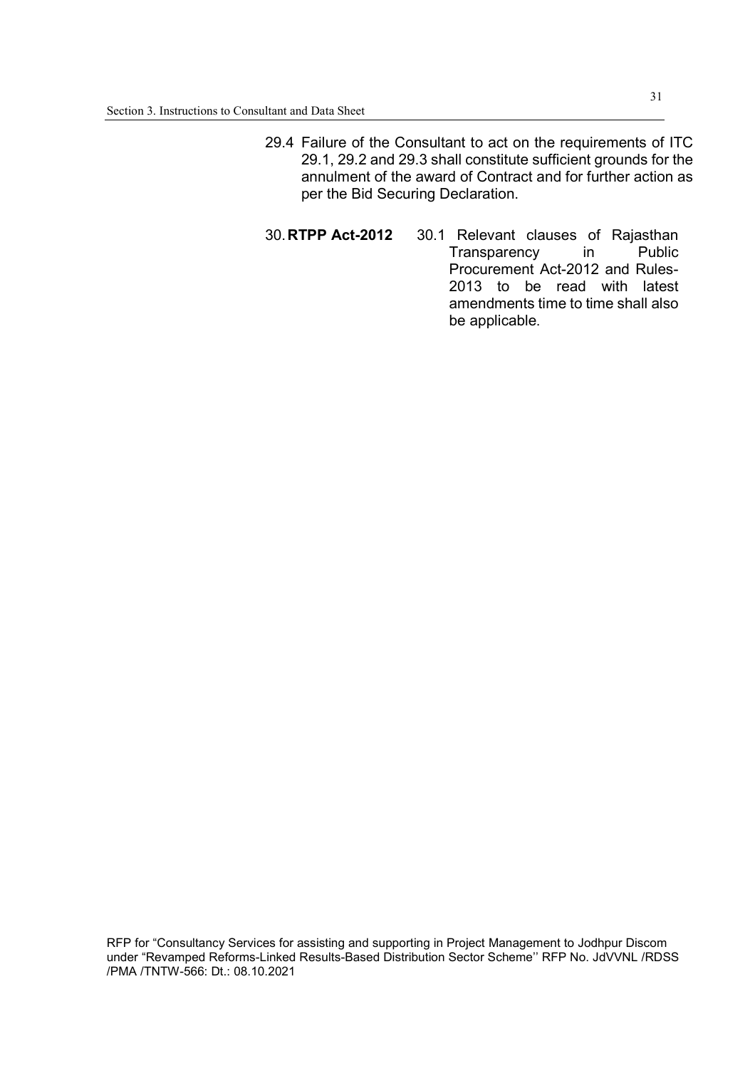29.4 Failure of the Consultant to act on the requirements of ITC 29.1, 29.2 and 29.3 shall constitute sufficient grounds for the annulment of the award of Contract and for further action as per the Bid Securing Declaration.

30. **RTPP Act-2012**

30.1 Relevant clauses of Rajasthan Transparency in Public Procurement Act-2012 and Rules-2013 to be read with latest amendments time to time shall also be applicable.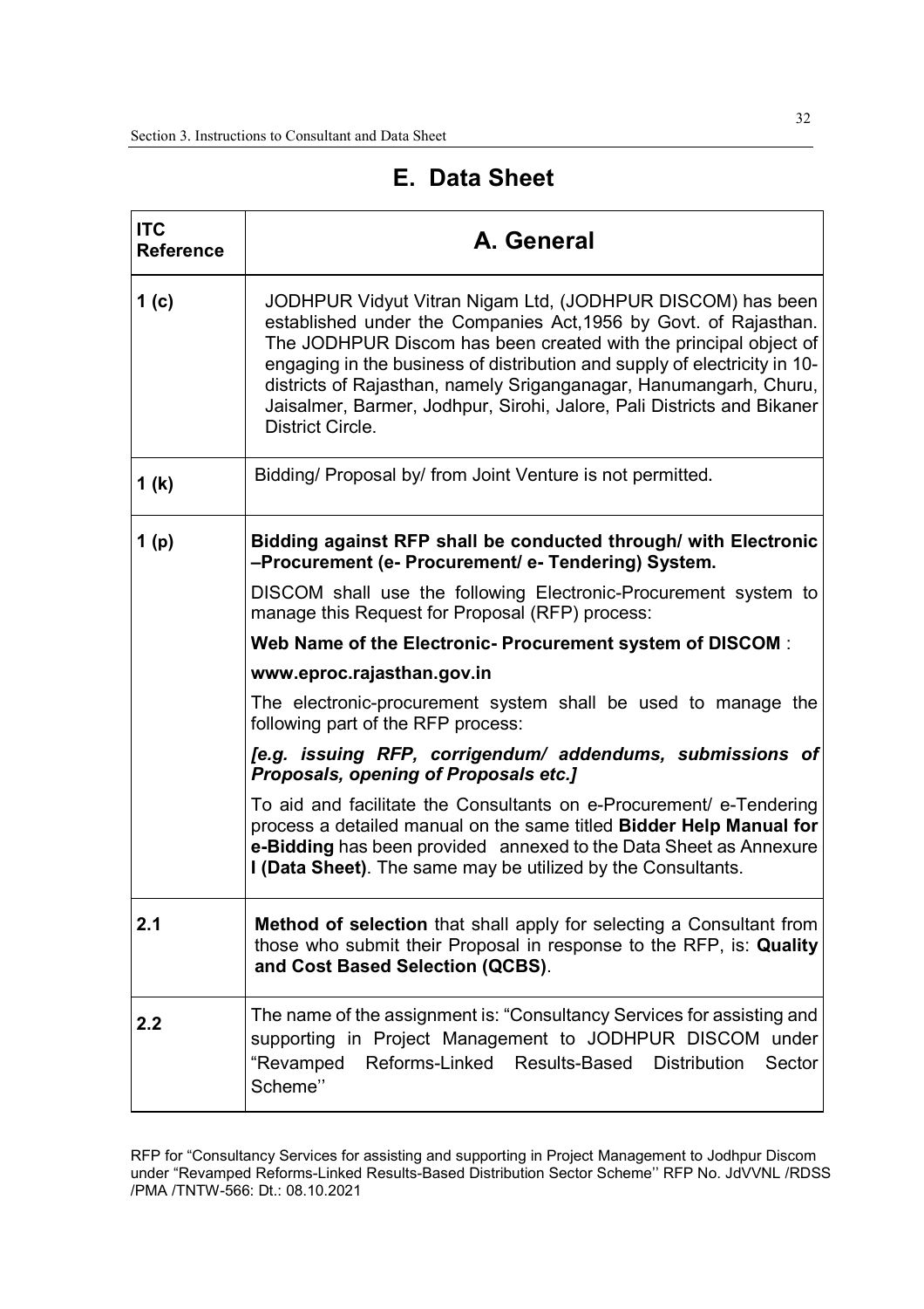## E. Data Sheet

| ITC Reference | A. General |
|---|---|
| 1 (c) | JODHPUR Vidyut Vitran Nigam Ltd, (JODHPUR DISCOM) has been established under the Companies Act,1956 by Govt. of Rajasthan. The JODHPUR Discom has been created with the principal object of engaging in the business of distribution and supply of electricity in 10-districts of Rajasthan, namely Sriganganagar, Hanumangarh, Churu, Jaisalmer, Barmer, Jodhpur, Sirohi, Jalore, Pali Districts and Bikaner District Circle. |
| 1 (k) | Bidding/ Proposal by/ from Joint Venture is not permitted. |
| 1 (p) | **Bidding against RFP shall be conducted through/ with Electronic –Procurement (e- Procurement/ e- Tendering) System.**<br>DISCOM shall use the following Electronic-Procurement system to manage this Request for Proposal (RFP) process:<br>**Web Name of the Electronic- Procurement system of DISCOM** :<br>**www.eproc.rajasthan.gov.in**<br>The electronic-procurement system shall be used to manage the following part of the RFP process:<br>***[e.g. issuing RFP, corrigendum/ addendums, submissions of Proposals, opening of Proposals etc.]***<br>To aid and facilitate the Consultants on e-Procurement/ e-Tendering process a detailed manual on the same titled **Bidder Help Manual for e-Bidding** has been provided annexed to the Data Sheet as Annexure **I (Data Sheet)**. The same may be utilized by the Consultants. |
| 2.1 | **Method of selection** that shall apply for selecting a Consultant from those who submit their Proposal in response to the RFP, is: **Quality and Cost Based Selection (QCBS)**. |
| 2.2 | The name of the assignment is: "Consultancy Services for assisting and supporting in Project Management to JODHPUR DISCOM under "Revamped Reforms-Linked Results-Based Distribution Sector Scheme'' |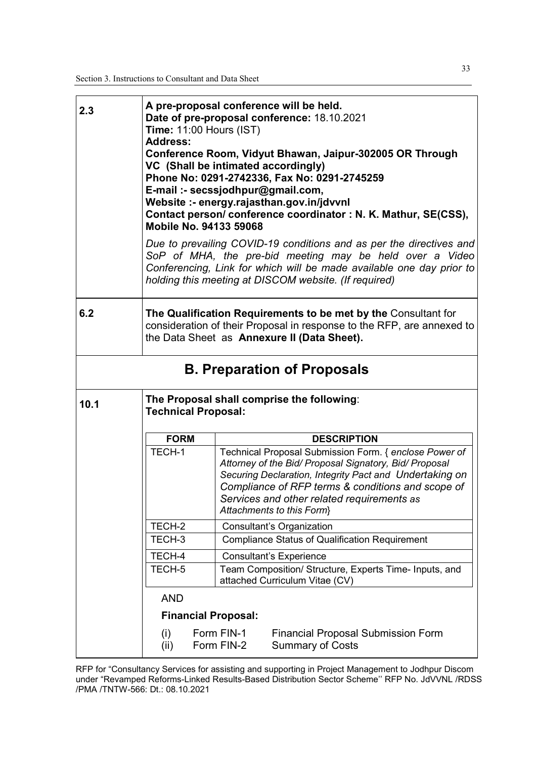| | |
|---|---|
| **2.3** | **A pre-proposal conference will be held.**<br>**Date of pre-proposal conference:** 18.10.2021<br>**Time:** 11:00 Hours (IST)<br>**Address:**<br>**Conference Room, Vidyut Bhawan, Jaipur-302005 OR Through VC (Shall be intimated accordingly)**<br>**Phone No: 0291-2742336, Fax No: 0291-2745259**<br>**E-mail :- secssjodhpur@gmail.com,**<br>**Website :- energy.rajasthan.gov.in/jdvvnl**<br>**Contact person/ conference coordinator : N. K. Mathur, SE(CSS), Mobile No. 94133 59068**<br><br>*Due to prevailing COVID-19 conditions and as per the directives and SoP of MHA, the pre-bid meeting may be held over a Video Conferencing, Link for which will be made available one day prior to holding this meeting at DISCOM website. (If required)* |
| **6.2** | **The Qualification Requirements to be met by the** Consultant for consideration of their Proposal in response to the RFP, are annexed to the Data Sheet as **Annexure II (Data Sheet).** |

## B. Preparation of Proposals

**10.1**

**The Proposal shall comprise the following**:
**Technical Proposal:**

| FORM | DESCRIPTION |
|---|---|
| TECH-1 | Technical Proposal Submission Form. { *enclose Power of Attorney of the Bid/ Proposal Signatory, Bid/ Proposal Securing Declaration, Integrity Pact and Undertaking on Compliance of RFP terms & conditions and scope of Services and other related requirements as Attachments to this Form*} |
| TECH-2 | Consultant's Organization |
| TECH-3 | Compliance Status of Qualification Requirement |
| TECH-4 | Consultant's Experience |
| TECH-5 | Team Composition/ Structure, Experts Time- Inputs, and attached Curriculum Vitae (CV) |

AND

**Financial Proposal:**

(i) Form FIN-1 Financial Proposal Submission Form
(ii) Form FIN-2 Summary of Costs

RFP for "Consultancy Services for assisting and supporting in Project Management to Jodhpur Discom under "Revamped Reforms-Linked Results-Based Distribution Sector Scheme'' RFP No. JdVVNL /RDSS /PMA /TNTW-566: Dt.: 08.10.2021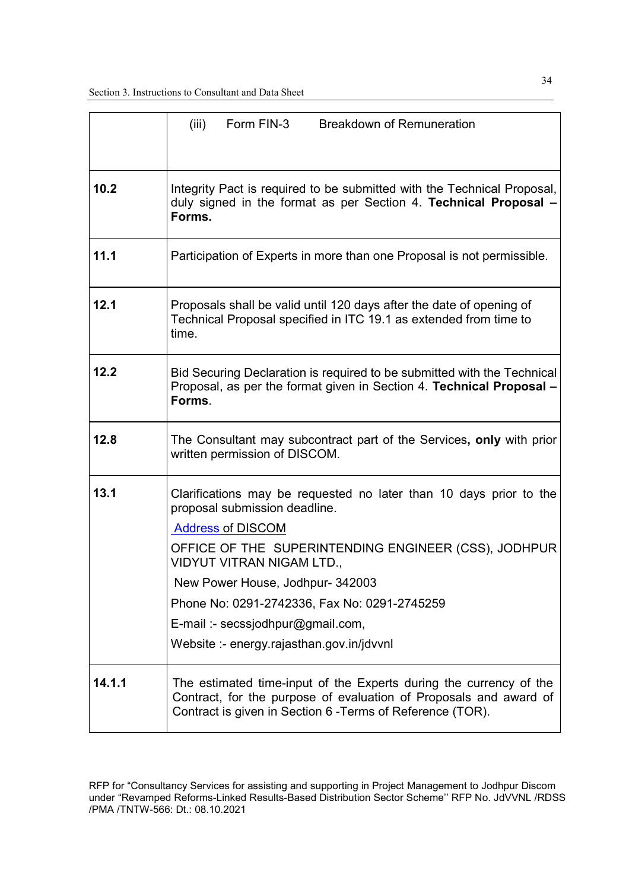| | |
|---|---|
| | (iii) Form FIN-3 Breakdown of Remuneration |
| **10.2** | Integrity Pact is required to be submitted with the Technical Proposal, duly signed in the format as per Section 4. **Technical Proposal – Forms.** |
| **11.1** | Participation of Experts in more than one Proposal is not permissible. |
| **12.1** | Proposals shall be valid until 120 days after the date of opening of Technical Proposal specified in ITC 19.1 as extended from time to time. |
| **12.2** | Bid Securing Declaration is required to be submitted with the Technical Proposal, as per the format given in Section 4. **Technical Proposal – Forms**. |
| **12.8** | The Consultant may subcontract part of the Services**, only** with prior written permission of DISCOM. |
| **13.1** | Clarifications may be requested no later than 10 days prior to the proposal submission deadline.<br><br>Address of DISCOM<br><br>OFFICE OF THE SUPERINTENDING ENGINEER (CSS), JODHPUR VIDYUT VITRAN NIGAM LTD.,<br><br>New Power House, Jodhpur- 342003<br><br>Phone No: 0291-2742336, Fax No: 0291-2745259<br><br>E-mail :- secssjodhpur@gmail.com,<br><br>Website :- energy.rajasthan.gov.in/jdvvnl |
| **14.1.1** | The estimated time-input of the Experts during the currency of the Contract, for the purpose of evaluation of Proposals and award of Contract is given in Section 6 -Terms of Reference (TOR). |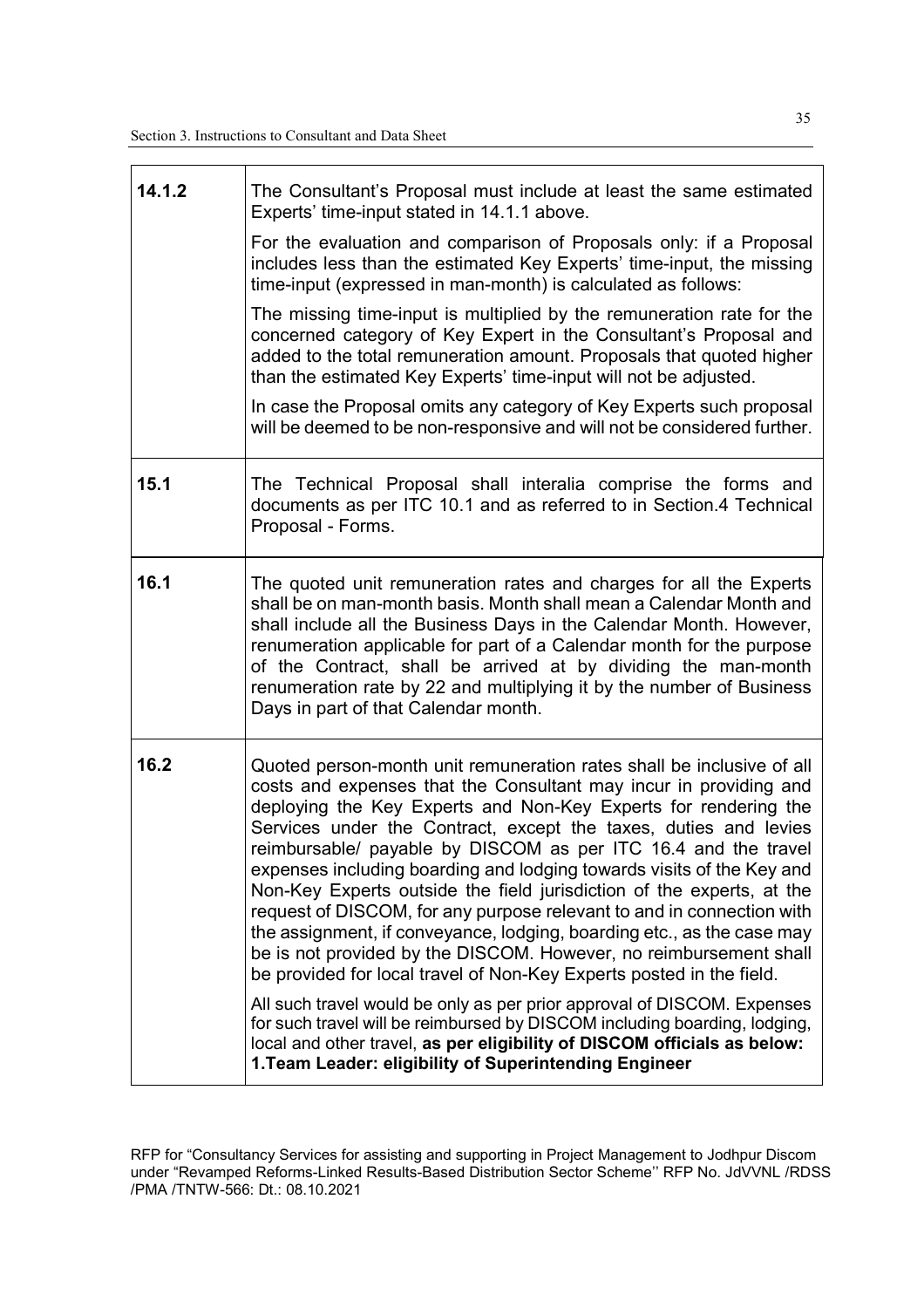| | |
|---|---|
| **14.1.2** | The Consultant's Proposal must include at least the same estimated Experts' time-input stated in 14.1.1 above.<br><br>For the evaluation and comparison of Proposals only: if a Proposal includes less than the estimated Key Experts' time-input, the missing time-input (expressed in man-month) is calculated as follows:<br><br>The missing time-input is multiplied by the remuneration rate for the concerned category of Key Expert in the Consultant's Proposal and added to the total remuneration amount. Proposals that quoted higher than the estimated Key Experts' time-input will not be adjusted.<br><br>In case the Proposal omits any category of Key Experts such proposal will be deemed to be non-responsive and will not be considered further. |
| **15.1** | The Technical Proposal shall interalia comprise the forms and documents as per ITC 10.1 and as referred to in Section.4 Technical Proposal - Forms. |
| **16.1** | The quoted unit remuneration rates and charges for all the Experts shall be on man-month basis. Month shall mean a Calendar Month and shall include all the Business Days in the Calendar Month. However, renumeration applicable for part of a Calendar month for the purpose of the Contract, shall be arrived at by dividing the man-month renumeration rate by 22 and multiplying it by the number of Business Days in part of that Calendar month. |
| **16.2** | Quoted person-month unit remuneration rates shall be inclusive of all costs and expenses that the Consultant may incur in providing and deploying the Key Experts and Non-Key Experts for rendering the Services under the Contract, except the taxes, duties and levies reimbursable/ payable by DISCOM as per ITC 16.4 and the travel expenses including boarding and lodging towards visits of the Key and Non-Key Experts outside the field jurisdiction of the experts, at the request of DISCOM, for any purpose relevant to and in connection with the assignment, if conveyance, lodging, boarding etc., as the case may be is not provided by the DISCOM. However, no reimbursement shall be provided for local travel of Non-Key Experts posted in the field.<br><br>All such travel would be only as per prior approval of DISCOM. Expenses for such travel will be reimbursed by DISCOM including boarding, lodging, local and other travel, **as per eligibility of DISCOM officials as below:**<br>**1.Team Leader: eligibility of Superintending Engineer** |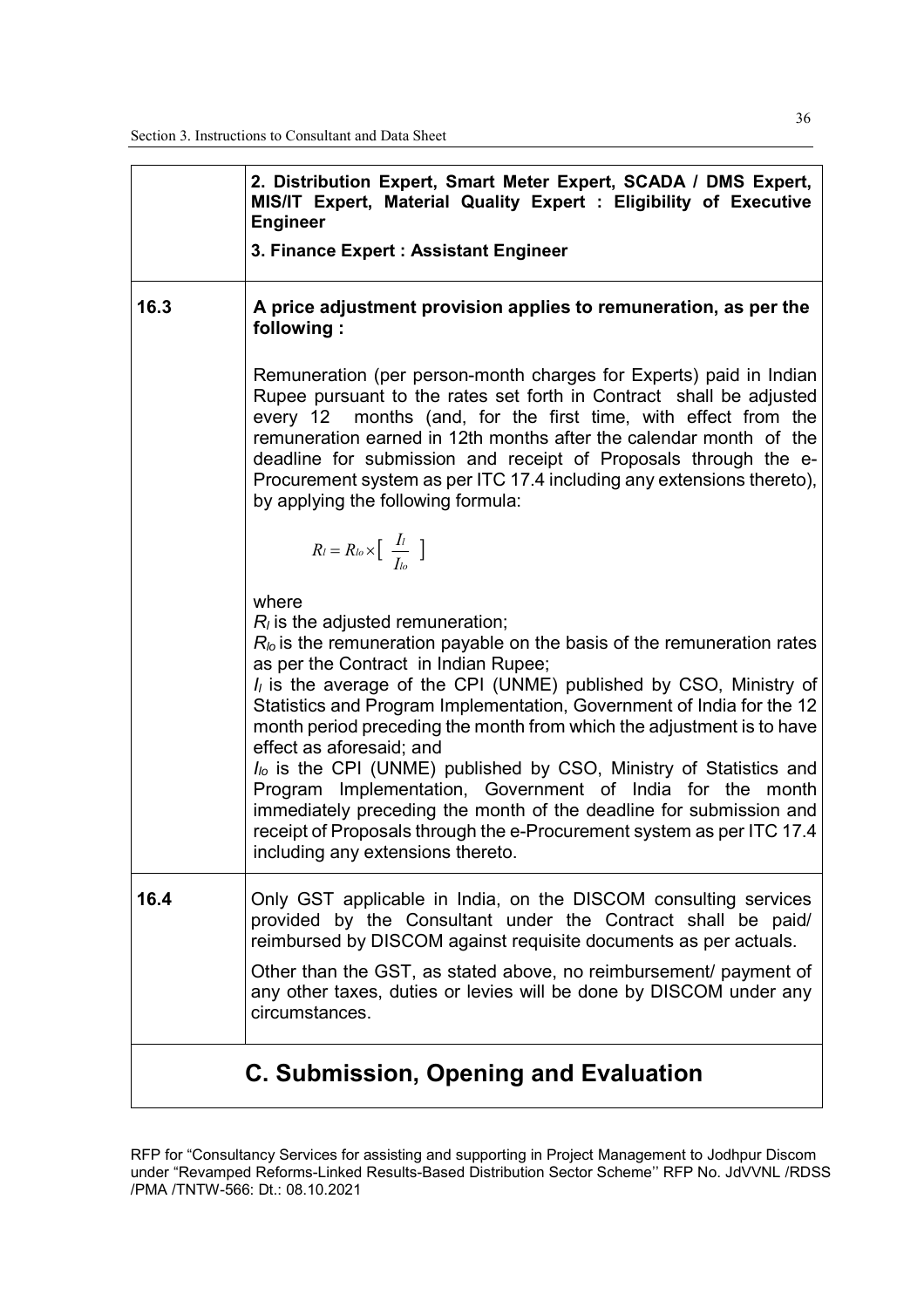| | |
|---|---|
| | **2. Distribution Expert, Smart Meter Expert, SCADA / DMS Expert, MIS/IT Expert, Material Quality Expert : Eligibility of Executive Engineer**<br><br>**3. Finance Expert : Assistant Engineer** |
| **16.3** | **A price adjustment provision applies to remuneration, as per the following :**<br><br>Remuneration (per person-month charges for Experts) paid in Indian Rupee pursuant to the rates set forth in Contract shall be adjusted every 12 months (and, for the first time, with effect from the remuneration earned in 12th months after the calendar month of the deadline for submission and receipt of Proposals through the e-Procurement system as per ITC 17.4 including any extensions thereto), by applying the following formula:<br><br>$R_l = R_{lo} \times \left[ \frac{I_l}{I_{lo}} \right]$<br><br>where<br>$R_l$ is the adjusted remuneration;<br>$R_{lo}$ is the remuneration payable on the basis of the remuneration rates as per the Contract in Indian Rupee;<br>$I_l$ is the average of the CPI (UNME) published by CSO, Ministry of Statistics and Program Implementation, Government of India for the 12 month period preceding the month from which the adjustment is to have effect as aforesaid; and<br>$I_{lo}$ is the CPI (UNME) published by CSO, Ministry of Statistics and Program Implementation, Government of India for the month immediately preceding the month of the deadline for submission and receipt of Proposals through the e-Procurement system as per ITC 17.4 including any extensions thereto. |
| **16.4** | Only GST applicable in India, on the DISCOM consulting services provided by the Consultant under the Contract shall be paid/ reimbursed by DISCOM against requisite documents as per actuals.<br><br>Other than the GST, as stated above, no reimbursement/ payment of any other taxes, duties or levies will be done by DISCOM under any circumstances. |

## C. Submission, Opening and Evaluation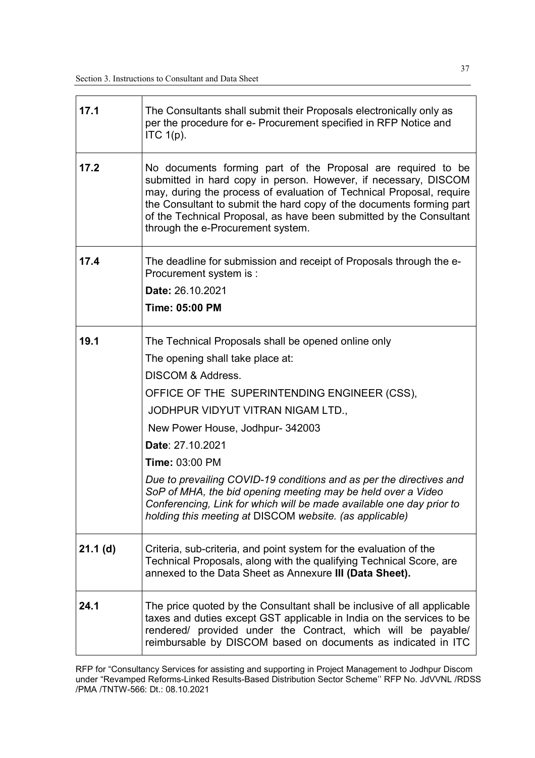| | |
|---|---|
| **17.1** | The Consultants shall submit their Proposals electronically only as per the procedure for e- Procurement specified in RFP Notice and ITC 1(p). |
| **17.2** | No documents forming part of the Proposal are required to be submitted in hard copy in person. However, if necessary, DISCOM may, during the process of evaluation of Technical Proposal, require the Consultant to submit the hard copy of the documents forming part of the Technical Proposal, as have been submitted by the Consultant through the e-Procurement system. |
| **17.4** | The deadline for submission and receipt of Proposals through the e-Procurement system is :<br>**Date:** 26.10.2021<br>**Time: 05:00 PM** |
| **19.1** | The Technical Proposals shall be opened online only<br>The opening shall take place at:<br>DISCOM & Address.<br>OFFICE OF THE SUPERINTENDING ENGINEER (CSS),<br>JODHPUR VIDYUT VITRAN NIGAM LTD.,<br>New Power House, Jodhpur- 342003<br>**Date**: 27.10.2021<br>**Time:** 03:00 PM<br>*Due to prevailing COVID-19 conditions and as per the directives and SoP of MHA, the bid opening meeting may be held over a Video Conferencing, Link for which will be made available one day prior to holding this meeting at* DISCOM *website. (as applicable)* |
| **21.1 (d)** | Criteria, sub-criteria, and point system for the evaluation of the Technical Proposals, along with the qualifying Technical Score, are annexed to the Data Sheet as Annexure **III (Data Sheet).** |
| **24.1** | The price quoted by the Consultant shall be inclusive of all applicable taxes and duties except GST applicable in India on the services to be rendered/ provided under the Contract, which will be payable/ reimbursable by DISCOM based on documents as indicated in ITC |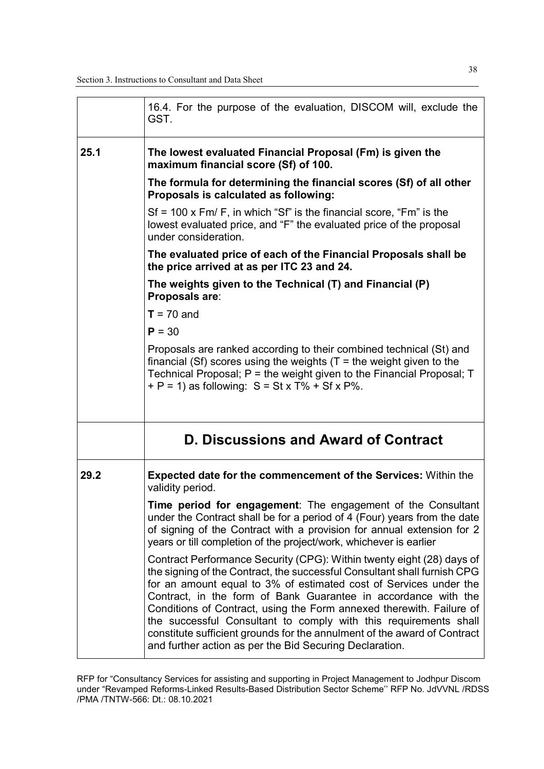| | |
|---|---|
| | 16.4. For the purpose of the evaluation, DISCOM will, exclude the GST. |
| **25.1** | **The lowest evaluated Financial Proposal (Fm) is given the maximum financial score (Sf) of 100.**<br><br>**The formula for determining the financial scores (Sf) of all other Proposals is calculated as following:**<br><br>Sf = 100 x Fm/ F, in which "Sf" is the financial score, "Fm" is the lowest evaluated price, and "F" the evaluated price of the proposal under consideration.<br><br>**The evaluated price of each of the Financial Proposals shall be the price arrived at as per ITC 23 and 24.**<br><br>**The weights given to the Technical (T) and Financial (P) Proposals are**:<br><br>**T** = 70 and<br><br>**P** = 30<br><br>Proposals are ranked according to their combined technical (St) and financial (Sf) scores using the weights (T = the weight given to the Technical Proposal; P = the weight given to the Financial Proposal; T + P = 1) as following: S = St x T% + Sf x P%. |
| | **D. Discussions and Award of Contract** |
| **29.2** | **Expected date for the commencement of the Services:** Within the validity period.<br><br>**Time period for engagement**: The engagement of the Consultant under the Contract shall be for a period of 4 (Four) years from the date of signing of the Contract with a provision for annual extension for 2 years or till completion of the project/work, whichever is earlier<br><br>Contract Performance Security (CPG): Within twenty eight (28) days of the signing of the Contract, the successful Consultant shall furnish CPG for an amount equal to 3% of estimated cost of Services under the Contract, in the form of Bank Guarantee in accordance with the Conditions of Contract, using the Form annexed therewith. Failure of the successful Consultant to comply with this requirements shall constitute sufficient grounds for the annulment of the award of Contract and further action as per the Bid Securing Declaration. |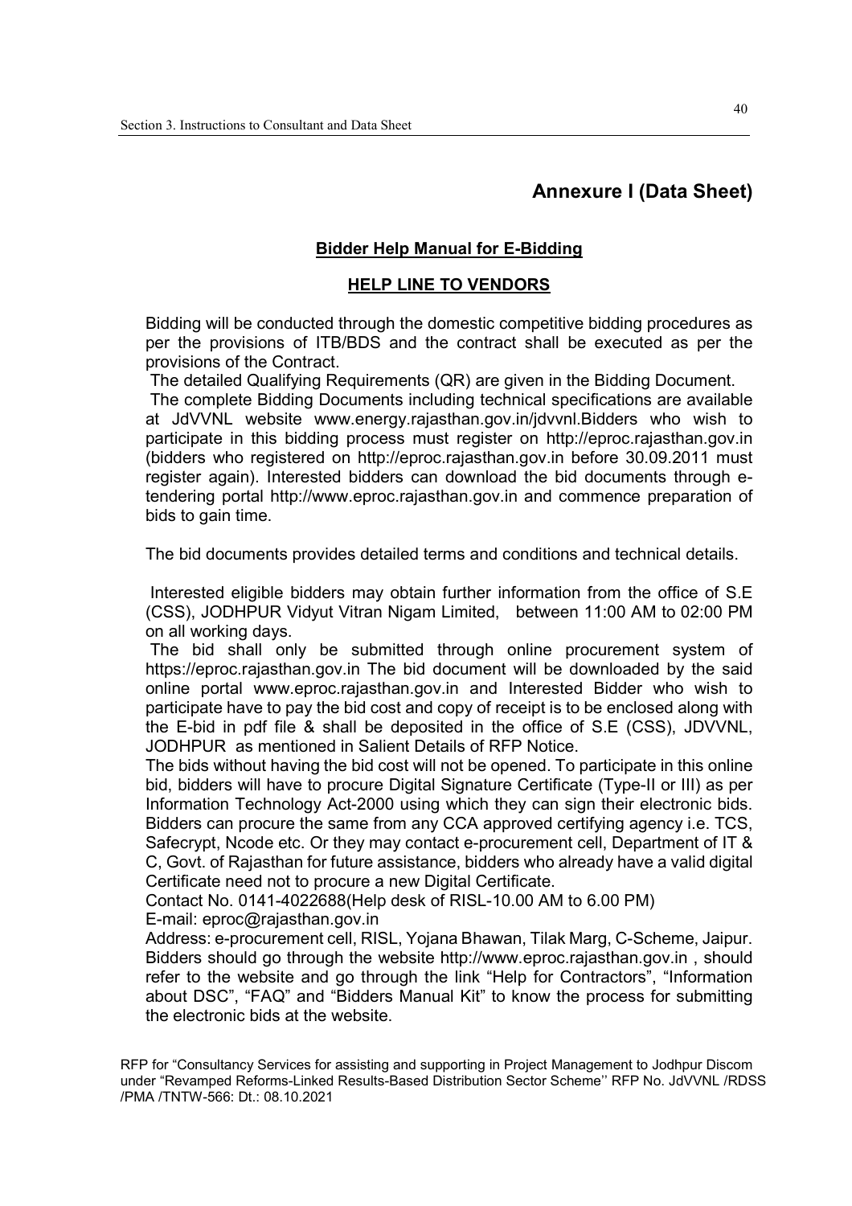# Annexure I (Data Sheet)

## Bidder Help Manual for E-Bidding

## HELP LINE TO VENDORS

Bidding will be conducted through the domestic competitive bidding procedures as per the provisions of ITB/BDS and the contract shall be executed as per the provisions of the Contract.

The detailed Qualifying Requirements (QR) are given in the Bidding Document.

The complete Bidding Documents including technical specifications are available at JdVVNL website www.energy.rajasthan.gov.in/jdvvnl.Bidders who wish to participate in this bidding process must register on http://eproc.rajasthan.gov.in (bidders who registered on http://eproc.rajasthan.gov.in before 30.09.2011 must register again). Interested bidders can download the bid documents through e-tendering portal http://www.eproc.rajasthan.gov.in and commence preparation of bids to gain time.

The bid documents provides detailed terms and conditions and technical details.

Interested eligible bidders may obtain further information from the office of S.E (CSS), JODHPUR Vidyut Vitran Nigam Limited, between 11:00 AM to 02:00 PM on all working days.

The bid shall only be submitted through online procurement system of https://eproc.rajasthan.gov.in The bid document will be downloaded by the said online portal www.eproc.rajasthan.gov.in and Interested Bidder who wish to participate have to pay the bid cost and copy of receipt is to be enclosed along with the E-bid in pdf file & shall be deposited in the office of S.E (CSS), JDVVNL, JODHPUR as mentioned in Salient Details of RFP Notice.

The bids without having the bid cost will not be opened. To participate in this online bid, bidders will have to procure Digital Signature Certificate (Type-II or III) as per Information Technology Act-2000 using which they can sign their electronic bids. Bidders can procure the same from any CCA approved certifying agency i.e. TCS, Safecrypt, Ncode etc. Or they may contact e-procurement cell, Department of IT & C, Govt. of Rajasthan for future assistance, bidders who already have a valid digital Certificate need not to procure a new Digital Certificate.

Contact No. 0141-4022688(Help desk of RISL-10.00 AM to 6.00 PM)

E-mail: eproc@rajasthan.gov.in

Address: e-procurement cell, RISL, Yojana Bhawan, Tilak Marg, C-Scheme, Jaipur.

Bidders should go through the website http://www.eproc.rajasthan.gov.in , should refer to the website and go through the link "Help for Contractors", "Information about DSC", "FAQ" and "Bidders Manual Kit" to know the process for submitting the electronic bids at the website.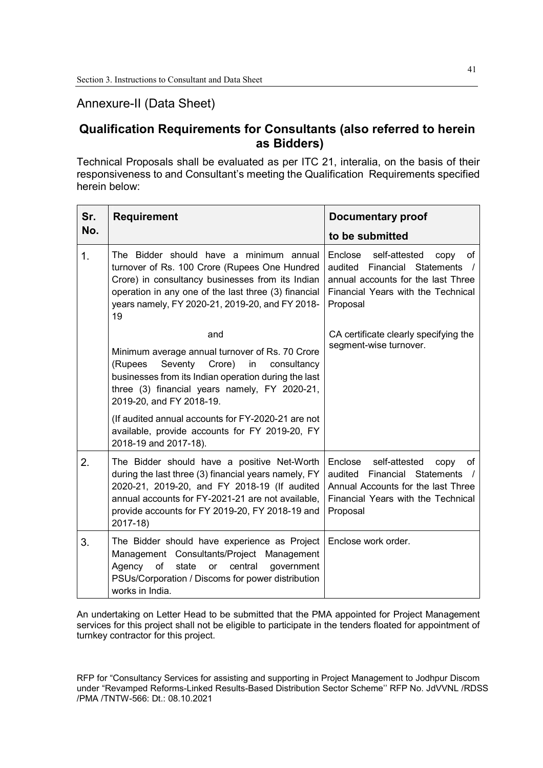## Annexure-II (Data Sheet)

## Qualification Requirements for Consultants (also referred to herein as Bidders)

Technical Proposals shall be evaluated as per ITC 21, interalia, on the basis of their responsiveness to and Consultant's meeting the Qualification Requirements specified herein below:

| Sr. No. | Requirement | Documentary proof to be submitted |
|---|---|---|
| 1. | The Bidder should have a minimum annual turnover of Rs. 100 Crore (Rupees One Hundred Crore) in consultancy businesses from its Indian operation in any one of the last three (3) financial years namely, FY 2020-21, 2019-20, and FY 2018-19<br><br>and<br><br>Minimum average annual turnover of Rs. 70 Crore (Rupees Seventy Crore) in consultancy businesses from its Indian operation during the last three (3) financial years namely, FY 2020-21, 2019-20, and FY 2018-19.<br><br>(If audited annual accounts for FY-2020-21 are not available, provide accounts for FY 2019-20, FY 2018-19 and 2017-18). | Enclose self-attested copy of audited Financial Statements / annual accounts for the last Three Financial Years with the Technical Proposal<br><br>CA certificate clearly specifying the segment-wise turnover. |
| 2. | The Bidder should have a positive Net-Worth during the last three (3) financial years namely, FY 2020-21, 2019-20, and FY 2018-19 (If audited annual accounts for FY-2021-21 are not available, provide accounts for FY 2019-20, FY 2018-19 and 2017-18) | Enclose self-attested copy of audited Financial Statements / Annual Accounts for the last Three Financial Years with the Technical Proposal |
| 3. | The Bidder should have experience as Project Management Consultants/Project Management Agency of state or central government PSUs/Corporation / Discoms for power distribution works in India. | Enclose work order. |

An undertaking on Letter Head to be submitted that the PMA appointed for Project Management services for this project shall not be eligible to participate in the tenders floated for appointment of turnkey contractor for this project.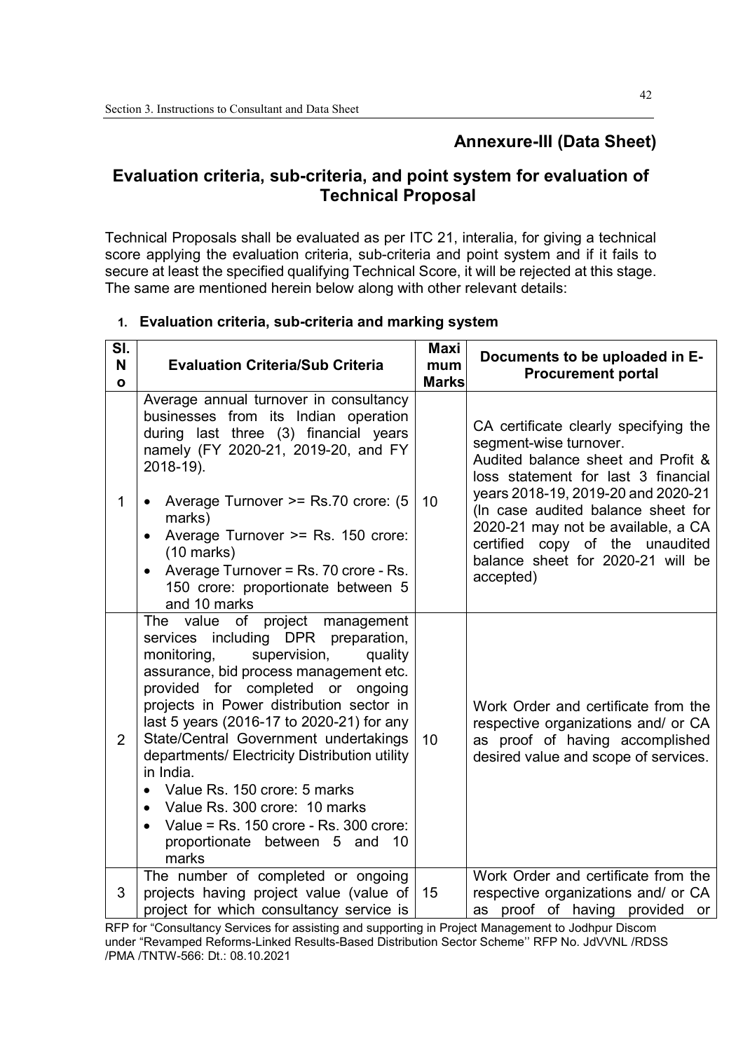## Annexure-III (Data Sheet)

## Evaluation criteria, sub-criteria, and point system for evaluation of Technical Proposal

Technical Proposals shall be evaluated as per ITC 21, interalia, for giving a technical score applying the evaluation criteria, sub-criteria and point system and if it fails to secure at least the specified qualifying Technical Score, it will be rejected at this stage. The same are mentioned herein below along with other relevant details:

1. **Evaluation criteria, sub-criteria and marking system**

| Sl. No | Evaluation Criteria/Sub Criteria | Maximum Marks | Documents to be uploaded in E-Procurement portal |
|---|---|---|---|
| 1 | Average annual turnover in consultancy businesses from its Indian operation during last three (3) financial years namely (FY 2020-21, 2019-20, and FY 2018-19).<br>• Average Turnover >= Rs.70 crore: (5 marks)<br>• Average Turnover >= Rs. 150 crore: (10 marks)<br>• Average Turnover = Rs. 70 crore - Rs. 150 crore: proportionate between 5 and 10 marks | 10 | CA certificate clearly specifying the segment-wise turnover.<br>Audited balance sheet and Profit & loss statement for last 3 financial years 2018-19, 2019-20 and 2020-21 (In case audited balance sheet for 2020-21 may not be available, a CA certified copy of the unaudited balance sheet for 2020-21 will be accepted) |
| 2 | The value of project management services including DPR preparation, monitoring, supervision, quality assurance, bid process management etc. provided for completed or ongoing projects in Power distribution sector in last 5 years (2016-17 to 2020-21) for any State/Central Government undertakings departments/ Electricity Distribution utility in India.<br>• Value Rs. 150 crore: 5 marks<br>• Value Rs. 300 crore: 10 marks<br>• Value = Rs. 150 crore - Rs. 300 crore: proportionate between 5 and 10 marks | 10 | Work Order and certificate from the respective organizations and/ or CA as proof of having accomplished desired value and scope of services. |
| 3 | The number of completed or ongoing projects having project value (value of project for which consultancy service is | 15 | Work Order and certificate from the respective organizations and/ or CA as proof of having provided or |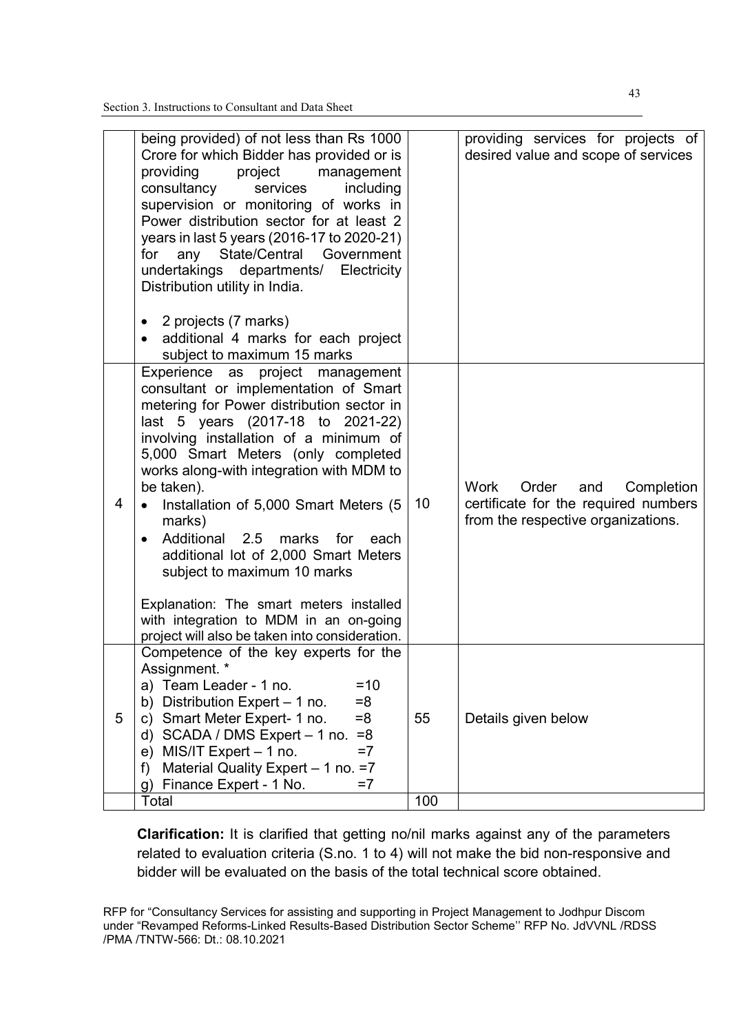| | | | |
|---|---|---|---|
| | being provided) of not less than Rs 1000 Crore for which Bidder has provided or is providing project management consultancy services including supervision or monitoring of works in Power distribution sector for at least 2 years in last 5 years (2016-17 to 2020-21) for any State/Central Government undertakings departments/ Electricity Distribution utility in India.<br><br>• 2 projects (7 marks)<br>• additional 4 marks for each project subject to maximum 15 marks | | providing services for projects of desired value and scope of services |
| 4 | Experience as project management consultant or implementation of Smart metering for Power distribution sector in last 5 years (2017-18 to 2021-22) involving installation of a minimum of 5,000 Smart Meters (only completed works along-with integration with MDM to be taken).<br>• Installation of 5,000 Smart Meters (5 marks)<br>• Additional 2.5 marks for each additional lot of 2,000 Smart Meters subject to maximum 10 marks<br><br>Explanation: The smart meters installed with integration to MDM in an on-going project will also be taken into consideration. | 10 | Work Order and Completion certificate for the required numbers from the respective organizations. |
| 5 | Competence of the key experts for the Assignment. *<br>a) Team Leader - 1 no. =10<br>b) Distribution Expert – 1 no. =8<br>c) Smart Meter Expert- 1 no. =8<br>d) SCADA / DMS Expert – 1 no. =8<br>e) MIS/IT Expert – 1 no. =7<br>f) Material Quality Expert – 1 no. =7<br>g) Finance Expert - 1 No. =7 | 55 | Details given below |
| | Total | 100 | |

**Clarification:** It is clarified that getting no/nil marks against any of the parameters related to evaluation criteria (S.no. 1 to 4) will not make the bid non-responsive and bidder will be evaluated on the basis of the total technical score obtained.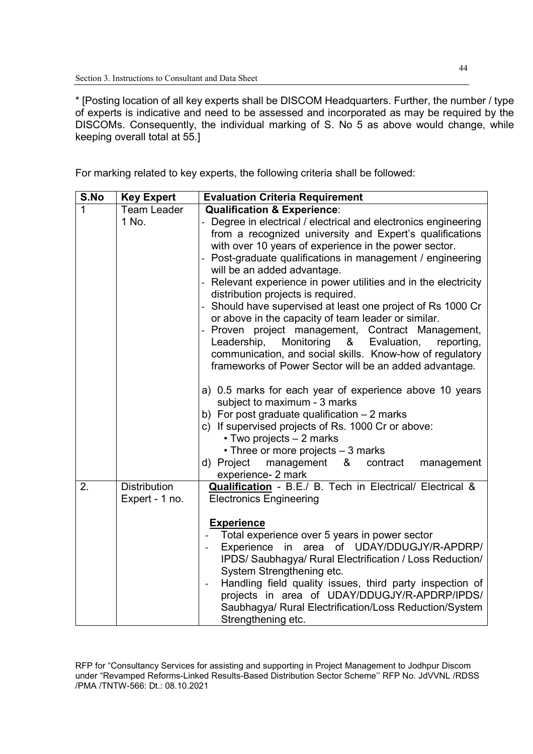* [Posting location of all key experts shall be DISCOM Headquarters. Further, the number / type of experts is indicative and need to be assessed and incorporated as may be required by the DISCOMs. Consequently, the individual marking of S. No 5 as above would change, while keeping overall total at 55.]

For marking related to key experts, the following criteria shall be followed:

| S.No | Key Expert | Evaluation Criteria Requirement |
|---|---|---|
| 1 | Team Leader 1 No. | **Qualification & Experience**:<br>- Degree in electrical / electrical and electronics engineering from a recognized university and Expert's qualifications with over 10 years of experience in the power sector.<br>- Post-graduate qualifications in management / engineering will be an added advantage.<br>- Relevant experience in power utilities and in the electricity distribution projects is required.<br>- Should have supervised at least one project of Rs 1000 Cr or above in the capacity of team leader or similar.<br>- Proven project management, Contract Management, Leadership, Monitoring & Evaluation, reporting, communication, and social skills. Know-how of regulatory frameworks of Power Sector will be an added advantage.<br><br>a) 0.5 marks for each year of experience above 10 years subject to maximum - 3 marks<br>b) For post graduate qualification – 2 marks<br>c) If supervised projects of Rs. 1000 Cr or above:<br>• Two projects – 2 marks<br>• Three or more projects – 3 marks<br>d) Project management & contract management experience- 2 mark |
| 2. | Distribution Expert - 1 no. | **Qualification** - B.E./ B. Tech in Electrical/ Electrical & Electronics Engineering<br><br>**Experience**<br>- Total experience over 5 years in power sector<br>- Experience in area of UDAY/DDUGJY/R-APDRP/ IPDS/ Saubhagya/ Rural Electrification / Loss Reduction/ System Strengthening etc.<br>- Handling field quality issues, third party inspection of projects in area of UDAY/DDUGJY/R-APDRP/IPDS/ Saubhagya/ Rural Electrification/Loss Reduction/System Strengthening etc. |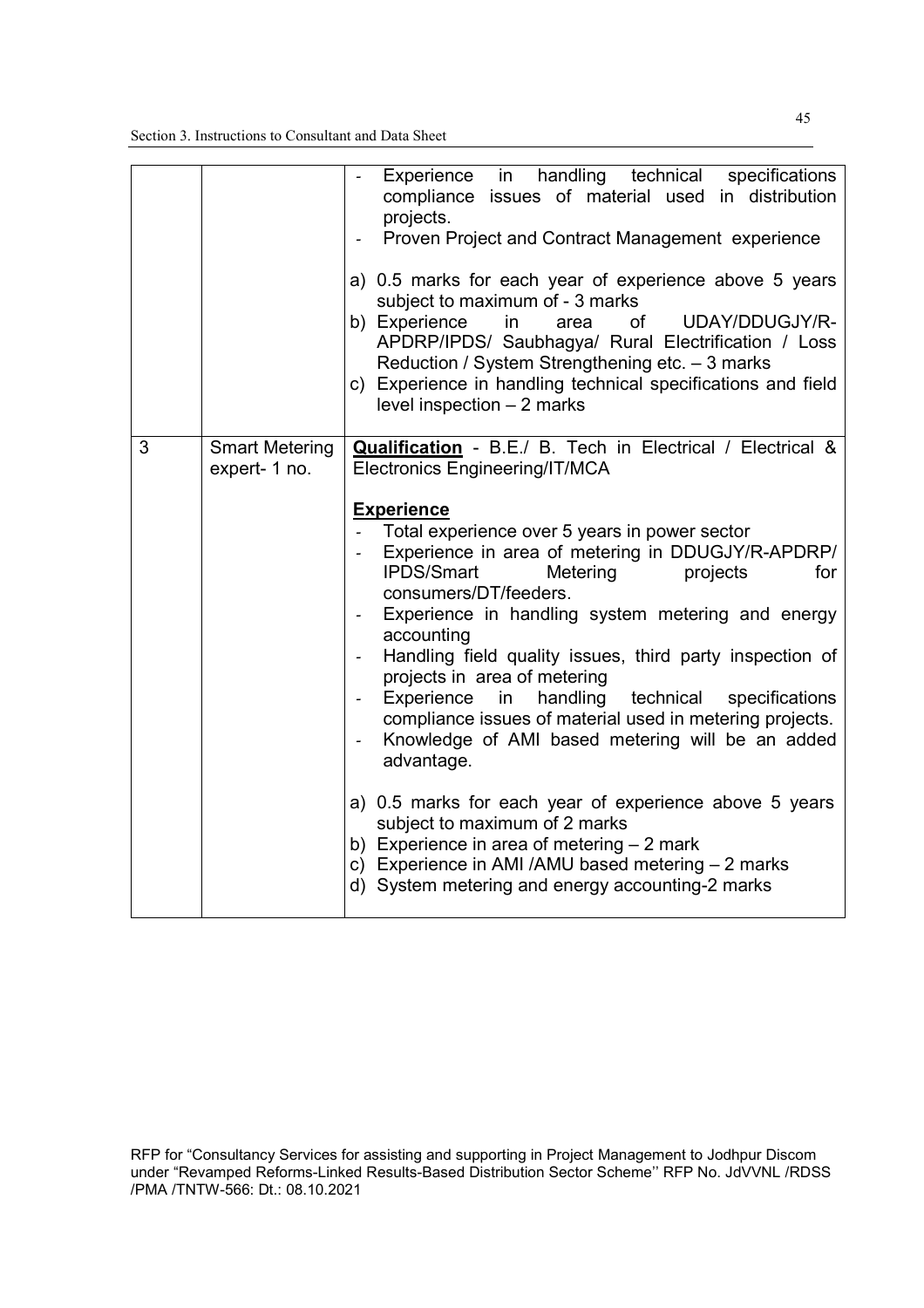| | | |
|---|---|---|
| | | - Experience in handling technical specifications compliance issues of material used in distribution projects.<br>- Proven Project and Contract Management experience<br><br>a) 0.5 marks for each year of experience above 5 years subject to maximum of - 3 marks<br>b) Experience in area of UDAY/DDUGJY/R-APDRP/IPDS/ Saubhagya/ Rural Electrification / Loss Reduction / System Strengthening etc. – 3 marks<br>c) Experience in handling technical specifications and field level inspection – 2 marks |
| 3 | Smart Metering expert- 1 no. | **Qualification** - B.E./ B. Tech in Electrical / Electrical & Electronics Engineering/IT/MCA<br><br>**Experience**<br>- Total experience over 5 years in power sector<br>- Experience in area of metering in DDUGJY/R-APDRP/ IPDS/Smart Metering projects for consumers/DT/feeders.<br>- Experience in handling system metering and energy accounting<br>- Handling field quality issues, third party inspection of projects in area of metering<br>- Experience in handling technical specifications compliance issues of material used in metering projects.<br>- Knowledge of AMI based metering will be an added advantage.<br><br>a) 0.5 marks for each year of experience above 5 years subject to maximum of 2 marks<br>b) Experience in area of metering – 2 mark<br>c) Experience in AMI /AMU based metering – 2 marks<br>d) System metering and energy accounting-2 marks |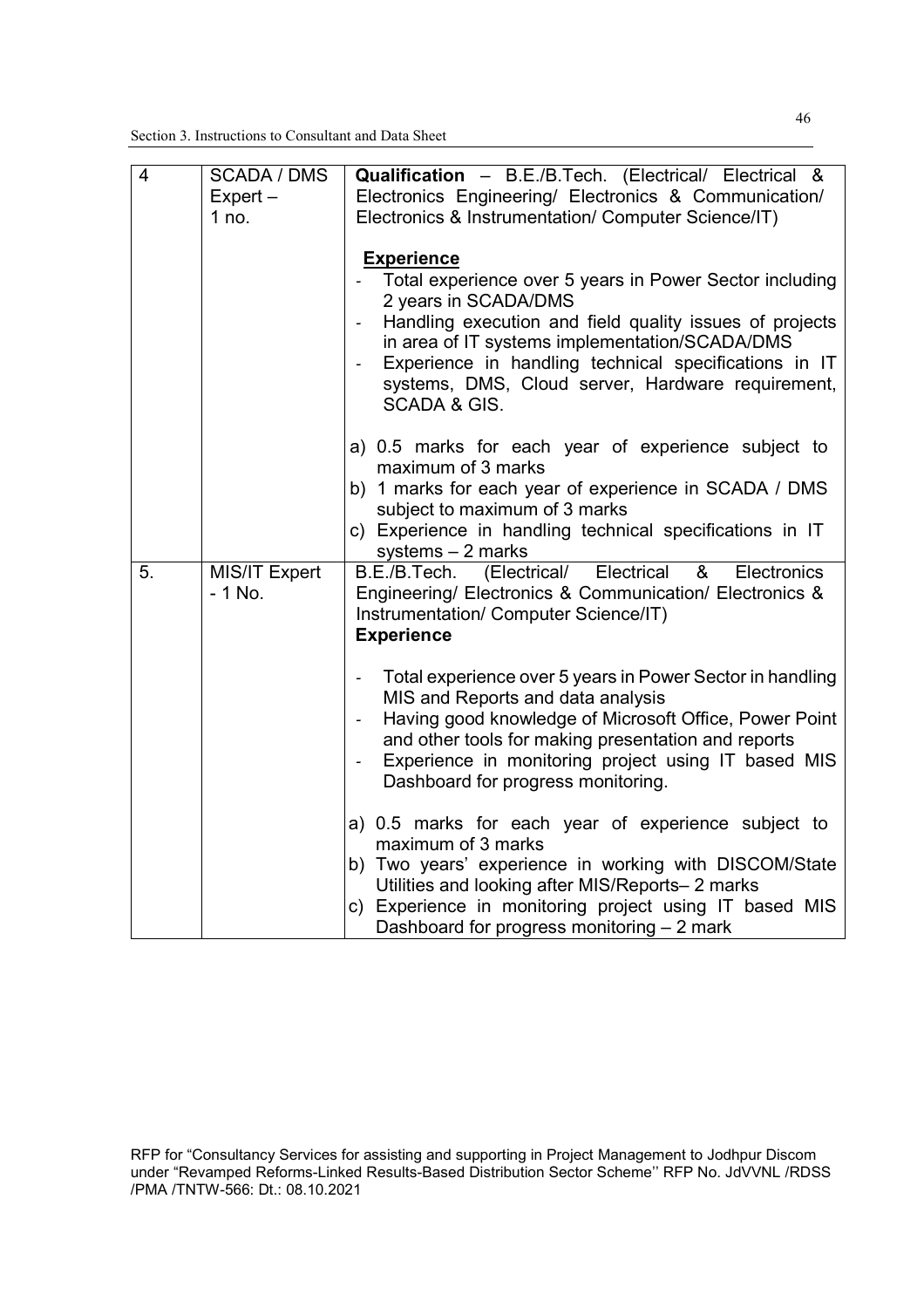| 4 | SCADA / DMS Expert – 1 no. | **Qualification** – B.E./B.Tech. (Electrical/ Electrical & Electronics Engineering/ Electronics & Communication/ Electronics & Instrumentation/ Computer Science/IT)<br><br>**Experience**<br>- Total experience over 5 years in Power Sector including 2 years in SCADA/DMS<br>- Handling execution and field quality issues of projects in area of IT systems implementation/SCADA/DMS<br>- Experience in handling technical specifications in IT systems, DMS, Cloud server, Hardware requirement, SCADA & GIS.<br><br>a) 0.5 marks for each year of experience subject to maximum of 3 marks<br>b) 1 marks for each year of experience in SCADA / DMS subject to maximum of 3 marks<br>c) Experience in handling technical specifications in IT systems – 2 marks |
|---|---|---|
| 5. | MIS/IT Expert - 1 No. | B.E./B.Tech. (Electrical/ Electrical & Electronics Engineering/ Electronics & Communication/ Electronics & Instrumentation/ Computer Science/IT)<br>**Experience**<br><br>- Total experience over 5 years in Power Sector in handling MIS and Reports and data analysis<br>- Having good knowledge of Microsoft Office, Power Point and other tools for making presentation and reports<br>- Experience in monitoring project using IT based MIS Dashboard for progress monitoring.<br><br>a) 0.5 marks for each year of experience subject to maximum of 3 marks<br>b) Two years' experience in working with DISCOM/State Utilities and looking after MIS/Reports– 2 marks<br>c) Experience in monitoring project using IT based MIS Dashboard for progress monitoring – 2 mark |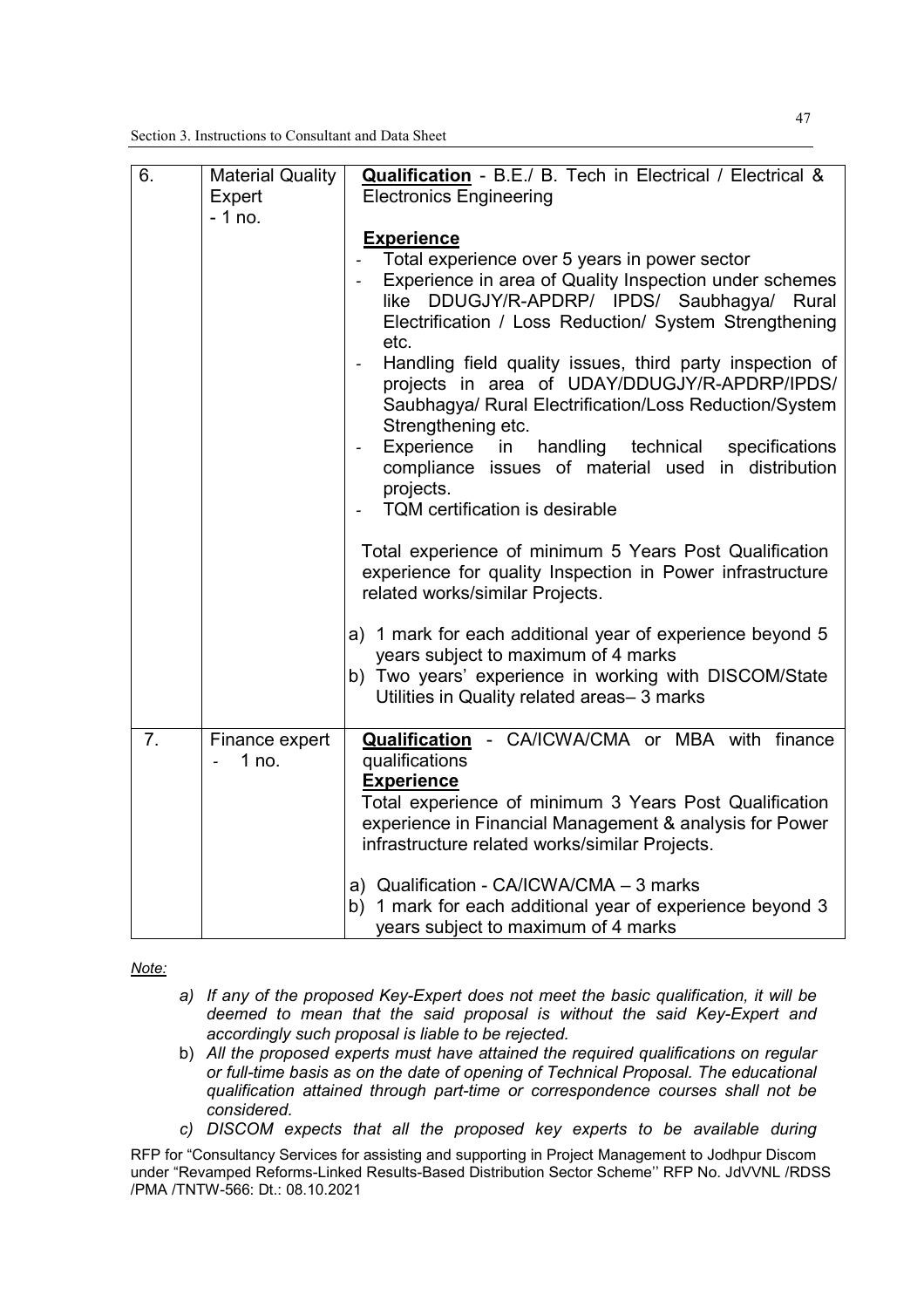| 6. | Material Quality Expert - 1 no. | **Qualification** - B.E./ B. Tech in Electrical / Electrical & Electronics Engineering<br><br>**Experience**<br>- Total experience over 5 years in power sector<br>- Experience in area of Quality Inspection under schemes like DDUGJY/R-APDRP/ IPDS/ Saubhagya/ Rural Electrification / Loss Reduction/ System Strengthening etc.<br>- Handling field quality issues, third party inspection of projects in area of UDAY/DDUGJY/R-APDRP/IPDS/ Saubhagya/ Rural Electrification/Loss Reduction/System Strengthening etc.<br>- Experience in handling technical specifications compliance issues of material used in distribution projects.<br>- TQM certification is desirable<br><br>Total experience of minimum 5 Years Post Qualification experience for quality Inspection in Power infrastructure related works/similar Projects.<br><br>a) 1 mark for each additional year of experience beyond 5 years subject to maximum of 4 marks<br>b) Two years' experience in working with DISCOM/State Utilities in Quality related areas– 3 marks |
|---|---|---|
| 7. | Finance expert - 1 no. | **Qualification** - CA/ICWA/CMA or MBA with finance qualifications<br>**Experience**<br>Total experience of minimum 3 Years Post Qualification experience in Financial Management & analysis for Power infrastructure related works/similar Projects.<br><br>a) Qualification - CA/ICWA/CMA – 3 marks<br>b) 1 mark for each additional year of experience beyond 3 years subject to maximum of 4 marks |

*Note:*

a) *If any of the proposed Key-Expert does not meet the basic qualification, it will be deemed to mean that the said proposal is without the said Key-Expert and accordingly such proposal is liable to be rejected.*

b) *All the proposed experts must have attained the required qualifications on regular or full-time basis as on the date of opening of Technical Proposal. The educational qualification attained through part-time or correspondence courses shall not be considered.*

c) *DISCOM expects that all the proposed key experts to be available during*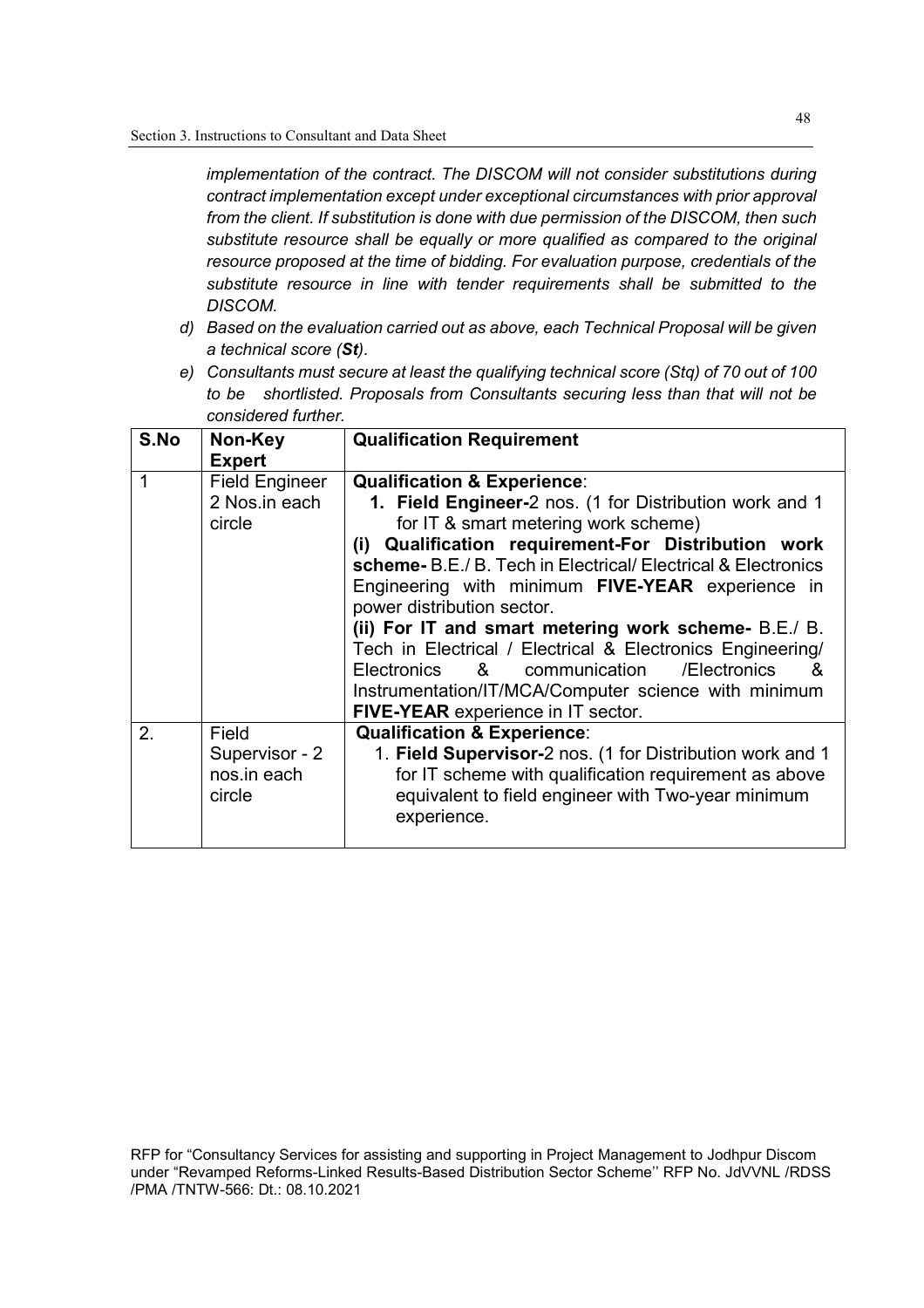*implementation of the contract. The DISCOM will not consider substitutions during contract implementation except under exceptional circumstances with prior approval from the client. If substitution is done with due permission of the DISCOM, then such substitute resource shall be equally or more qualified as compared to the original resource proposed at the time of bidding. For evaluation purpose, credentials of the substitute resource in line with tender requirements shall be submitted to the DISCOM.*

*d) Based on the evaluation carried out as above, each Technical Proposal will be given a technical score (**St**).*

*e) Consultants must secure at least the qualifying technical score (Stq) of 70 out of 100 to be shortlisted. Proposals from Consultants securing less than that will not be considered further.*

| S.No | Non-Key Expert | Qualification Requirement |
|---|---|---|
| 1 | Field Engineer 2 Nos.in each circle | **Qualification & Experience**:<br>**1. Field Engineer-**2 nos. (1 for Distribution work and 1 for IT & smart metering work scheme)<br>**(i) Qualification requirement-For Distribution work scheme-** B.E./ B. Tech in Electrical/ Electrical & Electronics Engineering with minimum **FIVE-YEAR** experience in power distribution sector.<br>**(ii) For IT and smart metering work scheme-** B.E./ B. Tech in Electrical / Electrical & Electronics Engineering/ Electronics & communication /Electronics & Instrumentation/IT/MCA/Computer science with minimum **FIVE-YEAR** experience in IT sector. |
| 2. | Field Supervisor - 2 nos.in each circle | **Qualification & Experience**:<br>1. **Field Supervisor-**2 nos. (1 for Distribution work and 1 for IT scheme with qualification requirement as above equivalent to field engineer with Two-year minimum experience. |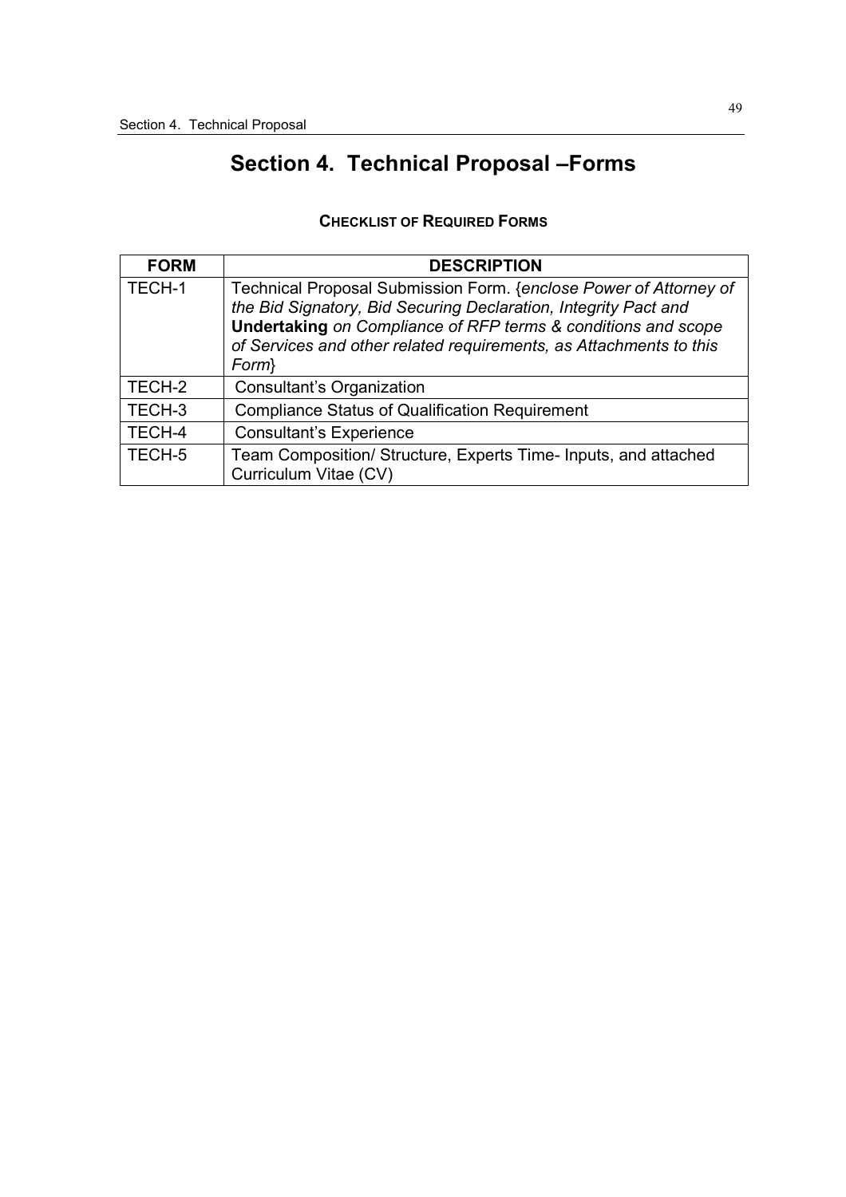# Section 4. Technical Proposal –Forms

**CHECKLIST OF REQUIRED FORMS**

| FORM | DESCRIPTION |
|---|---|
| TECH-1 | Technical Proposal Submission Form. {*enclose Power of Attorney of the Bid Signatory, Bid Securing Declaration, Integrity Pact and* **Undertaking** *on Compliance of RFP terms & conditions and scope of Services and other related requirements, as Attachments to this Form*} |
| TECH-2 | Consultant's Organization |
| TECH-3 | Compliance Status of Qualification Requirement |
| TECH-4 | Consultant's Experience |
| TECH-5 | Team Composition/ Structure, Experts Time- Inputs, and attached Curriculum Vitae (CV) |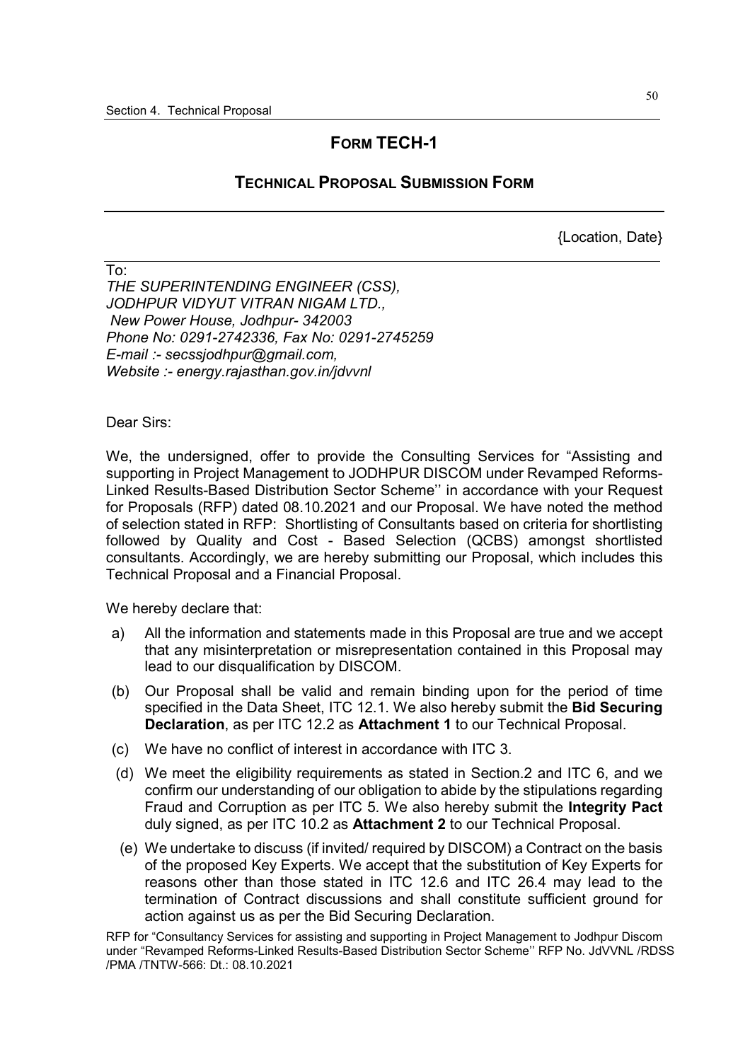## FORM TECH-1

### TECHNICAL PROPOSAL SUBMISSION FORM

{Location, Date}

To:
*THE SUPERINTENDING ENGINEER (CSS),*
*JODHPUR VIDYUT VITRAN NIGAM LTD.,*
*New Power House, Jodhpur- 342003*
*Phone No: 0291-2742336, Fax No: 0291-2745259*
*E-mail :- secssjodhpur@gmail.com,*
*Website :- energy.rajasthan.gov.in/jdvvnl*

Dear Sirs:

We, the undersigned, offer to provide the Consulting Services for "Assisting and supporting in Project Management to JODHPUR DISCOM under Revamped Reforms-Linked Results-Based Distribution Sector Scheme'' in accordance with your Request for Proposals (RFP) dated 08.10.2021 and our Proposal. We have noted the method of selection stated in RFP: Shortlisting of Consultants based on criteria for shortlisting followed by Quality and Cost - Based Selection (QCBS) amongst shortlisted consultants. Accordingly, we are hereby submitting our Proposal, which includes this Technical Proposal and a Financial Proposal.

We hereby declare that:

a) All the information and statements made in this Proposal are true and we accept that any misinterpretation or misrepresentation contained in this Proposal may lead to our disqualification by DISCOM.

(b) Our Proposal shall be valid and remain binding upon for the period of time specified in the Data Sheet, ITC 12.1. We also hereby submit the **Bid Securing Declaration**, as per ITC 12.2 as **Attachment 1** to our Technical Proposal.

(c) We have no conflict of interest in accordance with ITC 3.

(d) We meet the eligibility requirements as stated in Section.2 and ITC 6, and we confirm our understanding of our obligation to abide by the stipulations regarding Fraud and Corruption as per ITC 5. We also hereby submit the **Integrity Pact** duly signed, as per ITC 10.2 as **Attachment 2** to our Technical Proposal.

(e) We undertake to discuss (if invited/ required by DISCOM) a Contract on the basis of the proposed Key Experts. We accept that the substitution of Key Experts for reasons other than those stated in ITC 12.6 and ITC 26.4 may lead to the termination of Contract discussions and shall constitute sufficient ground for action against us as per the Bid Securing Declaration.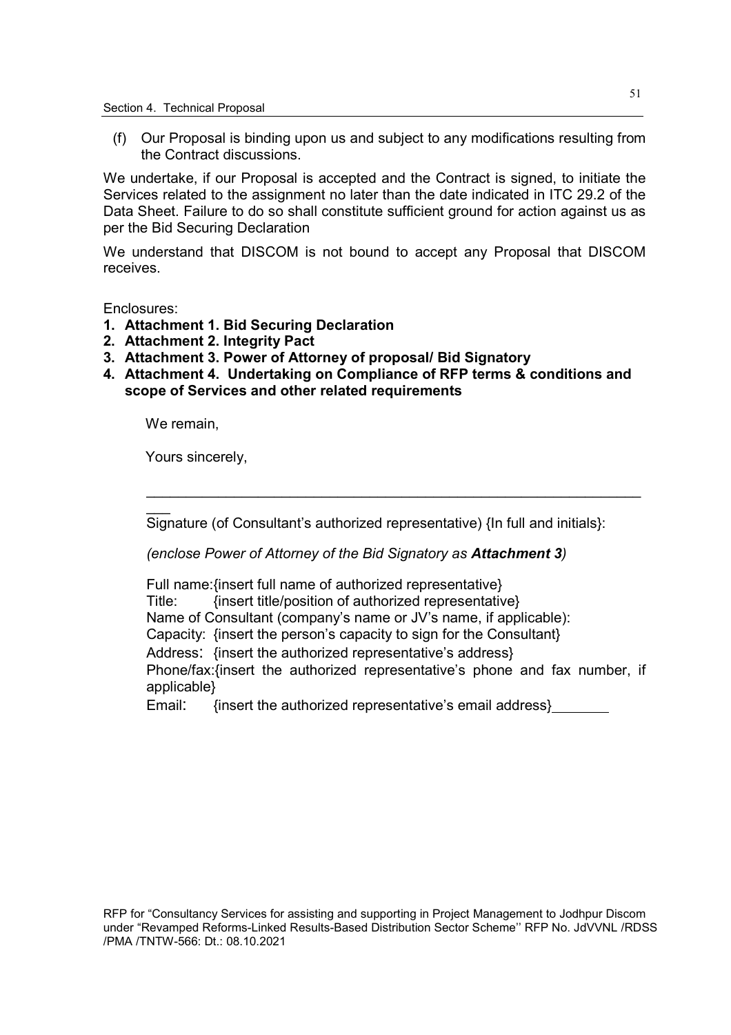(f) Our Proposal is binding upon us and subject to any modifications resulting from the Contract discussions.

We undertake, if our Proposal is accepted and the Contract is signed, to initiate the Services related to the assignment no later than the date indicated in ITC 29.2 of the Data Sheet. Failure to do so shall constitute sufficient ground for action against us as per the Bid Securing Declaration

We understand that DISCOM is not bound to accept any Proposal that DISCOM receives.

Enclosures:

1. **Attachment 1. Bid Securing Declaration**
2. **Attachment 2. Integrity Pact**
3. **Attachment 3. Power of Attorney of proposal/ Bid Signatory**
4. **Attachment 4. Undertaking on Compliance of RFP terms & conditions and scope of Services and other related requirements**

We remain,

Yours sincerely,

___________________________________________________________________

Signature (of Consultant's authorized representative) {In full and initials}:

*(enclose Power of Attorney of the Bid Signatory as **Attachment 3**)*

Full name:{insert full name of authorized representative}
Title: {insert title/position of authorized representative}
Name of Consultant (company's name or JV's name, if applicable):
Capacity: {insert the person's capacity to sign for the Consultant}
Address: {insert the authorized representative's address}
Phone/fax:{insert the authorized representative's phone and fax number, if applicable}
Email: {insert the authorized representative's email address}_______

RFP for "Consultancy Services for assisting and supporting in Project Management to Jodhpur Discom under "Revamped Reforms-Linked Results-Based Distribution Sector Scheme'' RFP No. JdVVNL /RDSS /PMA /TNTW-566: Dt.: 08.10.2021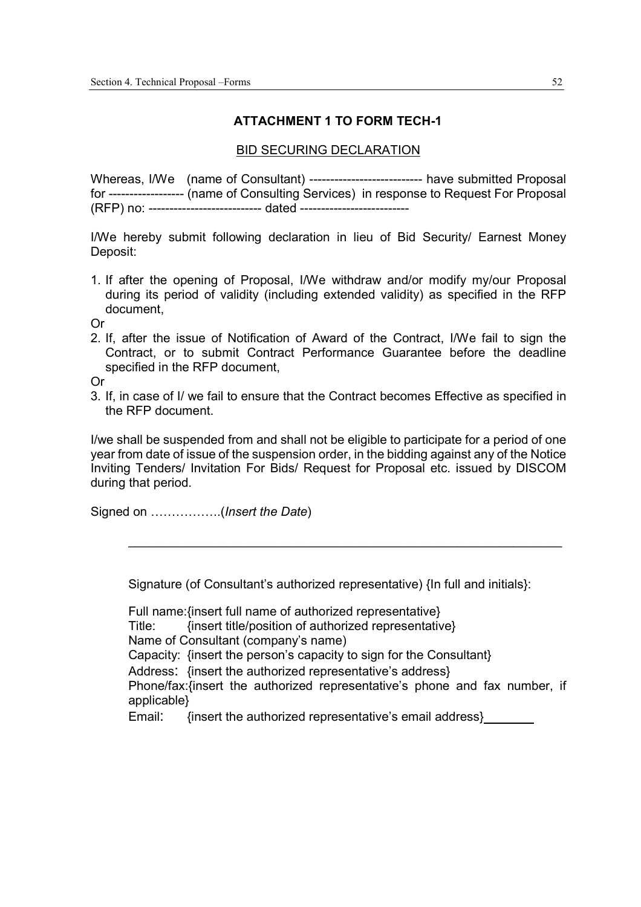## ATTACHMENT 1 TO FORM TECH-1

### BID SECURING DECLARATION

Whereas, I/We (name of Consultant) -------------------------- have submitted Proposal for ------------------ (name of Consulting Services) in response to Request For Proposal (RFP) no: -------------------------- dated -------------------------

I/We hereby submit following declaration in lieu of Bid Security/ Earnest Money Deposit:

1. If after the opening of Proposal, I/We withdraw and/or modify my/our Proposal during its period of validity (including extended validity) as specified in the RFP document,

Or

2. If, after the issue of Notification of Award of the Contract, I/We fail to sign the Contract, or to submit Contract Performance Guarantee before the deadline specified in the RFP document,

Or

3. If, in case of I/ we fail to ensure that the Contract becomes Effective as specified in the RFP document.

I/we shall be suspended from and shall not be eligible to participate for a period of one year from date of issue of the suspension order, in the bidding against any of the Notice Inviting Tenders/ Invitation For Bids/ Request for Proposal etc. issued by DISCOM during that period.

Signed on ……………..(*Insert the Date*)

_______________________________________________________________

Signature (of Consultant's authorized representative) {In full and initials}:

Full name:{insert full name of authorized representative}
Title: {insert title/position of authorized representative}
Name of Consultant (company's name)
Capacity: {insert the person's capacity to sign for the Consultant}
Address: {insert the authorized representative's address}
Phone/fax:{insert the authorized representative's phone and fax number, if applicable}
Email: {insert the authorized representative's email address}_______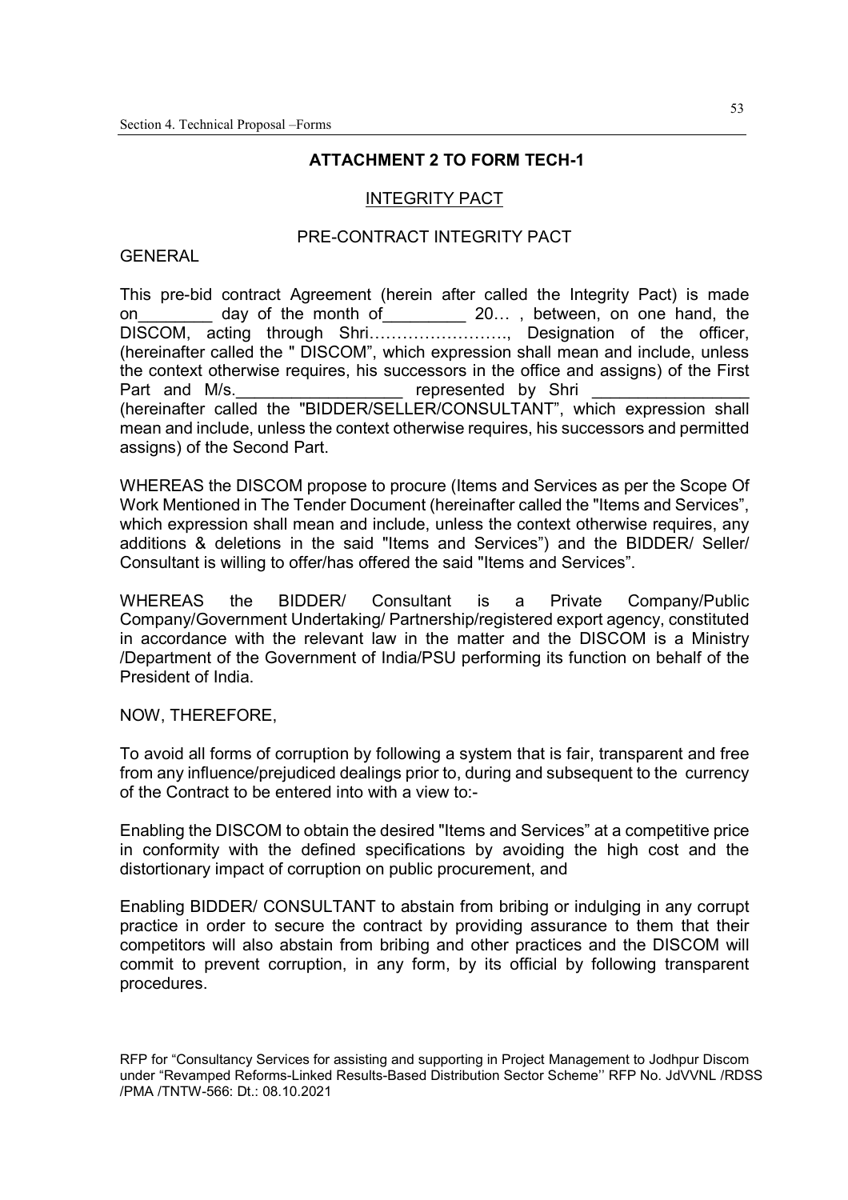## ATTACHMENT 2 TO FORM TECH-1

### INTEGRITY PACT

### PRE-CONTRACT INTEGRITY PACT

GENERAL

This pre-bid contract Agreement (herein after called the Integrity Pact) is made on________ day of the month of_________ 20… , between, on one hand, the DISCOM, acting through Shri……………………., Designation of the officer, (hereinafter called the " DISCOM", which expression shall mean and include, unless the context otherwise requires, his successors in the office and assigns) of the First Part and M/s.__________________ represented by Shri ________________ (hereinafter called the "BIDDER/SELLER/CONSULTANT", which expression shall mean and include, unless the context otherwise requires, his successors and permitted assigns) of the Second Part.

WHEREAS the DISCOM propose to procure (Items and Services as per the Scope Of Work Mentioned in The Tender Document (hereinafter called the "Items and Services", which expression shall mean and include, unless the context otherwise requires, any additions & deletions in the said "Items and Services") and the BIDDER/ Seller/ Consultant is willing to offer/has offered the said "Items and Services".

WHEREAS the BIDDER/ Consultant is a Private Company/Public Company/Government Undertaking/ Partnership/registered export agency, constituted in accordance with the relevant law in the matter and the DISCOM is a Ministry /Department of the Government of India/PSU performing its function on behalf of the President of India.

NOW, THEREFORE,

To avoid all forms of corruption by following a system that is fair, transparent and free from any influence/prejudiced dealings prior to, during and subsequent to the currency of the Contract to be entered into with a view to:-

Enabling the DISCOM to obtain the desired "Items and Services" at a competitive price in conformity with the defined specifications by avoiding the high cost and the distortionary impact of corruption on public procurement, and

Enabling BIDDER/ CONSULTANT to abstain from bribing or indulging in any corrupt practice in order to secure the contract by providing assurance to them that their competitors will also abstain from bribing and other practices and the DISCOM will commit to prevent corruption, in any form, by its official by following transparent procedures.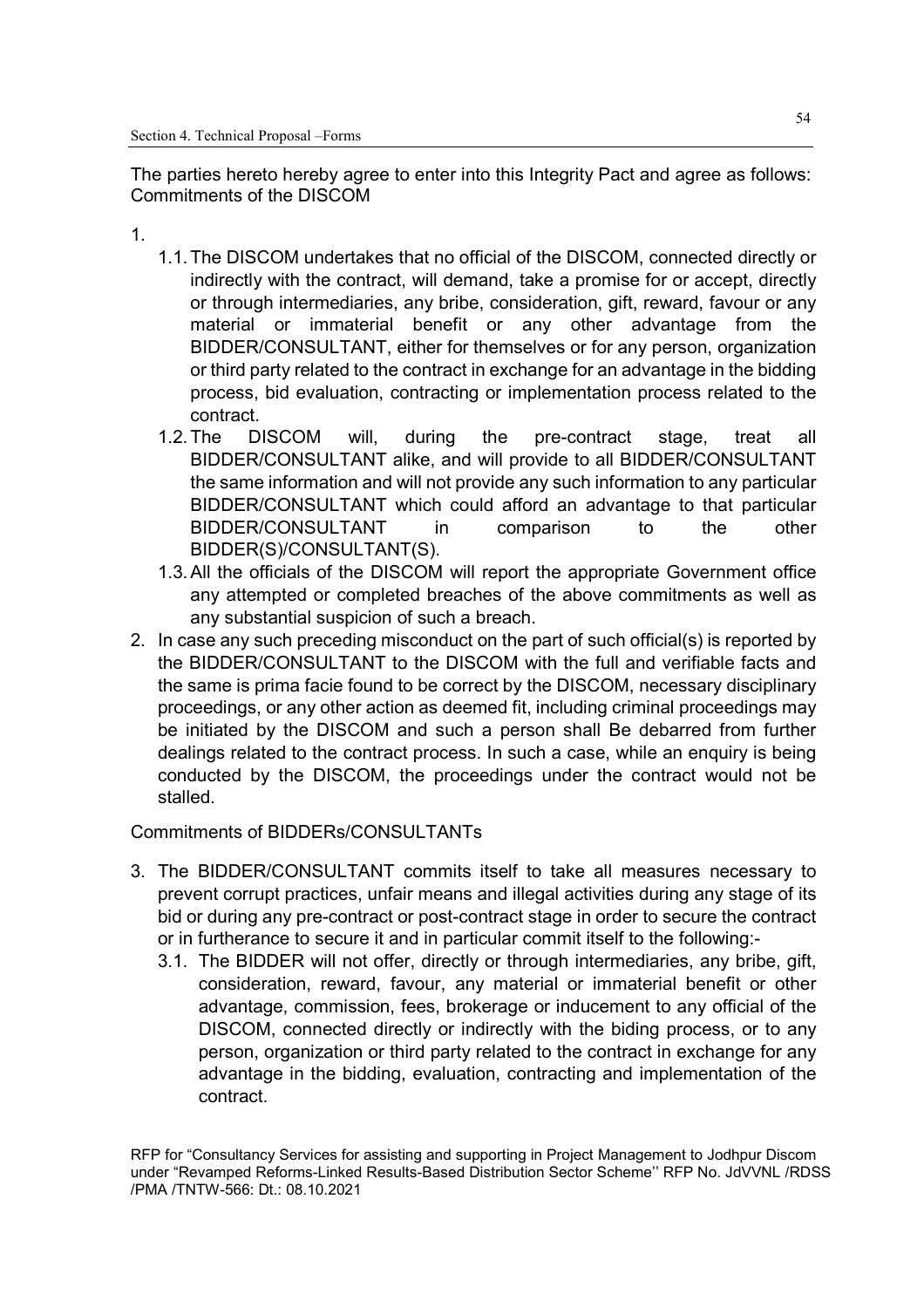The parties hereto hereby agree to enter into this Integrity Pact and agree as follows:
Commitments of the DISCOM

1.
    1.1. The DISCOM undertakes that no official of the DISCOM, connected directly or indirectly with the contract, will demand, take a promise for or accept, directly or through intermediaries, any bribe, consideration, gift, reward, favour or any material or immaterial benefit or any other advantage from the BIDDER/CONSULTANT, either for themselves or for any person, organization or third party related to the contract in exchange for an advantage in the bidding process, bid evaluation, contracting or implementation process related to the contract.
    1.2. The DISCOM will, during the pre-contract stage, treat all BIDDER/CONSULTANT alike, and will provide to all BIDDER/CONSULTANT the same information and will not provide any such information to any particular BIDDER/CONSULTANT which could afford an advantage to that particular BIDDER/CONSULTANT in comparison to the other BIDDER(S)/CONSULTANT(S).
    1.3. All the officials of the DISCOM will report the appropriate Government office any attempted or completed breaches of the above commitments as well as any substantial suspicion of such a breach.
2. In case any such preceding misconduct on the part of such official(s) is reported by the BIDDER/CONSULTANT to the DISCOM with the full and verifiable facts and the same is prima facie found to be correct by the DISCOM, necessary disciplinary proceedings, or any other action as deemed fit, including criminal proceedings may be initiated by the DISCOM and such a person shall Be debarred from further dealings related to the contract process. In such a case, while an enquiry is being conducted by the DISCOM, the proceedings under the contract would not be stalled.

Commitments of BIDDERs/CONSULTANTs

3. The BIDDER/CONSULTANT commits itself to take all measures necessary to prevent corrupt practices, unfair means and illegal activities during any stage of its bid or during any pre-contract or post-contract stage in order to secure the contract or in furtherance to secure it and in particular commit itself to the following:-
    3.1. The BIDDER will not offer, directly or through intermediaries, any bribe, gift, consideration, reward, favour, any material or immaterial benefit or other advantage, commission, fees, brokerage or inducement to any official of the DISCOM, connected directly or indirectly with the biding process, or to any person, organization or third party related to the contract in exchange for any advantage in the bidding, evaluation, contracting and implementation of the contract.

RFP for "Consultancy Services for assisting and supporting in Project Management to Jodhpur Discom under "Revamped Reforms-Linked Results-Based Distribution Sector Scheme'' RFP No. JdVVNL /RDSS /PMA /TNTW-566: Dt.: 08.10.2021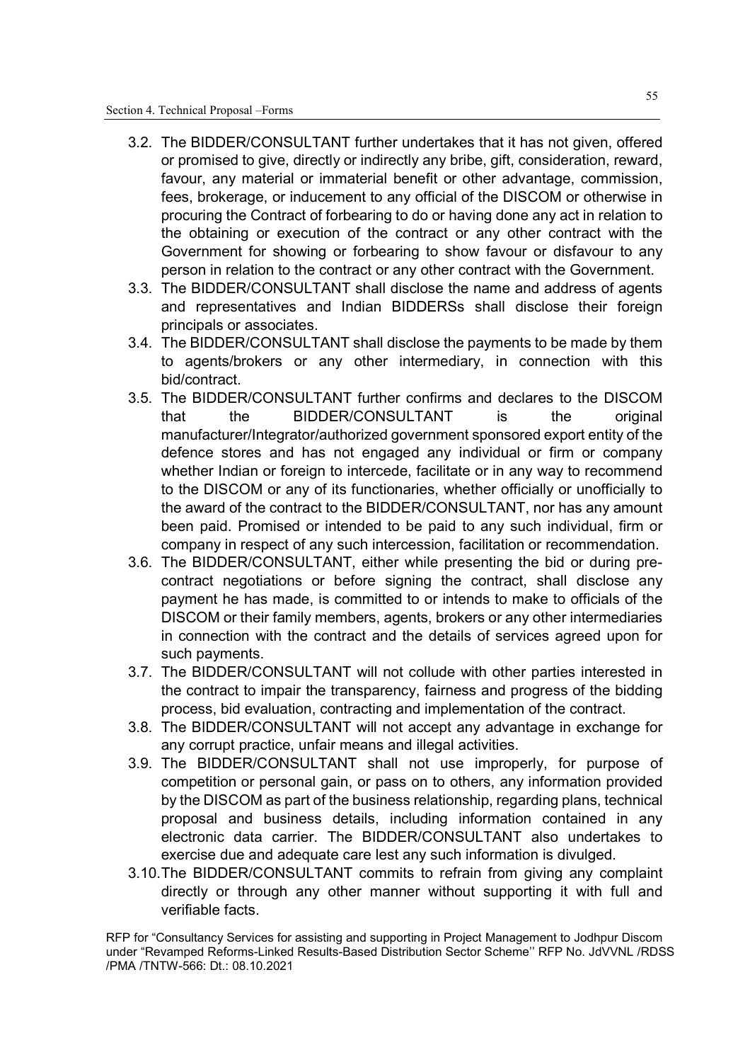3.2. The BIDDER/CONSULTANT further undertakes that it has not given, offered or promised to give, directly or indirectly any bribe, gift, consideration, reward, favour, any material or immaterial benefit or other advantage, commission, fees, brokerage, or inducement to any official of the DISCOM or otherwise in procuring the Contract of forbearing to do or having done any act in relation to the obtaining or execution of the contract or any other contract with the Government for showing or forbearing to show favour or disfavour to any person in relation to the contract or any other contract with the Government.

3.3. The BIDDER/CONSULTANT shall disclose the name and address of agents and representatives and Indian BIDDERSs shall disclose their foreign principals or associates.

3.4. The BIDDER/CONSULTANT shall disclose the payments to be made by them to agents/brokers or any other intermediary, in connection with this bid/contract.

3.5. The BIDDER/CONSULTANT further confirms and declares to the DISCOM that the BIDDER/CONSULTANT is the original manufacturer/Integrator/authorized government sponsored export entity of the defence stores and has not engaged any individual or firm or company whether Indian or foreign to intercede, facilitate or in any way to recommend to the DISCOM or any of its functionaries, whether officially or unofficially to the award of the contract to the BIDDER/CONSULTANT, nor has any amount been paid. Promised or intended to be paid to any such individual, firm or company in respect of any such intercession, facilitation or recommendation.

3.6. The BIDDER/CONSULTANT, either while presenting the bid or during pre-contract negotiations or before signing the contract, shall disclose any payment he has made, is committed to or intends to make to officials of the DISCOM or their family members, agents, brokers or any other intermediaries in connection with the contract and the details of services agreed upon for such payments.

3.7. The BIDDER/CONSULTANT will not collude with other parties interested in the contract to impair the transparency, fairness and progress of the bidding process, bid evaluation, contracting and implementation of the contract.

3.8. The BIDDER/CONSULTANT will not accept any advantage in exchange for any corrupt practice, unfair means and illegal activities.

3.9. The BIDDER/CONSULTANT shall not use improperly, for purpose of competition or personal gain, or pass on to others, any information provided by the DISCOM as part of the business relationship, regarding plans, technical proposal and business details, including information contained in any electronic data carrier. The BIDDER/CONSULTANT also undertakes to exercise due and adequate care lest any such information is divulged.

3.10. The BIDDER/CONSULTANT commits to refrain from giving any complaint directly or through any other manner without supporting it with full and verifiable facts.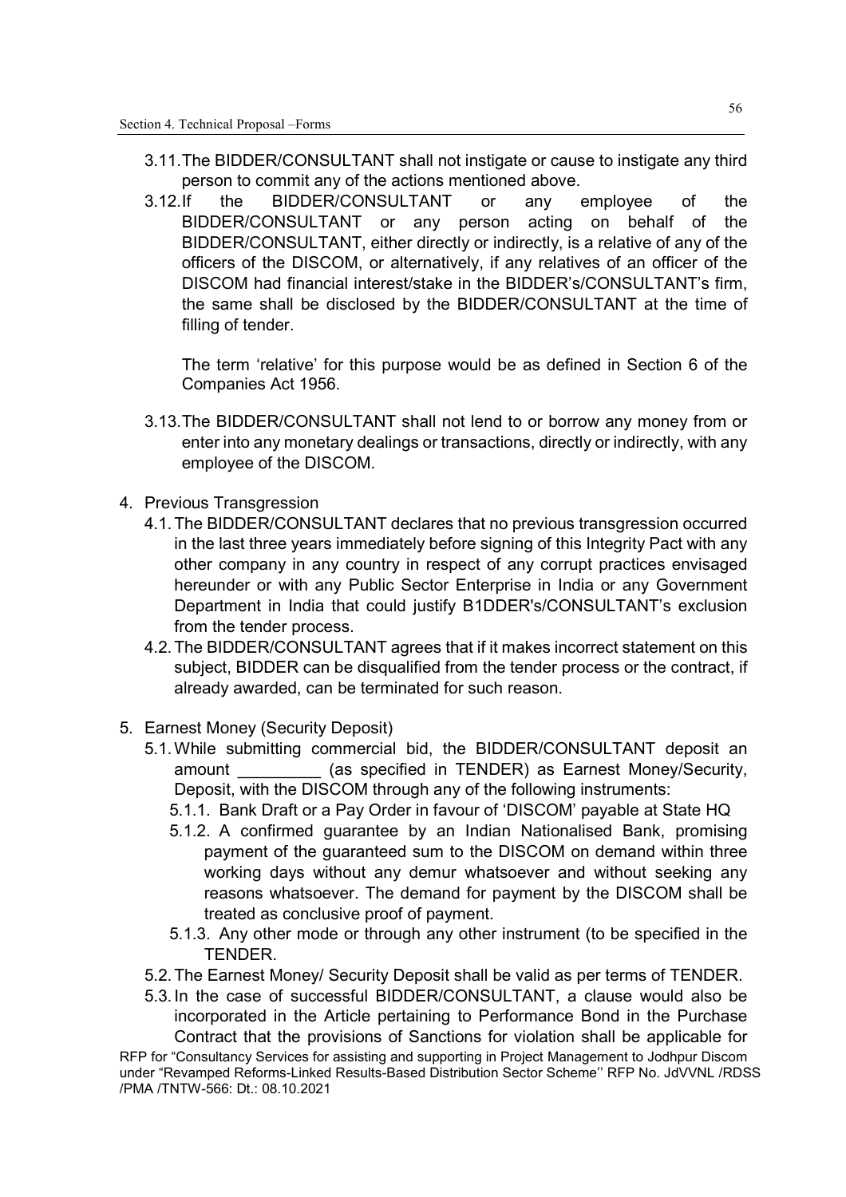3.11. The BIDDER/CONSULTANT shall not instigate or cause to instigate any third person to commit any of the actions mentioned above.

3.12. If the BIDDER/CONSULTANT or any employee of the BIDDER/CONSULTANT or any person acting on behalf of the BIDDER/CONSULTANT, either directly or indirectly, is a relative of any of the officers of the DISCOM, or alternatively, if any relatives of an officer of the DISCOM had financial interest/stake in the BIDDER's/CONSULTANT's firm, the same shall be disclosed by the BIDDER/CONSULTANT at the time of filling of tender.

The term 'relative' for this purpose would be as defined in Section 6 of the Companies Act 1956.

3.13. The BIDDER/CONSULTANT shall not lend to or borrow any money from or enter into any monetary dealings or transactions, directly or indirectly, with any employee of the DISCOM.

4. Previous Transgression
   4.1. The BIDDER/CONSULTANT declares that no previous transgression occurred in the last three years immediately before signing of this Integrity Pact with any other company in any country in respect of any corrupt practices envisaged hereunder or with any Public Sector Enterprise in India or any Government Department in India that could justify B1DDER's/CONSULTANT's exclusion from the tender process.
   4.2. The BIDDER/CONSULTANT agrees that if it makes incorrect statement on this subject, BIDDER can be disqualified from the tender process or the contract, if already awarded, can be terminated for such reason.

5. Earnest Money (Security Deposit)
   5.1. While submitting commercial bid, the BIDDER/CONSULTANT deposit an amount _________ (as specified in TENDER) as Earnest Money/Security, Deposit, with the DISCOM through any of the following instruments:
      5.1.1. Bank Draft or a Pay Order in favour of 'DISCOM' payable at State HQ
      5.1.2. A confirmed guarantee by an Indian Nationalised Bank, promising payment of the guaranteed sum to the DISCOM on demand within three working days without any demur whatsoever and without seeking any reasons whatsoever. The demand for payment by the DISCOM shall be treated as conclusive proof of payment.
      5.1.3. Any other mode or through any other instrument (to be specified in the TENDER.
   5.2. The Earnest Money/ Security Deposit shall be valid as per terms of TENDER.
   5.3. In the case of successful BIDDER/CONSULTANT, a clause would also be incorporated in the Article pertaining to Performance Bond in the Purchase Contract that the provisions of Sanctions for violation shall be applicable for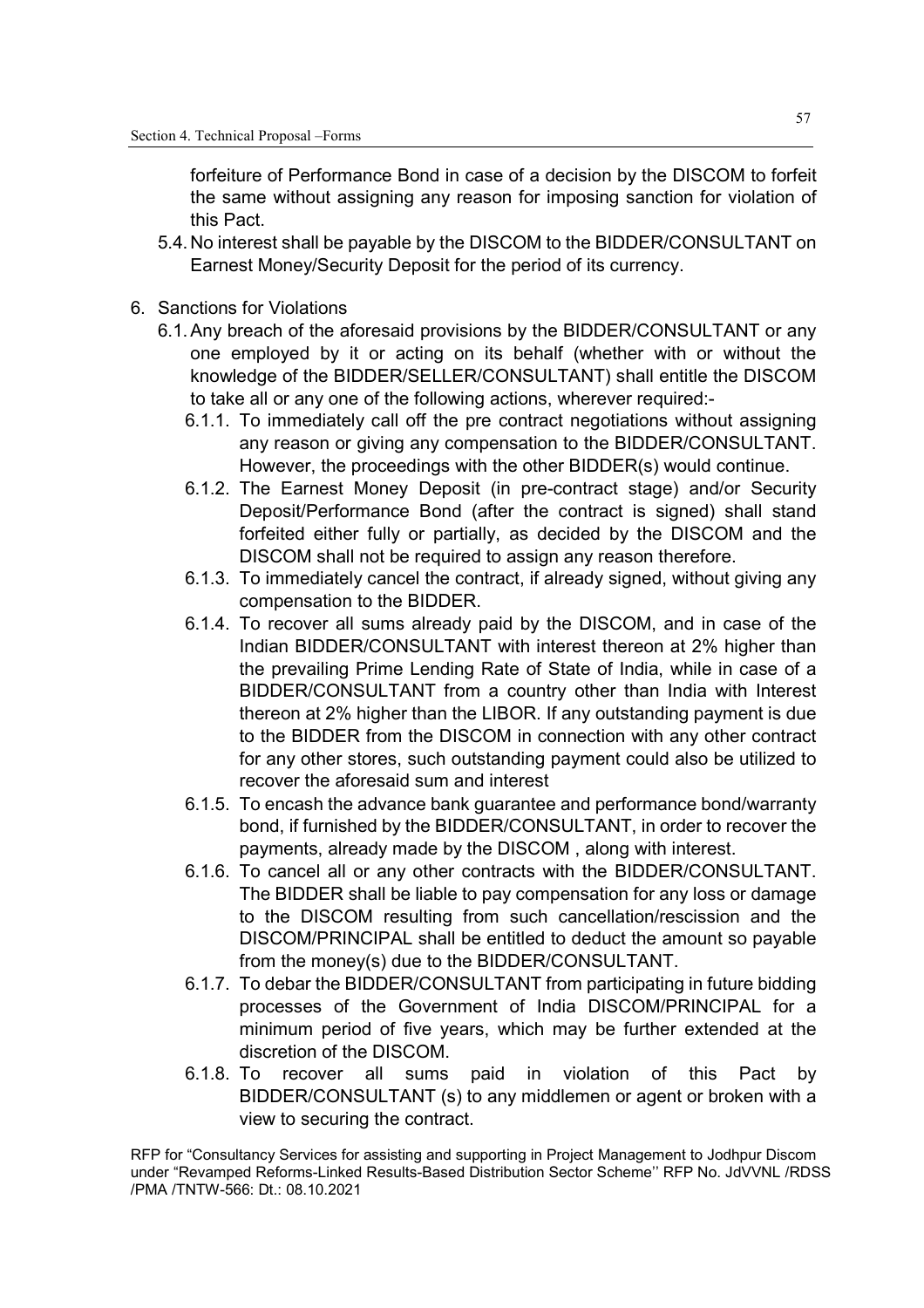forfeiture of Performance Bond in case of a decision by the DISCOM to forfeit the same without assigning any reason for imposing sanction for violation of this Pact.

5.4. No interest shall be payable by the DISCOM to the BIDDER/CONSULTANT on Earnest Money/Security Deposit for the period of its currency.

6. Sanctions for Violations

6.1. Any breach of the aforesaid provisions by the BIDDER/CONSULTANT or any one employed by it or acting on its behalf (whether with or without the knowledge of the BIDDER/SELLER/CONSULTANT) shall entitle the DISCOM to take all or any one of the following actions, wherever required:-

6.1.1. To immediately call off the pre contract negotiations without assigning any reason or giving any compensation to the BIDDER/CONSULTANT. However, the proceedings with the other BIDDER(s) would continue.

6.1.2. The Earnest Money Deposit (in pre-contract stage) and/or Security Deposit/Performance Bond (after the contract is signed) shall stand forfeited either fully or partially, as decided by the DISCOM and the DISCOM shall not be required to assign any reason therefore.

6.1.3. To immediately cancel the contract, if already signed, without giving any compensation to the BIDDER.

6.1.4. To recover all sums already paid by the DISCOM, and in case of the Indian BIDDER/CONSULTANT with interest thereon at 2% higher than the prevailing Prime Lending Rate of State of India, while in case of a BIDDER/CONSULTANT from a country other than India with Interest thereon at 2% higher than the LIBOR. If any outstanding payment is due to the BIDDER from the DISCOM in connection with any other contract for any other stores, such outstanding payment could also be utilized to recover the aforesaid sum and interest

6.1.5. To encash the advance bank guarantee and performance bond/warranty bond, if furnished by the BIDDER/CONSULTANT, in order to recover the payments, already made by the DISCOM , along with interest.

6.1.6. To cancel all or any other contracts with the BIDDER/CONSULTANT. The BIDDER shall be liable to pay compensation for any loss or damage to the DISCOM resulting from such cancellation/rescission and the DISCOM/PRINCIPAL shall be entitled to deduct the amount so payable from the money(s) due to the BIDDER/CONSULTANT.

6.1.7. To debar the BIDDER/CONSULTANT from participating in future bidding processes of the Government of India DISCOM/PRINCIPAL for a minimum period of five years, which may be further extended at the discretion of the DISCOM.

6.1.8. To recover all sums paid in violation of this Pact by BIDDER/CONSULTANT (s) to any middlemen or agent or broken with a view to securing the contract.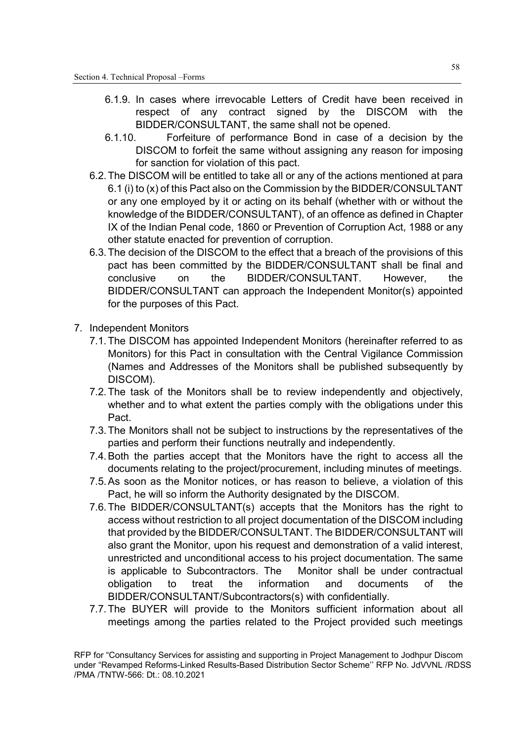6.1.9. In cases where irrevocable Letters of Credit have been received in respect of any contract signed by the DISCOM with the BIDDER/CONSULTANT, the same shall not be opened.

6.1.10. Forfeiture of performance Bond in case of a decision by the DISCOM to forfeit the same without assigning any reason for imposing for sanction for violation of this pact.

6.2. The DISCOM will be entitled to take all or any of the actions mentioned at para 6.1 (i) to (x) of this Pact also on the Commission by the BIDDER/CONSULTANT or any one employed by it or acting on its behalf (whether with or without the knowledge of the BIDDER/CONSULTANT), of an offence as defined in Chapter IX of the Indian Penal code, 1860 or Prevention of Corruption Act, 1988 or any other statute enacted for prevention of corruption.

6.3. The decision of the DISCOM to the effect that a breach of the provisions of this pact has been committed by the BIDDER/CONSULTANT shall be final and conclusive on the BIDDER/CONSULTANT. However, the BIDDER/CONSULTANT can approach the Independent Monitor(s) appointed for the purposes of this Pact.

7. Independent Monitors

7.1. The DISCOM has appointed Independent Monitors (hereinafter referred to as Monitors) for this Pact in consultation with the Central Vigilance Commission (Names and Addresses of the Monitors shall be published subsequently by DISCOM).

7.2. The task of the Monitors shall be to review independently and objectively, whether and to what extent the parties comply with the obligations under this Pact.

7.3. The Monitors shall not be subject to instructions by the representatives of the parties and perform their functions neutrally and independently.

7.4. Both the parties accept that the Monitors have the right to access all the documents relating to the project/procurement, including minutes of meetings.

7.5. As soon as the Monitor notices, or has reason to believe, a violation of this Pact, he will so inform the Authority designated by the DISCOM.

7.6. The BIDDER/CONSULTANT(s) accepts that the Monitors has the right to access without restriction to all project documentation of the DISCOM including that provided by the BIDDER/CONSULTANT. The BIDDER/CONSULTANT will also grant the Monitor, upon his request and demonstration of a valid interest, unrestricted and unconditional access to his project documentation. The same is applicable to Subcontractors. The Monitor shall be under contractual obligation to treat the information and documents of the BIDDER/CONSULTANT/Subcontractors(s) with confidentially.

7.7. The BUYER will provide to the Monitors sufficient information about all meetings among the parties related to the Project provided such meetings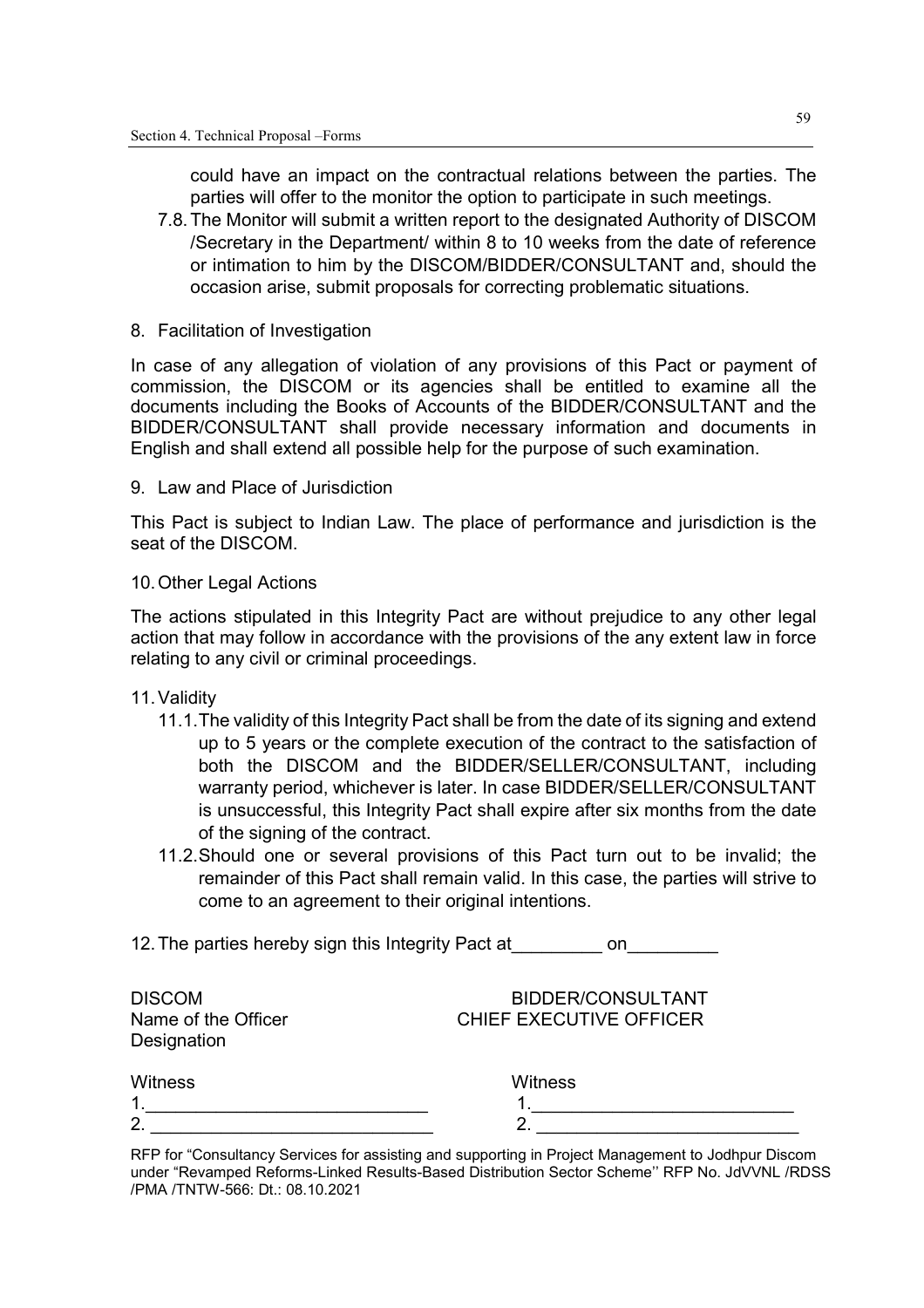could have an impact on the contractual relations between the parties. The parties will offer to the monitor the option to participate in such meetings.

7.8. The Monitor will submit a written report to the designated Authority of DISCOM /Secretary in the Department/ within 8 to 10 weeks from the date of reference or intimation to him by the DISCOM/BIDDER/CONSULTANT and, should the occasion arise, submit proposals for correcting problematic situations.

8. Facilitation of Investigation

In case of any allegation of violation of any provisions of this Pact or payment of commission, the DISCOM or its agencies shall be entitled to examine all the documents including the Books of Accounts of the BIDDER/CONSULTANT and the BIDDER/CONSULTANT shall provide necessary information and documents in English and shall extend all possible help for the purpose of such examination.

9. Law and Place of Jurisdiction

This Pact is subject to Indian Law. The place of performance and jurisdiction is the seat of the DISCOM.

10. Other Legal Actions

The actions stipulated in this Integrity Pact are without prejudice to any other legal action that may follow in accordance with the provisions of the any extent law in force relating to any civil or criminal proceedings.

11. Validity

11.1. The validity of this Integrity Pact shall be from the date of its signing and extend up to 5 years or the complete execution of the contract to the satisfaction of both the DISCOM and the BIDDER/SELLER/CONSULTANT, including warranty period, whichever is later. In case BIDDER/SELLER/CONSULTANT is unsuccessful, this Integrity Pact shall expire after six months from the date of the signing of the contract.

11.2. Should one or several provisions of this Pact turn out to be invalid; the remainder of this Pact shall remain valid. In this case, the parties will strive to come to an agreement to their original intentions.

12. The parties hereby sign this Integrity Pact at_________ on_________

DISCOM
Name of the Officer
Designation

BIDDER/CONSULTANT
CHIEF EXECUTIVE OFFICER

Witness
1.____________________________
2. ____________________________

Witness
1.___________________________
2. ___________________________

RFP for "Consultancy Services for assisting and supporting in Project Management to Jodhpur Discom under "Revamped Reforms-Linked Results-Based Distribution Sector Scheme'' RFP No. JdVVNL /RDSS /PMA /TNTW-566: Dt.: 08.10.2021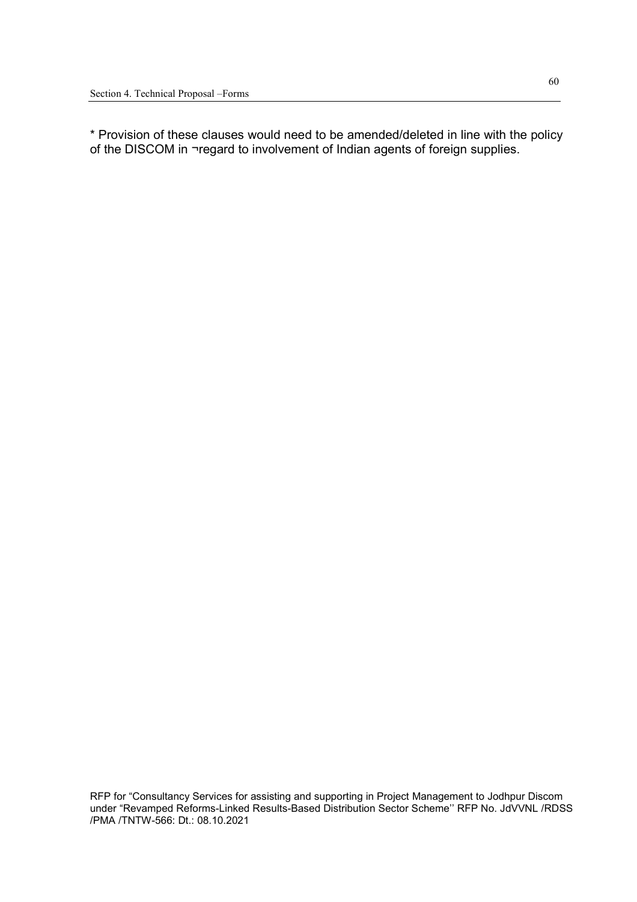* Provision of these clauses would need to be amended/deleted in line with the policy of the DISCOM in ¬regard to involvement of Indian agents of foreign supplies.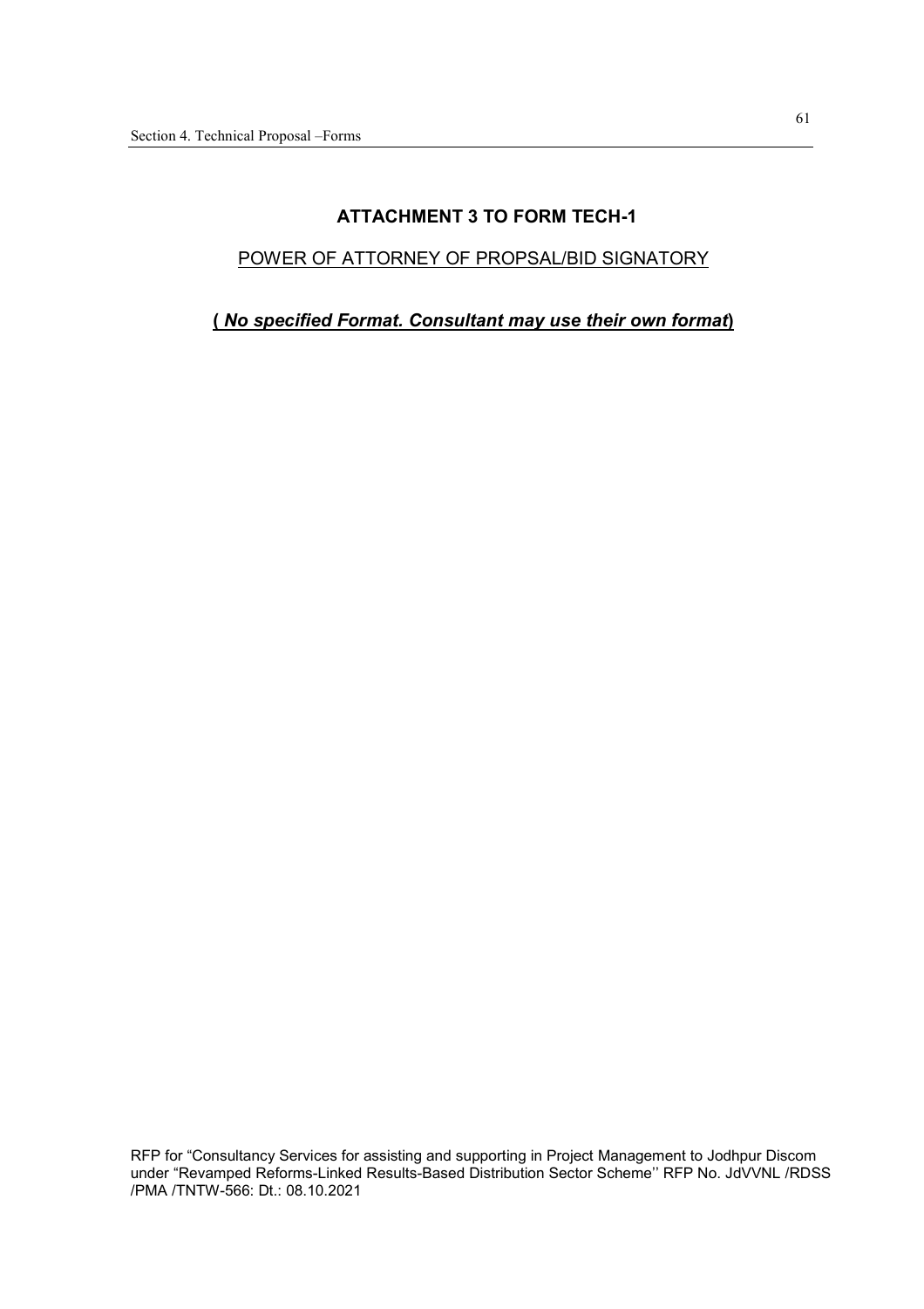## ATTACHMENT 3 TO FORM TECH-1

POWER OF ATTORNEY OF PROPSAL/BID SIGNATORY

**( *No specified Format. Consultant may use their own format*)**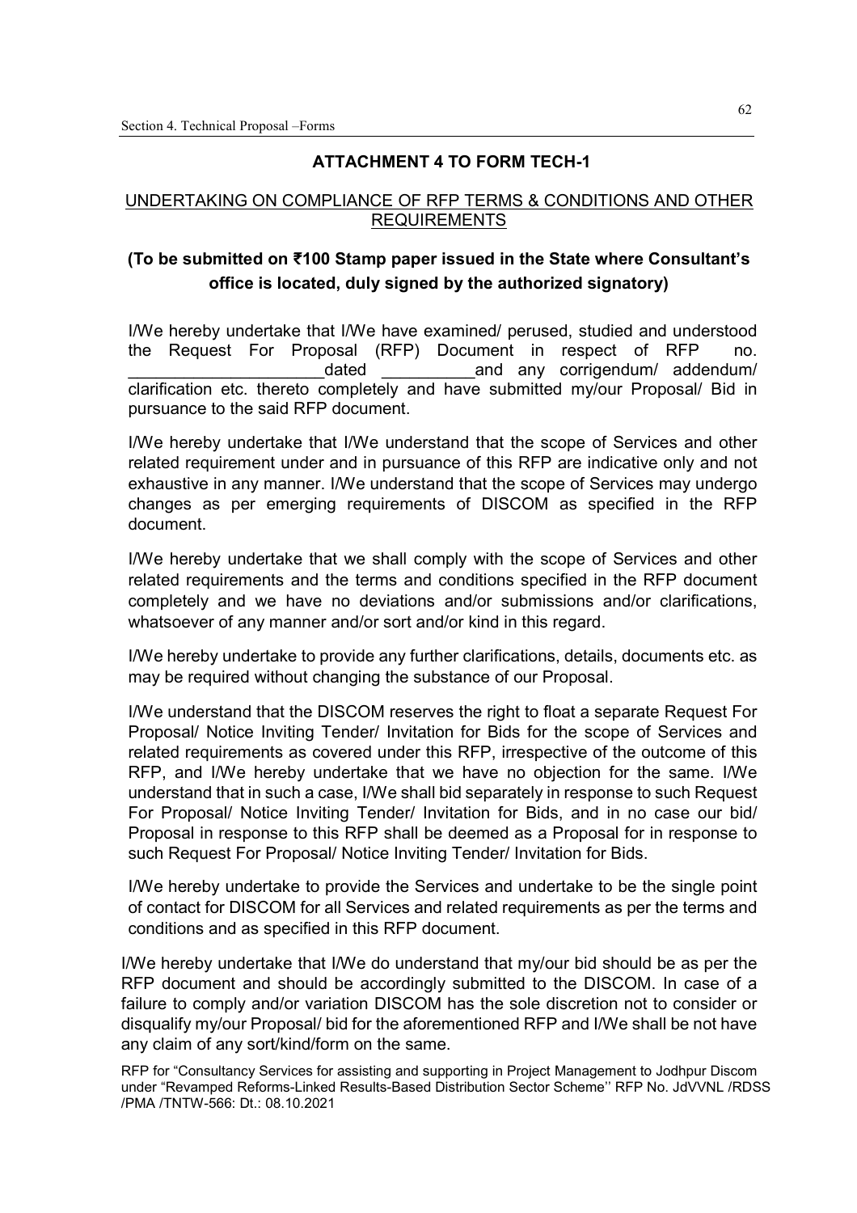## ATTACHMENT 4 TO FORM TECH-1

### UNDERTAKING ON COMPLIANCE OF RFP TERMS & CONDITIONS AND OTHER REQUIREMENTS

**(To be submitted on ₹100 Stamp paper issued in the State where Consultant's office is located, duly signed by the authorized signatory)**

I/We hereby undertake that I/We have examined/ perused, studied and understood the Request For Proposal (RFP) Document in respect of RFP no. _____________________dated __________and any corrigendum/ addendum/ clarification etc. thereto completely and have submitted my/our Proposal/ Bid in pursuance to the said RFP document.

I/We hereby undertake that I/We understand that the scope of Services and other related requirement under and in pursuance of this RFP are indicative only and not exhaustive in any manner. I/We understand that the scope of Services may undergo changes as per emerging requirements of DISCOM as specified in the RFP document.

I/We hereby undertake that we shall comply with the scope of Services and other related requirements and the terms and conditions specified in the RFP document completely and we have no deviations and/or submissions and/or clarifications, whatsoever of any manner and/or sort and/or kind in this regard.

I/We hereby undertake to provide any further clarifications, details, documents etc. as may be required without changing the substance of our Proposal.

I/We understand that the DISCOM reserves the right to float a separate Request For Proposal/ Notice Inviting Tender/ Invitation for Bids for the scope of Services and related requirements as covered under this RFP, irrespective of the outcome of this RFP, and I/We hereby undertake that we have no objection for the same. I/We understand that in such a case, I/We shall bid separately in response to such Request For Proposal/ Notice Inviting Tender/ Invitation for Bids, and in no case our bid/ Proposal in response to this RFP shall be deemed as a Proposal for in response to such Request For Proposal/ Notice Inviting Tender/ Invitation for Bids.

I/We hereby undertake to provide the Services and undertake to be the single point of contact for DISCOM for all Services and related requirements as per the terms and conditions and as specified in this RFP document.

I/We hereby undertake that I/We do understand that my/our bid should be as per the RFP document and should be accordingly submitted to the DISCOM. In case of a failure to comply and/or variation DISCOM has the sole discretion not to consider or disqualify my/our Proposal/ bid for the aforementioned RFP and I/We shall be not have any claim of any sort/kind/form on the same.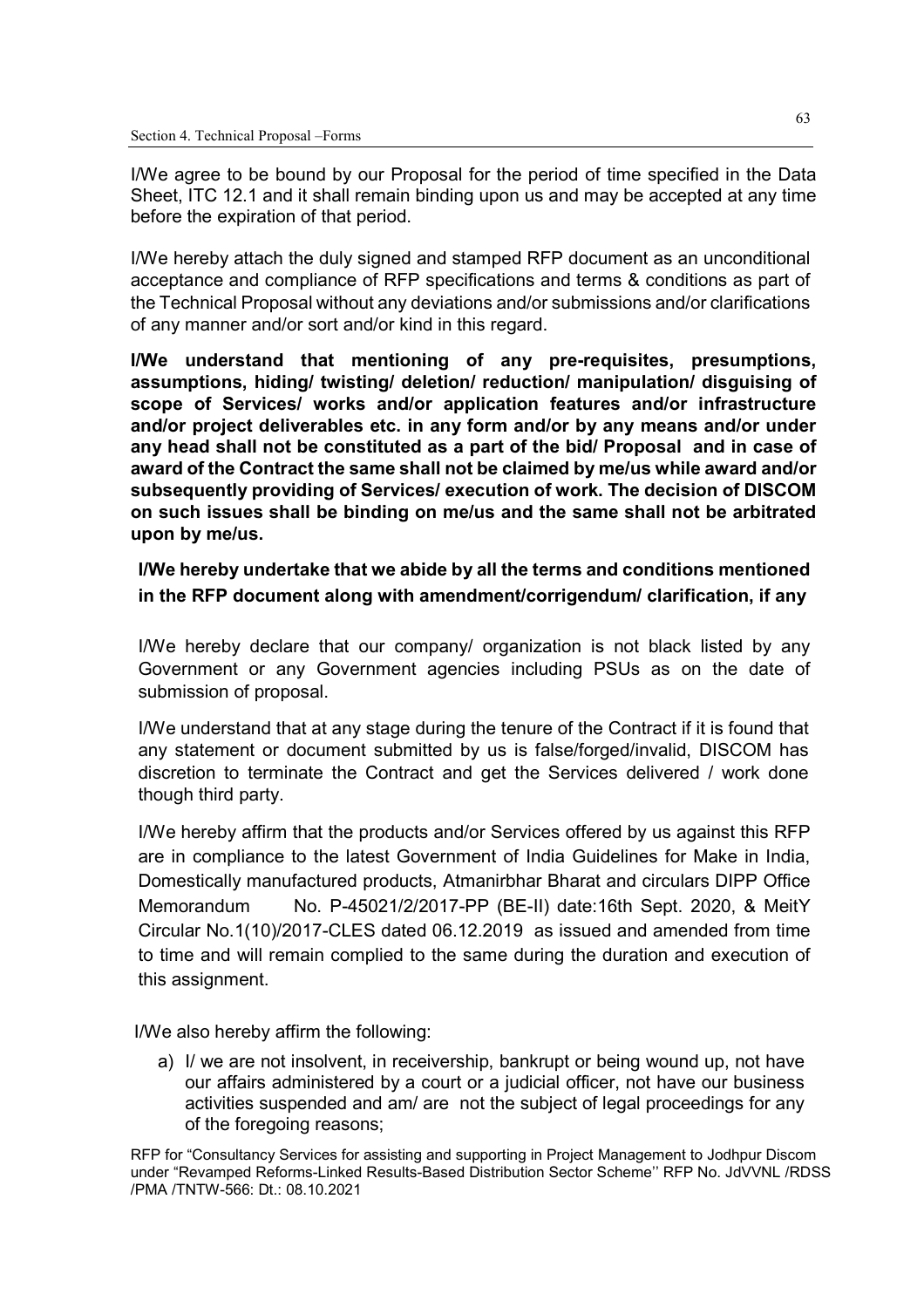I/We agree to be bound by our Proposal for the period of time specified in the Data Sheet, ITC 12.1 and it shall remain binding upon us and may be accepted at any time before the expiration of that period.

I/We hereby attach the duly signed and stamped RFP document as an unconditional acceptance and compliance of RFP specifications and terms & conditions as part of the Technical Proposal without any deviations and/or submissions and/or clarifications of any manner and/or sort and/or kind in this regard.

**I/We understand that mentioning of any pre-requisites, presumptions, assumptions, hiding/ twisting/ deletion/ reduction/ manipulation/ disguising of scope of Services/ works and/or application features and/or infrastructure and/or project deliverables etc. in any form and/or by any means and/or under any head shall not be constituted as a part of the bid/ Proposal and in case of award of the Contract the same shall not be claimed by me/us while award and/or subsequently providing of Services/ execution of work. The decision of DISCOM on such issues shall be binding on me/us and the same shall not be arbitrated upon by me/us.**

**I/We hereby undertake that we abide by all the terms and conditions mentioned in the RFP document along with amendment/corrigendum/ clarification, if any**

I/We hereby declare that our company/ organization is not black listed by any Government or any Government agencies including PSUs as on the date of submission of proposal.

I/We understand that at any stage during the tenure of the Contract if it is found that any statement or document submitted by us is false/forged/invalid, DISCOM has discretion to terminate the Contract and get the Services delivered / work done though third party.

I/We hereby affirm that the products and/or Services offered by us against this RFP are in compliance to the latest Government of India Guidelines for Make in India, Domestically manufactured products, Atmanirbhar Bharat and circulars DIPP Office Memorandum No. P-45021/2/2017-PP (BE-II) date:16th Sept. 2020, & MeitY Circular No.1(10)/2017-CLES dated 06.12.2019 as issued and amended from time to time and will remain complied to the same during the duration and execution of this assignment.

I/We also hereby affirm the following:

a) I/ we are not insolvent, in receivership, bankrupt or being wound up, not have our affairs administered by a court or a judicial officer, not have our business activities suspended and am/ are not the subject of legal proceedings for any of the foregoing reasons;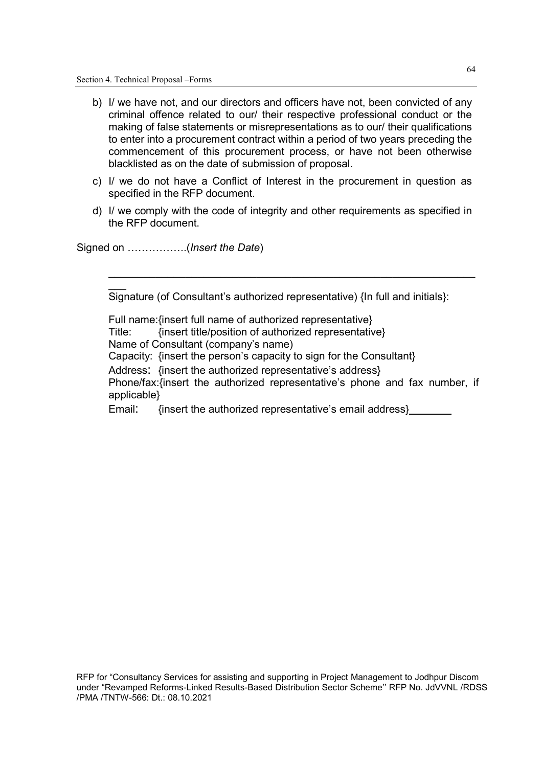b) I/ we have not, and our directors and officers have not, been convicted of any criminal offence related to our/ their respective professional conduct or the making of false statements or misrepresentations as to our/ their qualifications to enter into a procurement contract within a period of two years preceding the commencement of this procurement process, or have not been otherwise blacklisted as on the date of submission of proposal.

c) I/ we do not have a Conflict of Interest in the procurement in question as specified in the RFP document.

d) I/ we comply with the code of integrity and other requirements as specified in the RFP document.

Signed on ……………..(*Insert the Date*)

___________________________________________________________________

Signature (of Consultant's authorized representative) {In full and initials}:

Full name:{insert full name of authorized representative}
Title: {insert title/position of authorized representative}
Name of Consultant (company's name)
Capacity: {insert the person's capacity to sign for the Consultant}
Address: {insert the authorized representative's address}
Phone/fax:{insert the authorized representative's phone and fax number, if applicable}
Email: {insert the authorized representative's email address}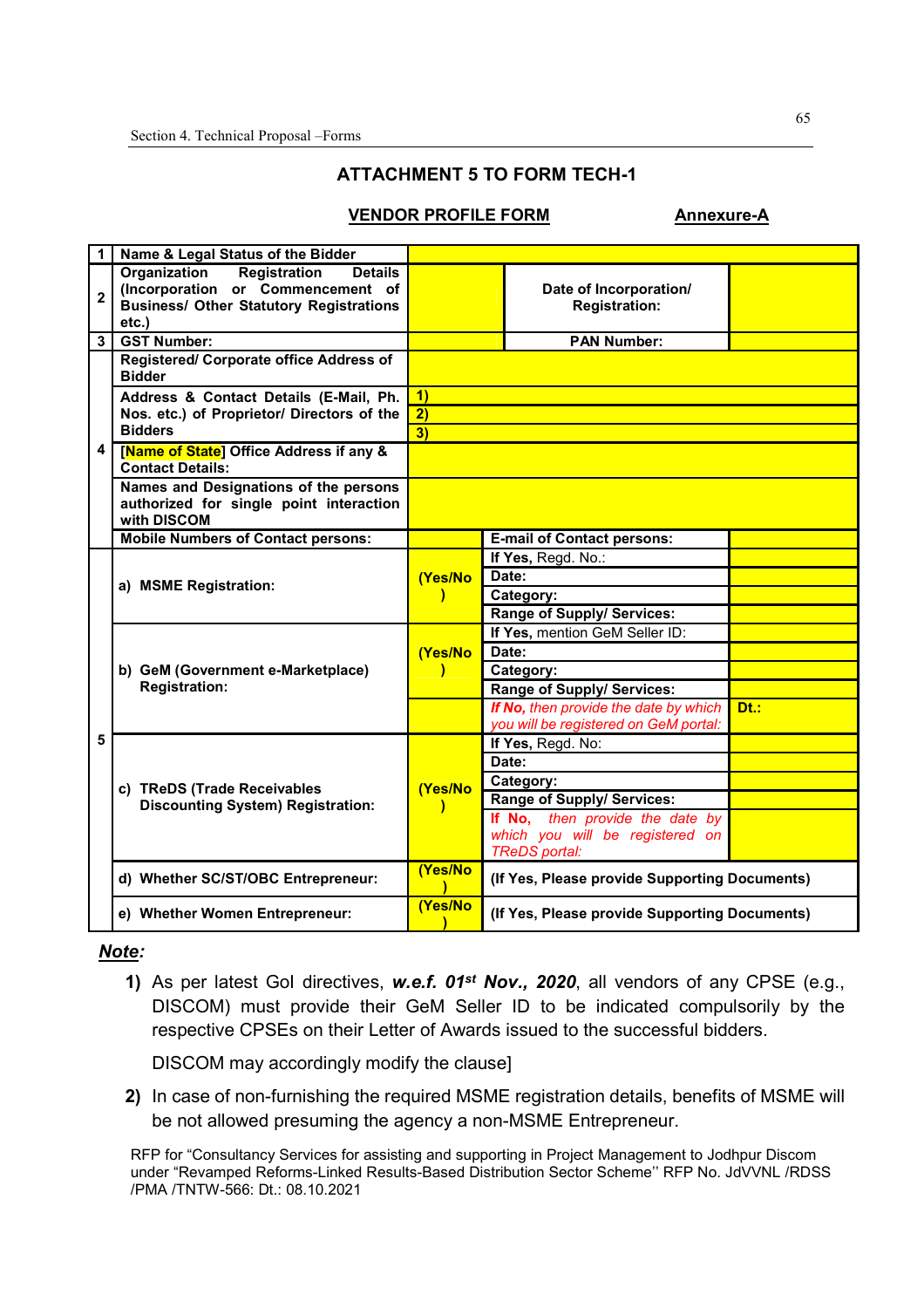## ATTACHMENT 5 TO FORM TECH-1

**VENDOR PROFILE FORM** **Annexure-A**

| | | | | |
|---|---|---|---|---|
| **1** | **Name & Legal Status of the Bidder** | | | |
| **2** | **Organization Registration Details (Incorporation or Commencement of Business/ Other Statutory Registrations etc.)** | | **Date of Incorporation/ Registration:** | |
| **3** | **GST Number:** | | **PAN Number:** | |
| **4** | **Registered/ Corporate office Address of Bidder** | | | |
| | **Address & Contact Details (E-Mail, Ph. Nos. etc.) of Proprietor/ Directors of the Bidders** | 1) | | |
| | | 2) | | |
| | | 3) | | |
| | **[Name of State] Office Address if any & Contact Details:** | | | |
| | **Names and Designations of the persons authorized for single point interaction with DISCOM** | | | |
| | **Mobile Numbers of Contact persons:** | | **E-mail of Contact persons:** | |
| **5** | **a) MSME Registration:** | **(Yes/No)** | **If Yes**, Regd. No.: | |
| | | | **Date:** | |
| | | | **Category:** | |
| | | | **Range of Supply/ Services:** | |
| | **b) GeM (Government e-Marketplace) Registration:** | **(Yes/No)** | **If Yes,** mention GeM Seller ID: | |
| | | | **Date:** | |
| | | | **Category:** | |
| | | | **Range of Supply/ Services:** | |
| | | | ***If No,*** *then provide the date by which you will be registered on GeM portal:* | **Dt.:** |
| | **c) TReDS (Trade Receivables Discounting System) Registration:** | **(Yes/No)** | **If Yes**, Regd. No: | |
| | | | **Date:** | |
| | | | **Category:** | |
| | | | **Range of Supply/ Services:** | |
| | | | ***If No,*** *then provide the date by which you will be registered on TReDS portal:* | |
| | **d) Whether SC/ST/OBC Entrepreneur:** | **(Yes/No)** | **(If Yes, Please provide Supporting Documents)** | |
| | **e) Whether Women Entrepreneur:** | **(Yes/No)** | **(If Yes, Please provide Supporting Documents)** | |

***Note:***

1) As per latest GoI directives, ***w.e.f. 01st Nov., 2020***, all vendors of any CPSE (e.g., DISCOM) must provide their GeM Seller ID to be indicated compulsorily by the respective CPSEs on their Letter of Awards issued to the successful bidders.

   DISCOM may accordingly modify the clause]

2) In case of non-furnishing the required MSME registration details, benefits of MSME will be not allowed presuming the agency a non-MSME Entrepreneur.

RFP for "Consultancy Services for assisting and supporting in Project Management to Jodhpur Discom under "Revamped Reforms-Linked Results-Based Distribution Sector Scheme'' RFP No. JdVVNL /RDSS /PMA /TNTW-566: Dt.: 08.10.2021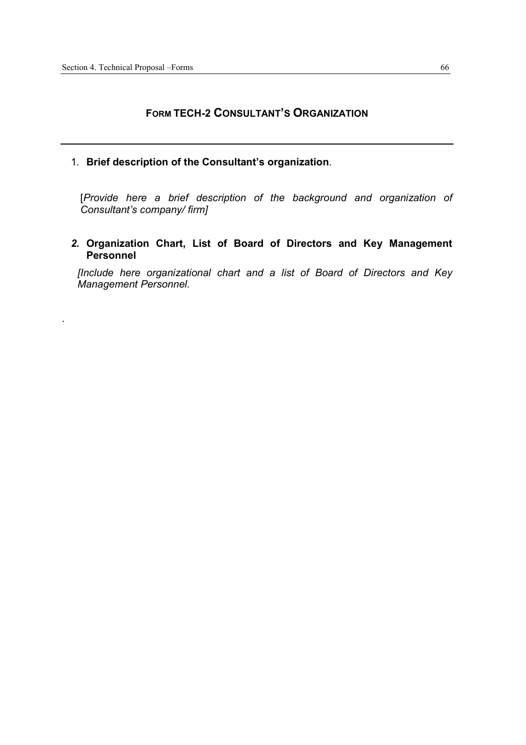# FORM TECH-2 CONSULTANT'S ORGANIZATION

1. **Brief description of the Consultant's organization**.

   [*Provide here a brief description of the background and organization of Consultant's company/ firm]*

2. **Organization Chart, List of Board of Directors and Key Management Personnel**

   *[Include here organizational chart and a list of Board of Directors and Key Management Personnel.*

.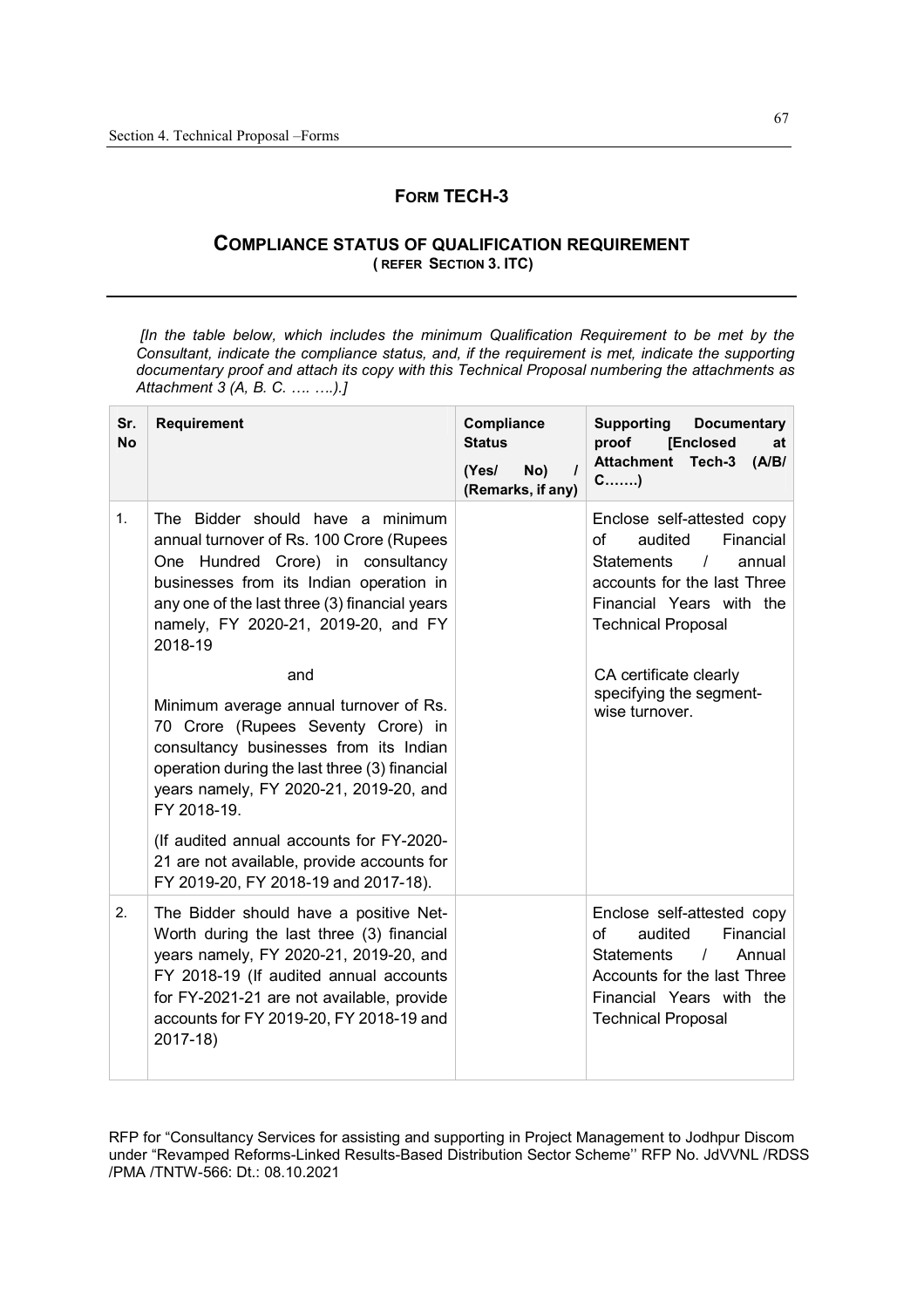## FORM TECH-3

### COMPLIANCE STATUS OF QUALIFICATION REQUIREMENT
**( REFER SECTION 3. ITC)**

*[In the table below, which includes the minimum Qualification Requirement to be met by the Consultant, indicate the compliance status, and, if the requirement is met, indicate the supporting documentary proof and attach its copy with this Technical Proposal numbering the attachments as Attachment 3 (A, B. C. …. ….).]*

| Sr. No | Requirement | Compliance Status (Yes/ No) / (Remarks, if any) | Supporting Documentary proof [Enclosed at Attachment Tech-3 (A/B/ C…….) |
|---|---|---|---|
| 1. | The Bidder should have a minimum annual turnover of Rs. 100 Crore (Rupees One Hundred Crore) in consultancy businesses from its Indian operation in any one of the last three (3) financial years namely, FY 2020-21, 2019-20, and FY 2018-19<br><br>and<br><br>Minimum average annual turnover of Rs. 70 Crore (Rupees Seventy Crore) in consultancy businesses from its Indian operation during the last three (3) financial years namely, FY 2020-21, 2019-20, and FY 2018-19.<br><br>(If audited annual accounts for FY-2020-21 are not available, provide accounts for FY 2019-20, FY 2018-19 and 2017-18). | | Enclose self-attested copy of audited Financial Statements / annual accounts for the last Three Financial Years with the Technical Proposal<br><br>CA certificate clearly specifying the segment-wise turnover. |
| 2. | The Bidder should have a positive Net-Worth during the last three (3) financial years namely, FY 2020-21, 2019-20, and FY 2018-19 (If audited annual accounts for FY-2021-21 are not available, provide accounts for FY 2019-20, FY 2018-19 and 2017-18) | | Enclose self-attested copy of audited Financial Statements / Annual Accounts for the last Three Financial Years with the Technical Proposal |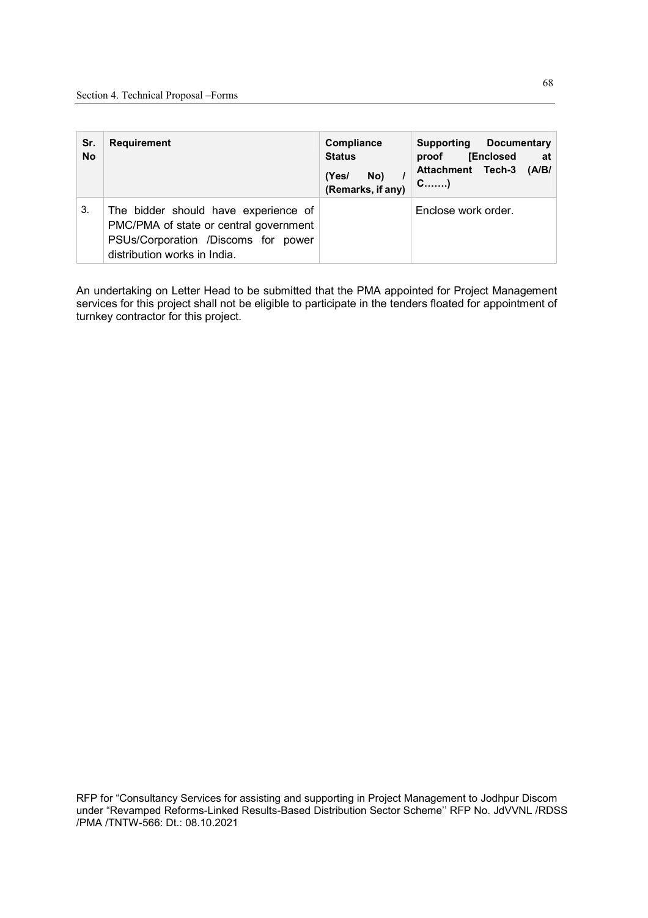| Sr. No | Requirement | Compliance Status (Yes/ No) / (Remarks, if any) | Supporting Documentary proof [Enclosed at Attachment Tech-3 (A/B/ C…….) |
|---|---|---|---|
| 3. | The bidder should have experience of PMC/PMA of state or central government PSUs/Corporation /Discoms for power distribution works in India. | | Enclose work order. |

An undertaking on Letter Head to be submitted that the PMA appointed for Project Management services for this project shall not be eligible to participate in the tenders floated for appointment of turnkey contractor for this project.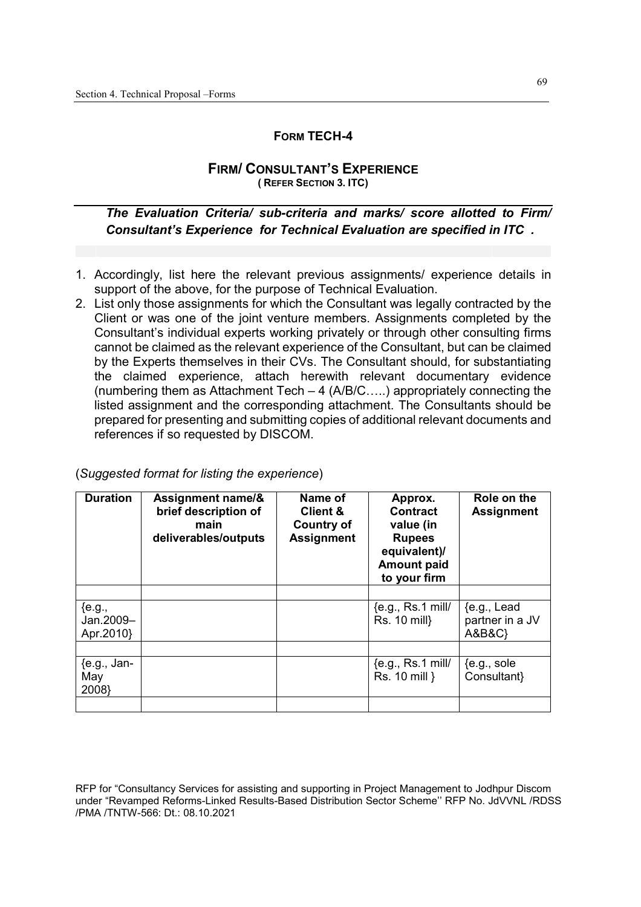## FORM TECH-4

### FIRM/ CONSULTANT'S EXPERIENCE
**( REFER SECTION 3. ITC)**

***The Evaluation Criteria/ sub-criteria and marks/ score allotted to Firm/ Consultant's Experience for Technical Evaluation are specified in ITC .***

1. Accordingly, list here the relevant previous assignments/ experience details in support of the above, for the purpose of Technical Evaluation.
2. List only those assignments for which the Consultant was legally contracted by the Client or was one of the joint venture members. Assignments completed by the Consultant's individual experts working privately or through other consulting firms cannot be claimed as the relevant experience of the Consultant, but can be claimed by the Experts themselves in their CVs. The Consultant should, for substantiating the claimed experience, attach herewith relevant documentary evidence (numbering them as Attachment Tech – 4 (A/B/C…..) appropriately connecting the listed assignment and the corresponding attachment. The Consultants should be prepared for presenting and submitting copies of additional relevant documents and references if so requested by DISCOM.

(*Suggested format for listing the experience*)

| Duration | Assignment name/& brief description of main deliverables/outputs | Name of Client & Country of Assignment | Approx. Contract value (in Rupees equivalent)/ Amount paid to your firm | Role on the Assignment |
|---|---|---|---|---|
| | | | | |
| {e.g., Jan.2009–Apr.2010} | | | {e.g., Rs.1 mill/ Rs. 10 mill} | {e.g., Lead partner in a JV A&B&C} |
| | | | | |
| {e.g., Jan-May 2008} | | | {e.g., Rs.1 mill/ Rs. 10 mill } | {e.g., sole Consultant} |
| | | | | |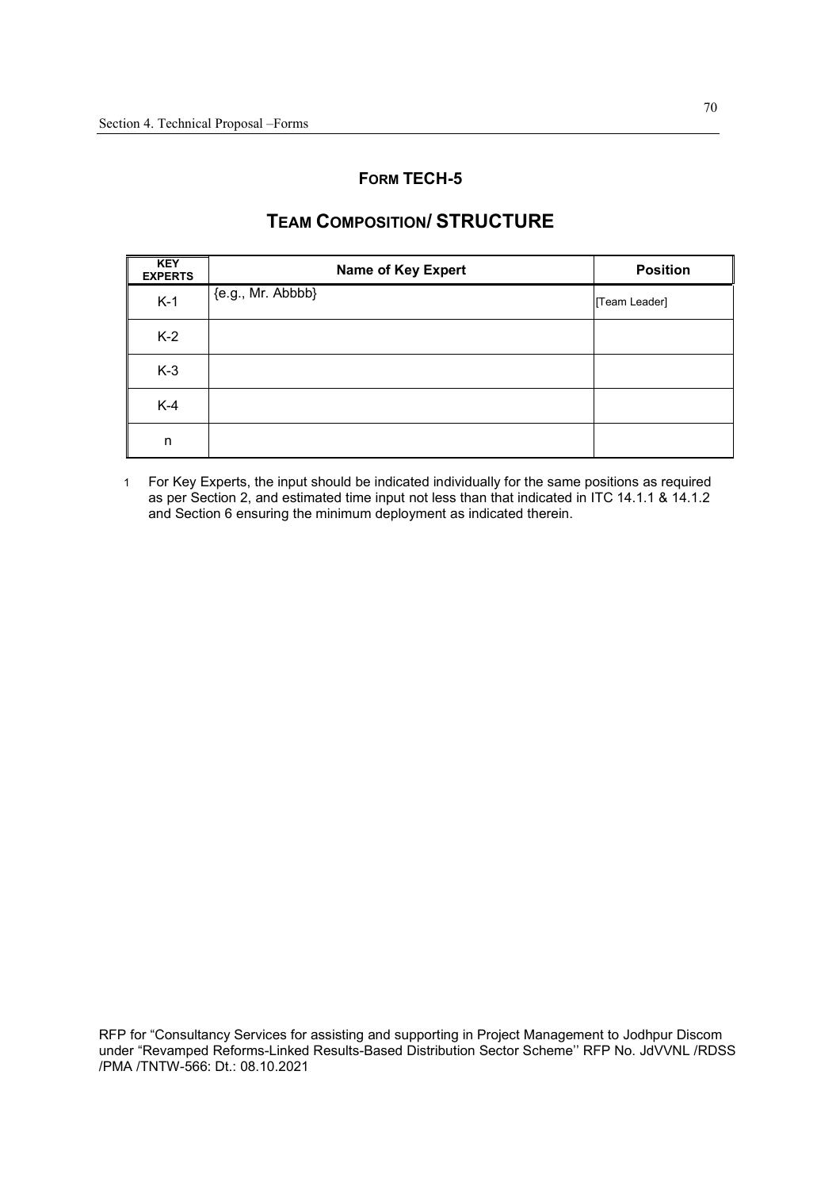## FORM TECH-5

# TEAM COMPOSITION/ STRUCTURE

| KEY EXPERTS | Name of Key Expert | Position |
|---|---|---|
| K-1 | {e.g., Mr. Abbbb} | [Team Leader] |
| K-2 | | |
| K-3 | | |
| K-4 | | |
| n | | |

1 For Key Experts, the input should be indicated individually for the same positions as required as per Section 2, and estimated time input not less than that indicated in ITC 14.1.1 & 14.1.2 and Section 6 ensuring the minimum deployment as indicated therein.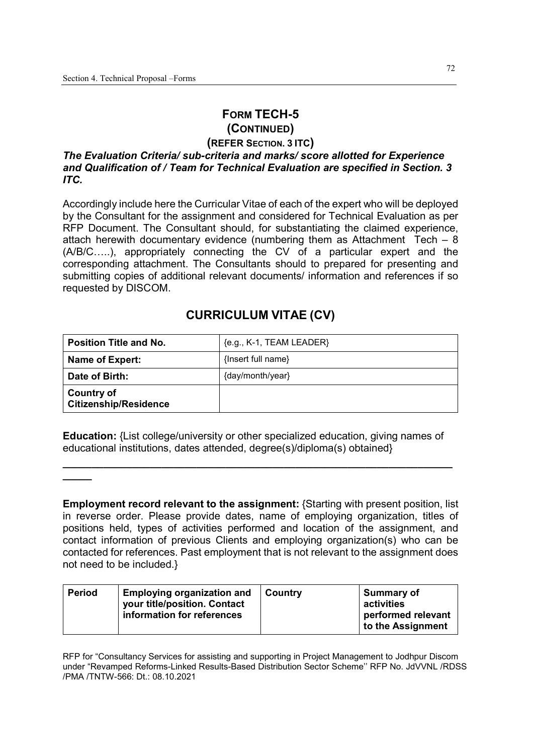# FORM TECH-5
## (CONTINUED)
### (REFER SECTION. 3 ITC)

***The Evaluation Criteria/ sub-criteria and marks/ score allotted for Experience and Qualification of / Team for Technical Evaluation are specified in Section. 3 ITC.***

Accordingly include here the Curricular Vitae of each of the expert who will be deployed by the Consultant for the assignment and considered for Technical Evaluation as per RFP Document. The Consultant should, for substantiating the claimed experience, attach herewith documentary evidence (numbering them as Attachment Tech – 8 (A/B/C…..), appropriately connecting the CV of a particular expert and the corresponding attachment. The Consultants should to prepared for presenting and submitting copies of additional relevant documents/ information and references if so requested by DISCOM.

## CURRICULUM VITAE (CV)

| **Position Title and No.** | {e.g., K-1, TEAM LEADER} |
|---|---|
| **Name of Expert:** | {Insert full name} |
| **Date of Birth:** | {day/month/year} |
| **Country of Citizenship/Residence** | |

**Education:** {List college/university or other specialized education, giving names of educational institutions, dates attended, degree(s)/diploma(s) obtained}

_______________________________________________________________

**Employment record relevant to the assignment:** {Starting with present position, list in reverse order. Please provide dates, name of employing organization, titles of positions held, types of activities performed and location of the assignment, and contact information of previous Clients and employing organization(s) who can be contacted for references. Past employment that is not relevant to the assignment does not need to be included.}

| **Period** | **Employing organization and your title/position. Contact information for references** | **Country** | **Summary of activities performed relevant to the Assignment** |
|---|---|---|---|

RFP for "Consultancy Services for assisting and supporting in Project Management to Jodhpur Discom under "Revamped Reforms-Linked Results-Based Distribution Sector Scheme'' RFP No. JdVVNL /RDSS /PMA /TNTW-566: Dt.: 08.10.2021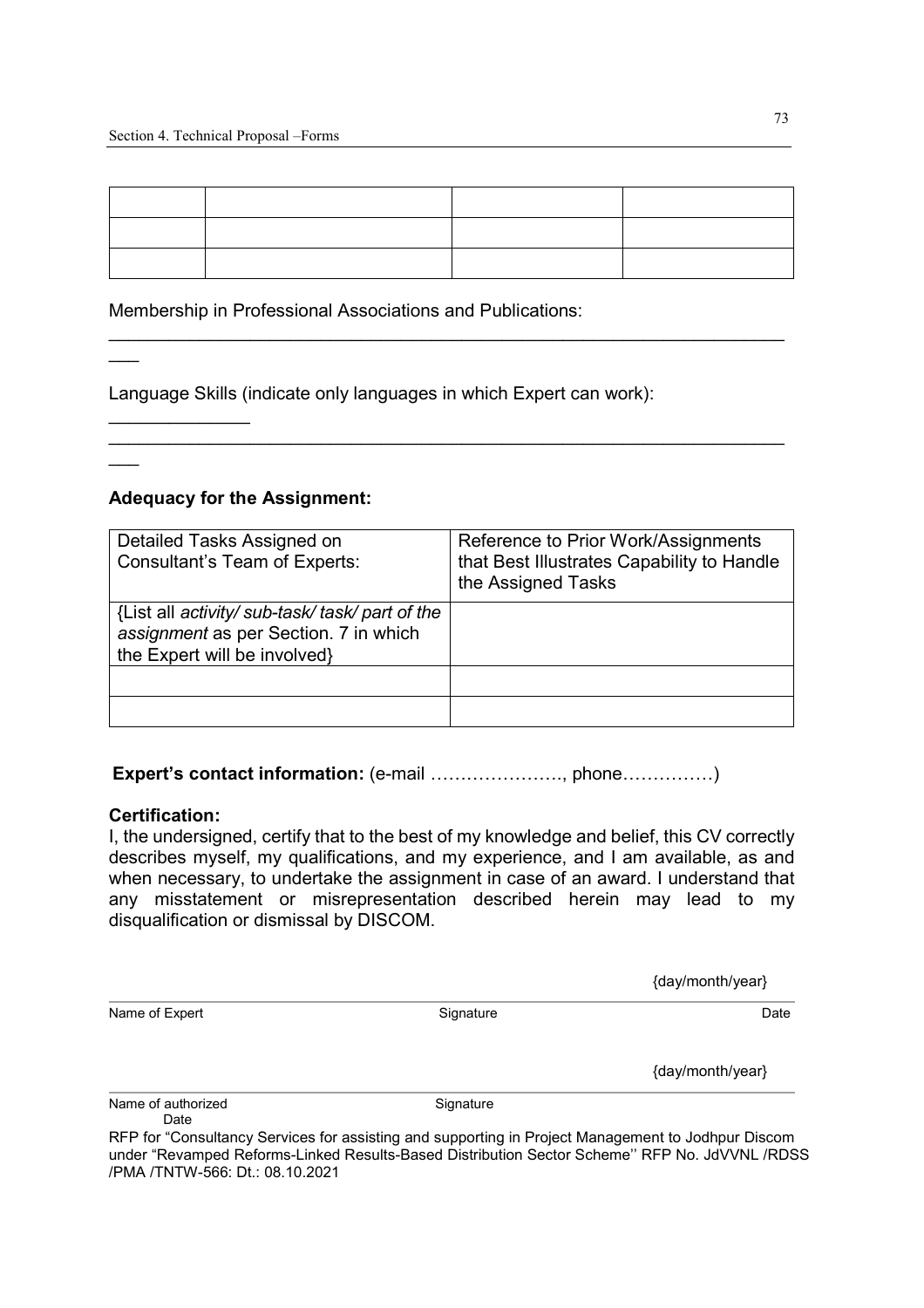| | | | |
|---|---|---|---|
| | | | |
| | | | |
| | | | |

Membership in Professional Associations and Publications:

______________________________________________________________________

Language Skills (indicate only languages in which Expert can work):

______________________________________________________________________

**Adequacy for the Assignment:**

| Detailed Tasks Assigned on Consultant's Team of Experts: | Reference to Prior Work/Assignments that Best Illustrates Capability to Handle the Assigned Tasks |
|---|---|
| {List all *activity/ sub-task/ task/ part of the assignment* as per Section. 7 in which the Expert will be involved} | |
| | |
| | |

**Expert's contact information:** (e-mail …………………., phone……………)

**Certification:**

I, the undersigned, certify that to the best of my knowledge and belief, this CV correctly describes myself, my qualifications, and my experience, and I am available, as and when necessary, to undertake the assignment in case of an award. I understand that any misstatement or misrepresentation described herein may lead to my disqualification or dismissal by DISCOM.

{day/month/year}

| Name of Expert | Signature | Date |
|---|---|---|

{day/month/year}

| Name of authorized | Signature | Date |
|---|---|---|

RFP for "Consultancy Services for assisting and supporting in Project Management to Jodhpur Discom under "Revamped Reforms-Linked Results-Based Distribution Sector Scheme'' RFP No. JdVVNL /RDSS /PMA /TNTW-566: Dt.: 08.10.2021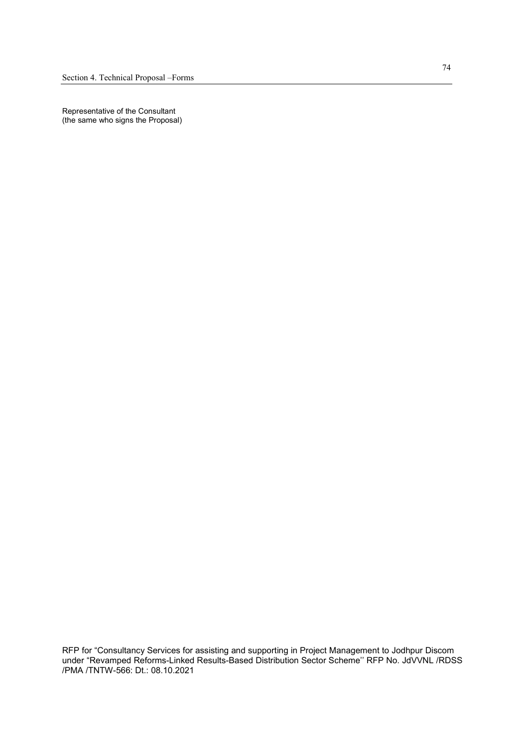Representative of the Consultant
(the same who signs the Proposal)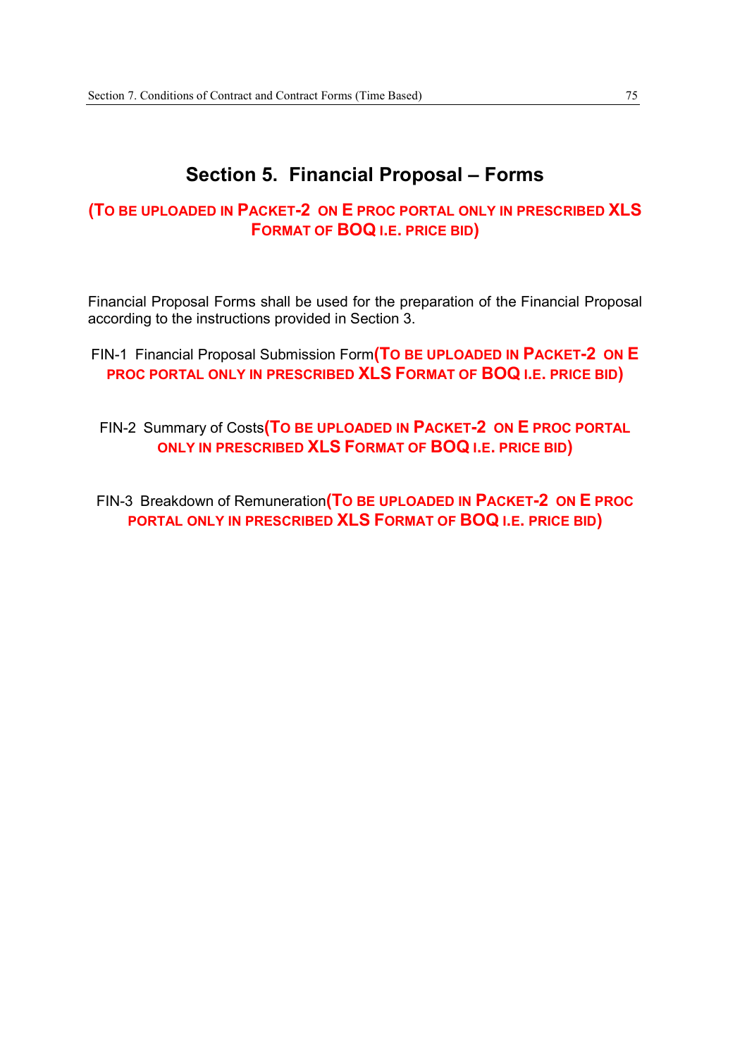# Section 5. Financial Proposal – Forms

**(To be uploaded in Packet-2 on E proc portal only in prescribed XLS Format of BOQ i.e. price bid)**

Financial Proposal Forms shall be used for the preparation of the Financial Proposal according to the instructions provided in Section 3.

FIN-1 Financial Proposal Submission Form**(To be uploaded in Packet-2 on E proc portal only in prescribed XLS Format of BOQ i.e. price bid)**

FIN-2 Summary of Costs**(To be uploaded in Packet-2 on E proc portal only in prescribed XLS Format of BOQ i.e. price bid)**

FIN-3 Breakdown of Remuneration**(To be uploaded in Packet-2 on E proc portal only in prescribed XLS Format of BOQ i.e. price bid)**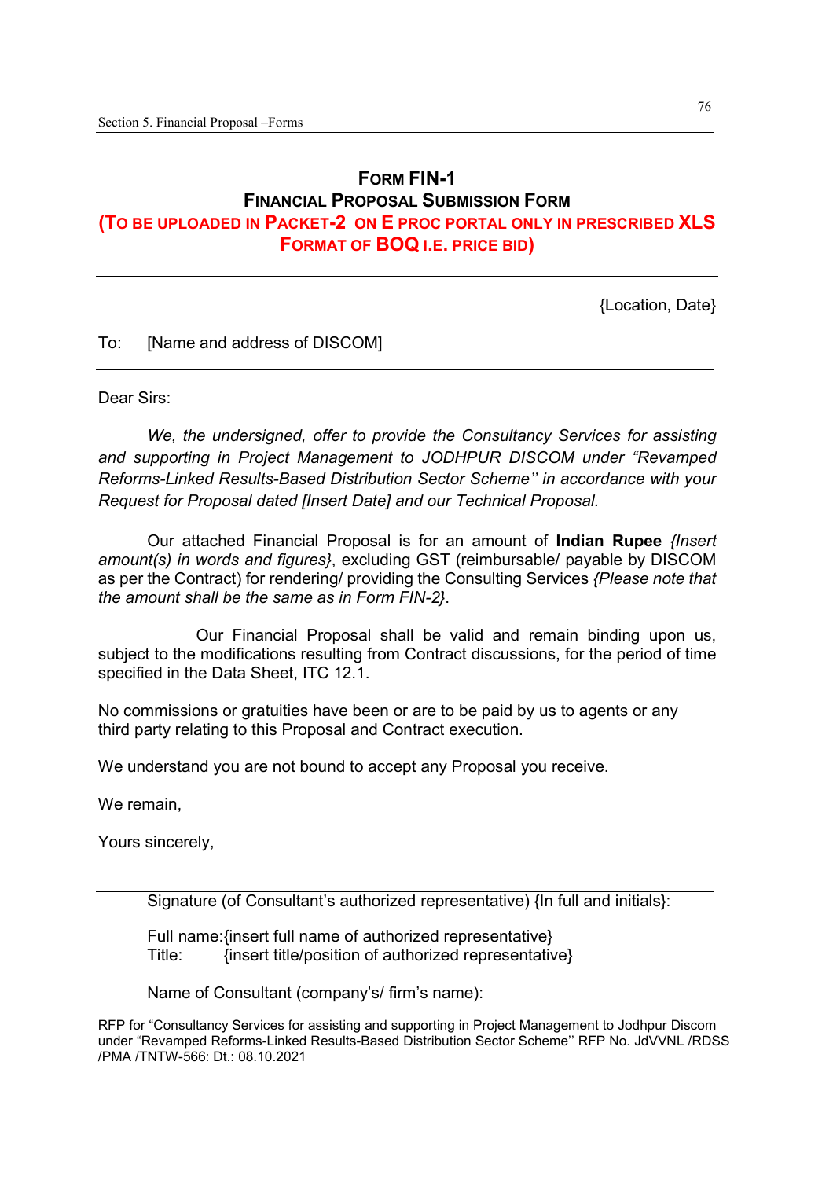# FORM FIN-1

## FINANCIAL PROPOSAL SUBMISSION FORM

**(TO BE UPLOADED IN PACKET-2 ON E PROC PORTAL ONLY IN PRESCRIBED XLS FORMAT OF BOQ I.E. PRICE BID)**

---

{Location, Date}

To: [Name and address of DISCOM]

---

Dear Sirs:

*We, the undersigned, offer to provide the Consultancy Services for assisting and supporting in Project Management to JODHPUR DISCOM under "Revamped Reforms-Linked Results-Based Distribution Sector Scheme'' in accordance with your Request for Proposal dated [Insert Date] and our Technical Proposal.*

Our attached Financial Proposal is for an amount of **Indian Rupee** *{Insert amount(s) in words and figures}*, excluding GST (reimbursable/ payable by DISCOM as per the Contract) for rendering/ providing the Consulting Services *{Please note that the amount shall be the same as in Form FIN-2}*.

Our Financial Proposal shall be valid and remain binding upon us, subject to the modifications resulting from Contract discussions, for the period of time specified in the Data Sheet, ITC 12.1.

No commissions or gratuities have been or are to be paid by us to agents or any third party relating to this Proposal and Contract execution.

We understand you are not bound to accept any Proposal you receive.

We remain,

Yours sincerely,

---

Signature (of Consultant's authorized representative) {In full and initials}:

Full name:{insert full name of authorized representative}
Title: {insert title/position of authorized representative}

Name of Consultant (company's/ firm's name):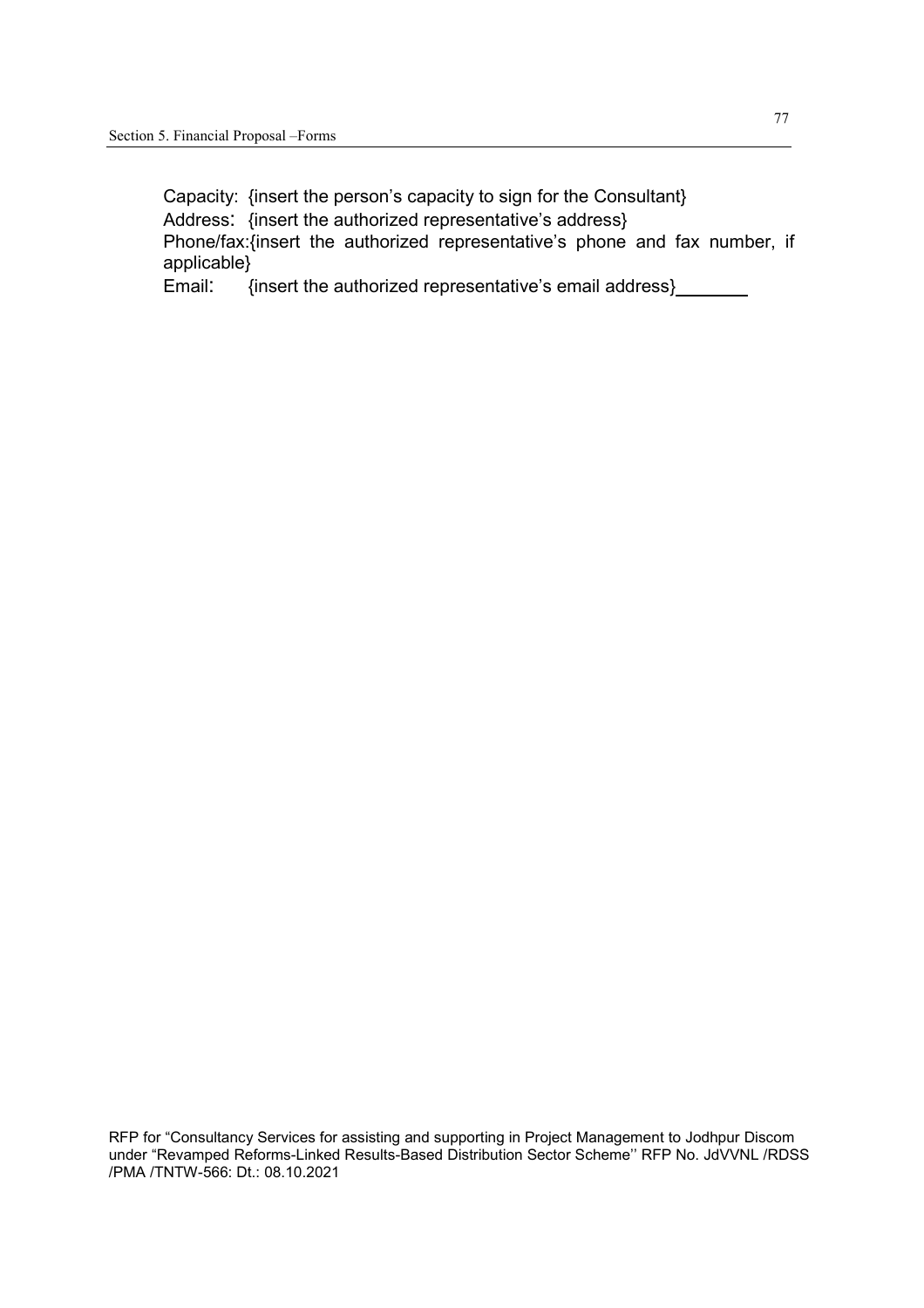Capacity: {insert the person's capacity to sign for the Consultant}
Address: {insert the authorized representative's address}
Phone/fax:{insert the authorized representative's phone and fax number, if applicable}
Email: {insert the authorized representative's email address}_______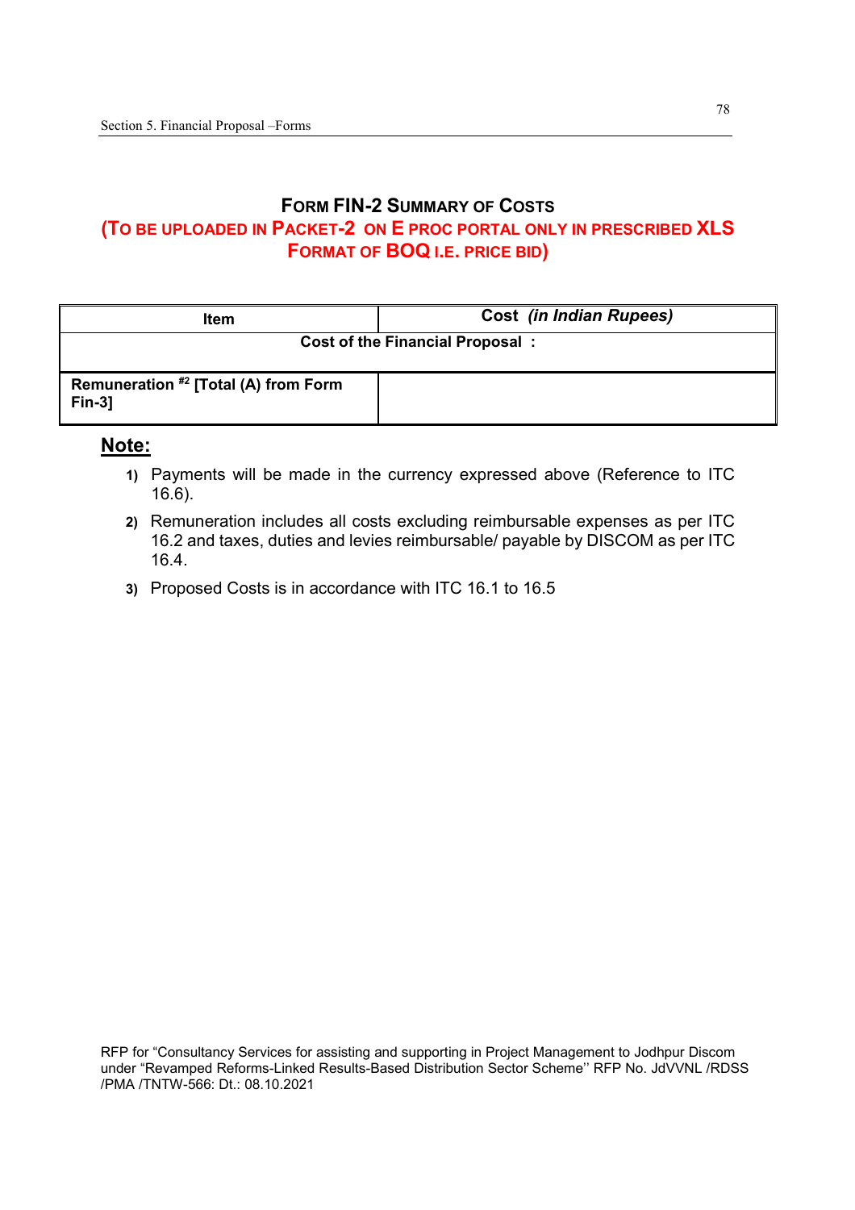## FORM FIN-2 SUMMARY OF COSTS

## (TO BE UPLOADED IN PACKET-2 ON E PROC PORTAL ONLY IN PRESCRIBED XLS FORMAT OF BOQ I.E. PRICE BID)

| Item | Cost *(in Indian Rupees)* |
|---|---|
| **Cost of the Financial Proposal :** | |
| **Remuneration [#2] [Total (A) from Form Fin-3]** | |

**Note:**

1) Payments will be made in the currency expressed above (Reference to ITC 16.6).
2) Remuneration includes all costs excluding reimbursable expenses as per ITC 16.2 and taxes, duties and levies reimbursable/ payable by DISCOM as per ITC 16.4.
3) Proposed Costs is in accordance with ITC 16.1 to 16.5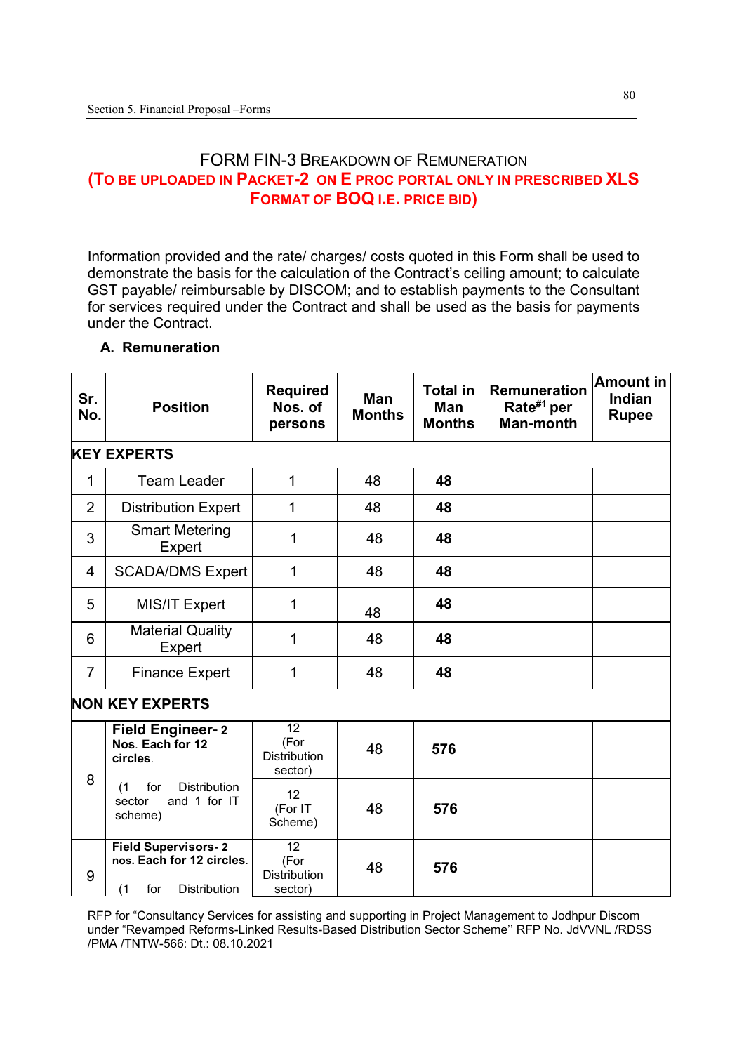## FORM FIN-3 BREAKDOWN OF REMUNERATION

**(TO BE UPLOADED IN PACKET-2 ON E PROC PORTAL ONLY IN PRESCRIBED XLS FORMAT OF BOQ I.E. PRICE BID)**

Information provided and the rate/ charges/ costs quoted in this Form shall be used to demonstrate the basis for the calculation of the Contract's ceiling amount; to calculate GST payable/ reimbursable by DISCOM; and to establish payments to the Consultant for services required under the Contract and shall be used as the basis for payments under the Contract.

### A. Remuneration

| Sr. No. | Position | Required Nos. of persons | Man Months | Total in Man Months | Remuneration Rate[#1] per Man-month | Amount in Indian Rupee |
|---|---|---|---|---|---|---|
| **KEY EXPERTS** | | | | | | |
| 1 | Team Leader | 1 | 48 | **48** | | |
| 2 | Distribution Expert | 1 | 48 | **48** | | |
| 3 | Smart Metering Expert | 1 | 48 | **48** | | |
| 4 | SCADA/DMS Expert | 1 | 48 | **48** | | |
| 5 | MIS/IT Expert | 1 | 48 | **48** | | |
| 6 | Material Quality Expert | 1 | 48 | **48** | | |
| 7 | Finance Expert | 1 | 48 | **48** | | |
| **NON KEY EXPERTS** | | | | | | |
| 8 | **Field Engineer- 2 Nos. Each for 12 circles.** (1 for Distribution sector and 1 for IT scheme) | 12 (For Distribution sector) | 48 | **576** | | |
| | | 12 (For IT Scheme) | 48 | **576** | | |
| 9 | **Field Supervisors- 2 nos. Each for 12 circles.** (1 for Distribution | 12 (For Distribution sector) | 48 | **576** | | |

RFP for "Consultancy Services for assisting and supporting in Project Management to Jodhpur Discom under "Revamped Reforms-Linked Results-Based Distribution Sector Scheme" RFP No. JdVVNL /RDSS /PMA /TNTW-566: Dt.: 08.10.2021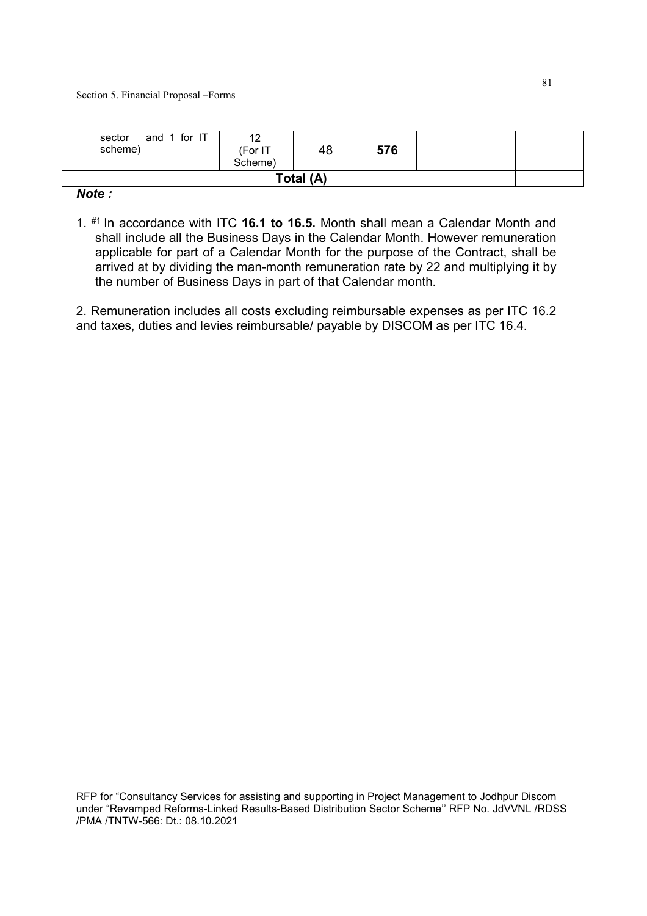| | | | | | | |
|---|---|---|---|---|---|---|
| | sector and 1 for IT scheme) | 12 (For IT Scheme) | 48 | **576** | | |
| | **Total (A)** | | | | | |

***Note :***

1. #1 In accordance with ITC **16.1 to 16.5.** Month shall mean a Calendar Month and shall include all the Business Days in the Calendar Month. However remuneration applicable for part of a Calendar Month for the purpose of the Contract, shall be arrived at by dividing the man-month remuneration rate by 22 and multiplying it by the number of Business Days in part of that Calendar month.

2. Remuneration includes all costs excluding reimbursable expenses as per ITC 16.2 and taxes, duties and levies reimbursable/ payable by DISCOM as per ITC 16.4.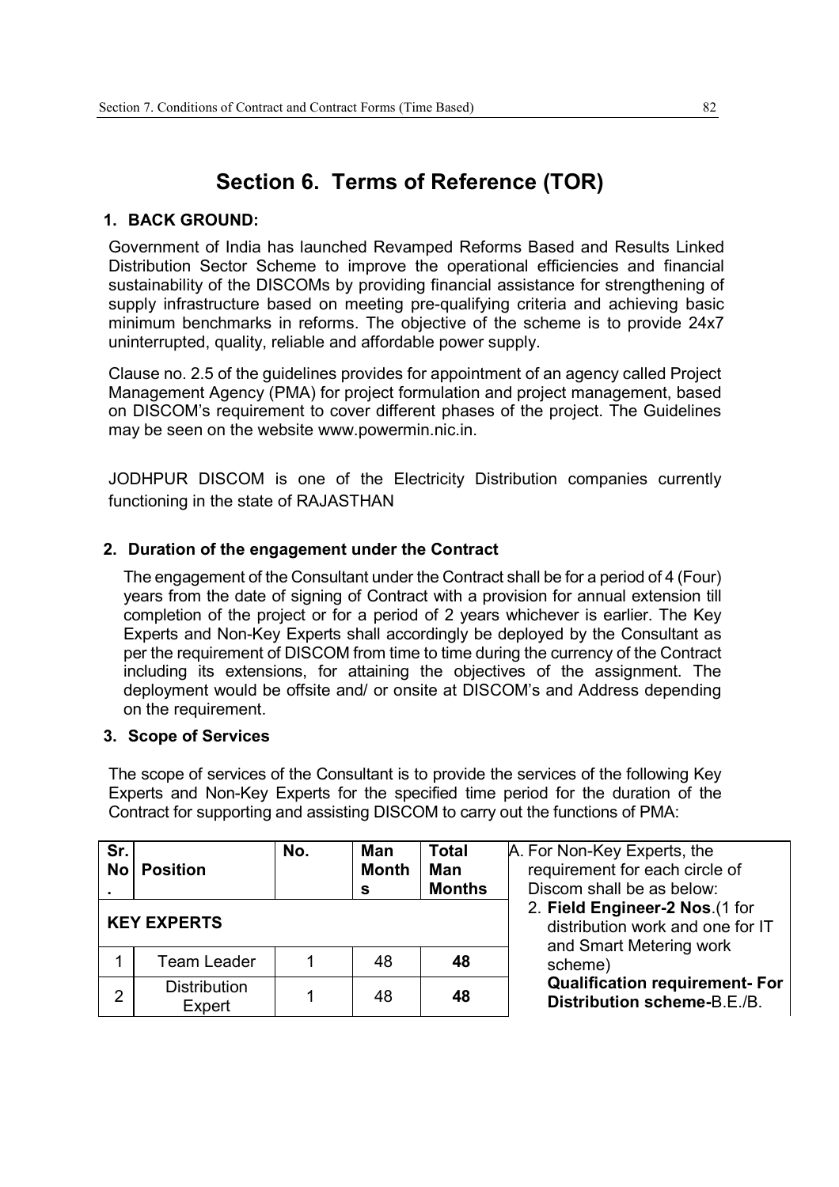# Section 6. Terms of Reference (TOR)

## 1. BACK GROUND:

Government of India has launched Revamped Reforms Based and Results Linked Distribution Sector Scheme to improve the operational efficiencies and financial sustainability of the DISCOMs by providing financial assistance for strengthening of supply infrastructure based on meeting pre-qualifying criteria and achieving basic minimum benchmarks in reforms. The objective of the scheme is to provide 24x7 uninterrupted, quality, reliable and affordable power supply.

Clause no. 2.5 of the guidelines provides for appointment of an agency called Project Management Agency (PMA) for project formulation and project management, based on DISCOM's requirement to cover different phases of the project. The Guidelines may be seen on the website www.powermin.nic.in.

JODHPUR DISCOM is one of the Electricity Distribution companies currently functioning in the state of RAJASTHAN

## 2. Duration of the engagement under the Contract

The engagement of the Consultant under the Contract shall be for a period of 4 (Four) years from the date of signing of Contract with a provision for annual extension till completion of the project or for a period of 2 years whichever is earlier. The Key Experts and Non-Key Experts shall accordingly be deployed by the Consultant as per the requirement of DISCOM from time to time during the currency of the Contract including its extensions, for attaining the objectives of the assignment. The deployment would be offsite and/ or onsite at DISCOM's and Address depending on the requirement.

## 3. Scope of Services

The scope of services of the Consultant is to provide the services of the following Key Experts and Non-Key Experts for the specified time period for the duration of the Contract for supporting and assisting DISCOM to carry out the functions of PMA:

| Sr. No. | Position | No. | Man Months | Total Man Months |
|---|---|---|---|---|
| **KEY EXPERTS** | | | | |
| 1 | Team Leader | 1 | 48 | **48** |
| 2 | Distribution Expert | 1 | 48 | **48** |

A. For Non-Key Experts, the requirement for each circle of Discom shall be as below:

2. **Field Engineer-2 Nos**.(1 for distribution work and one for IT and Smart Metering work scheme)
   **Qualification requirement- For Distribution scheme-**B.E./B.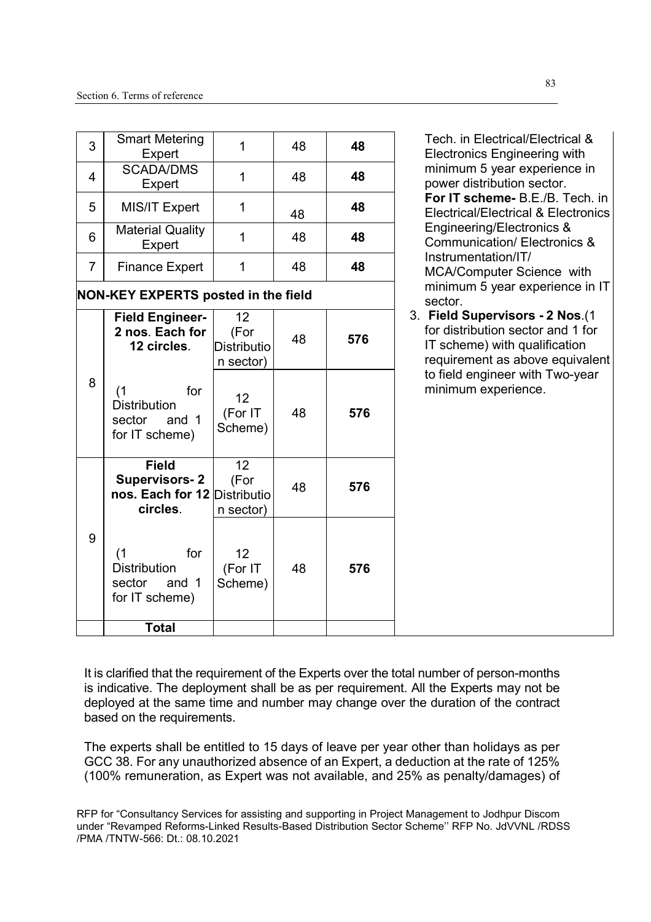| 3 | Smart Metering Expert | 1 | 48 | **48** | Tech. in Electrical/Electrical & Electronics Engineering with minimum 5 year experience in power distribution sector. **For IT scheme-** B.E./B. Tech. in Electrical/Electrical & Electronics Engineering/Electronics & Communication/ Electronics & Instrumentation/IT/ MCA/Computer Science with minimum 5 year experience in IT sector. 3. **Field Supervisors - 2 Nos**.(1 for distribution sector and 1 for IT scheme) with qualification requirement as above equivalent to field engineer with Two-year minimum experience. |
|---|---|---|---|---|---|
| 4 | SCADA/DMS Expert | 1 | 48 | **48** | |
| 5 | MIS/IT Expert | 1 | 48 | **48** | |
| 6 | Material Quality Expert | 1 | 48 | **48** | |
| 7 | Finance Expert | 1 | 48 | **48** | |
| **NON-KEY EXPERTS posted in the field** | | | | | |
| 8 | **Field Engineer- 2 nos**. **Each for 12 circles**. | 12 (For Distribution sector) | 48 | **576** | |
| | (1 for Distribution sector and 1 for IT scheme) | 12 (For IT Scheme) | 48 | **576** | |
| 9 | **Field Supervisors- 2 nos. Each for 12 circles**. | 12 (For Distribution sector) | 48 | **576** | |
| | (1 for Distribution sector and 1 for IT scheme) | 12 (For IT Scheme) | 48 | **576** | |
| | **Total** | | | | |

It is clarified that the requirement of the Experts over the total number of person-months is indicative. The deployment shall be as per requirement. All the Experts may not be deployed at the same time and number may change over the duration of the contract based on the requirements.

The experts shall be entitled to 15 days of leave per year other than holidays as per GCC 38. For any unauthorized absence of an Expert, a deduction at the rate of 125% (100% remuneration, as Expert was not available, and 25% as penalty/damages) of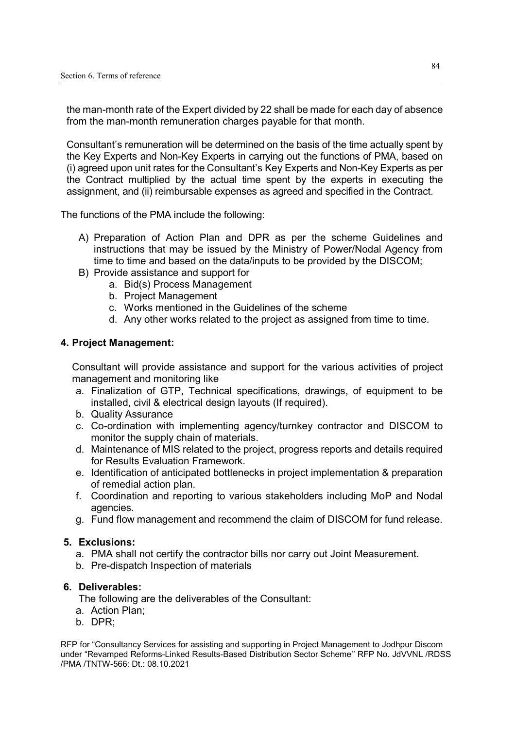the man-month rate of the Expert divided by 22 shall be made for each day of absence from the man-month remuneration charges payable for that month.

Consultant's remuneration will be determined on the basis of the time actually spent by the Key Experts and Non-Key Experts in carrying out the functions of PMA, based on (i) agreed upon unit rates for the Consultant's Key Experts and Non-Key Experts as per the Contract multiplied by the actual time spent by the experts in executing the assignment, and (ii) reimbursable expenses as agreed and specified in the Contract.

The functions of the PMA include the following:

A) Preparation of Action Plan and DPR as per the scheme Guidelines and instructions that may be issued by the Ministry of Power/Nodal Agency from time to time and based on the data/inputs to be provided by the DISCOM;
B) Provide assistance and support for
   a. Bid(s) Process Management
   b. Project Management
   c. Works mentioned in the Guidelines of the scheme
   d. Any other works related to the project as assigned from time to time.

**4. Project Management:**

Consultant will provide assistance and support for the various activities of project management and monitoring like

a. Finalization of GTP, Technical specifications, drawings, of equipment to be installed, civil & electrical design layouts (If required).
b. Quality Assurance
c. Co-ordination with implementing agency/turnkey contractor and DISCOM to monitor the supply chain of materials.
d. Maintenance of MIS related to the project, progress reports and details required for Results Evaluation Framework.
e. Identification of anticipated bottlenecks in project implementation & preparation of remedial action plan.
f. Coordination and reporting to various stakeholders including MoP and Nodal agencies.
g. Fund flow management and recommend the claim of DISCOM for fund release.

**5. Exclusions:**

a. PMA shall not certify the contractor bills nor carry out Joint Measurement.
b. Pre-dispatch Inspection of materials

**6. Deliverables:**

The following are the deliverables of the Consultant:

a. Action Plan;
b. DPR;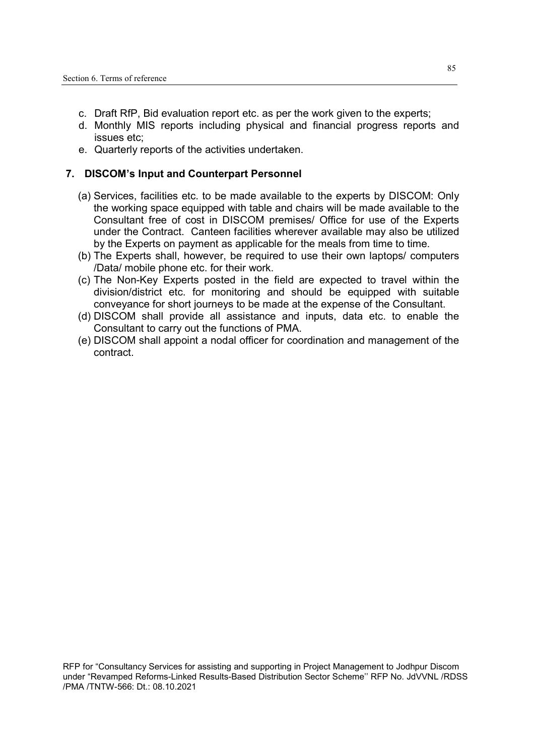c. Draft RfP, Bid evaluation report etc. as per the work given to the experts;
d. Monthly MIS reports including physical and financial progress reports and issues etc;
e. Quarterly reports of the activities undertaken.

## 7. DISCOM's Input and Counterpart Personnel

(a) Services, facilities etc. to be made available to the experts by DISCOM: Only the working space equipped with table and chairs will be made available to the Consultant free of cost in DISCOM premises/ Office for use of the Experts under the Contract. Canteen facilities wherever available may also be utilized by the Experts on payment as applicable for the meals from time to time.

(b) The Experts shall, however, be required to use their own laptops/ computers /Data/ mobile phone etc. for their work.

(c) The Non-Key Experts posted in the field are expected to travel within the division/district etc. for monitoring and should be equipped with suitable conveyance for short journeys to be made at the expense of the Consultant.

(d) DISCOM shall provide all assistance and inputs, data etc. to enable the Consultant to carry out the functions of PMA.

(e) DISCOM shall appoint a nodal officer for coordination and management of the contract.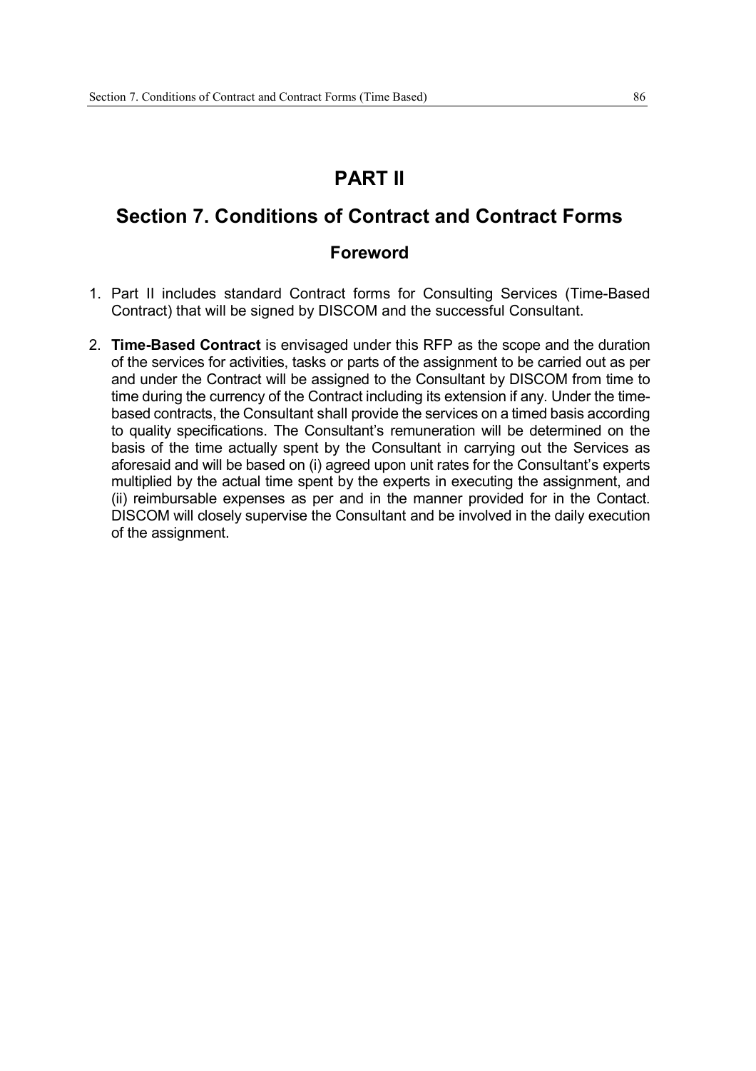# PART II

## Section 7. Conditions of Contract and Contract Forms

### Foreword

1. Part II includes standard Contract forms for Consulting Services (Time-Based Contract) that will be signed by DISCOM and the successful Consultant.

2. **Time-Based Contract** is envisaged under this RFP as the scope and the duration of the services for activities, tasks or parts of the assignment to be carried out as per and under the Contract will be assigned to the Consultant by DISCOM from time to time during the currency of the Contract including its extension if any. Under the time-based contracts, the Consultant shall provide the services on a timed basis according to quality specifications. The Consultant's remuneration will be determined on the basis of the time actually spent by the Consultant in carrying out the Services as aforesaid and will be based on (i) agreed upon unit rates for the Consultant's experts multiplied by the actual time spent by the experts in executing the assignment, and (ii) reimbursable expenses as per and in the manner provided for in the Contact. DISCOM will closely supervise the Consultant and be involved in the daily execution of the assignment.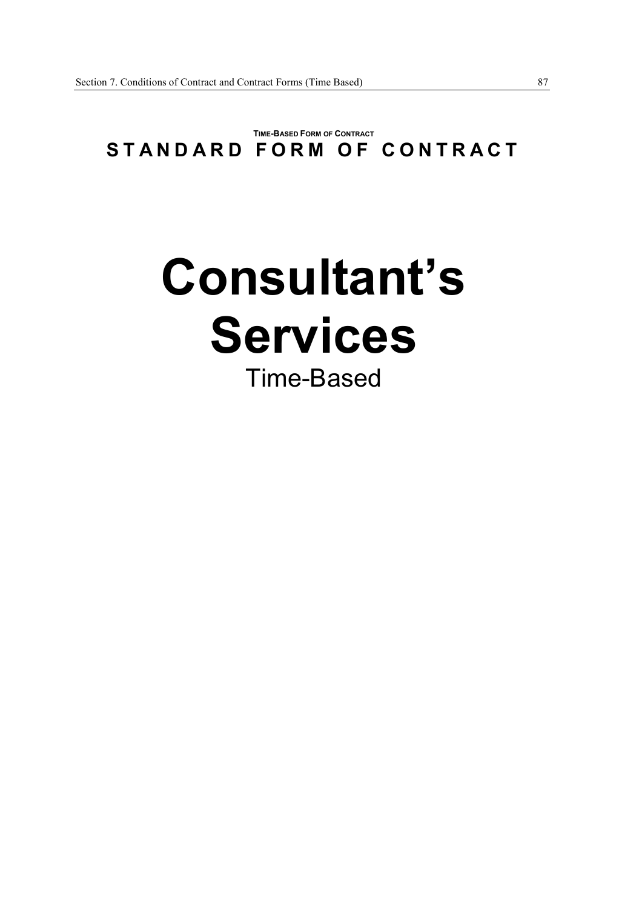**TIME-BASED FORM OF CONTRACT**

# STANDARD FORM OF CONTRACT

# Consultant's Services

## Time-Based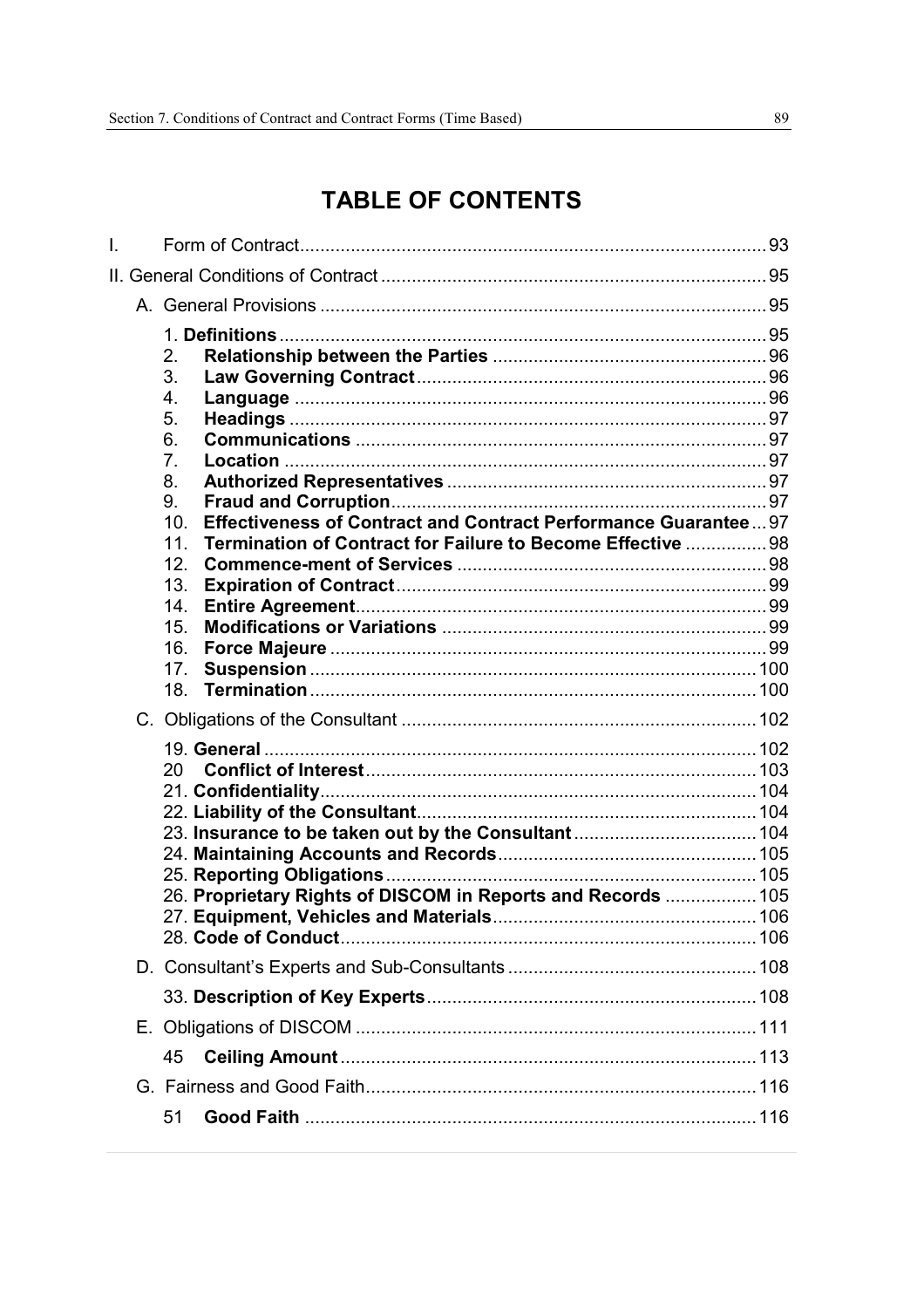# TABLE OF CONTENTS

I. Form of Contract ........ 93

II. General Conditions of Contract ........ 95

A. General Provisions ........ 95

1. **Definitions** ........ 95
2. **Relationship between the Parties** ........ 96
3. **Law Governing Contract** ........ 96
4. **Language** ........ 96
5. **Headings** ........ 97
6. **Communications** ........ 97
7. **Location** ........ 97
8. **Authorized Representatives** ........ 97
9. **Fraud and Corruption** ........ 97
10. **Effectiveness of Contract and Contract Performance Guarantee** ... 97
11. **Termination of Contract for Failure to Become Effective** ........ 98
12. **Commence-ment of Services** ........ 98
13. **Expiration of Contract** ........ 99
14. **Entire Agreement** ........ 99
15. **Modifications or Variations** ........ 99
16. **Force Majeure** ........ 99
17. **Suspension** ........ 100
18. **Termination** ........ 100

C. Obligations of the Consultant ........ 102

19. **General** ........ 102
20. **Conflict of Interest** ........ 103
21. **Confidentiality** ........ 104
22. **Liability of the Consultant** ........ 104
23. **Insurance to be taken out by the Consultant** ........ 104
24. **Maintaining Accounts and Records** ........ 105
25. **Reporting Obligations** ........ 105
26. **Proprietary Rights of DISCOM in Reports and Records** ........ 105
27. **Equipment, Vehicles and Materials** ........ 106
28. **Code of Conduct** ........ 106

D. Consultant's Experts and Sub-Consultants ........ 108

33. **Description of Key Experts** ........ 108

E. Obligations of DISCOM ........ 111

45. **Ceiling Amount** ........ 113

G. Fairness and Good Faith ........ 116

51. **Good Faith** ........ 116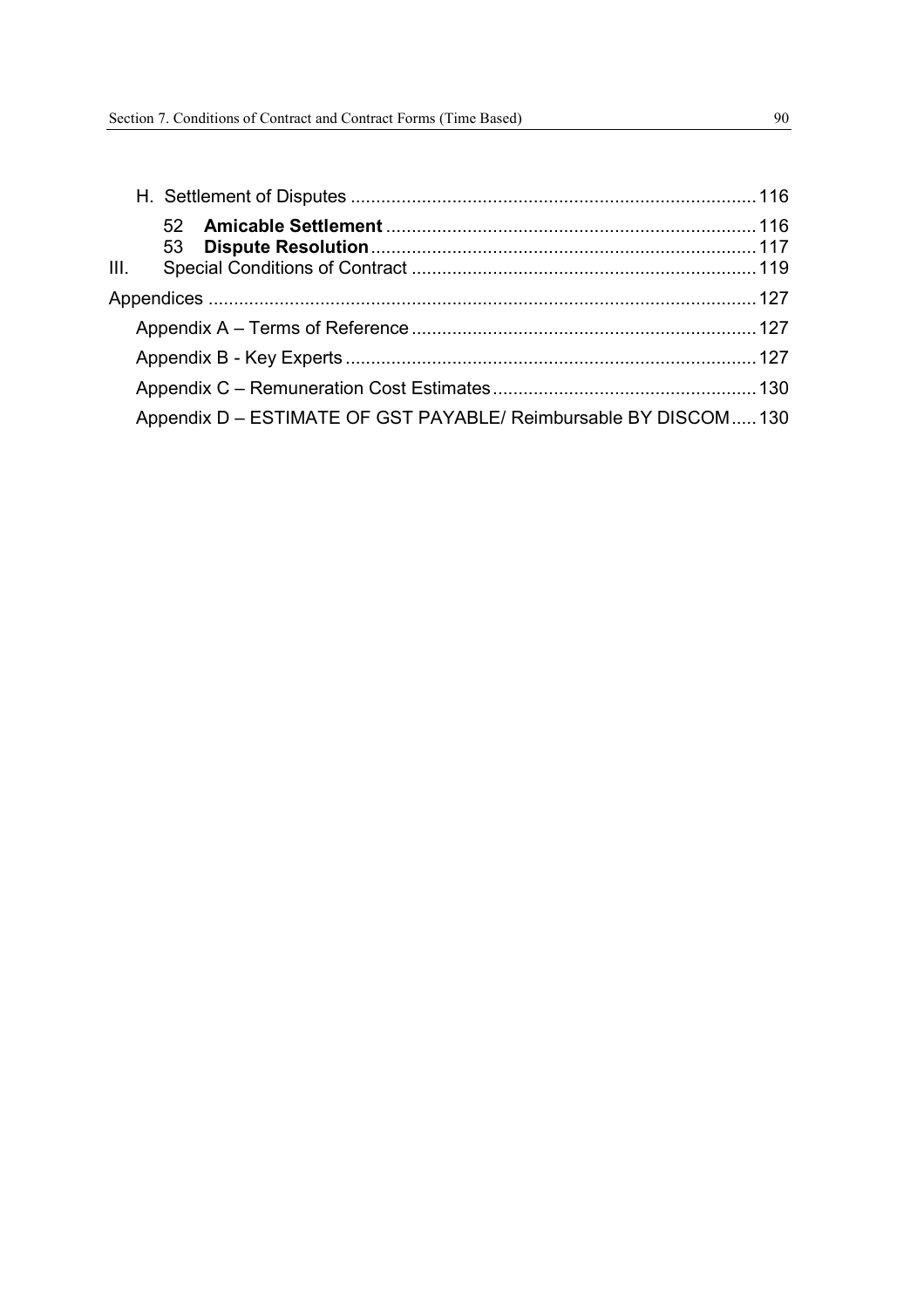H. Settlement of Disputes ..... 116

52 **Amicable Settlement** ..... 116

53 **Dispute Resolution** ..... 117

III. Special Conditions of Contract ..... 119

Appendices ..... 127

Appendix A – Terms of Reference ..... 127

Appendix B - Key Experts ..... 127

Appendix C – Remuneration Cost Estimates ..... 130

Appendix D – ESTIMATE OF GST PAYABLE/ Reimbursable BY DISCOM ..... 130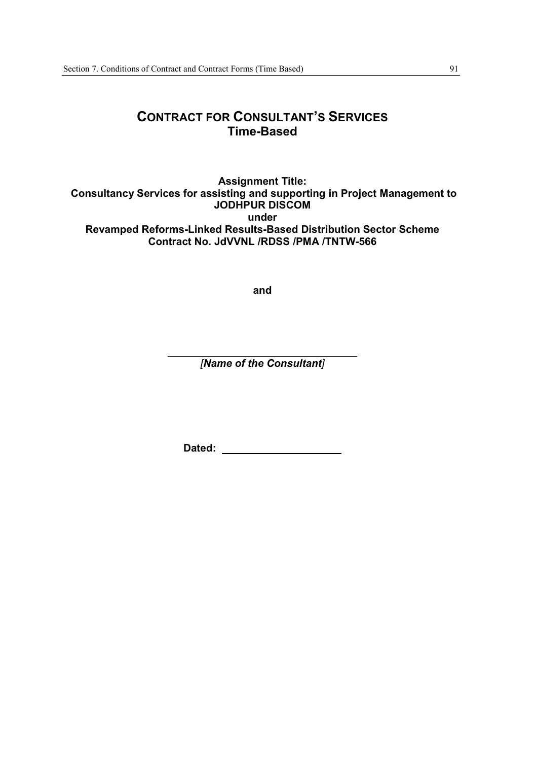# CONTRACT FOR CONSULTANT'S SERVICES
## Time-Based

**Assignment Title:**
**Consultancy Services for assisting and supporting in Project Management to JODHPUR DISCOM**
**under**
**Revamped Reforms-Linked Results-Based Distribution Sector Scheme**
**Contract No. JdVVNL /RDSS /PMA /TNTW-566**

**and**

______________________________

*[Name of the Consultant]*

**Dated:** ____________________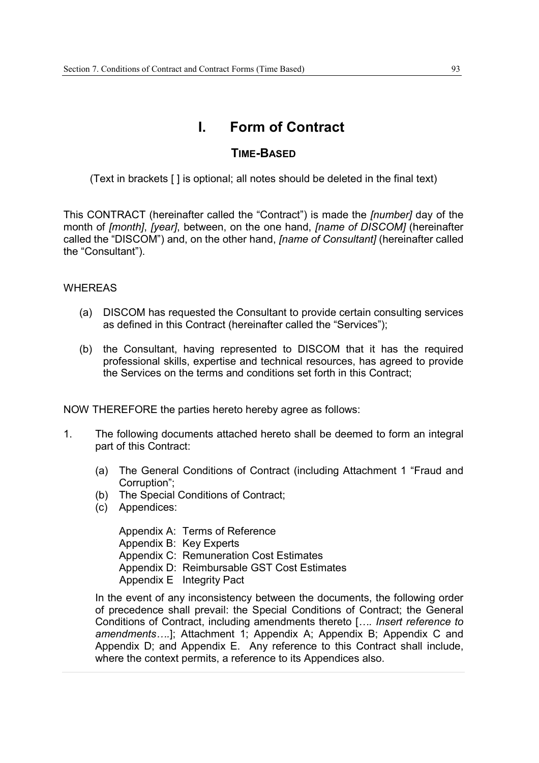# I. Form of Contract

## TIME-BASED

(Text in brackets [ ] is optional; all notes should be deleted in the final text)

This CONTRACT (hereinafter called the "Contract") is made the *[number]* day of the month of *[month]*, *[year]*, between, on the one hand, *[name of DISCOM]* (hereinafter called the "DISCOM") and, on the other hand, *[name of Consultant]* (hereinafter called the "Consultant").

WHEREAS

(a) DISCOM has requested the Consultant to provide certain consulting services as defined in this Contract (hereinafter called the "Services");

(b) the Consultant, having represented to DISCOM that it has the required professional skills, expertise and technical resources, has agreed to provide the Services on the terms and conditions set forth in this Contract;

NOW THEREFORE the parties hereto hereby agree as follows:

1. The following documents attached hereto shall be deemed to form an integral part of this Contract:

   (a) The General Conditions of Contract (including Attachment 1 "Fraud and Corruption";
   (b) The Special Conditions of Contract;
   (c) Appendices:

   Appendix A: Terms of Reference
   Appendix B: Key Experts
   Appendix C: Remuneration Cost Estimates
   Appendix D: Reimbursable GST Cost Estimates
   Appendix E Integrity Pact

   In the event of any inconsistency between the documents, the following order of precedence shall prevail: the Special Conditions of Contract; the General Conditions of Contract, including amendments thereto [*…. Insert reference to amendments….*]; Attachment 1; Appendix A; Appendix B; Appendix C and Appendix D; and Appendix E. Any reference to this Contract shall include, where the context permits, a reference to its Appendices also.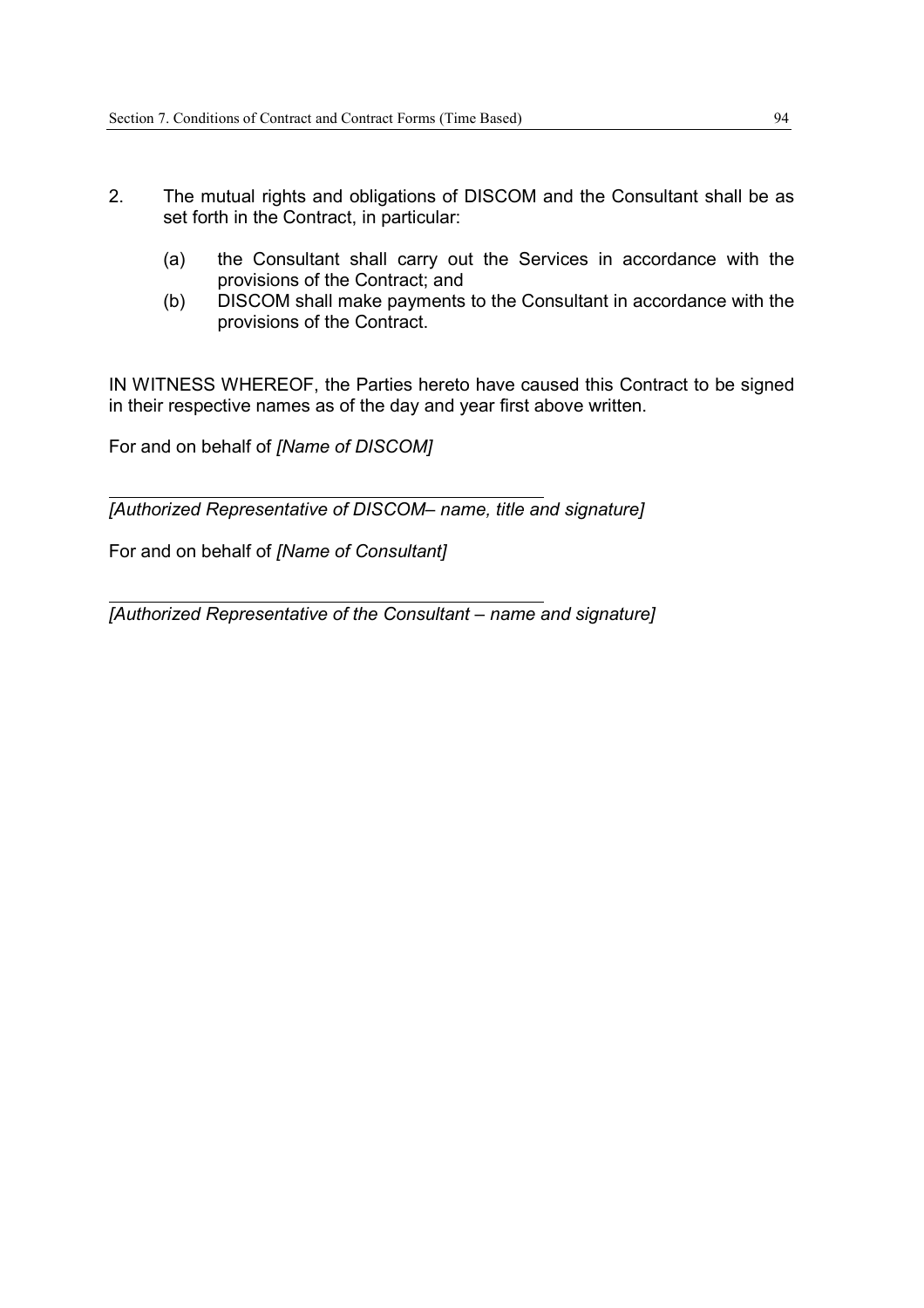2. The mutual rights and obligations of DISCOM and the Consultant shall be as set forth in the Contract, in particular:

   (a) the Consultant shall carry out the Services in accordance with the provisions of the Contract; and
   (b) DISCOM shall make payments to the Consultant in accordance with the provisions of the Contract.

IN WITNESS WHEREOF, the Parties hereto have caused this Contract to be signed in their respective names as of the day and year first above written.

For and on behalf of *[Name of DISCOM]*

\_\_\_\_\_\_\_\_\_\_\_\_\_\_\_\_\_\_\_\_\_\_\_\_\_\_\_\_\_\_\_\_\_\_\_\_\_\_\_\_

*[Authorized Representative of DISCOM– name, title and signature]*

For and on behalf of *[Name of Consultant]*

\_\_\_\_\_\_\_\_\_\_\_\_\_\_\_\_\_\_\_\_\_\_\_\_\_\_\_\_\_\_\_\_\_\_\_\_\_\_\_\_

*[Authorized Representative of the Consultant – name and signature]*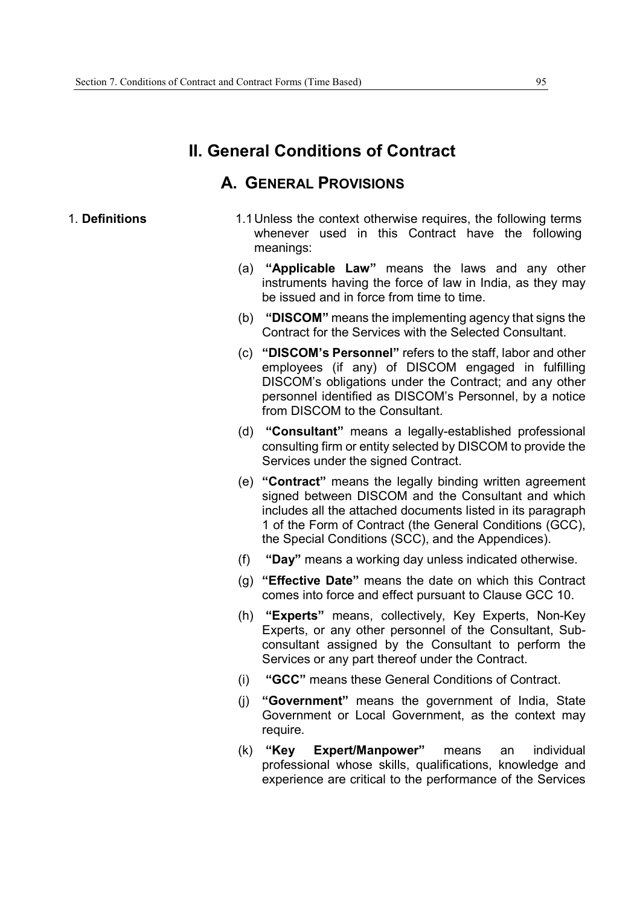# II. General Conditions of Contract

## A. General Provisions

**1. Definitions**

1.1 Unless the context otherwise requires, the following terms whenever used in this Contract have the following meanings:

(a) **"Applicable Law"** means the laws and any other instruments having the force of law in India, as they may be issued and in force from time to time.

(b) **"DISCOM"** means the implementing agency that signs the Contract for the Services with the Selected Consultant.

(c) **"DISCOM's Personnel"** refers to the staff, labor and other employees (if any) of DISCOM engaged in fulfilling DISCOM's obligations under the Contract; and any other personnel identified as DISCOM's Personnel, by a notice from DISCOM to the Consultant.

(d) **"Consultant"** means a legally-established professional consulting firm or entity selected by DISCOM to provide the Services under the signed Contract.

(e) **"Contract"** means the legally binding written agreement signed between DISCOM and the Consultant and which includes all the attached documents listed in its paragraph 1 of the Form of Contract (the General Conditions (GCC), the Special Conditions (SCC), and the Appendices).

(f) **"Day"** means a working day unless indicated otherwise.

(g) **"Effective Date"** means the date on which this Contract comes into force and effect pursuant to Clause GCC 10.

(h) **"Experts"** means, collectively, Key Experts, Non-Key Experts, or any other personnel of the Consultant, Sub-consultant assigned by the Consultant to perform the Services or any part thereof under the Contract.

(i) **"GCC"** means these General Conditions of Contract.

(j) **"Government"** means the government of India, State Government or Local Government, as the context may require.

(k) **"Key Expert/Manpower"** means an individual professional whose skills, qualifications, knowledge and experience are critical to the performance of the Services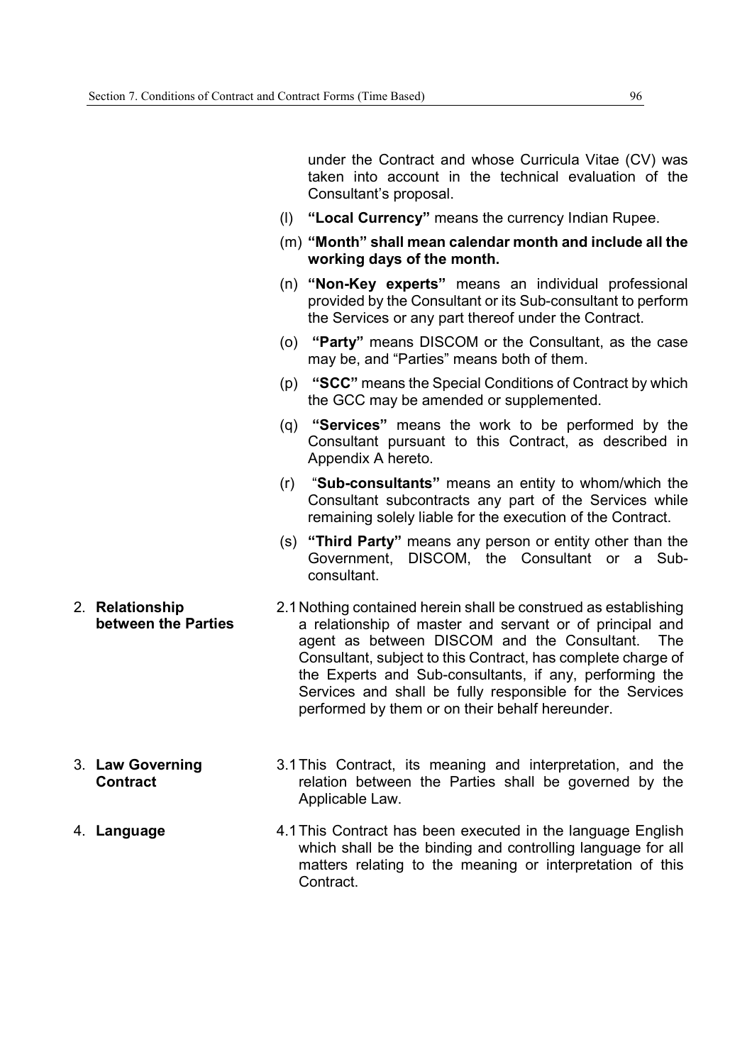under the Contract and whose Curricula Vitae (CV) was taken into account in the technical evaluation of the Consultant's proposal.

(l) **"Local Currency"** means the currency Indian Rupee.

(m) **"Month" shall mean calendar month and include all the working days of the month.**

(n) **"Non-Key experts"** means an individual professional provided by the Consultant or its Sub-consultant to perform the Services or any part thereof under the Contract.

(o) **"Party"** means DISCOM or the Consultant, as the case may be, and "Parties" means both of them.

(p) **"SCC"** means the Special Conditions of Contract by which the GCC may be amended or supplemented.

(q) **"Services"** means the work to be performed by the Consultant pursuant to this Contract, as described in Appendix A hereto.

(r) "**Sub-consultants"** means an entity to whom/which the Consultant subcontracts any part of the Services while remaining solely liable for the execution of the Contract.

(s) **"Third Party"** means any person or entity other than the Government, DISCOM, the Consultant or a Sub-consultant.

2. **Relationship between the Parties**

2.1 Nothing contained herein shall be construed as establishing a relationship of master and servant or of principal and agent as between DISCOM and the Consultant. The Consultant, subject to this Contract, has complete charge of the Experts and Sub-consultants, if any, performing the Services and shall be fully responsible for the Services performed by them or on their behalf hereunder.

3. **Law Governing Contract**

3.1 This Contract, its meaning and interpretation, and the relation between the Parties shall be governed by the Applicable Law.

4. **Language**

4.1 This Contract has been executed in the language English which shall be the binding and controlling language for all matters relating to the meaning or interpretation of this Contract.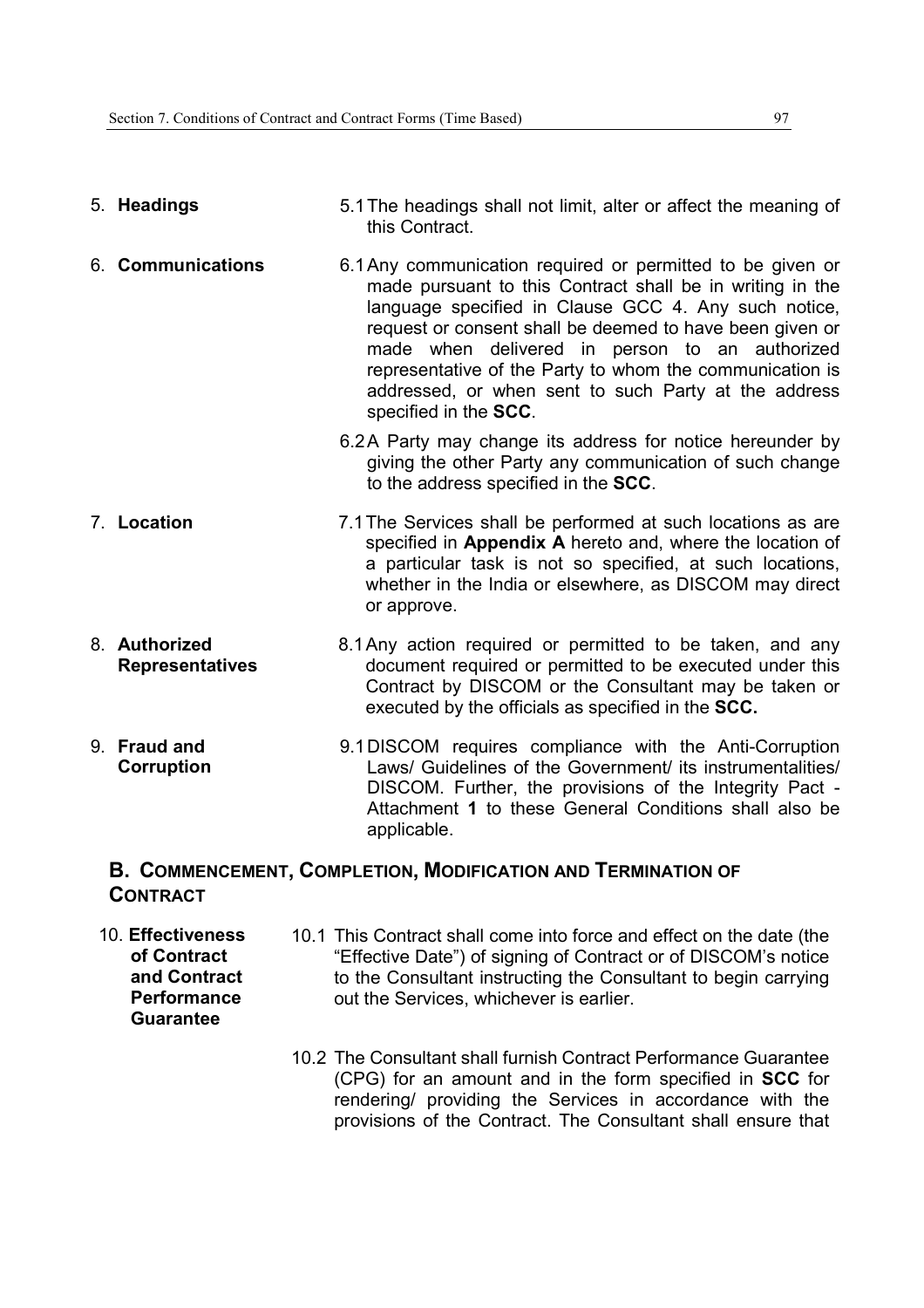5. **Headings**

5.1 The headings shall not limit, alter or affect the meaning of this Contract.

6. **Communications**

6.1 Any communication required or permitted to be given or made pursuant to this Contract shall be in writing in the language specified in Clause GCC 4. Any such notice, request or consent shall be deemed to have been given or made when delivered in person to an authorized representative of the Party to whom the communication is addressed, or when sent to such Party at the address specified in the **SCC**.

6.2 A Party may change its address for notice hereunder by giving the other Party any communication of such change to the address specified in the **SCC**.

7. **Location**

7.1 The Services shall be performed at such locations as are specified in **Appendix A** hereto and, where the location of a particular task is not so specified, at such locations, whether in the India or elsewhere, as DISCOM may direct or approve.

8. **Authorized Representatives**

8.1 Any action required or permitted to be taken, and any document required or permitted to be executed under this Contract by DISCOM or the Consultant may be taken or executed by the officials as specified in the **SCC.**

9. **Fraud and Corruption**

9.1 DISCOM requires compliance with the Anti-Corruption Laws/ Guidelines of the Government/ its instrumentalities/ DISCOM. Further, the provisions of the Integrity Pact - Attachment **1** to these General Conditions shall also be applicable.

## B. Commencement, Completion, Modification and Termination of Contract

10. **Effectiveness of Contract and Contract Performance Guarantee**

10.1 This Contract shall come into force and effect on the date (the "Effective Date") of signing of Contract or of DISCOM's notice to the Consultant instructing the Consultant to begin carrying out the Services, whichever is earlier.

10.2 The Consultant shall furnish Contract Performance Guarantee (CPG) for an amount and in the form specified in **SCC** for rendering/ providing the Services in accordance with the provisions of the Contract. The Consultant shall ensure that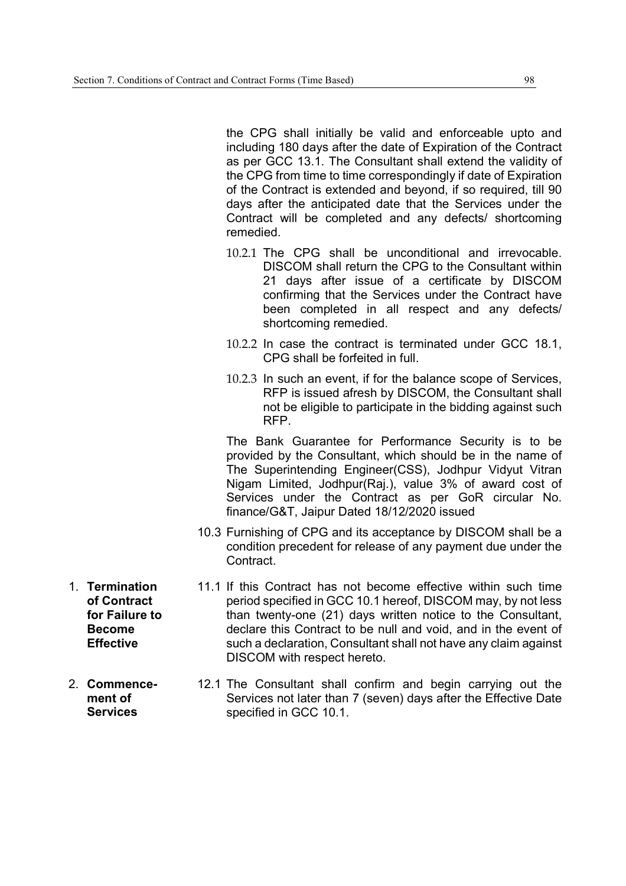the CPG shall initially be valid and enforceable upto and including 180 days after the date of Expiration of the Contract as per GCC 13.1. The Consultant shall extend the validity of the CPG from time to time correspondingly if date of Expiration of the Contract is extended and beyond, if so required, till 90 days after the anticipated date that the Services under the Contract will be completed and any defects/ shortcoming remedied.

10.2.1 The CPG shall be unconditional and irrevocable. DISCOM shall return the CPG to the Consultant within 21 days after issue of a certificate by DISCOM confirming that the Services under the Contract have been completed in all respect and any defects/ shortcoming remedied.

10.2.2 In case the contract is terminated under GCC 18.1, CPG shall be forfeited in full.

10.2.3 In such an event, if for the balance scope of Services, RFP is issued afresh by DISCOM, the Consultant shall not be eligible to participate in the bidding against such RFP.

The Bank Guarantee for Performance Security is to be provided by the Consultant, which should be in the name of The Superintending Engineer(CSS), Jodhpur Vidyut Vitran Nigam Limited, Jodhpur(Raj.), value 3% of award cost of Services under the Contract as per GoR circular No. finance/G&T, Jaipur Dated 18/12/2020 issued

10.3 Furnishing of CPG and its acceptance by DISCOM shall be a condition precedent for release of any payment due under the Contract.

1. **Termination of Contract for Failure to Become Effective**

11.1 If this Contract has not become effective within such time period specified in GCC 10.1 hereof, DISCOM may, by not less than twenty-one (21) days written notice to the Consultant, declare this Contract to be null and void, and in the event of such a declaration, Consultant shall not have any claim against DISCOM with respect hereto.

2. **Commencement of Services**

12.1 The Consultant shall confirm and begin carrying out the Services not later than 7 (seven) days after the Effective Date specified in GCC 10.1.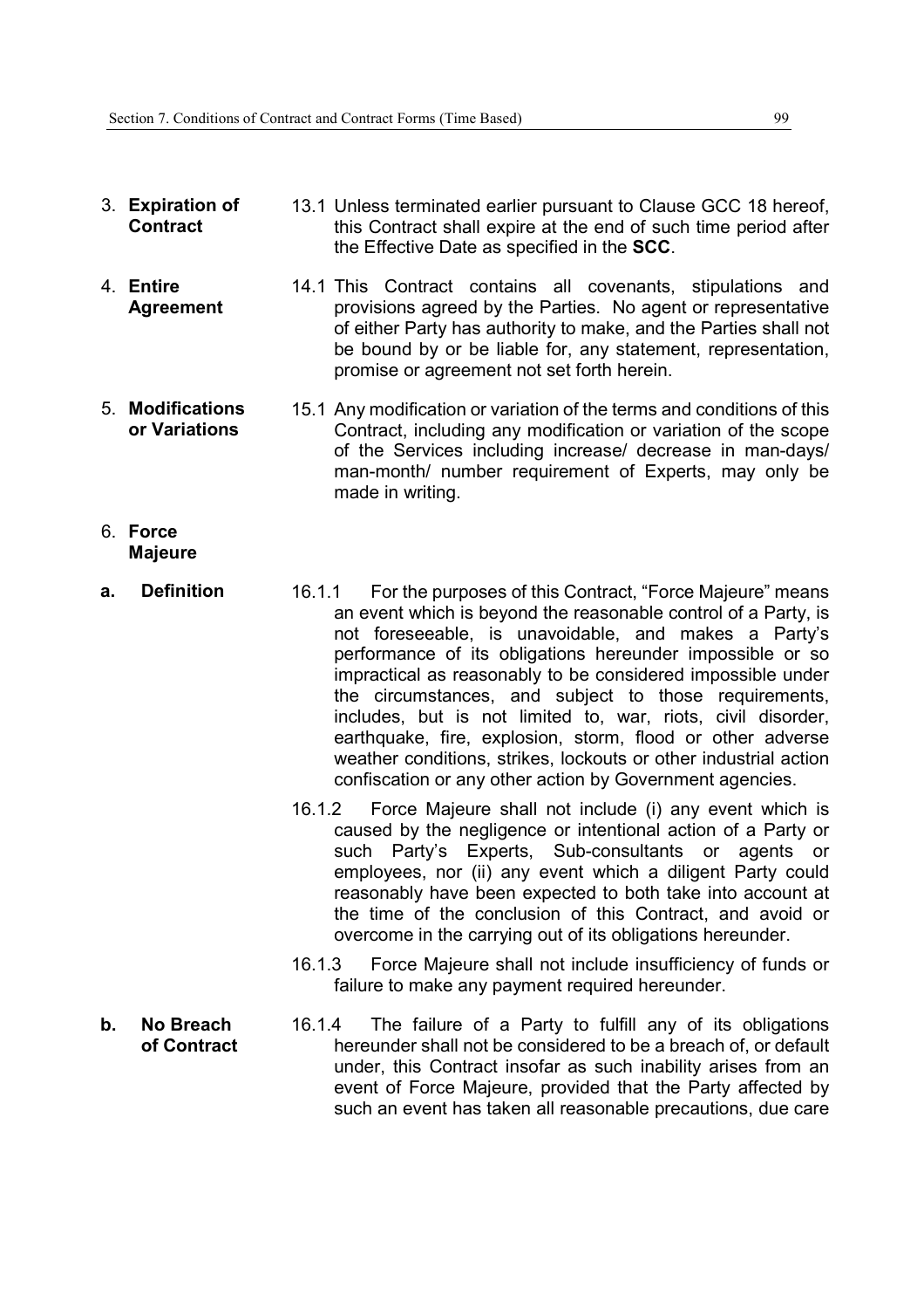3. **Expiration of Contract**

13.1 Unless terminated earlier pursuant to Clause GCC 18 hereof, this Contract shall expire at the end of such time period after the Effective Date as specified in the **SCC**.

4. **Entire Agreement**

14.1 This Contract contains all covenants, stipulations and provisions agreed by the Parties. No agent or representative of either Party has authority to make, and the Parties shall not be bound by or be liable for, any statement, representation, promise or agreement not set forth herein.

5. **Modifications or Variations**

15.1 Any modification or variation of the terms and conditions of this Contract, including any modification or variation of the scope of the Services including increase/ decrease in man-days/ man-month/ number requirement of Experts, may only be made in writing.

6. **Force Majeure**

**a. Definition**

16.1.1 For the purposes of this Contract, "Force Majeure" means an event which is beyond the reasonable control of a Party, is not foreseeable, is unavoidable, and makes a Party's performance of its obligations hereunder impossible or so impractical as reasonably to be considered impossible under the circumstances, and subject to those requirements, includes, but is not limited to, war, riots, civil disorder, earthquake, fire, explosion, storm, flood or other adverse weather conditions, strikes, lockouts or other industrial action confiscation or any other action by Government agencies.

16.1.2 Force Majeure shall not include (i) any event which is caused by the negligence or intentional action of a Party or such Party's Experts, Sub-consultants or agents or employees, nor (ii) any event which a diligent Party could reasonably have been expected to both take into account at the time of the conclusion of this Contract, and avoid or overcome in the carrying out of its obligations hereunder.

16.1.3 Force Majeure shall not include insufficiency of funds or failure to make any payment required hereunder.

**b. No Breach of Contract**

16.1.4 The failure of a Party to fulfill any of its obligations hereunder shall not be considered to be a breach of, or default under, this Contract insofar as such inability arises from an event of Force Majeure, provided that the Party affected by such an event has taken all reasonable precautions, due care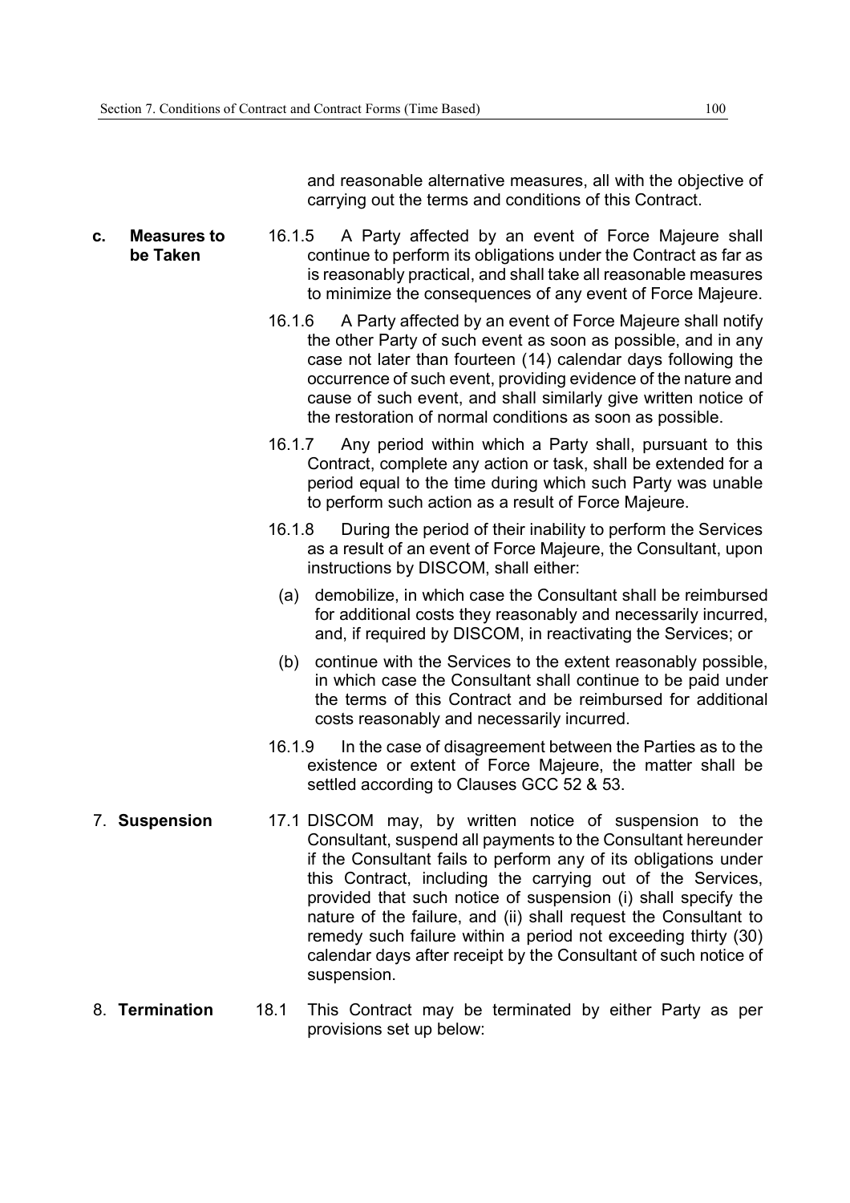and reasonable alternative measures, all with the objective of carrying out the terms and conditions of this Contract.

**c. Measures to be Taken**

16.1.5 A Party affected by an event of Force Majeure shall continue to perform its obligations under the Contract as far as is reasonably practical, and shall take all reasonable measures to minimize the consequences of any event of Force Majeure.

16.1.6 A Party affected by an event of Force Majeure shall notify the other Party of such event as soon as possible, and in any case not later than fourteen (14) calendar days following the occurrence of such event, providing evidence of the nature and cause of such event, and shall similarly give written notice of the restoration of normal conditions as soon as possible.

16.1.7 Any period within which a Party shall, pursuant to this Contract, complete any action or task, shall be extended for a period equal to the time during which such Party was unable to perform such action as a result of Force Majeure.

16.1.8 During the period of their inability to perform the Services as a result of an event of Force Majeure, the Consultant, upon instructions by DISCOM, shall either:

(a) demobilize, in which case the Consultant shall be reimbursed for additional costs they reasonably and necessarily incurred, and, if required by DISCOM, in reactivating the Services; or

(b) continue with the Services to the extent reasonably possible, in which case the Consultant shall continue to be paid under the terms of this Contract and be reimbursed for additional costs reasonably and necessarily incurred.

16.1.9 In the case of disagreement between the Parties as to the existence or extent of Force Majeure, the matter shall be settled according to Clauses GCC 52 & 53.

**7. Suspension**

17.1 DISCOM may, by written notice of suspension to the Consultant, suspend all payments to the Consultant hereunder if the Consultant fails to perform any of its obligations under this Contract, including the carrying out of the Services, provided that such notice of suspension (i) shall specify the nature of the failure, and (ii) shall request the Consultant to remedy such failure within a period not exceeding thirty (30) calendar days after receipt by the Consultant of such notice of suspension.

**8. Termination**

18.1 This Contract may be terminated by either Party as per provisions set up below: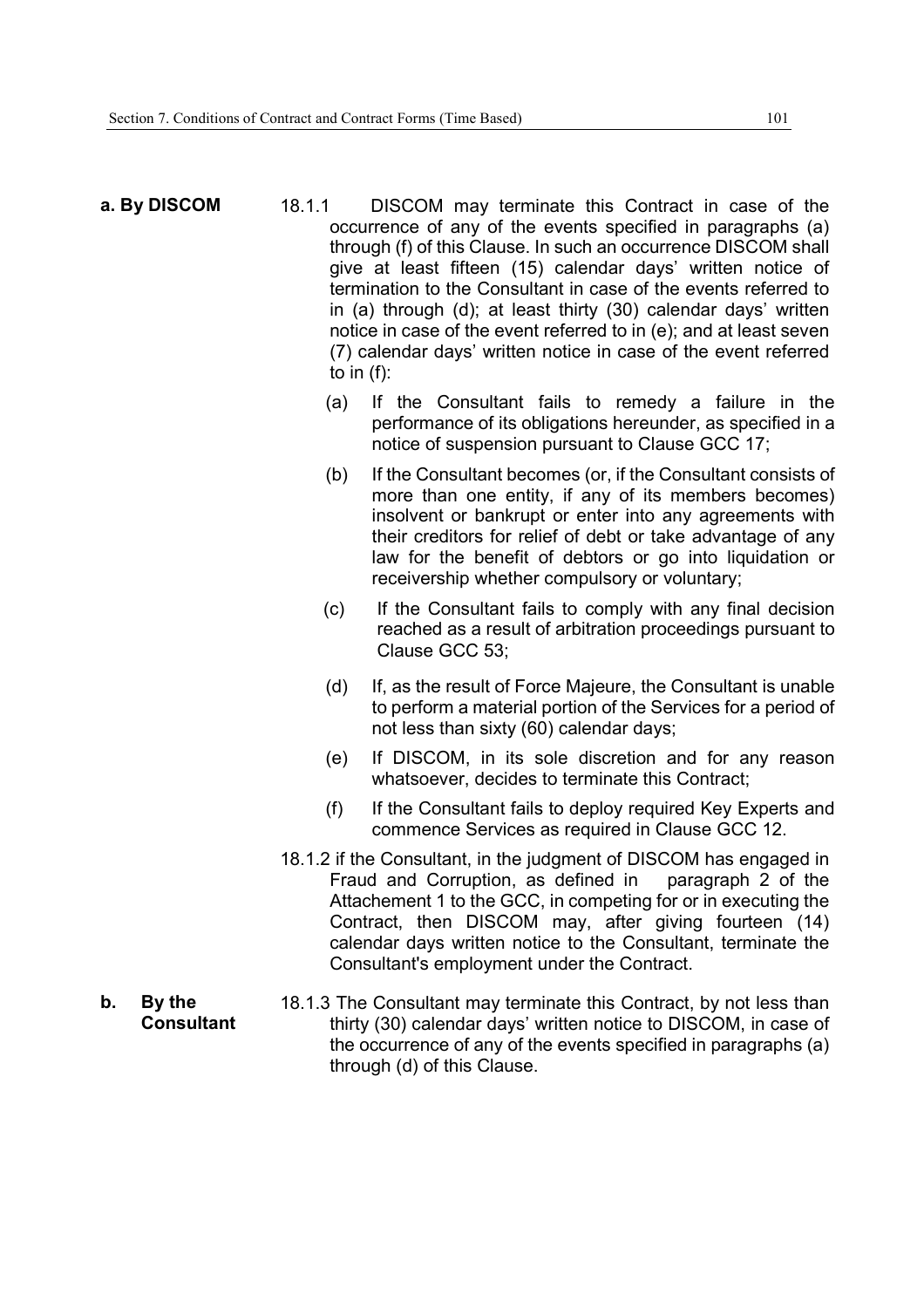**a. By DISCOM**

18.1.1 DISCOM may terminate this Contract in case of the occurrence of any of the events specified in paragraphs (a) through (f) of this Clause. In such an occurrence DISCOM shall give at least fifteen (15) calendar days' written notice of termination to the Consultant in case of the events referred to in (a) through (d); at least thirty (30) calendar days' written notice in case of the event referred to in (e); and at least seven (7) calendar days' written notice in case of the event referred to in (f):

(a) If the Consultant fails to remedy a failure in the performance of its obligations hereunder, as specified in a notice of suspension pursuant to Clause GCC 17;

(b) If the Consultant becomes (or, if the Consultant consists of more than one entity, if any of its members becomes) insolvent or bankrupt or enter into any agreements with their creditors for relief of debt or take advantage of any law for the benefit of debtors or go into liquidation or receivership whether compulsory or voluntary;

(c) If the Consultant fails to comply with any final decision reached as a result of arbitration proceedings pursuant to Clause GCC 53;

(d) If, as the result of Force Majeure, the Consultant is unable to perform a material portion of the Services for a period of not less than sixty (60) calendar days;

(e) If DISCOM, in its sole discretion and for any reason whatsoever, decides to terminate this Contract;

(f) If the Consultant fails to deploy required Key Experts and commence Services as required in Clause GCC 12.

18.1.2 if the Consultant, in the judgment of DISCOM has engaged in Fraud and Corruption, as defined in paragraph 2 of the Attachement 1 to the GCC, in competing for or in executing the Contract, then DISCOM may, after giving fourteen (14) calendar days written notice to the Consultant, terminate the Consultant's employment under the Contract.

**b. By the Consultant**

18.1.3 The Consultant may terminate this Contract, by not less than thirty (30) calendar days' written notice to DISCOM, in case of the occurrence of any of the events specified in paragraphs (a) through (d) of this Clause.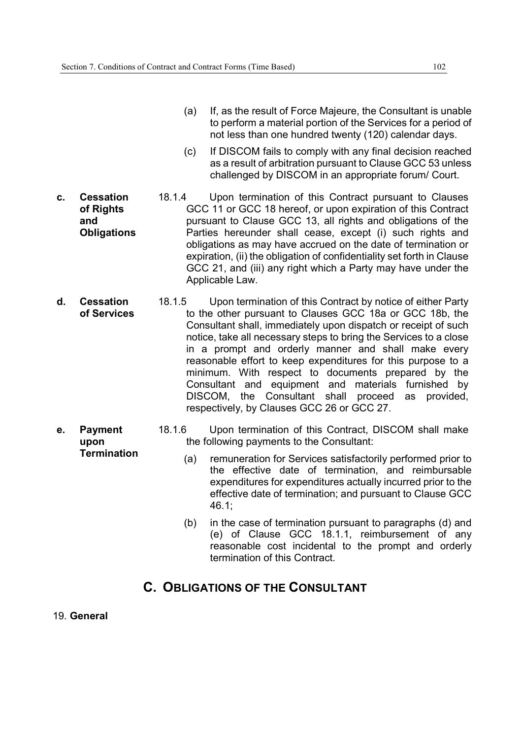(a) If, as the result of Force Majeure, the Consultant is unable to perform a material portion of the Services for a period of not less than one hundred twenty (120) calendar days.

(c) If DISCOM fails to comply with any final decision reached as a result of arbitration pursuant to Clause GCC 53 unless challenged by DISCOM in an appropriate forum/ Court.

**c. Cessation of Rights and Obligations**

18.1.4 Upon termination of this Contract pursuant to Clauses GCC 11 or GCC 18 hereof, or upon expiration of this Contract pursuant to Clause GCC 13, all rights and obligations of the Parties hereunder shall cease, except (i) such rights and obligations as may have accrued on the date of termination or expiration, (ii) the obligation of confidentiality set forth in Clause GCC 21, and (iii) any right which a Party may have under the Applicable Law.

**d. Cessation of Services**

18.1.5 Upon termination of this Contract by notice of either Party to the other pursuant to Clauses GCC 18a or GCC 18b, the Consultant shall, immediately upon dispatch or receipt of such notice, take all necessary steps to bring the Services to a close in a prompt and orderly manner and shall make every reasonable effort to keep expenditures for this purpose to a minimum. With respect to documents prepared by the Consultant and equipment and materials furnished by DISCOM, the Consultant shall proceed as provided, respectively, by Clauses GCC 26 or GCC 27.

**e. Payment upon Termination**

18.1.6 Upon termination of this Contract, DISCOM shall make the following payments to the Consultant:

(a) remuneration for Services satisfactorily performed prior to the effective date of termination, and reimbursable expenditures for expenditures actually incurred prior to the effective date of termination; and pursuant to Clause GCC 46.1;

(b) in the case of termination pursuant to paragraphs (d) and (e) of Clause GCC 18.1.1, reimbursement of any reasonable cost incidental to the prompt and orderly termination of this Contract.

## C. Obligations of the Consultant

19. **General**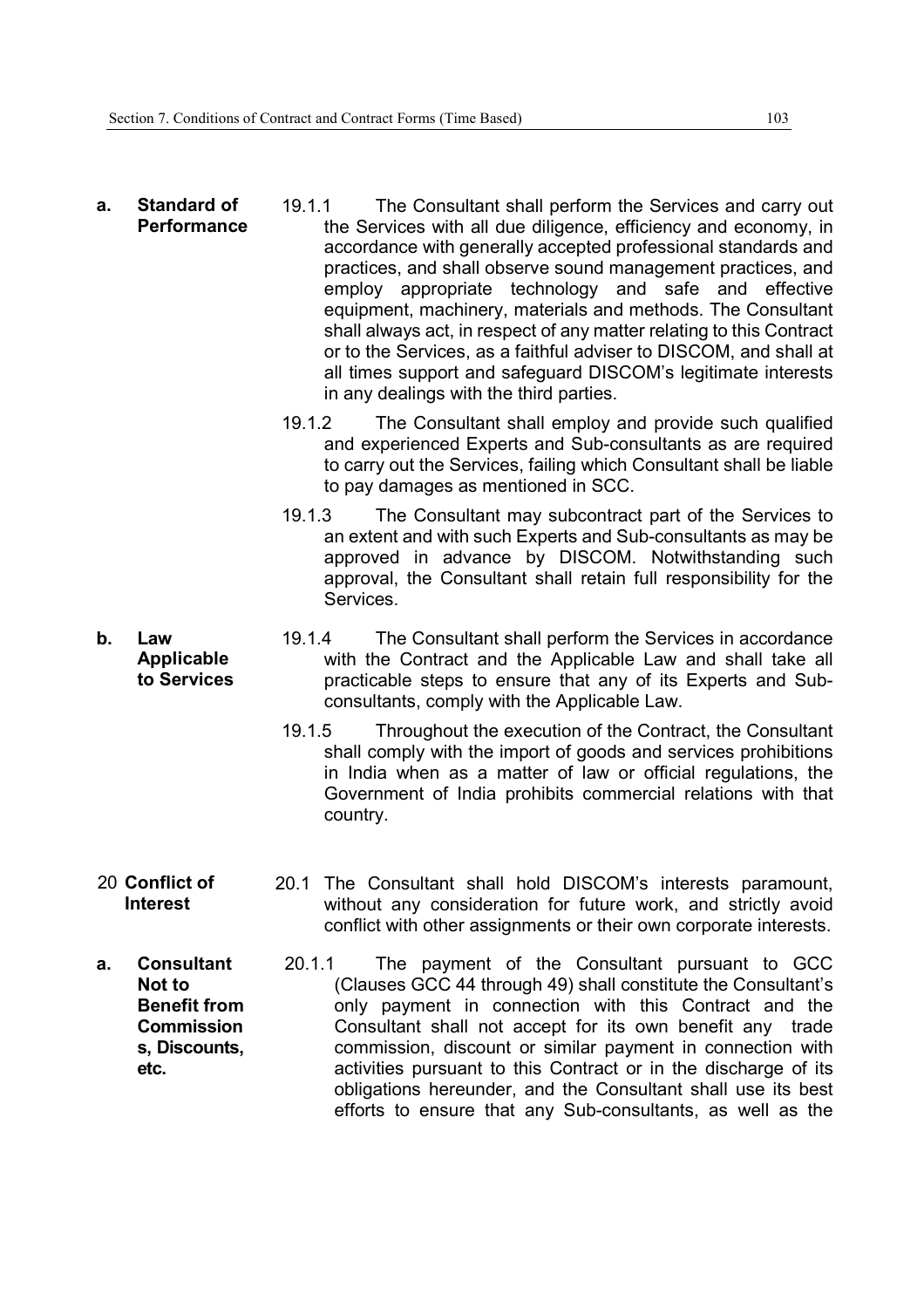**a. Standard of Performance**

19.1.1 The Consultant shall perform the Services and carry out the Services with all due diligence, efficiency and economy, in accordance with generally accepted professional standards and practices, and shall observe sound management practices, and employ appropriate technology and safe and effective equipment, machinery, materials and methods. The Consultant shall always act, in respect of any matter relating to this Contract or to the Services, as a faithful adviser to DISCOM, and shall at all times support and safeguard DISCOM's legitimate interests in any dealings with the third parties.

19.1.2 The Consultant shall employ and provide such qualified and experienced Experts and Sub-consultants as are required to carry out the Services, failing which Consultant shall be liable to pay damages as mentioned in SCC.

19.1.3 The Consultant may subcontract part of the Services to an extent and with such Experts and Sub-consultants as may be approved in advance by DISCOM. Notwithstanding such approval, the Consultant shall retain full responsibility for the Services.

**b. Law Applicable to Services**

19.1.4 The Consultant shall perform the Services in accordance with the Contract and the Applicable Law and shall take all practicable steps to ensure that any of its Experts and Sub-consultants, comply with the Applicable Law.

19.1.5 Throughout the execution of the Contract, the Consultant shall comply with the import of goods and services prohibitions in India when as a matter of law or official regulations, the Government of India prohibits commercial relations with that country.

**20 Conflict of Interest**

20.1 The Consultant shall hold DISCOM's interests paramount, without any consideration for future work, and strictly avoid conflict with other assignments or their own corporate interests.

**a. Consultant Not to Benefit from Commissions, Discounts, etc.**

20.1.1 The payment of the Consultant pursuant to GCC (Clauses GCC 44 through 49) shall constitute the Consultant's only payment in connection with this Contract and the Consultant shall not accept for its own benefit any trade commission, discount or similar payment in connection with activities pursuant to this Contract or in the discharge of its obligations hereunder, and the Consultant shall use its best efforts to ensure that any Sub-consultants, as well as the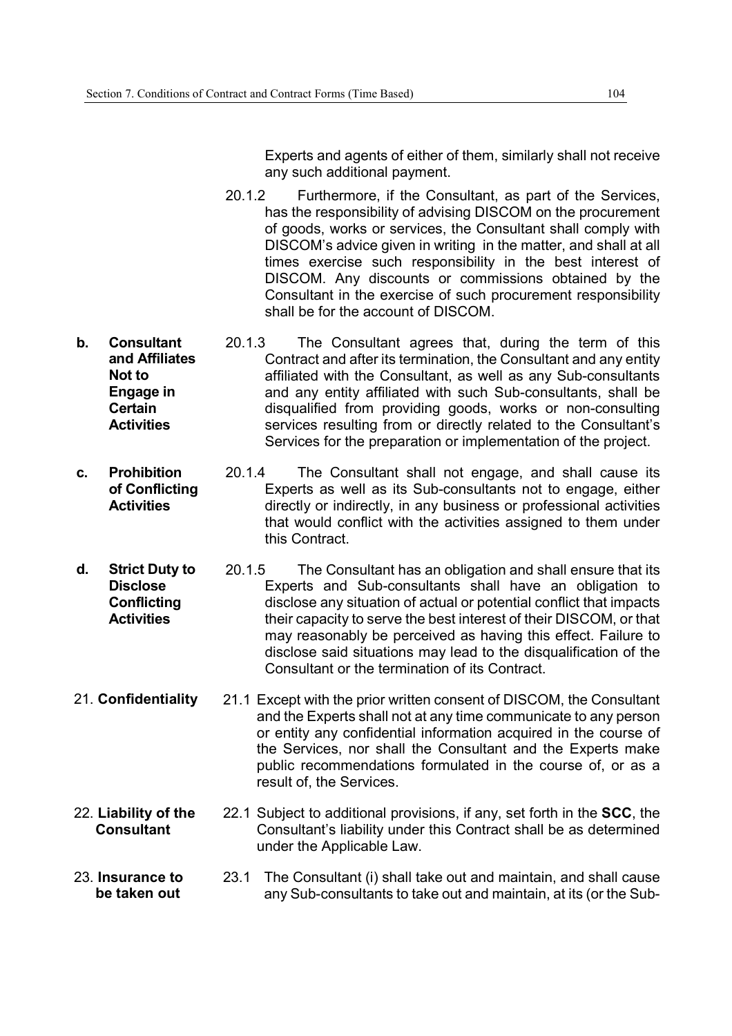Experts and agents of either of them, similarly shall not receive any such additional payment.

20.1.2 Furthermore, if the Consultant, as part of the Services, has the responsibility of advising DISCOM on the procurement of goods, works or services, the Consultant shall comply with DISCOM's advice given in writing in the matter, and shall at all times exercise such responsibility in the best interest of DISCOM. Any discounts or commissions obtained by the Consultant in the exercise of such procurement responsibility shall be for the account of DISCOM.

**b. Consultant and Affiliates Not to Engage in Certain Activities**

20.1.3 The Consultant agrees that, during the term of this Contract and after its termination, the Consultant and any entity affiliated with the Consultant, as well as any Sub-consultants and any entity affiliated with such Sub-consultants, shall be disqualified from providing goods, works or non-consulting services resulting from or directly related to the Consultant's Services for the preparation or implementation of the project.

**c. Prohibition of Conflicting Activities**

20.1.4 The Consultant shall not engage, and shall cause its Experts as well as its Sub-consultants not to engage, either directly or indirectly, in any business or professional activities that would conflict with the activities assigned to them under this Contract.

**d. Strict Duty to Disclose Conflicting Activities**

20.1.5 The Consultant has an obligation and shall ensure that its Experts and Sub-consultants shall have an obligation to disclose any situation of actual or potential conflict that impacts their capacity to serve the best interest of their DISCOM, or that may reasonably be perceived as having this effect. Failure to disclose said situations may lead to the disqualification of the Consultant or the termination of its Contract.

**21. Confidentiality**

21.1 Except with the prior written consent of DISCOM, the Consultant and the Experts shall not at any time communicate to any person or entity any confidential information acquired in the course of the Services, nor shall the Consultant and the Experts make public recommendations formulated in the course of, or as a result of, the Services.

**22. Liability of the Consultant**

22.1 Subject to additional provisions, if any, set forth in the **SCC**, the Consultant's liability under this Contract shall be as determined under the Applicable Law.

**23. Insurance to be taken out**

23.1 The Consultant (i) shall take out and maintain, and shall cause any Sub-consultants to take out and maintain, at its (or the Sub-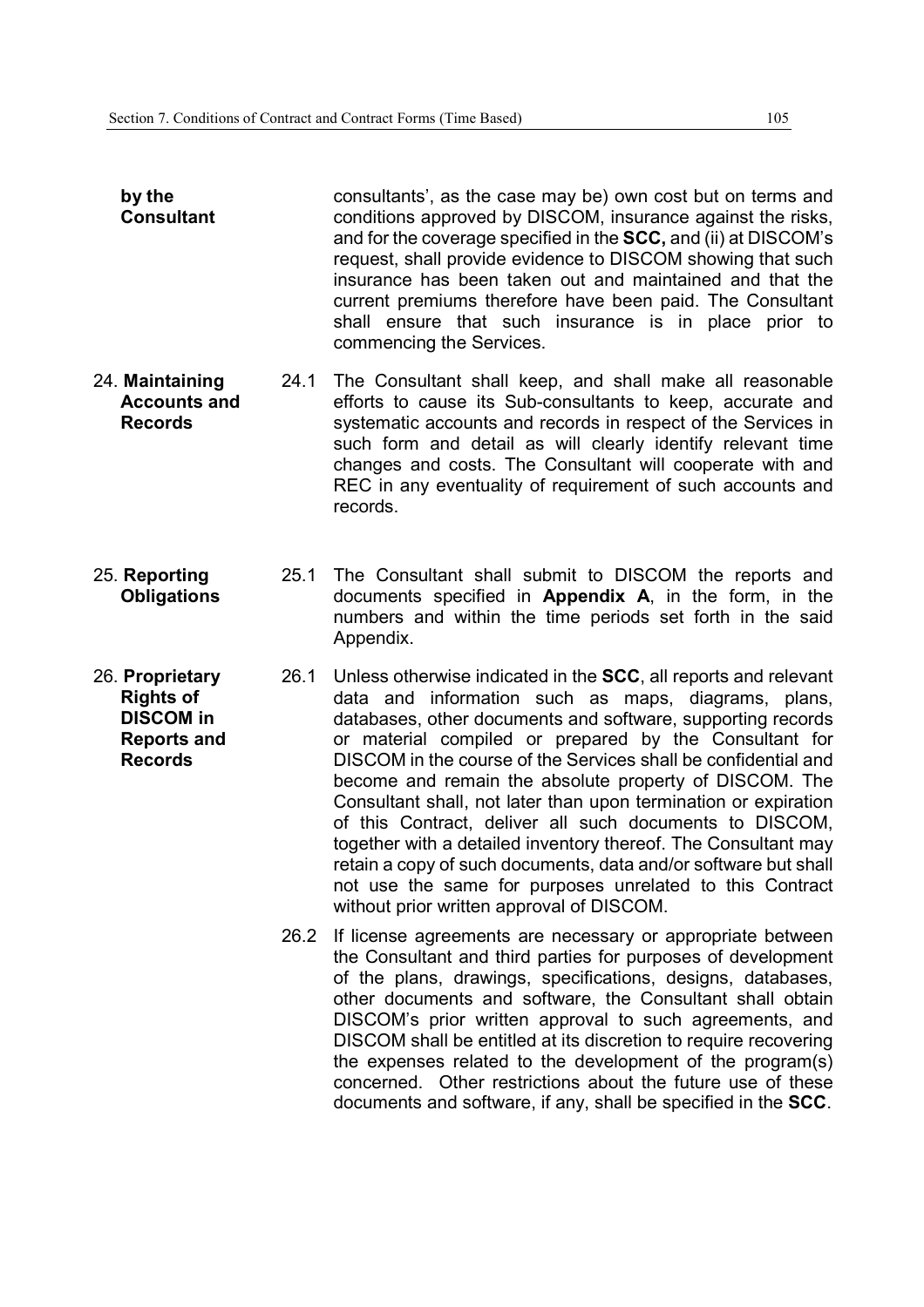**by the Consultant**

consultants', as the case may be) own cost but on terms and conditions approved by DISCOM, insurance against the risks, and for the coverage specified in the **SCC,** and (ii) at DISCOM's request, shall provide evidence to DISCOM showing that such insurance has been taken out and maintained and that the current premiums therefore have been paid. The Consultant shall ensure that such insurance is in place prior to commencing the Services.

24. **Maintaining Accounts and Records**

24.1 The Consultant shall keep, and shall make all reasonable efforts to cause its Sub-consultants to keep, accurate and systematic accounts and records in respect of the Services in such form and detail as will clearly identify relevant time changes and costs. The Consultant will cooperate with and REC in any eventuality of requirement of such accounts and records.

25. **Reporting Obligations**

25.1 The Consultant shall submit to DISCOM the reports and documents specified in **Appendix A**, in the form, in the numbers and within the time periods set forth in the said Appendix.

26. **Proprietary Rights of DISCOM in Reports and Records**

26.1 Unless otherwise indicated in the **SCC**, all reports and relevant data and information such as maps, diagrams, plans, databases, other documents and software, supporting records or material compiled or prepared by the Consultant for DISCOM in the course of the Services shall be confidential and become and remain the absolute property of DISCOM. The Consultant shall, not later than upon termination or expiration of this Contract, deliver all such documents to DISCOM, together with a detailed inventory thereof. The Consultant may retain a copy of such documents, data and/or software but shall not use the same for purposes unrelated to this Contract without prior written approval of DISCOM.

26.2 If license agreements are necessary or appropriate between the Consultant and third parties for purposes of development of the plans, drawings, specifications, designs, databases, other documents and software, the Consultant shall obtain DISCOM's prior written approval to such agreements, and DISCOM shall be entitled at its discretion to require recovering the expenses related to the development of the program(s) concerned. Other restrictions about the future use of these documents and software, if any, shall be specified in the **SCC**.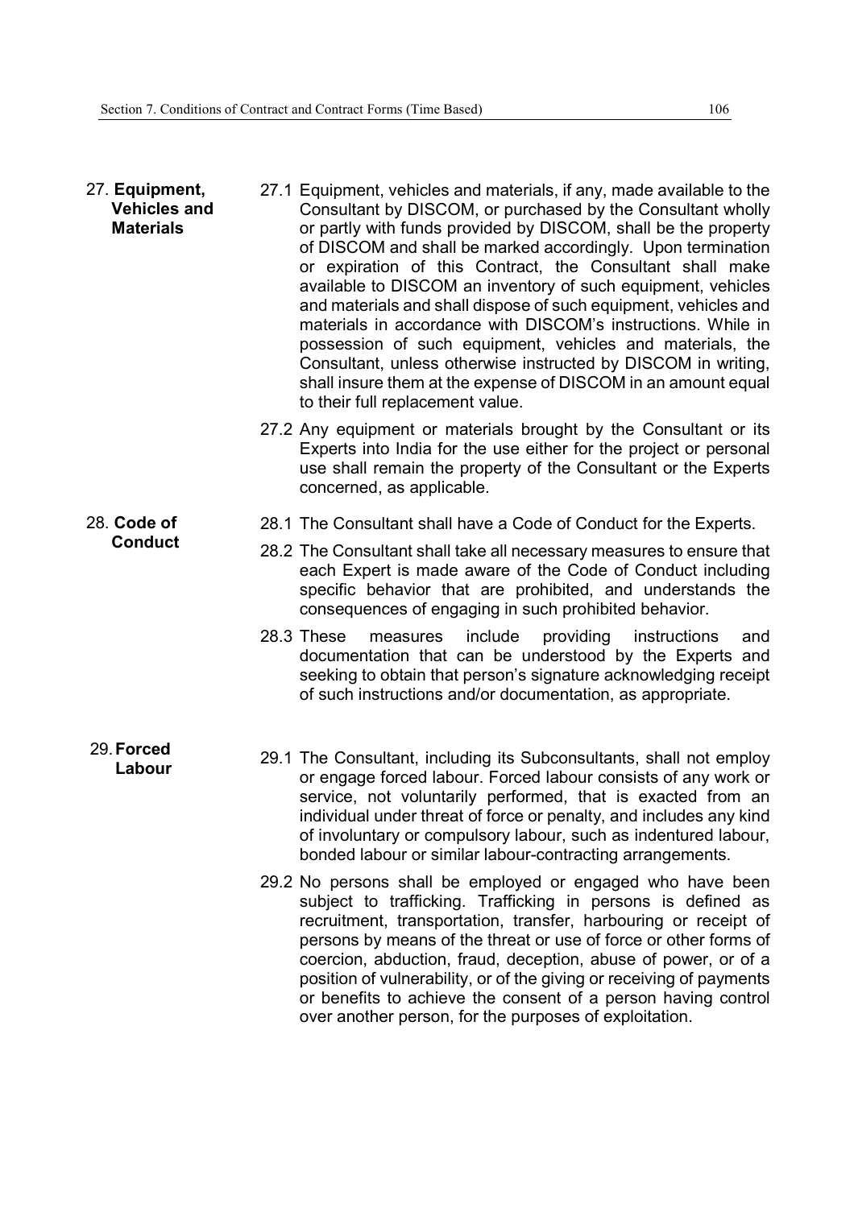**27. Equipment, Vehicles and Materials**

27.1 Equipment, vehicles and materials, if any, made available to the Consultant by DISCOM, or purchased by the Consultant wholly or partly with funds provided by DISCOM, shall be the property of DISCOM and shall be marked accordingly. Upon termination or expiration of this Contract, the Consultant shall make available to DISCOM an inventory of such equipment, vehicles and materials and shall dispose of such equipment, vehicles and materials in accordance with DISCOM's instructions. While in possession of such equipment, vehicles and materials, the Consultant, unless otherwise instructed by DISCOM in writing, shall insure them at the expense of DISCOM in an amount equal to their full replacement value.

27.2 Any equipment or materials brought by the Consultant or its Experts into India for the use either for the project or personal use shall remain the property of the Consultant or the Experts concerned, as applicable.

**28. Code of Conduct**

28.1 The Consultant shall have a Code of Conduct for the Experts.

28.2 The Consultant shall take all necessary measures to ensure that each Expert is made aware of the Code of Conduct including specific behavior that are prohibited, and understands the consequences of engaging in such prohibited behavior.

28.3 These measures include providing instructions and documentation that can be understood by the Experts and seeking to obtain that person's signature acknowledging receipt of such instructions and/or documentation, as appropriate.

**29. Forced Labour**

29.1 The Consultant, including its Subconsultants, shall not employ or engage forced labour. Forced labour consists of any work or service, not voluntarily performed, that is exacted from an individual under threat of force or penalty, and includes any kind of involuntary or compulsory labour, such as indentured labour, bonded labour or similar labour-contracting arrangements.

29.2 No persons shall be employed or engaged who have been subject to trafficking. Trafficking in persons is defined as recruitment, transportation, transfer, harbouring or receipt of persons by means of the threat or use of force or other forms of coercion, abduction, fraud, deception, abuse of power, or of a position of vulnerability, or of the giving or receiving of payments or benefits to achieve the consent of a person having control over another person, for the purposes of exploitation.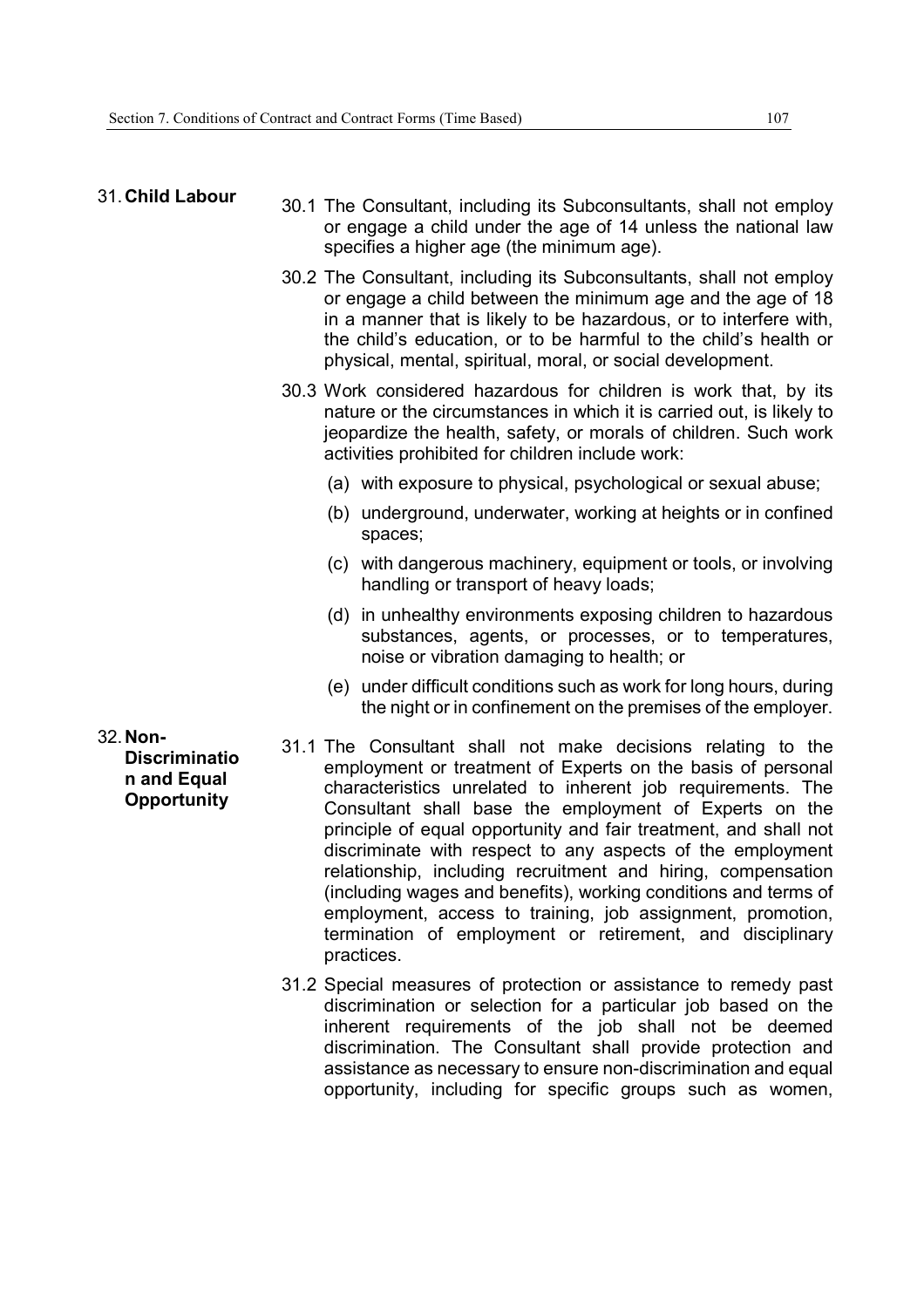**31. Child Labour**

30.1 The Consultant, including its Subconsultants, shall not employ or engage a child under the age of 14 unless the national law specifies a higher age (the minimum age).

30.2 The Consultant, including its Subconsultants, shall not employ or engage a child between the minimum age and the age of 18 in a manner that is likely to be hazardous, or to interfere with, the child's education, or to be harmful to the child's health or physical, mental, spiritual, moral, or social development.

30.3 Work considered hazardous for children is work that, by its nature or the circumstances in which it is carried out, is likely to jeopardize the health, safety, or morals of children. Such work activities prohibited for children include work:

(a) with exposure to physical, psychological or sexual abuse;

(b) underground, underwater, working at heights or in confined spaces;

(c) with dangerous machinery, equipment or tools, or involving handling or transport of heavy loads;

(d) in unhealthy environments exposing children to hazardous substances, agents, or processes, or to temperatures, noise or vibration damaging to health; or

(e) under difficult conditions such as work for long hours, during the night or in confinement on the premises of the employer.

**32. Non-Discrimination and Equal Opportunity**

31.1 The Consultant shall not make decisions relating to the employment or treatment of Experts on the basis of personal characteristics unrelated to inherent job requirements. The Consultant shall base the employment of Experts on the principle of equal opportunity and fair treatment, and shall not discriminate with respect to any aspects of the employment relationship, including recruitment and hiring, compensation (including wages and benefits), working conditions and terms of employment, access to training, job assignment, promotion, termination of employment or retirement, and disciplinary practices.

31.2 Special measures of protection or assistance to remedy past discrimination or selection for a particular job based on the inherent requirements of the job shall not be deemed discrimination. The Consultant shall provide protection and assistance as necessary to ensure non-discrimination and equal opportunity, including for specific groups such as women,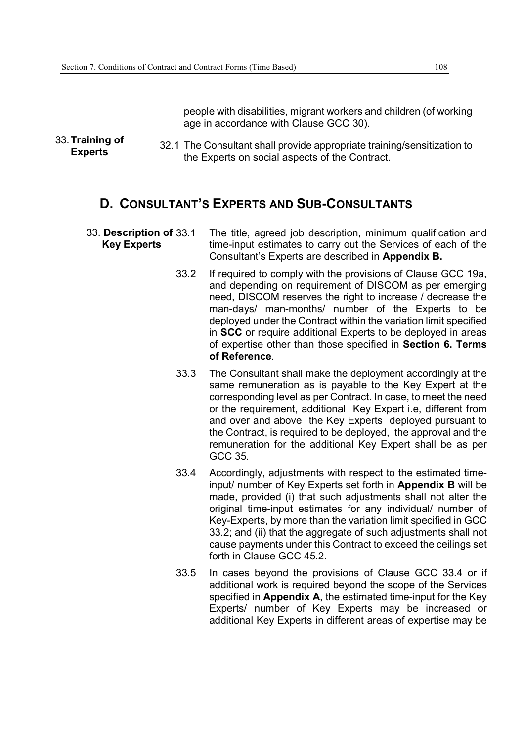people with disabilities, migrant workers and children (of working age in accordance with Clause GCC 30).

**33. Training of Experts**

32.1 The Consultant shall provide appropriate training/sensitization to the Experts on social aspects of the Contract.

## D. CONSULTANT'S EXPERTS AND SUB-CONSULTANTS

**33. Description of Key Experts**

33.1 The title, agreed job description, minimum qualification and time-input estimates to carry out the Services of each of the Consultant's Experts are described in **Appendix B.**

33.2 If required to comply with the provisions of Clause GCC 19a, and depending on requirement of DISCOM as per emerging need, DISCOM reserves the right to increase / decrease the man-days/ man-months/ number of the Experts to be deployed under the Contract within the variation limit specified in **SCC** or require additional Experts to be deployed in areas of expertise other than those specified in **Section 6. Terms of Reference**.

33.3 The Consultant shall make the deployment accordingly at the same remuneration as is payable to the Key Expert at the corresponding level as per Contract. In case, to meet the need or the requirement, additional Key Expert i.e, different from and over and above the Key Experts deployed pursuant to the Contract, is required to be deployed, the approval and the remuneration for the additional Key Expert shall be as per GCC 35.

33.4 Accordingly, adjustments with respect to the estimated time-input/ number of Key Experts set forth in **Appendix B** will be made, provided (i) that such adjustments shall not alter the original time-input estimates for any individual/ number of Key-Experts, by more than the variation limit specified in GCC 33.2; and (ii) that the aggregate of such adjustments shall not cause payments under this Contract to exceed the ceilings set forth in Clause GCC 45.2.

33.5 In cases beyond the provisions of Clause GCC 33.4 or if additional work is required beyond the scope of the Services specified in **Appendix A**, the estimated time-input for the Key Experts/ number of Key Experts may be increased or additional Key Experts in different areas of expertise may be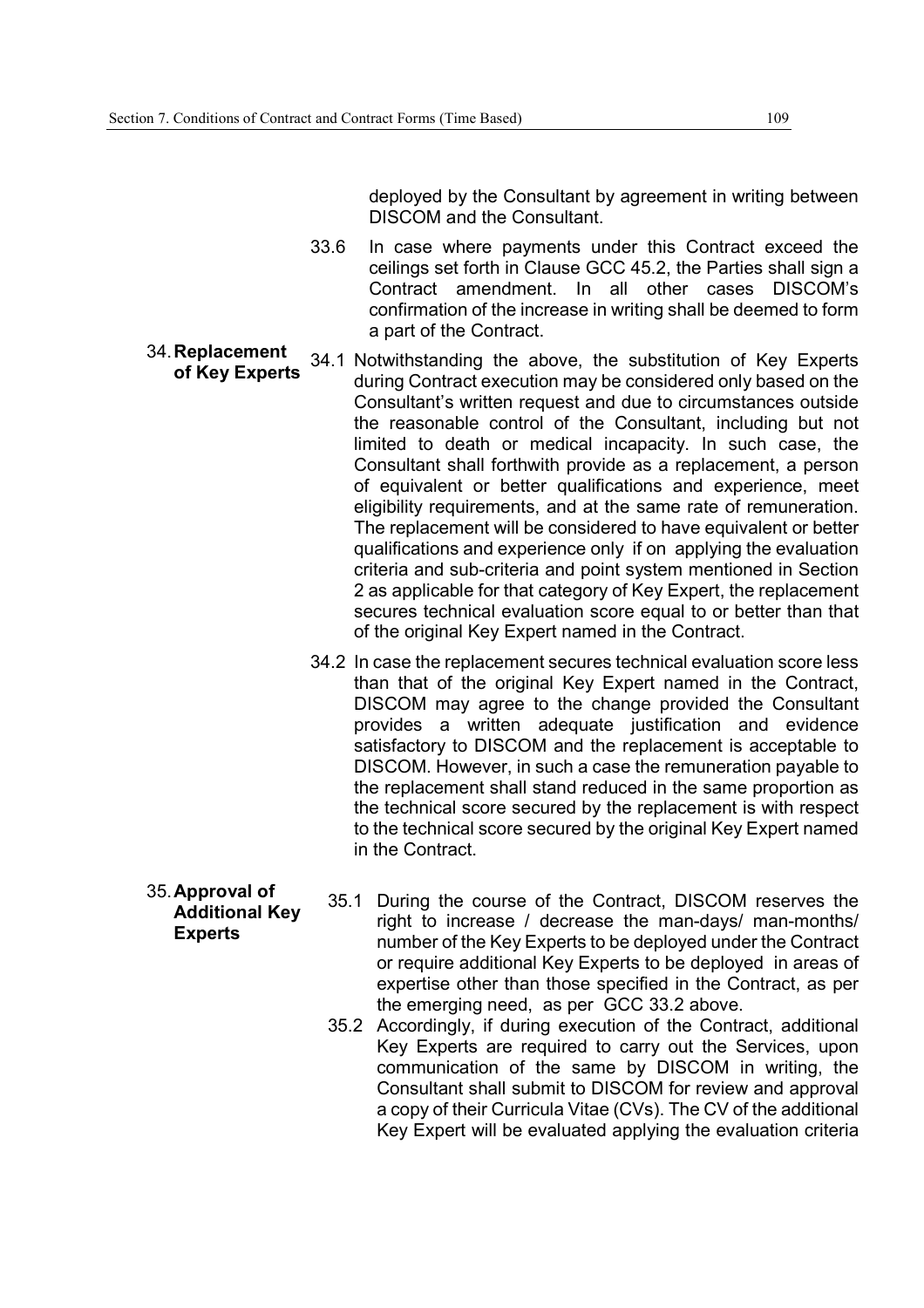deployed by the Consultant by agreement in writing between DISCOM and the Consultant.

33.6 In case where payments under this Contract exceed the ceilings set forth in Clause GCC 45.2, the Parties shall sign a Contract amendment. In all other cases DISCOM's confirmation of the increase in writing shall be deemed to form a part of the Contract.

**34. Replacement of Key Experts**

34.1 Notwithstanding the above, the substitution of Key Experts during Contract execution may be considered only based on the Consultant's written request and due to circumstances outside the reasonable control of the Consultant, including but not limited to death or medical incapacity. In such case, the Consultant shall forthwith provide as a replacement, a person of equivalent or better qualifications and experience, meet eligibility requirements, and at the same rate of remuneration. The replacement will be considered to have equivalent or better qualifications and experience only if on applying the evaluation criteria and sub-criteria and point system mentioned in Section 2 as applicable for that category of Key Expert, the replacement secures technical evaluation score equal to or better than that of the original Key Expert named in the Contract.

34.2 In case the replacement secures technical evaluation score less than that of the original Key Expert named in the Contract, DISCOM may agree to the change provided the Consultant provides a written adequate justification and evidence satisfactory to DISCOM and the replacement is acceptable to DISCOM. However, in such a case the remuneration payable to the replacement shall stand reduced in the same proportion as the technical score secured by the replacement is with respect to the technical score secured by the original Key Expert named in the Contract.

**35. Approval of Additional Key Experts**

35.1 During the course of the Contract, DISCOM reserves the right to increase / decrease the man-days/ man-months/ number of the Key Experts to be deployed under the Contract or require additional Key Experts to be deployed in areas of expertise other than those specified in the Contract, as per the emerging need, as per GCC 33.2 above.

35.2 Accordingly, if during execution of the Contract, additional Key Experts are required to carry out the Services, upon communication of the same by DISCOM in writing, the Consultant shall submit to DISCOM for review and approval a copy of their Curricula Vitae (CVs). The CV of the additional Key Expert will be evaluated applying the evaluation criteria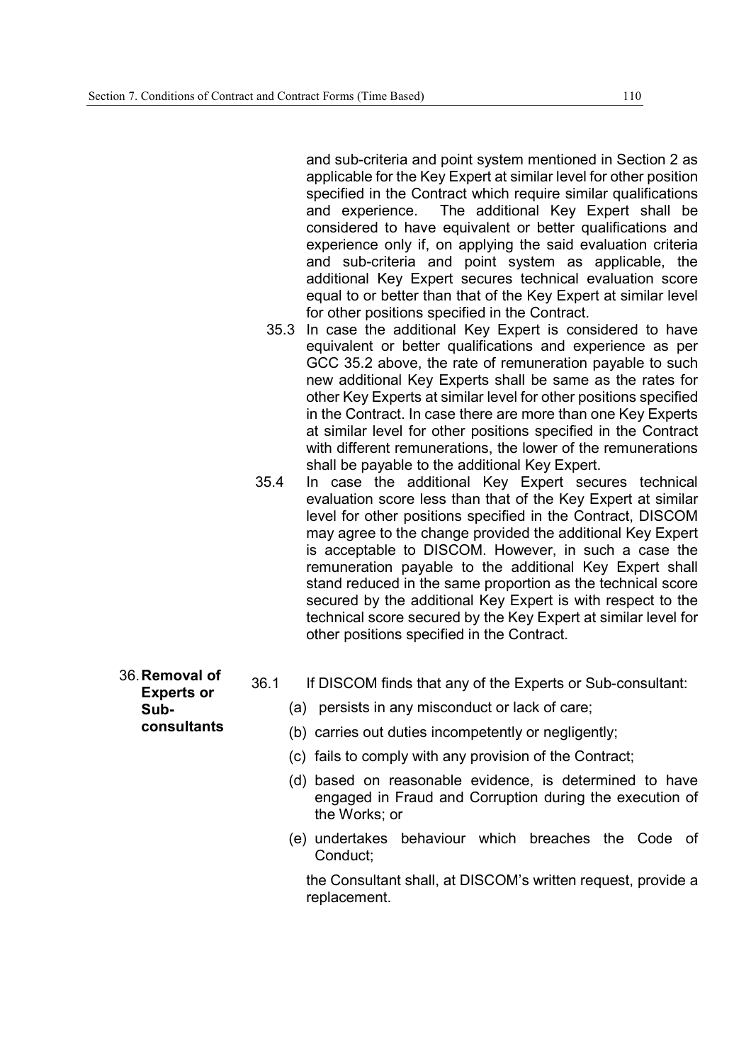and sub-criteria and point system mentioned in Section 2 as applicable for the Key Expert at similar level for other position specified in the Contract which require similar qualifications and experience. The additional Key Expert shall be considered to have equivalent or better qualifications and experience only if, on applying the said evaluation criteria and sub-criteria and point system as applicable, the additional Key Expert secures technical evaluation score equal to or better than that of the Key Expert at similar level for other positions specified in the Contract.

35.3 In case the additional Key Expert is considered to have equivalent or better qualifications and experience as per GCC 35.2 above, the rate of remuneration payable to such new additional Key Experts shall be same as the rates for other Key Experts at similar level for other positions specified in the Contract. In case there are more than one Key Experts at similar level for other positions specified in the Contract with different remunerations, the lower of the remunerations shall be payable to the additional Key Expert.

35.4 In case the additional Key Expert secures technical evaluation score less than that of the Key Expert at similar level for other positions specified in the Contract, DISCOM may agree to the change provided the additional Key Expert is acceptable to DISCOM. However, in such a case the remuneration payable to the additional Key Expert shall stand reduced in the same proportion as the technical score secured by the additional Key Expert is with respect to the technical score secured by the Key Expert at similar level for other positions specified in the Contract.

**36. Removal of Experts or Sub-consultants**

36.1 If DISCOM finds that any of the Experts or Sub-consultant:

(a) persists in any misconduct or lack of care;

(b) carries out duties incompetently or negligently;

(c) fails to comply with any provision of the Contract;

(d) based on reasonable evidence, is determined to have engaged in Fraud and Corruption during the execution of the Works; or

(e) undertakes behaviour which breaches the Code of Conduct;

the Consultant shall, at DISCOM's written request, provide a replacement.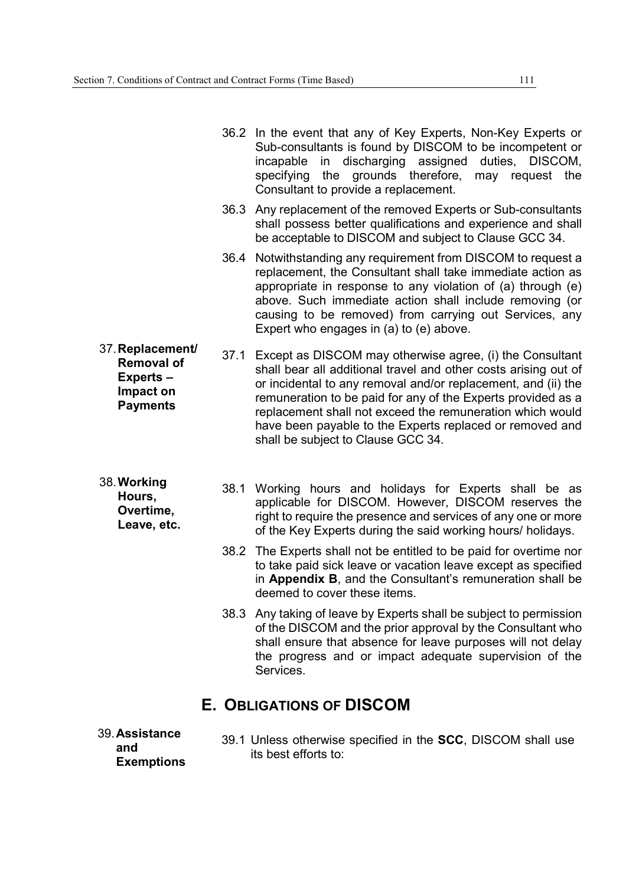36.2 In the event that any of Key Experts, Non-Key Experts or Sub-consultants is found by DISCOM to be incompetent or incapable in discharging assigned duties, DISCOM, specifying the grounds therefore, may request the Consultant to provide a replacement.

36.3 Any replacement of the removed Experts or Sub-consultants shall possess better qualifications and experience and shall be acceptable to DISCOM and subject to Clause GCC 34.

36.4 Notwithstanding any requirement from DISCOM to request a replacement, the Consultant shall take immediate action as appropriate in response to any violation of (a) through (e) above. Such immediate action shall include removing (or causing to be removed) from carrying out Services, any Expert who engages in (a) to (e) above.

**37. Replacement/ Removal of Experts – Impact on Payments**

37.1 Except as DISCOM may otherwise agree, (i) the Consultant shall bear all additional travel and other costs arising out of or incidental to any removal and/or replacement, and (ii) the remuneration to be paid for any of the Experts provided as a replacement shall not exceed the remuneration which would have been payable to the Experts replaced or removed and shall be subject to Clause GCC 34.

**38. Working Hours, Overtime, Leave, etc.**

38.1 Working hours and holidays for Experts shall be as applicable for DISCOM. However, DISCOM reserves the right to require the presence and services of any one or more of the Key Experts during the said working hours/ holidays.

38.2 The Experts shall not be entitled to be paid for overtime nor to take paid sick leave or vacation leave except as specified in **Appendix B**, and the Consultant's remuneration shall be deemed to cover these items.

38.3 Any taking of leave by Experts shall be subject to permission of the DISCOM and the prior approval by the Consultant who shall ensure that absence for leave purposes will not delay the progress and or impact adequate supervision of the Services.

## E. Obligations of DISCOM

**39. Assistance and Exemptions**

39.1 Unless otherwise specified in the **SCC**, DISCOM shall use its best efforts to: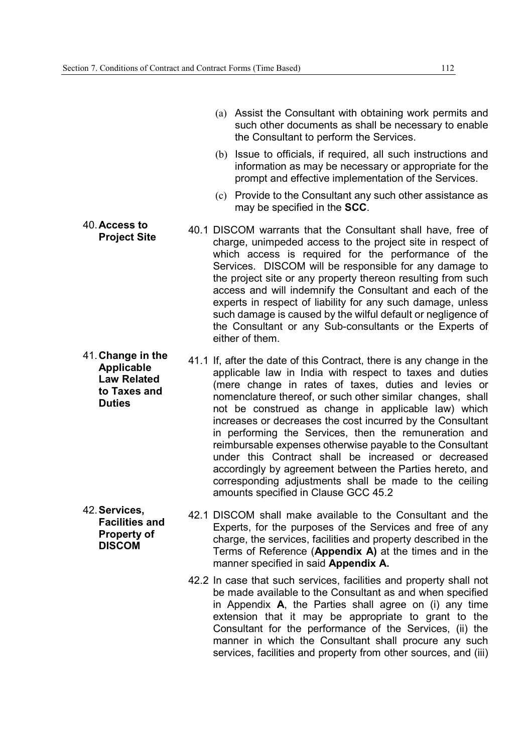(a) Assist the Consultant with obtaining work permits and such other documents as shall be necessary to enable the Consultant to perform the Services.

(b) Issue to officials, if required, all such instructions and information as may be necessary or appropriate for the prompt and effective implementation of the Services.

(c) Provide to the Consultant any such other assistance as may be specified in the **SCC**.

**40. Access to Project Site**

40.1 DISCOM warrants that the Consultant shall have, free of charge, unimpeded access to the project site in respect of which access is required for the performance of the Services. DISCOM will be responsible for any damage to the project site or any property thereon resulting from such access and will indemnify the Consultant and each of the experts in respect of liability for any such damage, unless such damage is caused by the wilful default or negligence of the Consultant or any Sub-consultants or the Experts of either of them.

**41. Change in the Applicable Law Related to Taxes and Duties**

41.1 If, after the date of this Contract, there is any change in the applicable law in India with respect to taxes and duties (mere change in rates of taxes, duties and levies or nomenclature thereof, or such other similar changes, shall not be construed as change in applicable law) which increases or decreases the cost incurred by the Consultant in performing the Services, then the remuneration and reimbursable expenses otherwise payable to the Consultant under this Contract shall be increased or decreased accordingly by agreement between the Parties hereto, and corresponding adjustments shall be made to the ceiling amounts specified in Clause GCC 45.2

**42. Services, Facilities and Property of DISCOM**

42.1 DISCOM shall make available to the Consultant and the Experts, for the purposes of the Services and free of any charge, the services, facilities and property described in the Terms of Reference (**Appendix A)** at the times and in the manner specified in said **Appendix A.**

42.2 In case that such services, facilities and property shall not be made available to the Consultant as and when specified in Appendix **A**, the Parties shall agree on (i) any time extension that it may be appropriate to grant to the Consultant for the performance of the Services, (ii) the manner in which the Consultant shall procure any such services, facilities and property from other sources, and (iii)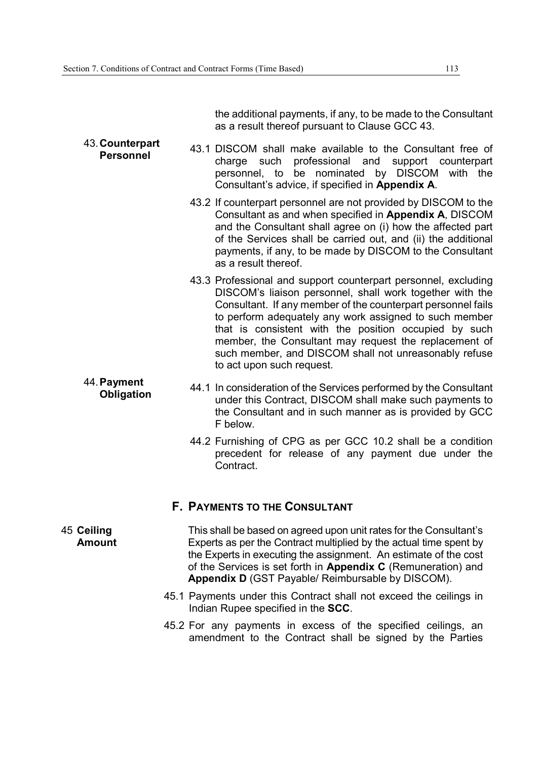the additional payments, if any, to be made to the Consultant as a result thereof pursuant to Clause GCC 43.

**43. Counterpart Personnel**

43.1 DISCOM shall make available to the Consultant free of charge such professional and support counterpart personnel, to be nominated by DISCOM with the Consultant's advice, if specified in **Appendix A**.

43.2 If counterpart personnel are not provided by DISCOM to the Consultant as and when specified in **Appendix A**, DISCOM and the Consultant shall agree on (i) how the affected part of the Services shall be carried out, and (ii) the additional payments, if any, to be made by DISCOM to the Consultant as a result thereof.

43.3 Professional and support counterpart personnel, excluding DISCOM's liaison personnel, shall work together with the Consultant. If any member of the counterpart personnel fails to perform adequately any work assigned to such member that is consistent with the position occupied by such member, the Consultant may request the replacement of such member, and DISCOM shall not unreasonably refuse to act upon such request.

**44. Payment Obligation**

44.1 In consideration of the Services performed by the Consultant under this Contract, DISCOM shall make such payments to the Consultant and in such manner as is provided by GCC F below.

44.2 Furnishing of CPG as per GCC 10.2 shall be a condition precedent for release of any payment due under the Contract.

## F. PAYMENTS TO THE CONSULTANT

**45 Ceiling Amount**

This shall be based on agreed upon unit rates for the Consultant's Experts as per the Contract multiplied by the actual time spent by the Experts in executing the assignment. An estimate of the cost of the Services is set forth in **Appendix C** (Remuneration) and **Appendix D** (GST Payable/ Reimbursable by DISCOM).

45.1 Payments under this Contract shall not exceed the ceilings in Indian Rupee specified in the **SCC**.

45.2 For any payments in excess of the specified ceilings, an amendment to the Contract shall be signed by the Parties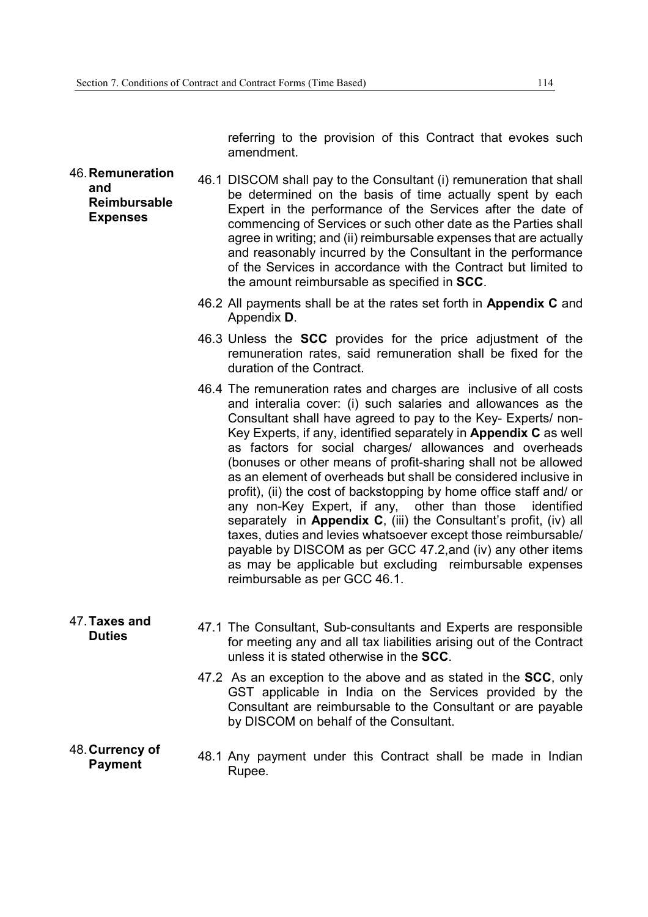referring to the provision of this Contract that evokes such amendment.

**46. Remuneration and Reimbursable Expenses**

46.1 DISCOM shall pay to the Consultant (i) remuneration that shall be determined on the basis of time actually spent by each Expert in the performance of the Services after the date of commencing of Services or such other date as the Parties shall agree in writing; and (ii) reimbursable expenses that are actually and reasonably incurred by the Consultant in the performance of the Services in accordance with the Contract but limited to the amount reimbursable as specified in **SCC**.

46.2 All payments shall be at the rates set forth in **Appendix C** and Appendix **D**.

46.3 Unless the **SCC** provides for the price adjustment of the remuneration rates, said remuneration shall be fixed for the duration of the Contract.

46.4 The remuneration rates and charges are inclusive of all costs and interalia cover: (i) such salaries and allowances as the Consultant shall have agreed to pay to the Key- Experts/ non-Key Experts, if any, identified separately in **Appendix C** as well as factors for social charges/ allowances and overheads (bonuses or other means of profit-sharing shall not be allowed as an element of overheads but shall be considered inclusive in profit), (ii) the cost of backstopping by home office staff and/ or any non-Key Expert, if any, other than those identified separately in **Appendix C**, (iii) the Consultant's profit, (iv) all taxes, duties and levies whatsoever except those reimbursable/ payable by DISCOM as per GCC 47.2,and (iv) any other items as may be applicable but excluding reimbursable expenses reimbursable as per GCC 46.1.

**47. Taxes and Duties**

47.1 The Consultant, Sub-consultants and Experts are responsible for meeting any and all tax liabilities arising out of the Contract unless it is stated otherwise in the **SCC**.

47.2 As an exception to the above and as stated in the **SCC**, only GST applicable in India on the Services provided by the Consultant are reimbursable to the Consultant or are payable by DISCOM on behalf of the Consultant.

**48. Currency of Payment**

48.1 Any payment under this Contract shall be made in Indian Rupee.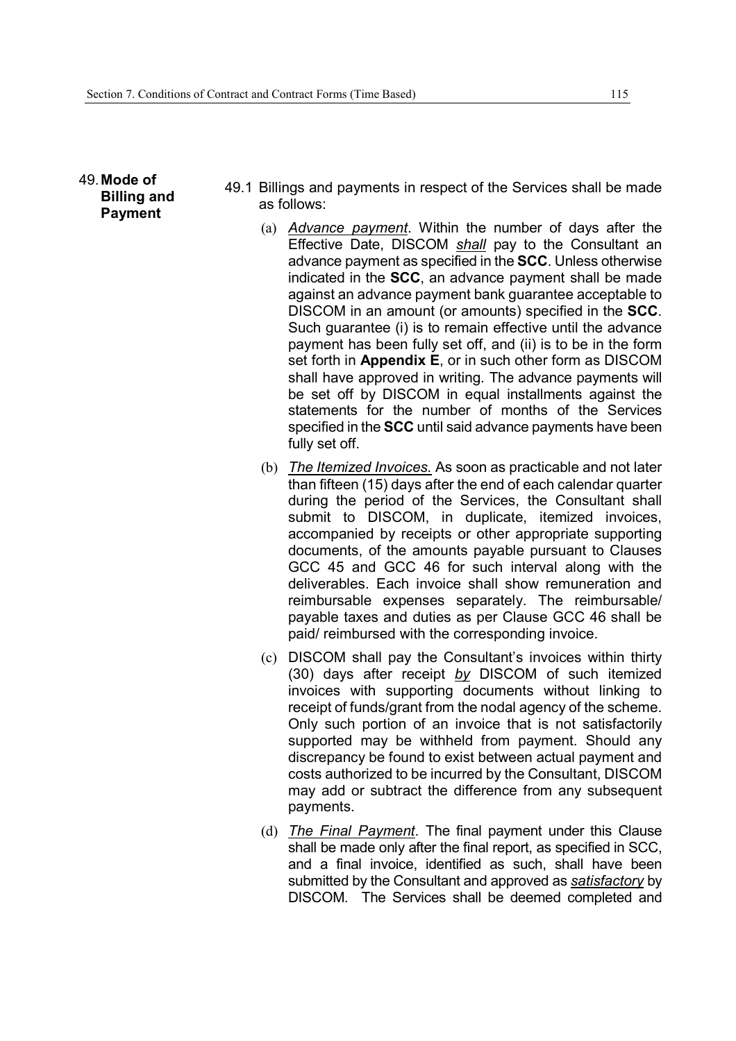## 49. **Mode of Billing and Payment**

49.1 Billings and payments in respect of the Services shall be made as follows:

(a) *Advance payment*. Within the number of days after the Effective Date, DISCOM *shall* pay to the Consultant an advance payment as specified in the **SCC**. Unless otherwise indicated in the **SCC**, an advance payment shall be made against an advance payment bank guarantee acceptable to DISCOM in an amount (or amounts) specified in the **SCC**. Such guarantee (i) is to remain effective until the advance payment has been fully set off, and (ii) is to be in the form set forth in **Appendix E**, or in such other form as DISCOM shall have approved in writing. The advance payments will be set off by DISCOM in equal installments against the statements for the number of months of the Services specified in the **SCC** until said advance payments have been fully set off.

(b) *The Itemized Invoices.* As soon as practicable and not later than fifteen (15) days after the end of each calendar quarter during the period of the Services, the Consultant shall submit to DISCOM, in duplicate, itemized invoices, accompanied by receipts or other appropriate supporting documents, of the amounts payable pursuant to Clauses GCC 45 and GCC 46 for such interval along with the deliverables. Each invoice shall show remuneration and reimbursable expenses separately. The reimbursable/ payable taxes and duties as per Clause GCC 46 shall be paid/ reimbursed with the corresponding invoice.

(c) DISCOM shall pay the Consultant's invoices within thirty (30) days after receipt *by* DISCOM of such itemized invoices with supporting documents without linking to receipt of funds/grant from the nodal agency of the scheme. Only such portion of an invoice that is not satisfactorily supported may be withheld from payment. Should any discrepancy be found to exist between actual payment and costs authorized to be incurred by the Consultant, DISCOM may add or subtract the difference from any subsequent payments.

(d) *The Final Payment*. The final payment under this Clause shall be made only after the final report, as specified in SCC, and a final invoice, identified as such, shall have been submitted by the Consultant and approved as *satisfactory* by DISCOM. The Services shall be deemed completed and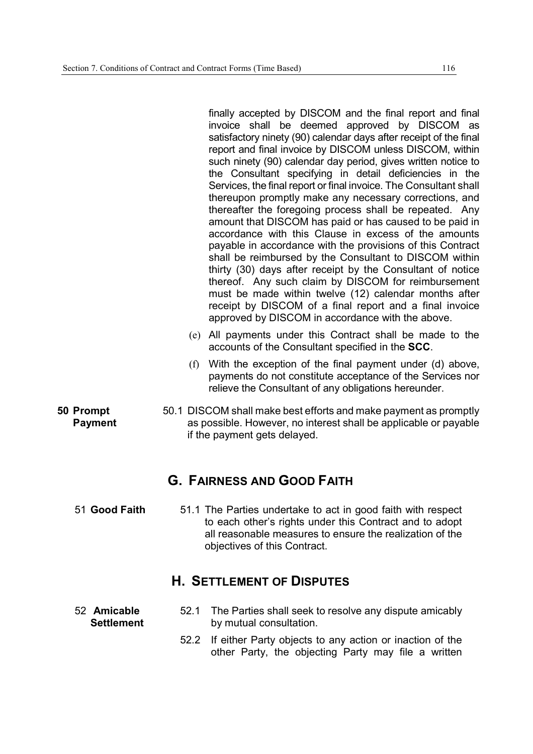finally accepted by DISCOM and the final report and final invoice shall be deemed approved by DISCOM as satisfactory ninety (90) calendar days after receipt of the final report and final invoice by DISCOM unless DISCOM, within such ninety (90) calendar day period, gives written notice to the Consultant specifying in detail deficiencies in the Services, the final report or final invoice. The Consultant shall thereupon promptly make any necessary corrections, and thereafter the foregoing process shall be repeated. Any amount that DISCOM has paid or has caused to be paid in accordance with this Clause in excess of the amounts payable in accordance with the provisions of this Contract shall be reimbursed by the Consultant to DISCOM within thirty (30) days after receipt by the Consultant of notice thereof. Any such claim by DISCOM for reimbursement must be made within twelve (12) calendar months after receipt by DISCOM of a final report and a final invoice approved by DISCOM in accordance with the above.

(e) All payments under this Contract shall be made to the accounts of the Consultant specified in the **SCC**.

(f) With the exception of the final payment under (d) above, payments do not constitute acceptance of the Services nor relieve the Consultant of any obligations hereunder.

**50 Prompt Payment**

50.1 DISCOM shall make best efforts and make payment as promptly as possible. However, no interest shall be applicable or payable if the payment gets delayed.

## G. Fairness and Good Faith

**51 Good Faith**

51.1 The Parties undertake to act in good faith with respect to each other's rights under this Contract and to adopt all reasonable measures to ensure the realization of the objectives of this Contract.

## H. Settlement of Disputes

**52 Amicable Settlement**

52.1 The Parties shall seek to resolve any dispute amicably by mutual consultation.

52.2 If either Party objects to any action or inaction of the other Party, the objecting Party may file a written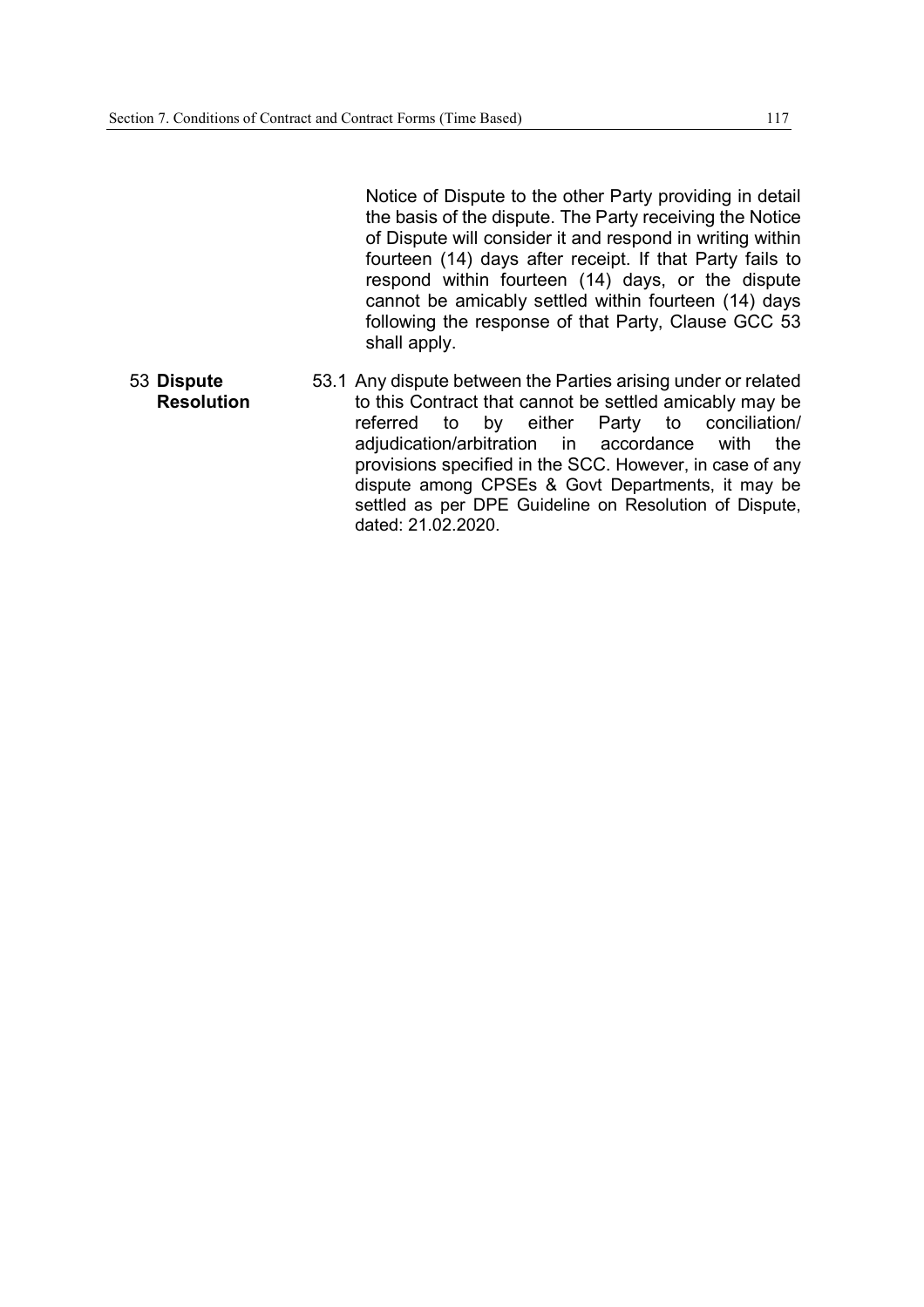Notice of Dispute to the other Party providing in detail the basis of the dispute. The Party receiving the Notice of Dispute will consider it and respond in writing within fourteen (14) days after receipt. If that Party fails to respond within fourteen (14) days, or the dispute cannot be amicably settled within fourteen (14) days following the response of that Party, Clause GCC 53 shall apply.

53 **Dispute Resolution**

53.1 Any dispute between the Parties arising under or related to this Contract that cannot be settled amicably may be referred to by either Party to conciliation/ adjudication/arbitration in accordance with the provisions specified in the SCC. However, in case of any dispute among CPSEs & Govt Departments, it may be settled as per DPE Guideline on Resolution of Dispute, dated: 21.02.2020.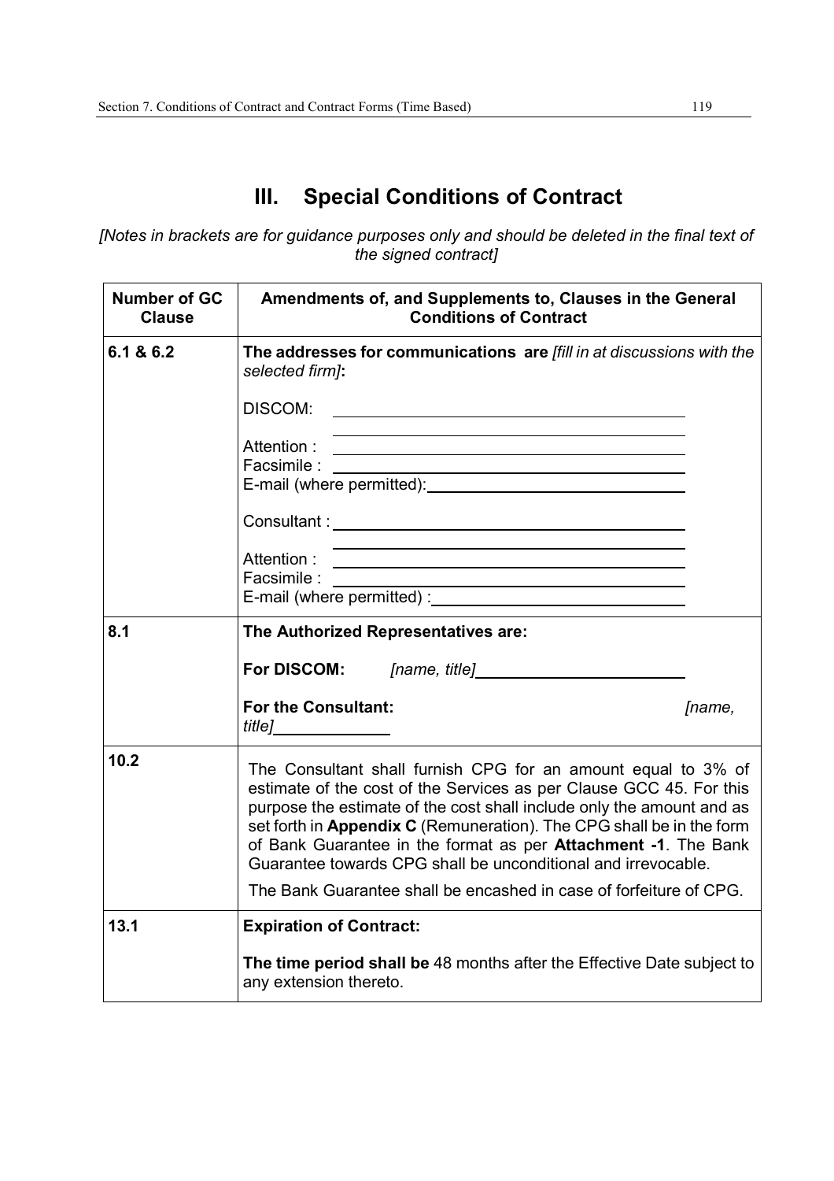# III. Special Conditions of Contract

*[Notes in brackets are for guidance purposes only and should be deleted in the final text of the signed contract]*

| Number of GC Clause | Amendments of, and Supplements to, Clauses in the General Conditions of Contract |
|---|---|
| 6.1 & 6.2 | **The addresses for communications are** *[fill in at discussions with the selected firm]***:**<br><br>DISCOM: ______________________<br>______________________<br>Attention : ______________________<br>Facsimile : ______________________<br>E-mail (where permitted): ______________________<br><br>Consultant : ______________________<br>______________________<br>Attention : ______________________<br>Facsimile : ______________________<br>E-mail (where permitted) : ______________________ |
| 8.1 | **The Authorized Representatives are:**<br><br>**For DISCOM:** *[name, title]* ______________________<br><br>**For the Consultant:** *[name, title]* ______________ |
| 10.2 | The Consultant shall furnish CPG for an amount equal to 3% of estimate of the cost of the Services as per Clause GCC 45. For this purpose the estimate of the cost shall include only the amount and as set forth in **Appendix C** (Remuneration). The CPG shall be in the form of Bank Guarantee in the format as per **Attachment -1**. The Bank Guarantee towards CPG shall be unconditional and irrevocable.<br><br>The Bank Guarantee shall be encashed in case of forfeiture of CPG. |
| 13.1 | **Expiration of Contract:**<br><br>**The time period shall be** 48 months after the Effective Date subject to any extension thereto. |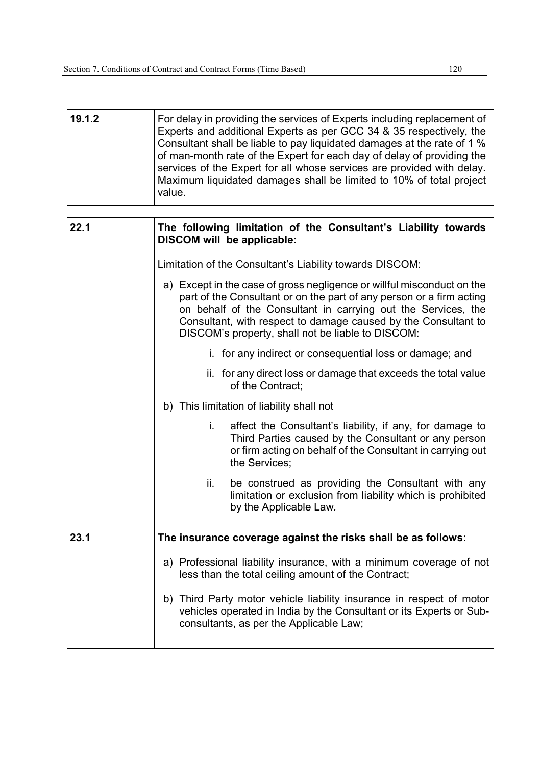| 19.1.2 | For delay in providing the services of Experts including replacement of Experts and additional Experts as per GCC 34 & 35 respectively, the Consultant shall be liable to pay liquidated damages at the rate of 1 % of man-month rate of the Expert for each day of delay of providing the services of the Expert for all whose services are provided with delay. Maximum liquidated damages shall be limited to 10% of total project value. |
|---|---|

| 22.1 | **The following limitation of the Consultant's Liability towards DISCOM will be applicable:**<br><br>Limitation of the Consultant's Liability towards DISCOM:<br><br>a) Except in the case of gross negligence or willful misconduct on the part of the Consultant or on the part of any person or a firm acting on behalf of the Consultant in carrying out the Services, the Consultant, with respect to damage caused by the Consultant to DISCOM's property, shall not be liable to DISCOM:<br><br>i. for any indirect or consequential loss or damage; and<br><br>ii. for any direct loss or damage that exceeds the total value of the Contract;<br><br>b) This limitation of liability shall not<br><br>i. affect the Consultant's liability, if any, for damage to Third Parties caused by the Consultant or any person or firm acting on behalf of the Consultant in carrying out the Services;<br><br>ii. be construed as providing the Consultant with any limitation or exclusion from liability which is prohibited by the Applicable Law. |
|---|---|
| 23.1 | **The insurance coverage against the risks shall be as follows:**<br><br>a) Professional liability insurance, with a minimum coverage of not less than the total ceiling amount of the Contract;<br><br>b) Third Party motor vehicle liability insurance in respect of motor vehicles operated in India by the Consultant or its Experts or Sub-consultants, as per the Applicable Law; |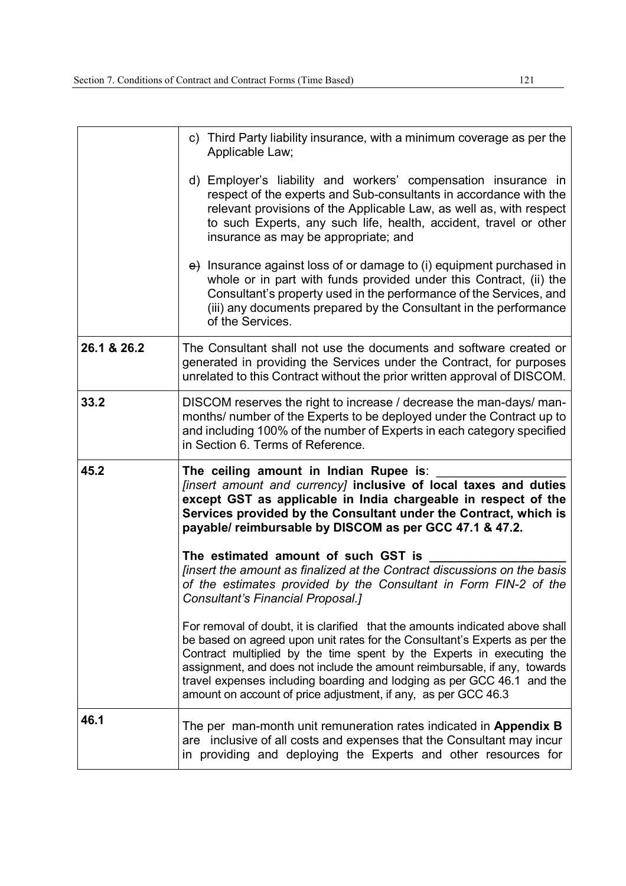| | |
|---|---|
| | c) Third Party liability insurance, with a minimum coverage as per the Applicable Law;<br><br>d) Employer's liability and workers' compensation insurance in respect of the experts and Sub-consultants in accordance with the relevant provisions of the Applicable Law, as well as, with respect to such Experts, any such life, health, accident, travel or other insurance as may be appropriate; and<br><br>~~e)~~ Insurance against loss of or damage to (i) equipment purchased in whole or in part with funds provided under this Contract, (ii) the Consultant's property used in the performance of the Services, and (iii) any documents prepared by the Consultant in the performance of the Services. |
| **26.1 & 26.2** | The Consultant shall not use the documents and software created or generated in providing the Services under the Contract, for purposes unrelated to this Contract without the prior written approval of DISCOM. |
| **33.2** | DISCOM reserves the right to increase / decrease the man-days/ man-months/ number of the Experts to be deployed under the Contract up to and including 100% of the number of Experts in each category specified in Section 6. Terms of Reference. |
| **45.2** | **The ceiling amount in Indian Rupee is**: \_\_\_\_\_\_\_\_\_\_\_\_\_\_\_\_\_\_ *[insert amount and currency]* **inclusive of local taxes and duties except GST as applicable in India chargeable in respect of the Services provided by the Consultant under the Contract, which is payable/ reimbursable by DISCOM as per GCC 47.1 & 47.2.**<br><br>**The estimated amount of such GST is \_\_\_\_\_\_\_\_\_\_\_\_\_\_\_\_\_\_\_\_**<br>*[insert the amount as finalized at the Contract discussions on the basis of the estimates provided by the Consultant in Form FIN-2 of the Consultant's Financial Proposal.]*<br><br>For removal of doubt, it is clarified that the amounts indicated above shall be based on agreed upon unit rates for the Consultant's Experts as per the Contract multiplied by the time spent by the Experts in executing the assignment, and does not include the amount reimbursable, if any, towards travel expenses including boarding and lodging as per GCC 46.1 and the amount on account of price adjustment, if any, as per GCC 46.3 |
| **46.1** | The per man-month unit remuneration rates indicated in **Appendix B** are inclusive of all costs and expenses that the Consultant may incur in providing and deploying the Experts and other resources for |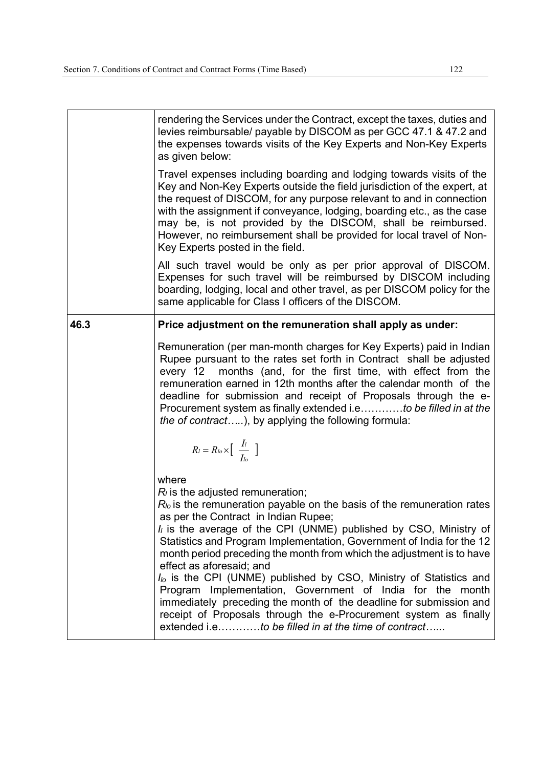| | |
|---|---|
| | rendering the Services under the Contract, except the taxes, duties and levies reimbursable/ payable by DISCOM as per GCC 47.1 & 47.2 and the expenses towards visits of the Key Experts and Non-Key Experts as given below:<br><br>Travel expenses including boarding and lodging towards visits of the Key and Non-Key Experts outside the field jurisdiction of the expert, at the request of DISCOM, for any purpose relevant to and in connection with the assignment if conveyance, lodging, boarding etc., as the case may be, is not provided by the DISCOM, shall be reimbursed. However, no reimbursement shall be provided for local travel of Non-Key Experts posted in the field.<br><br>All such travel would be only as per prior approval of DISCOM. Expenses for such travel will be reimbursed by DISCOM including boarding, lodging, local and other travel, as per DISCOM policy for the same applicable for Class I officers of the DISCOM. |
| **46.3** | **Price adjustment on the remuneration shall apply as under:**<br><br>Remuneration (per man-month charges for Key Experts) paid in Indian Rupee pursuant to the rates set forth in Contract shall be adjusted every 12 months (and, for the first time, with effect from the remuneration earned in 12th months after the calendar month of the deadline for submission and receipt of Proposals through the e-Procurement system as finally extended i.e…………*to be filled in at the the of contract…..*), by applying the following formula:<br><br>$R_l = R_{lo} \times \left[ \frac{I_l}{I_{lo}} \right]$<br><br>where<br>$R_l$ is the adjusted remuneration;<br>$R_{lo}$ is the remuneration payable on the basis of the remuneration rates as per the Contract in Indian Rupee;<br>$I_l$ is the average of the CPI (UNME) published by CSO, Ministry of Statistics and Program Implementation, Government of India for the 12 month period preceding the month from which the adjustment is to have effect as aforesaid; and<br>$I_{lo}$ is the CPI (UNME) published by CSO, Ministry of Statistics and Program Implementation, Government of India for the month immediately preceding the month of the deadline for submission and receipt of Proposals through the e-Procurement system as finally extended i.e…………*to be filled in at the time of contract…...* |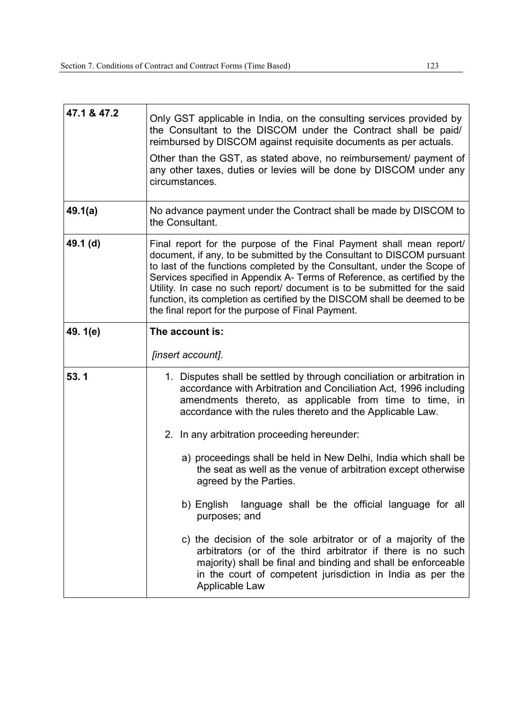| 47.1 & 47.2 | Only GST applicable in India, on the consulting services provided by the Consultant to the DISCOM under the Contract shall be paid/ reimbursed by DISCOM against requisite documents as per actuals.<br><br>Other than the GST, as stated above, no reimbursement/ payment of any other taxes, duties or levies will be done by DISCOM under any circumstances. |
|---|---|
| **49.1(a)** | No advance payment under the Contract shall be made by DISCOM to the Consultant. |
| **49.1 (d)** | Final report for the purpose of the Final Payment shall mean report/ document, if any, to be submitted by the Consultant to DISCOM pursuant to last of the functions completed by the Consultant, under the Scope of Services specified in Appendix A- Terms of Reference, as certified by the Utility. In case no such report/ document is to be submitted for the said function, its completion as certified by the DISCOM shall be deemed to be the final report for the purpose of Final Payment. |
| **49. 1(e)** | **The account is:**<br><br>*[insert account]*. |
| **53. 1** | 1. Disputes shall be settled by through conciliation or arbitration in accordance with Arbitration and Conciliation Act, 1996 including amendments thereto, as applicable from time to time, in accordance with the rules thereto and the Applicable Law.<br><br>2. In any arbitration proceeding hereunder:<br><br>a) proceedings shall be held in New Delhi, India which shall be the seat as well as the venue of arbitration except otherwise agreed by the Parties.<br><br>b) English language shall be the official language for all purposes; and<br><br>c) the decision of the sole arbitrator or of a majority of the arbitrators (or of the third arbitrator if there is no such majority) shall be final and binding and shall be enforceable in the court of competent jurisdiction in India as per the Applicable Law |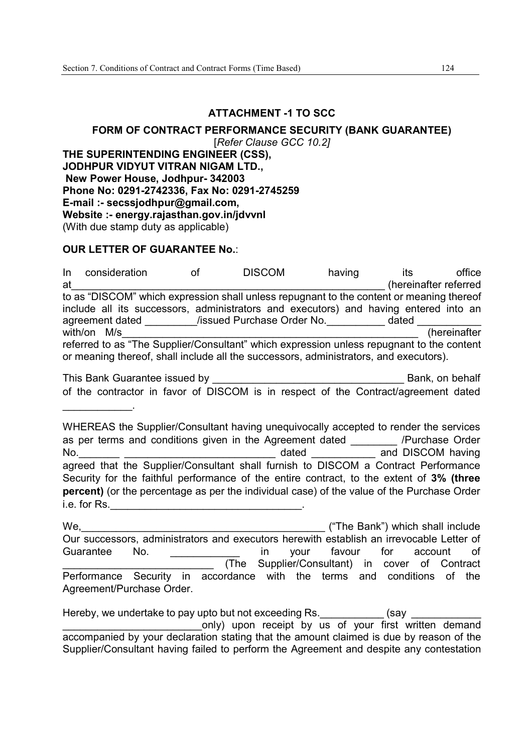## ATTACHMENT -1 TO SCC

### FORM OF CONTRACT PERFORMANCE SECURITY (BANK GUARANTEE)

*[Refer Clause GCC 10.2]*

**THE SUPERINTENDING ENGINEER (CSS),**
**JODHPUR VIDYUT VITRAN NIGAM LTD.,**
**New Power House, Jodhpur- 342003**
**Phone No: 0291-2742336, Fax No: 0291-2745259**
**E-mail :- secssjodhpur@gmail.com,**
**Website :- energy.rajasthan.gov.in/jdvvnl**
(With due stamp duty as applicable)

**OUR LETTER OF GUARANTEE No.**:

In consideration of DISCOM having its office at_________________________________________________________ (hereinafter referred to as "DISCOM" which expression shall unless repugnant to the content or meaning thereof include all its successors, administrators and executors) and having entered into an agreement dated _________/issued Purchase Order No.__________ dated ___________ with/on M/s______________________________________________________ (hereinafter referred to as "The Supplier/Consultant" which expression unless repugnant to the content or meaning thereof, shall include all the successors, administrators, and executors).

This Bank Guarantee issued by _________________________________ Bank, on behalf of the contractor in favor of DISCOM is in respect of the Contract/agreement dated ____________.

WHEREAS the Supplier/Consultant having unequivocally accepted to render the services as per terms and conditions given in the Agreement dated ________ /Purchase Order No._______ __________________________ dated ___________ and DISCOM having agreed that the Supplier/Consultant shall furnish to DISCOM a Contract Performance Security for the faithful performance of the entire contract, to the extent of **3% (three percent)** (or the percentage as per the individual case) of the value of the Purchase Order i.e. for Rs._________________________________.

We,____________________________________________ ("The Bank") which shall include Our successors, administrators and executors herewith establish an irrevocable Letter of Guarantee No. ____________ in your favour for account of __________________________ (The Supplier/Consultant) in cover of Contract Performance Security in accordance with the terms and conditions of the Agreement/Purchase Order.

Hereby, we undertake to pay upto but not exceeding Rs.___________ (say ____________ ________________________only) upon receipt by us of your first written demand accompanied by your declaration stating that the amount claimed is due by reason of the Supplier/Consultant having failed to perform the Agreement and despite any contestation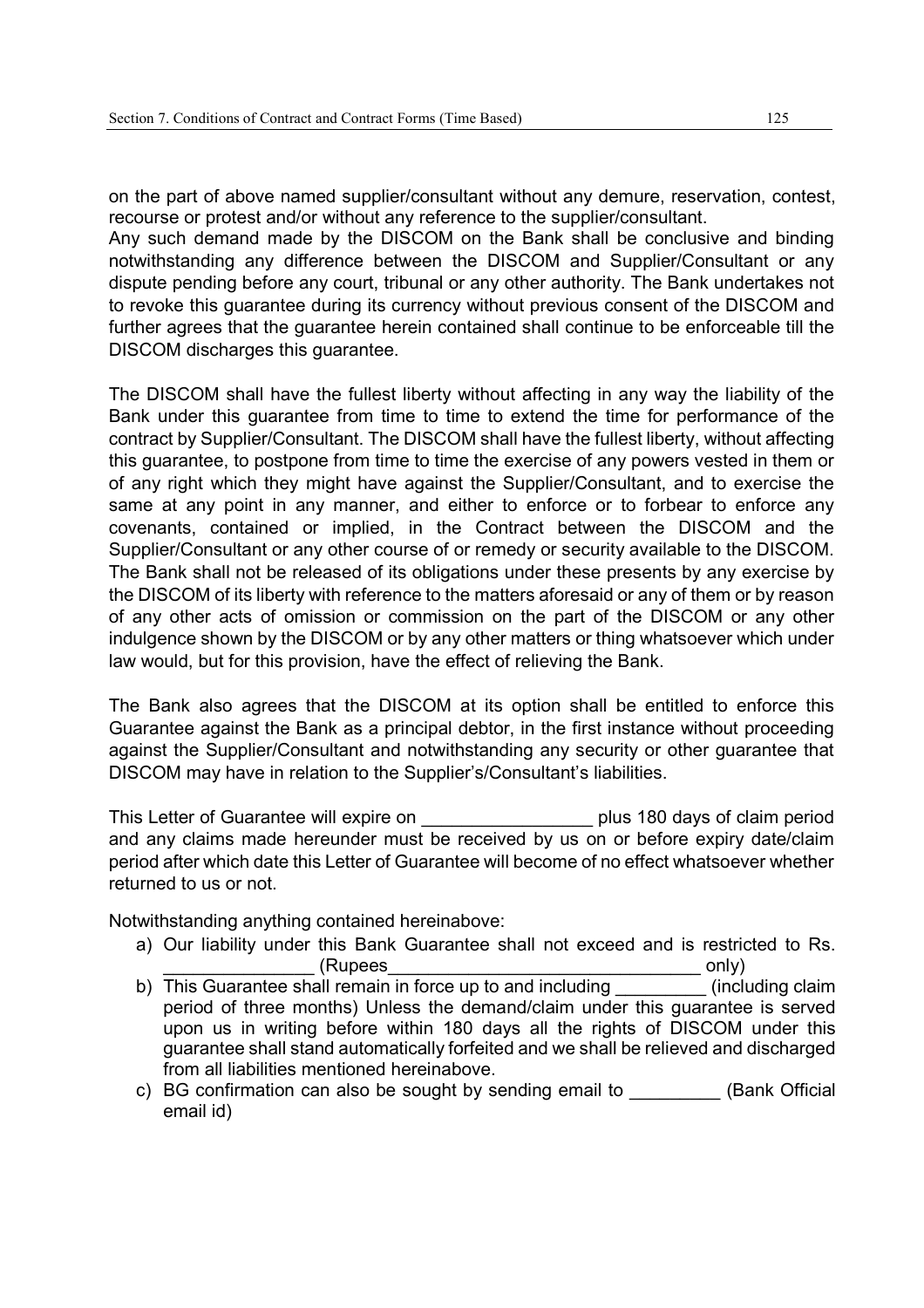on the part of above named supplier/consultant without any demure, reservation, contest, recourse or protest and/or without any reference to the supplier/consultant.
Any such demand made by the DISCOM on the Bank shall be conclusive and binding notwithstanding any difference between the DISCOM and Supplier/Consultant or any dispute pending before any court, tribunal or any other authority. The Bank undertakes not to revoke this guarantee during its currency without previous consent of the DISCOM and further agrees that the guarantee herein contained shall continue to be enforceable till the DISCOM discharges this guarantee.

The DISCOM shall have the fullest liberty without affecting in any way the liability of the Bank under this guarantee from time to time to extend the time for performance of the contract by Supplier/Consultant. The DISCOM shall have the fullest liberty, without affecting this guarantee, to postpone from time to time the exercise of any powers vested in them or of any right which they might have against the Supplier/Consultant, and to exercise the same at any point in any manner, and either to enforce or to forbear to enforce any covenants, contained or implied, in the Contract between the DISCOM and the Supplier/Consultant or any other course of or remedy or security available to the DISCOM. The Bank shall not be released of its obligations under these presents by any exercise by the DISCOM of its liberty with reference to the matters aforesaid or any of them or by reason of any other acts of omission or commission on the part of the DISCOM or any other indulgence shown by the DISCOM or by any other matters or thing whatsoever which under law would, but for this provision, have the effect of relieving the Bank.

The Bank also agrees that the DISCOM at its option shall be entitled to enforce this Guarantee against the Bank as a principal debtor, in the first instance without proceeding against the Supplier/Consultant and notwithstanding any security or other guarantee that DISCOM may have in relation to the Supplier's/Consultant's liabilities.

This Letter of Guarantee will expire on _________________ plus 180 days of claim period and any claims made hereunder must be received by us on or before expiry date/claim period after which date this Letter of Guarantee will become of no effect whatsoever whether returned to us or not.

Notwithstanding anything contained hereinabove:

a) Our liability under this Bank Guarantee shall not exceed and is restricted to Rs. _______________ (Rupees_______________________________ only)
b) This Guarantee shall remain in force up to and including _________ (including claim period of three months) Unless the demand/claim under this guarantee is served upon us in writing before within 180 days all the rights of DISCOM under this guarantee shall stand automatically forfeited and we shall be relieved and discharged from all liabilities mentioned hereinabove.
c) BG confirmation can also be sought by sending email to _________ (Bank Official email id)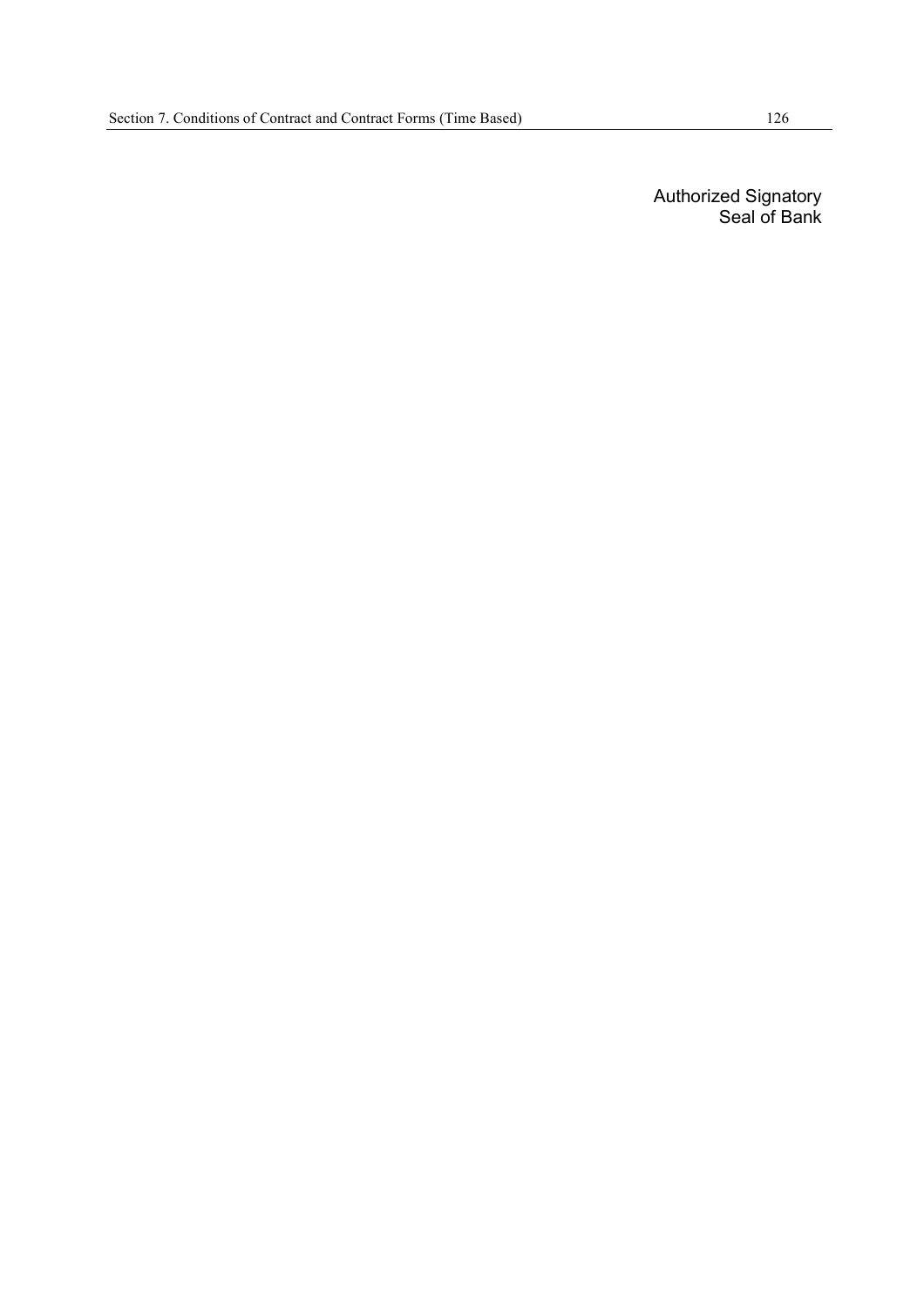Authorized Signatory
Seal of Bank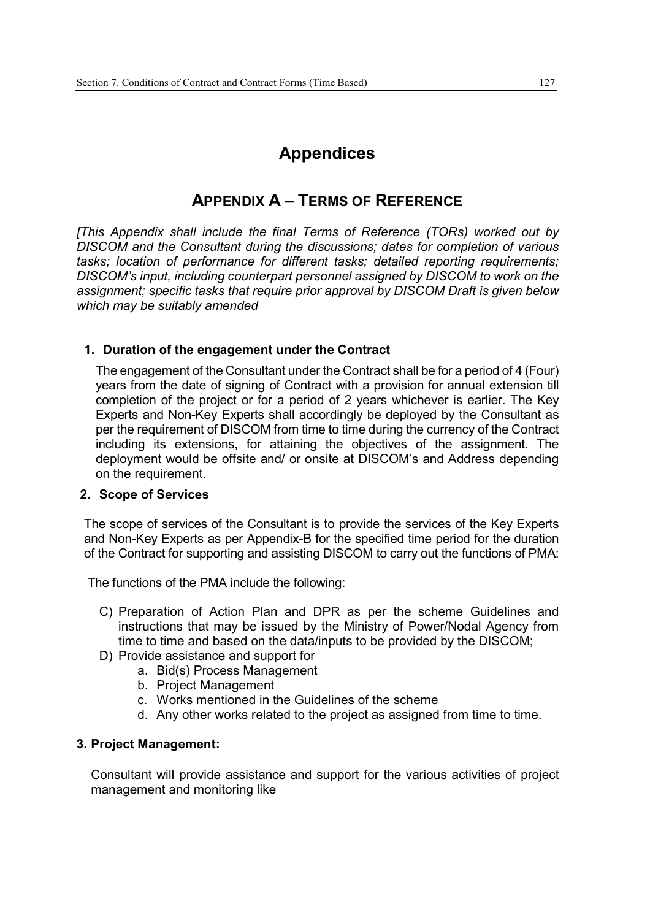# Appendices

## Appendix A – Terms of Reference

*[This Appendix shall include the final Terms of Reference (TORs) worked out by DISCOM and the Consultant during the discussions; dates for completion of various tasks; location of performance for different tasks; detailed reporting requirements; DISCOM's input, including counterpart personnel assigned by DISCOM to work on the assignment; specific tasks that require prior approval by DISCOM Draft is given below which may be suitably amended*

### 1. Duration of the engagement under the Contract

The engagement of the Consultant under the Contract shall be for a period of 4 (Four) years from the date of signing of Contract with a provision for annual extension till completion of the project or for a period of 2 years whichever is earlier. The Key Experts and Non-Key Experts shall accordingly be deployed by the Consultant as per the requirement of DISCOM from time to time during the currency of the Contract including its extensions, for attaining the objectives of the assignment. The deployment would be offsite and/ or onsite at DISCOM's and Address depending on the requirement.

### 2. Scope of Services

The scope of services of the Consultant is to provide the services of the Key Experts and Non-Key Experts as per Appendix-B for the specified time period for the duration of the Contract for supporting and assisting DISCOM to carry out the functions of PMA:

The functions of the PMA include the following:

C) Preparation of Action Plan and DPR as per the scheme Guidelines and instructions that may be issued by the Ministry of Power/Nodal Agency from time to time and based on the data/inputs to be provided by the DISCOM;

D) Provide assistance and support for
   a. Bid(s) Process Management
   b. Project Management
   c. Works mentioned in the Guidelines of the scheme
   d. Any other works related to the project as assigned from time to time.

### 3. Project Management:

Consultant will provide assistance and support for the various activities of project management and monitoring like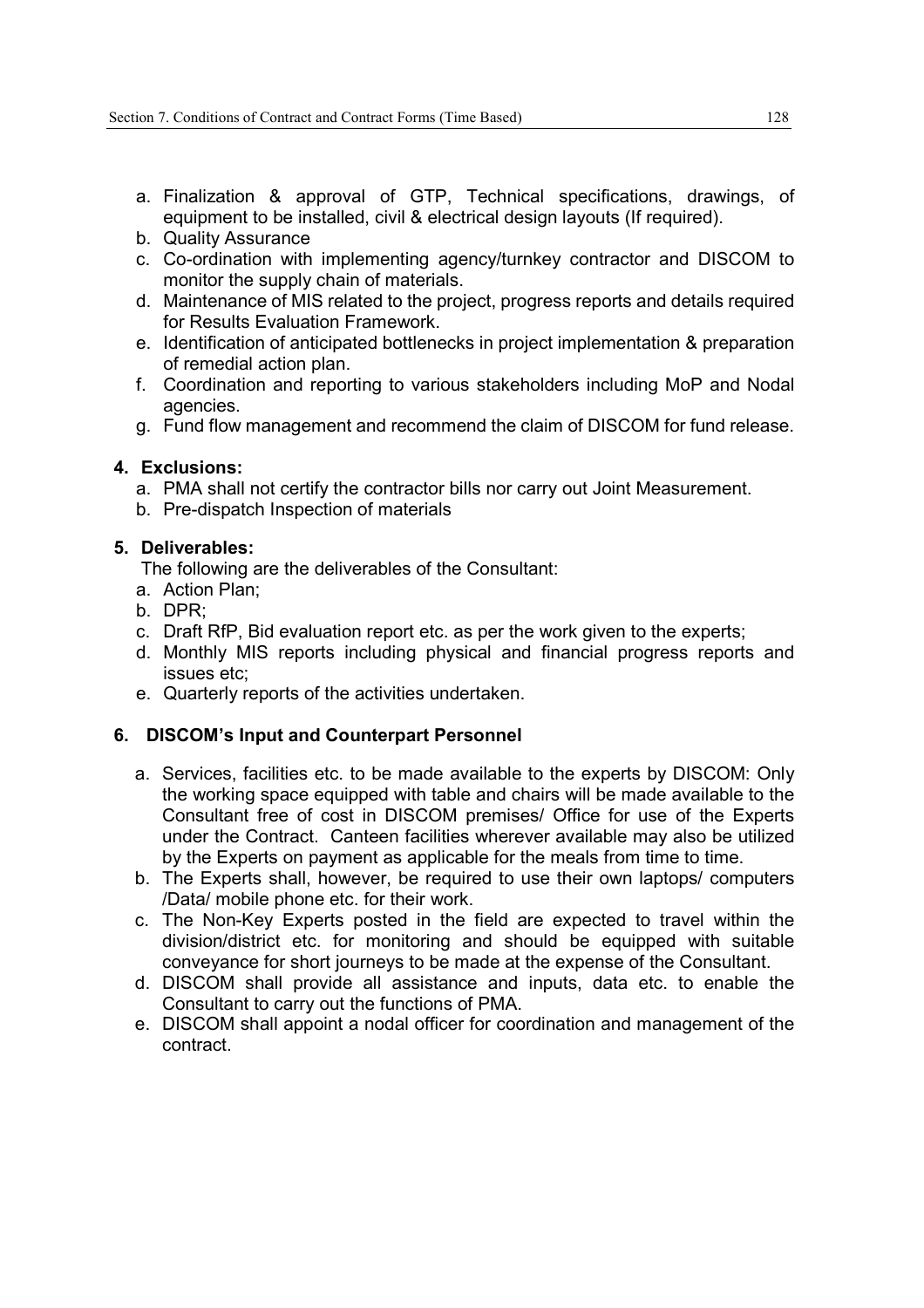a. Finalization & approval of GTP, Technical specifications, drawings, of equipment to be installed, civil & electrical design layouts (If required).
b. Quality Assurance
c. Co-ordination with implementing agency/turnkey contractor and DISCOM to monitor the supply chain of materials.
d. Maintenance of MIS related to the project, progress reports and details required for Results Evaluation Framework.
e. Identification of anticipated bottlenecks in project implementation & preparation of remedial action plan.
f. Coordination and reporting to various stakeholders including MoP and Nodal agencies.
g. Fund flow management and recommend the claim of DISCOM for fund release.

**4. Exclusions:**

a. PMA shall not certify the contractor bills nor carry out Joint Measurement.
b. Pre-dispatch Inspection of materials

**5. Deliverables:**

The following are the deliverables of the Consultant:

a. Action Plan;
b. DPR;
c. Draft RfP, Bid evaluation report etc. as per the work given to the experts;
d. Monthly MIS reports including physical and financial progress reports and issues etc;
e. Quarterly reports of the activities undertaken.

**6. DISCOM's Input and Counterpart Personnel**

a. Services, facilities etc. to be made available to the experts by DISCOM: Only the working space equipped with table and chairs will be made available to the Consultant free of cost in DISCOM premises/ Office for use of the Experts under the Contract. Canteen facilities wherever available may also be utilized by the Experts on payment as applicable for the meals from time to time.
b. The Experts shall, however, be required to use their own laptops/ computers /Data/ mobile phone etc. for their work.
c. The Non-Key Experts posted in the field are expected to travel within the division/district etc. for monitoring and should be equipped with suitable conveyance for short journeys to be made at the expense of the Consultant.
d. DISCOM shall provide all assistance and inputs, data etc. to enable the Consultant to carry out the functions of PMA.
e. DISCOM shall appoint a nodal officer for coordination and management of the contract.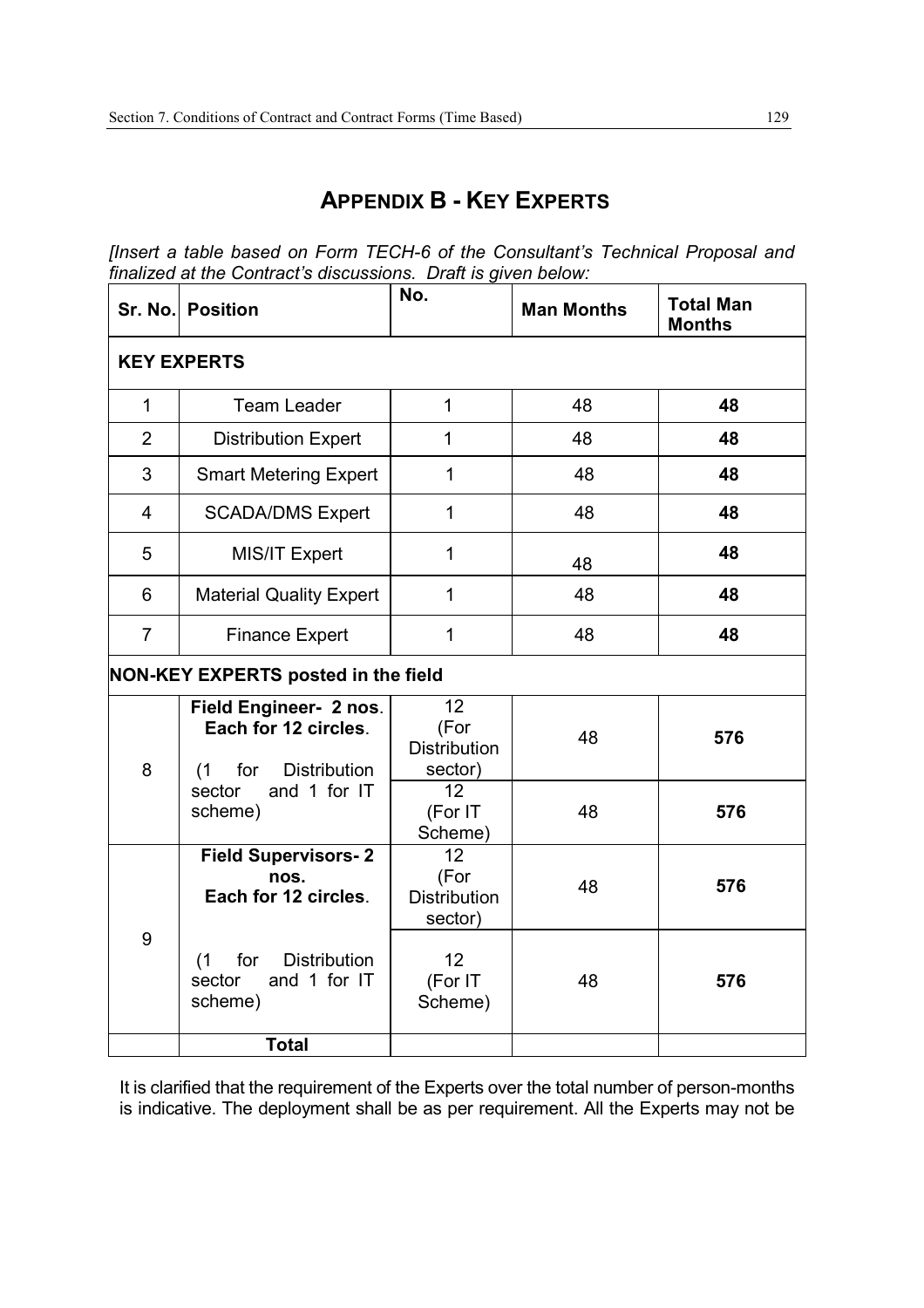## APPENDIX B - KEY EXPERTS

*[Insert a table based on Form TECH-6 of the Consultant's Technical Proposal and finalized at the Contract's discussions. Draft is given below:*

| Sr. No. | Position | No. | Man Months | Total Man Months |
|---|---|---|---|---|
| **KEY EXPERTS** | | | | |
| 1 | Team Leader | 1 | 48 | **48** |
| 2 | Distribution Expert | 1 | 48 | **48** |
| 3 | Smart Metering Expert | 1 | 48 | **48** |
| 4 | SCADA/DMS Expert | 1 | 48 | **48** |
| 5 | MIS/IT Expert | 1 | 48 | **48** |
| 6 | Material Quality Expert | 1 | 48 | **48** |
| 7 | Finance Expert | 1 | 48 | **48** |
| **NON-KEY EXPERTS posted in the field** | | | | |
| 8 | **Field Engineer- 2 nos. Each for 12 circles.** (1 for Distribution sector and 1 for IT scheme) | 12 (For Distribution sector) | 48 | **576** |
| | | 12 (For IT Scheme) | 48 | **576** |
| 9 | **Field Supervisors- 2 nos. Each for 12 circles.** (1 for Distribution sector and 1 for IT scheme) | 12 (For Distribution sector) | 48 | **576** |
| | | 12 (For IT Scheme) | 48 | **576** |
| | **Total** | | | |

It is clarified that the requirement of the Experts over the total number of person-months is indicative. The deployment shall be as per requirement. All the Experts may not be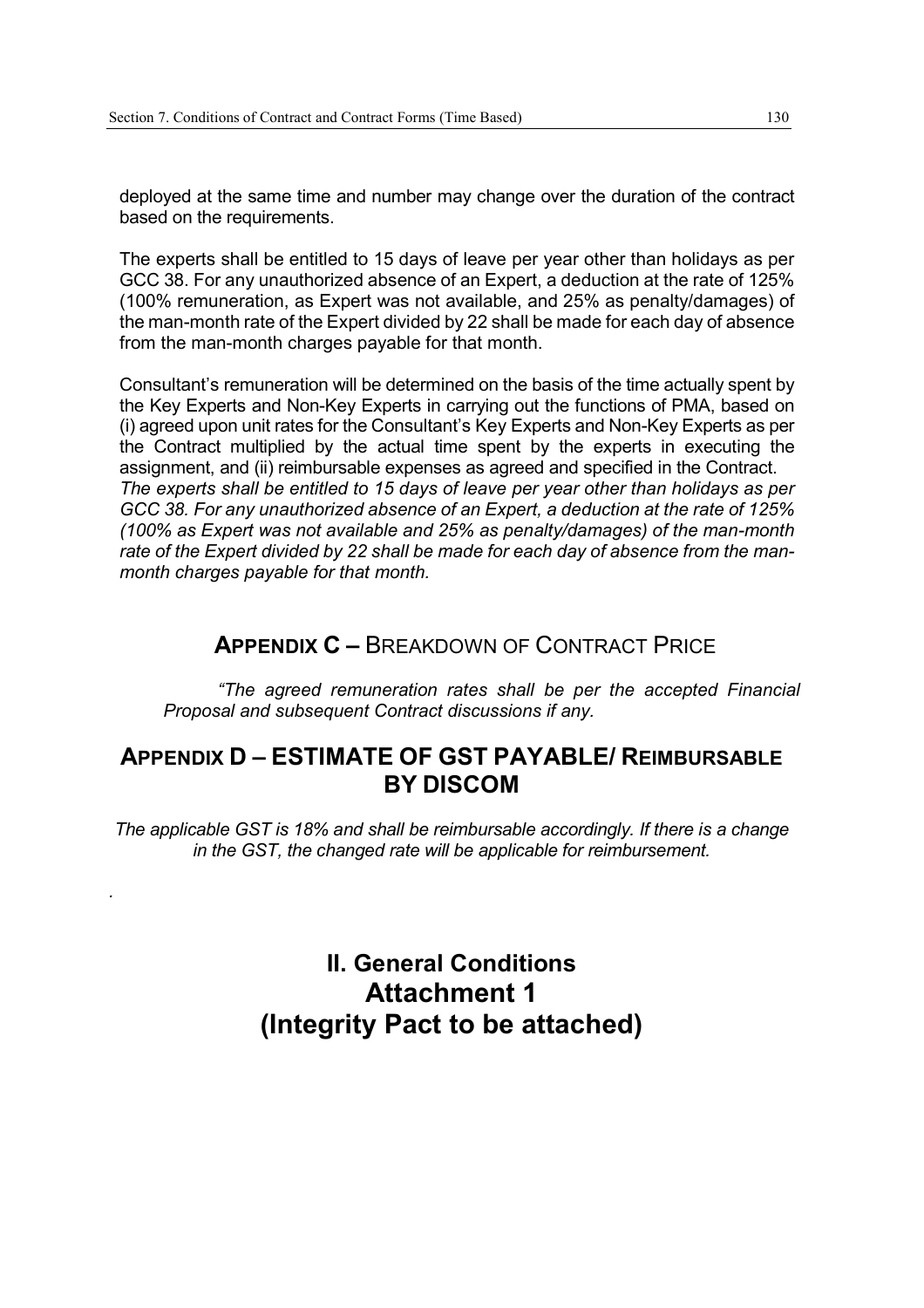deployed at the same time and number may change over the duration of the contract based on the requirements.

The experts shall be entitled to 15 days of leave per year other than holidays as per GCC 38. For any unauthorized absence of an Expert, a deduction at the rate of 125% (100% remuneration, as Expert was not available, and 25% as penalty/damages) of the man-month rate of the Expert divided by 22 shall be made for each day of absence from the man-month charges payable for that month.

Consultant's remuneration will be determined on the basis of the time actually spent by the Key Experts and Non-Key Experts in carrying out the functions of PMA, based on (i) agreed upon unit rates for the Consultant's Key Experts and Non-Key Experts as per the Contract multiplied by the actual time spent by the experts in executing the assignment, and (ii) reimbursable expenses as agreed and specified in the Contract.
*The experts shall be entitled to 15 days of leave per year other than holidays as per GCC 38. For any unauthorized absence of an Expert, a deduction at the rate of 125% (100% as Expert was not available and 25% as penalty/damages) of the man-month rate of the Expert divided by 22 shall be made for each day of absence from the man-month charges payable for that month.*

## APPENDIX C – BREAKDOWN OF CONTRACT PRICE

*"The agreed remuneration rates shall be per the accepted Financial Proposal and subsequent Contract discussions if any.*

## APPENDIX D – ESTIMATE OF GST PAYABLE/ REIMBURSABLE BY DISCOM

*The applicable GST is 18% and shall be reimbursable accordingly. If there is a change in the GST, the changed rate will be applicable for reimbursement.*

.

# II. General Conditions
# Attachment 1
# (Integrity Pact to be attached)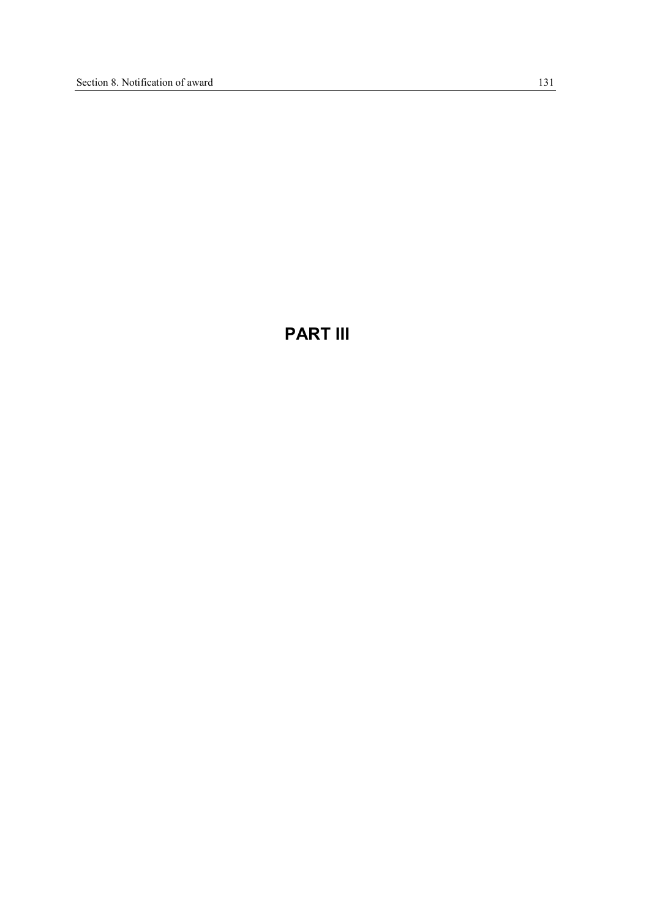# PART III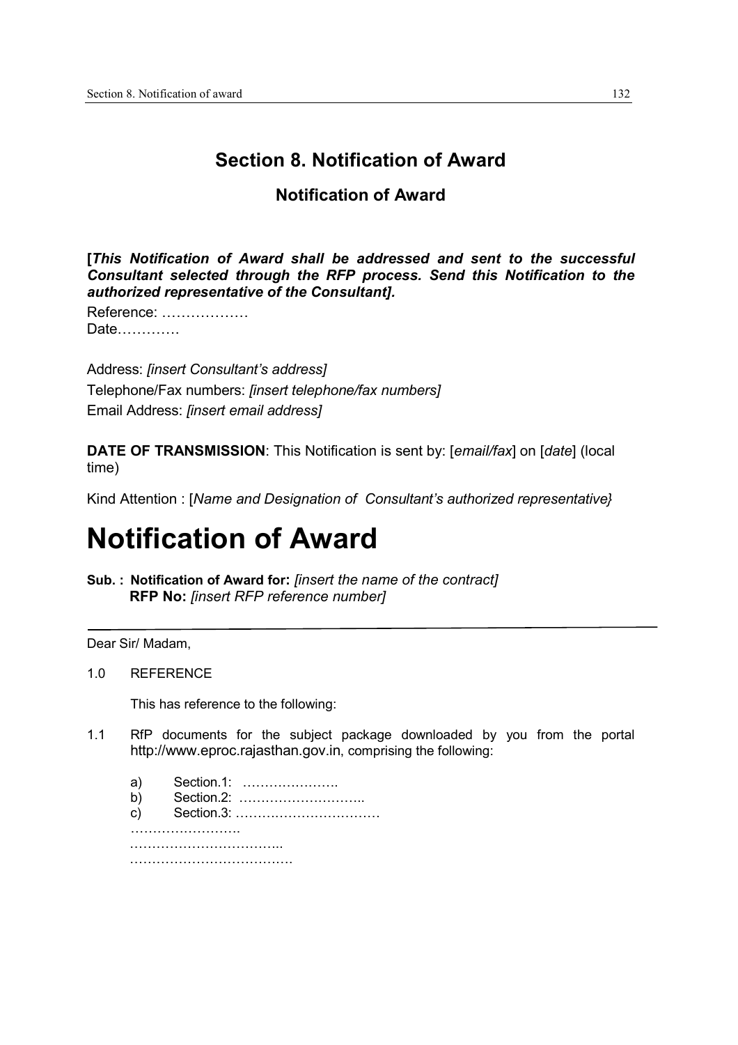# Section 8. Notification of Award

## Notification of Award

**[*This Notification of Award shall be addressed and sent to the successful Consultant selected through the RFP process. Send this Notification to the authorized representative of the Consultant].***

Reference: ………………
Date…………

Address: *[insert Consultant's address]*
Telephone/Fax numbers: *[insert telephone/fax numbers]*
Email Address: *[insert email address]*

**DATE OF TRANSMISSION**: This Notification is sent by: [*email/fax*] on [*date*] (local time)

Kind Attention : [*Name and Designation of Consultant's authorized representative}*

# Notification of Award

**Sub. : Notification of Award for:** *[insert the name of the contract]*
**RFP No:** *[insert RFP reference number]*

---

Dear Sir/ Madam,

1.0 REFERENCE

This has reference to the following:

1.1 RfP documents for the subject package downloaded by you from the portal http://www.eproc.rajasthan.gov.in, comprising the following:

a) Section.1: ………………….
b) Section.2: ………………………..
c) Section.3: ……………………………

…………………….
……………………………..
………………………………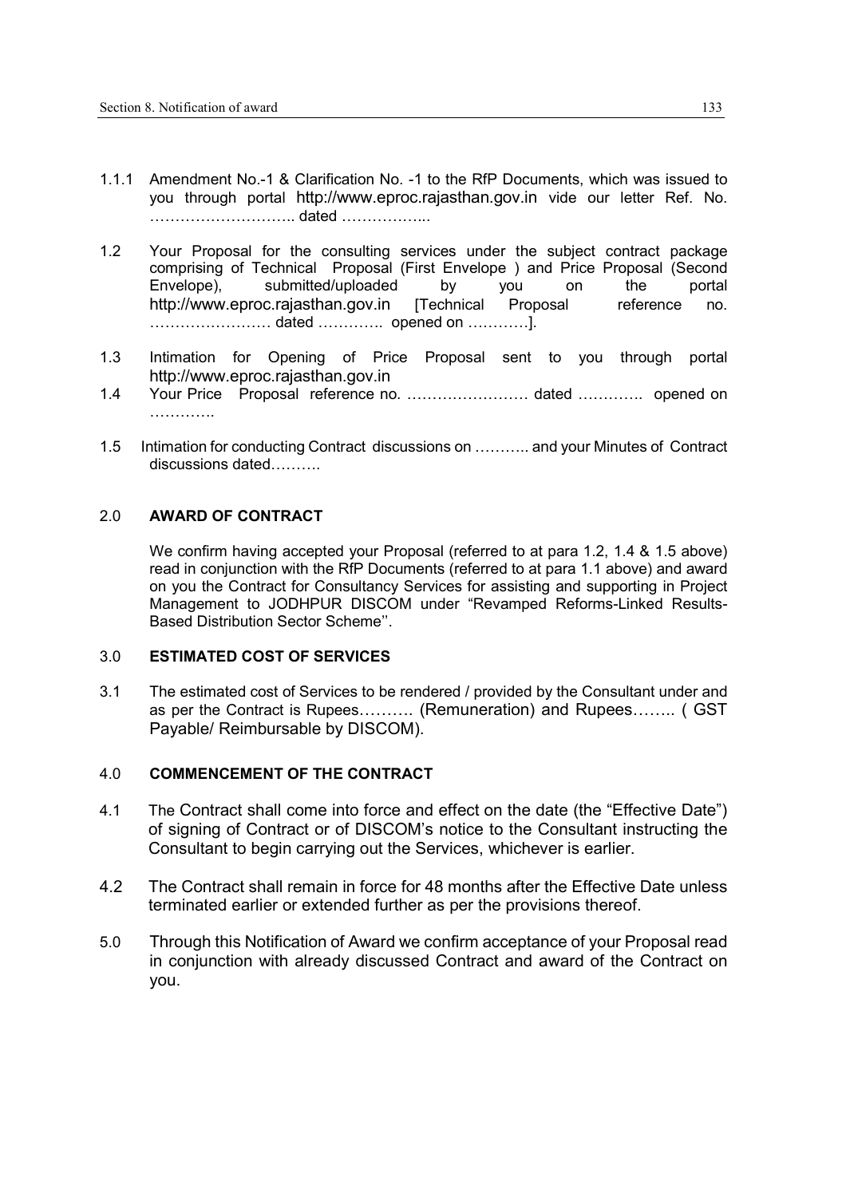1.1.1 Amendment No.-1 & Clarification No. -1 to the RfP Documents, which was issued to you through portal http://www.eproc.rajasthan.gov.in vide our letter Ref. No. ……………………….. dated ……………...

1.2 Your Proposal for the consulting services under the subject contract package comprising of Technical Proposal (First Envelope ) and Price Proposal (Second Envelope), submitted/uploaded by you on the portal http://www.eproc.rajasthan.gov.in [Technical Proposal reference no. …………………… dated …………. opened on …………].

1.3 Intimation for Opening of Price Proposal sent to you through portal http://www.eproc.rajasthan.gov.in

1.4 Your Price Proposal reference no. …………………… dated …………. opened on ………….

1.5 Intimation for conducting Contract discussions on ……….. and your Minutes of Contract discussions dated……….

## 2.0 AWARD OF CONTRACT

We confirm having accepted your Proposal (referred to at para 1.2, 1.4 & 1.5 above) read in conjunction with the RfP Documents (referred to at para 1.1 above) and award on you the Contract for Consultancy Services for assisting and supporting in Project Management to JODHPUR DISCOM under "Revamped Reforms-Linked Results-Based Distribution Sector Scheme''.

## 3.0 ESTIMATED COST OF SERVICES

3.1 The estimated cost of Services to be rendered / provided by the Consultant under and as per the Contract is Rupees………. (Remuneration) and Rupees…….. ( GST Payable/ Reimbursable by DISCOM).

## 4.0 COMMENCEMENT OF THE CONTRACT

4.1 The Contract shall come into force and effect on the date (the "Effective Date") of signing of Contract or of DISCOM's notice to the Consultant instructing the Consultant to begin carrying out the Services, whichever is earlier.

4.2 The Contract shall remain in force for 48 months after the Effective Date unless terminated earlier or extended further as per the provisions thereof.

5.0 Through this Notification of Award we confirm acceptance of your Proposal read in conjunction with already discussed Contract and award of the Contract on you.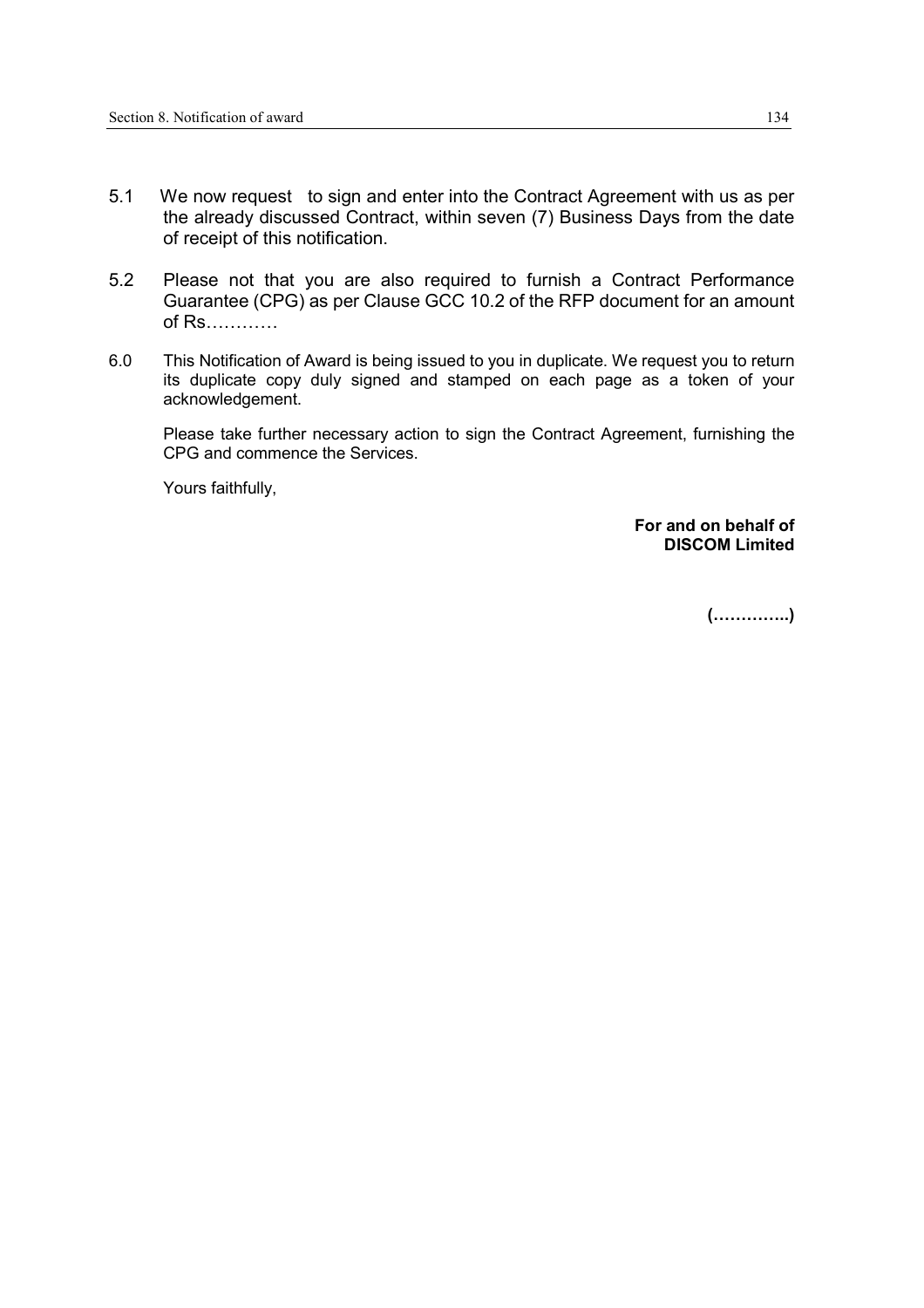5.1 We now request to sign and enter into the Contract Agreement with us as per the already discussed Contract, within seven (7) Business Days from the date of receipt of this notification.

5.2 Please not that you are also required to furnish a Contract Performance Guarantee (CPG) as per Clause GCC 10.2 of the RFP document for an amount of Rs…………

6.0 This Notification of Award is being issued to you in duplicate. We request you to return its duplicate copy duly signed and stamped on each page as a token of your acknowledgement.

Please take further necessary action to sign the Contract Agreement, furnishing the CPG and commence the Services.

Yours faithfully,

**For and on behalf of**
**DISCOM Limited**

**(…………..)**